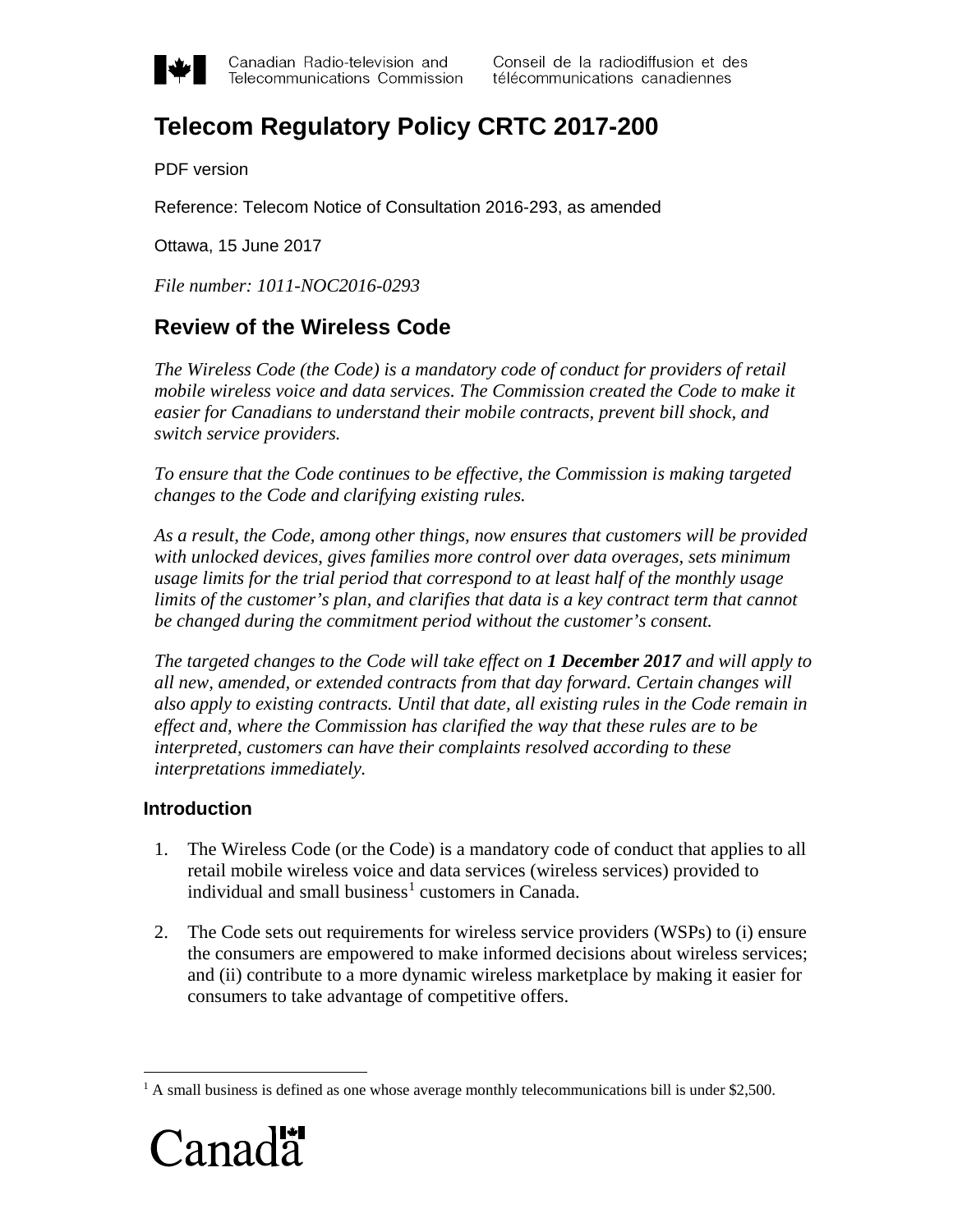Canadian Radio-television and Telecommunications Commission | Conseil de la radiodiffusion et des télécommunications canadiennes

# Telecom Regulatory Policy CRTC 2017-200

PDF version

Reference: Telecom Notice of Consultation 2016-293, as amended

Ottawa, 15 June 2017

*File number: 1011-NOC2016-0293*

## Review of the Wireless Code

*The Wireless Code (the Code) is a mandatory code of conduct for providers of retail mobile wireless voice and data services. The Commission created the Code to make it easier for Canadians to understand their mobile contracts, prevent bill shock, and switch service providers.*

*To ensure that the Code continues to be effective, the Commission is making targeted changes to the Code and clarifying existing rules.*

*As a result, the Code, among other things, now ensures that customers will be provided with unlocked devices, gives families more control over data overages, sets minimum usage limits for the trial period that correspond to at least half of the monthly usage limits of the customer's plan, and clarifies that data is a key contract term that cannot be changed during the commitment period without the customer's consent.*

*The targeted changes to the Code will take effect on **1 December 2017** and will apply to all new, amended, or extended contracts from that day forward. Certain changes will also apply to existing contracts. Until that date, all existing rules in the Code remain in effect and, where the Commission has clarified the way that these rules are to be interpreted, customers can have their complaints resolved according to these interpretations immediately.*

### Introduction

1. The Wireless Code (or the Code) is a mandatory code of conduct that applies to all retail mobile wireless voice and data services (wireless services) provided to individual and small business[1] customers in Canada.

2. The Code sets out requirements for wireless service providers (WSPs) to (i) ensure the consumers are empowered to make informed decisions about wireless services; and (ii) contribute to a more dynamic wireless marketplace by making it easier for consumers to take advantage of competitive offers.

[1] A small business is defined as one whose average monthly telecommunications bill is under $2,500.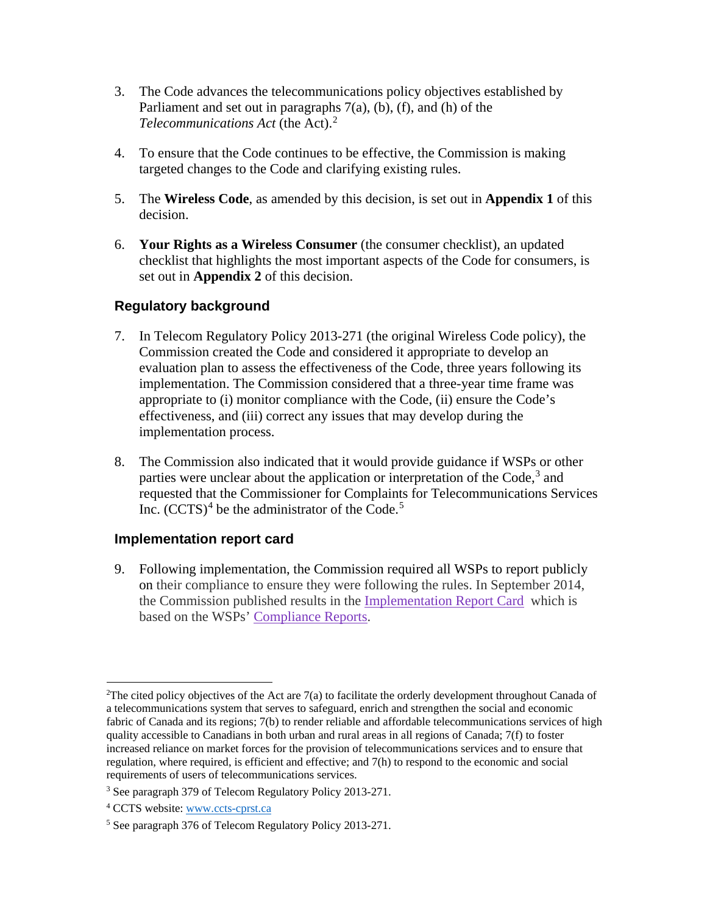3. The Code advances the telecommunications policy objectives established by Parliament and set out in paragraphs 7(a), (b), (f), and (h) of the *Telecommunications Act* (the Act).[2]

4. To ensure that the Code continues to be effective, the Commission is making targeted changes to the Code and clarifying existing rules.

5. The **Wireless Code**, as amended by this decision, is set out in **Appendix 1** of this decision.

6. **Your Rights as a Wireless Consumer** (the consumer checklist), an updated checklist that highlights the most important aspects of the Code for consumers, is set out in **Appendix 2** of this decision.

## Regulatory background

7. In Telecom Regulatory Policy 2013-271 (the original Wireless Code policy), the Commission created the Code and considered it appropriate to develop an evaluation plan to assess the effectiveness of the Code, three years following its implementation. The Commission considered that a three-year time frame was appropriate to (i) monitor compliance with the Code, (ii) ensure the Code's effectiveness, and (iii) correct any issues that may develop during the implementation process.

8. The Commission also indicated that it would provide guidance if WSPs or other parties were unclear about the application or interpretation of the Code,[3] and requested that the Commissioner for Complaints for Telecommunications Services Inc. (CCTS)[4] be the administrator of the Code.[5]

## Implementation report card

9. Following implementation, the Commission required all WSPs to report publicly on their compliance to ensure they were following the rules. In September 2014, the Commission published results in the Implementation Report Card which is based on the WSPs' Compliance Reports.

---

[2] The cited policy objectives of the Act are 7(a) to facilitate the orderly development throughout Canada of a telecommunications system that serves to safeguard, enrich and strengthen the social and economic fabric of Canada and its regions; 7(b) to render reliable and affordable telecommunications services of high quality accessible to Canadians in both urban and rural areas in all regions of Canada; 7(f) to foster increased reliance on market forces for the provision of telecommunications services and to ensure that regulation, where required, is efficient and effective; and 7(h) to respond to the economic and social requirements of users of telecommunications services.

[3] See paragraph 379 of Telecom Regulatory Policy 2013-271.

[4] CCTS website: www.ccts-cprst.ca

[5] See paragraph 376 of Telecom Regulatory Policy 2013-271.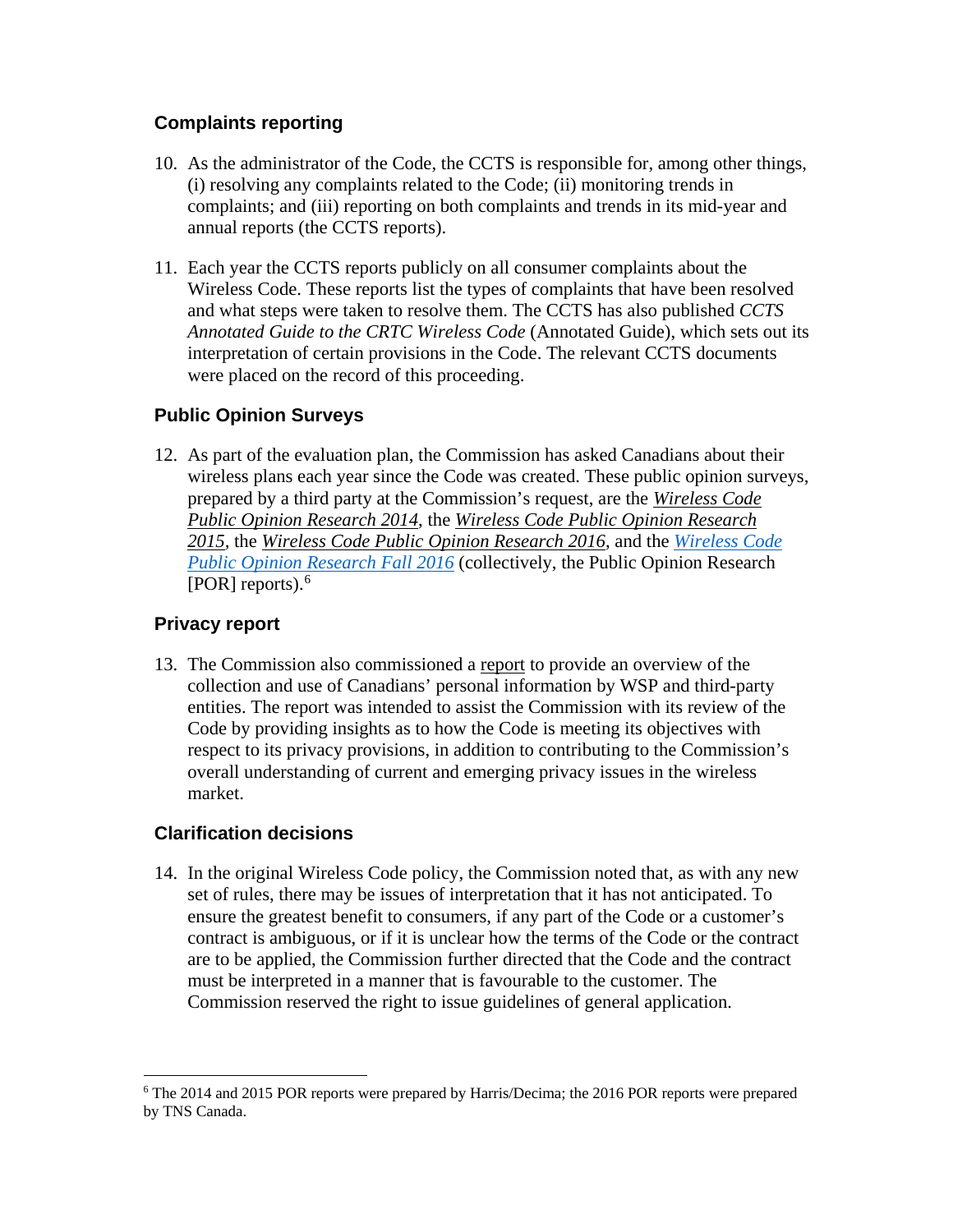### Complaints reporting

10. As the administrator of the Code, the CCTS is responsible for, among other things, (i) resolving any complaints related to the Code; (ii) monitoring trends in complaints; and (iii) reporting on both complaints and trends in its mid-year and annual reports (the CCTS reports).

11. Each year the CCTS reports publicly on all consumer complaints about the Wireless Code. These reports list the types of complaints that have been resolved and what steps were taken to resolve them. The CCTS has also published *CCTS Annotated Guide to the CRTC Wireless Code* (Annotated Guide), which sets out its interpretation of certain provisions in the Code. The relevant CCTS documents were placed on the record of this proceeding.

### Public Opinion Surveys

12. As part of the evaluation plan, the Commission has asked Canadians about their wireless plans each year since the Code was created. These public opinion surveys, prepared by a third party at the Commission's request, are the *Wireless Code Public Opinion Research 2014*, the *Wireless Code Public Opinion Research 2015*, the *Wireless Code Public Opinion Research 2016*, and the *Wireless Code Public Opinion Research Fall 2016* (collectively, the Public Opinion Research [POR] reports).[6]

### Privacy report

13. The Commission also commissioned a report to provide an overview of the collection and use of Canadians' personal information by WSP and third-party entities. The report was intended to assist the Commission with its review of the Code by providing insights as to how the Code is meeting its objectives with respect to its privacy provisions, in addition to contributing to the Commission's overall understanding of current and emerging privacy issues in the wireless market.

### Clarification decisions

14. In the original Wireless Code policy, the Commission noted that, as with any new set of rules, there may be issues of interpretation that it has not anticipated. To ensure the greatest benefit to consumers, if any part of the Code or a customer's contract is ambiguous, or if it is unclear how the terms of the Code or the contract are to be applied, the Commission further directed that the Code and the contract must be interpreted in a manner that is favourable to the customer. The Commission reserved the right to issue guidelines of general application.

---

[6] The 2014 and 2015 POR reports were prepared by Harris/Decima; the 2016 POR reports were prepared by TNS Canada.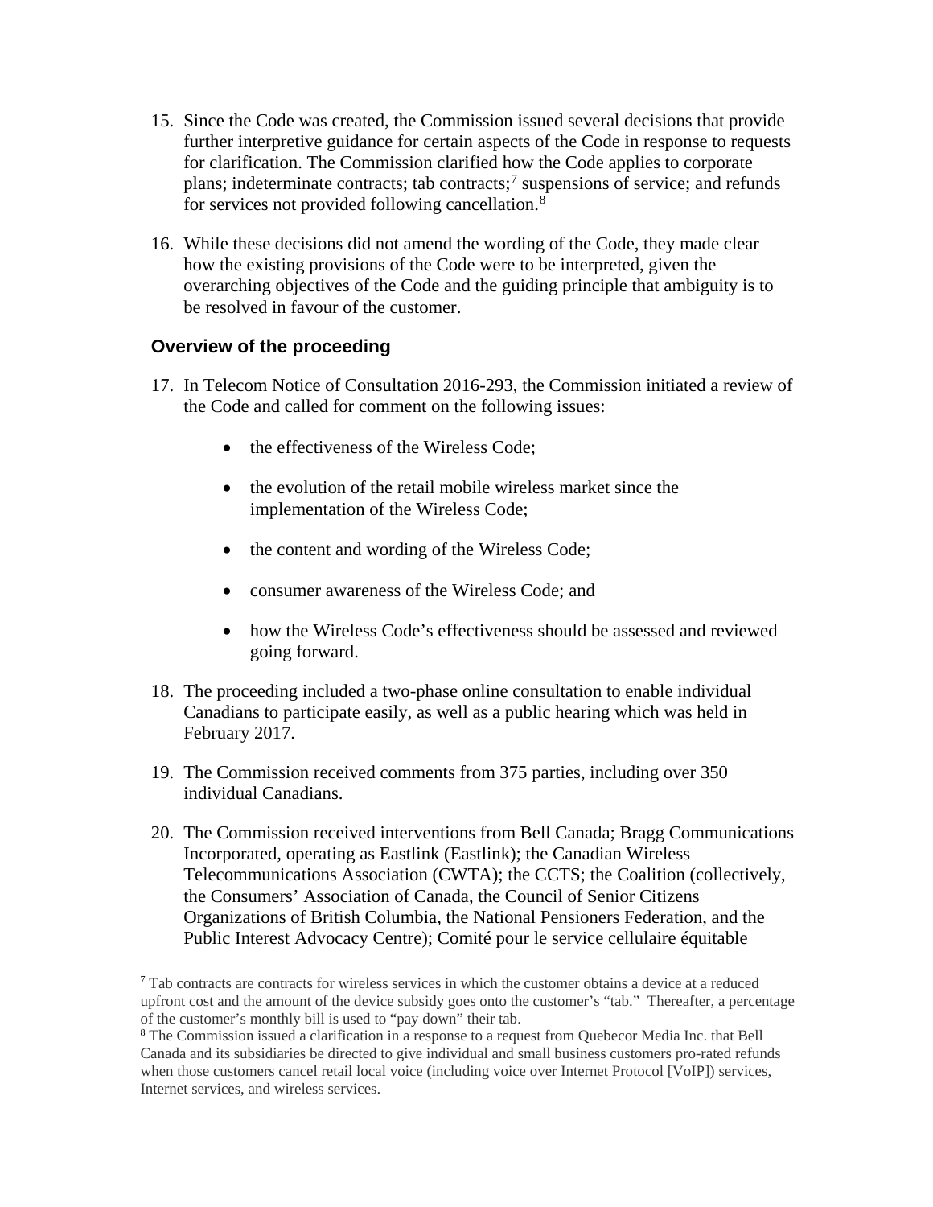15. Since the Code was created, the Commission issued several decisions that provide further interpretive guidance for certain aspects of the Code in response to requests for clarification. The Commission clarified how the Code applies to corporate plans; indeterminate contracts; tab contracts;[7] suspensions of service; and refunds for services not provided following cancellation.[8]

16. While these decisions did not amend the wording of the Code, they made clear how the existing provisions of the Code were to be interpreted, given the overarching objectives of the Code and the guiding principle that ambiguity is to be resolved in favour of the customer.

## Overview of the proceeding

17. In Telecom Notice of Consultation 2016-293, the Commission initiated a review of the Code and called for comment on the following issues:

    - the effectiveness of the Wireless Code;
    - the evolution of the retail mobile wireless market since the implementation of the Wireless Code;
    - the content and wording of the Wireless Code;
    - consumer awareness of the Wireless Code; and
    - how the Wireless Code's effectiveness should be assessed and reviewed going forward.

18. The proceeding included a two-phase online consultation to enable individual Canadians to participate easily, as well as a public hearing which was held in February 2017.

19. The Commission received comments from 375 parties, including over 350 individual Canadians.

20. The Commission received interventions from Bell Canada; Bragg Communications Incorporated, operating as Eastlink (Eastlink); the Canadian Wireless Telecommunications Association (CWTA); the CCTS; the Coalition (collectively, the Consumers' Association of Canada, the Council of Senior Citizens Organizations of British Columbia, the National Pensioners Federation, and the Public Interest Advocacy Centre); Comité pour le service cellulaire équitable

---

[7] Tab contracts are contracts for wireless services in which the customer obtains a device at a reduced upfront cost and the amount of the device subsidy goes onto the customer's "tab." Thereafter, a percentage of the customer's monthly bill is used to "pay down" their tab.

[8] The Commission issued a clarification in a response to a request from Quebecor Media Inc. that Bell Canada and its subsidiaries be directed to give individual and small business customers pro-rated refunds when those customers cancel retail local voice (including voice over Internet Protocol [VoIP]) services, Internet services, and wireless services.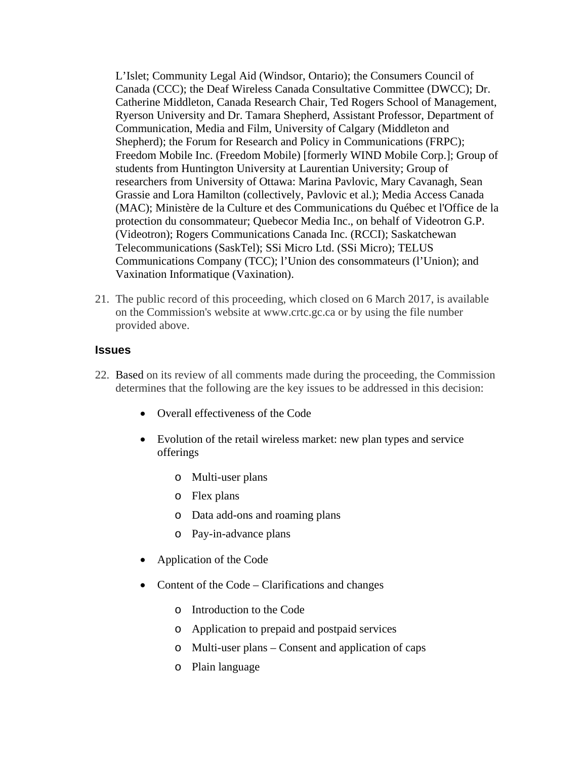L'Islet; Community Legal Aid (Windsor, Ontario); the Consumers Council of Canada (CCC); the Deaf Wireless Canada Consultative Committee (DWCC); Dr. Catherine Middleton, Canada Research Chair, Ted Rogers School of Management, Ryerson University and Dr. Tamara Shepherd, Assistant Professor, Department of Communication, Media and Film, University of Calgary (Middleton and Shepherd); the Forum for Research and Policy in Communications (FRPC); Freedom Mobile Inc. (Freedom Mobile) [formerly WIND Mobile Corp.]; Group of students from Huntington University at Laurentian University; Group of researchers from University of Ottawa: Marina Pavlovic, Mary Cavanagh, Sean Grassie and Lora Hamilton (collectively, Pavlovic et al.); Media Access Canada (MAC); Ministère de la Culture et des Communications du Québec et l'Office de la protection du consommateur; Quebecor Media Inc., on behalf of Videotron G.P. (Videotron); Rogers Communications Canada Inc. (RCCI); Saskatchewan Telecommunications (SaskTel); SSi Micro Ltd. (SSi Micro); TELUS Communications Company (TCC); l'Union des consommateurs (l'Union); and Vaxination Informatique (Vaxination).

21. The public record of this proceeding, which closed on 6 March 2017, is available on the Commission's website at www.crtc.gc.ca or by using the file number provided above.

## Issues

22. Based on its review of all comments made during the proceeding, the Commission determines that the following are the key issues to be addressed in this decision:

    - Overall effectiveness of the Code
    - Evolution of the retail wireless market: new plan types and service offerings
        - Multi-user plans
        - Flex plans
        - Data add-ons and roaming plans
        - Pay-in-advance plans
    - Application of the Code
    - Content of the Code – Clarifications and changes
        - Introduction to the Code
        - Application to prepaid and postpaid services
        - Multi-user plans – Consent and application of caps
        - Plain language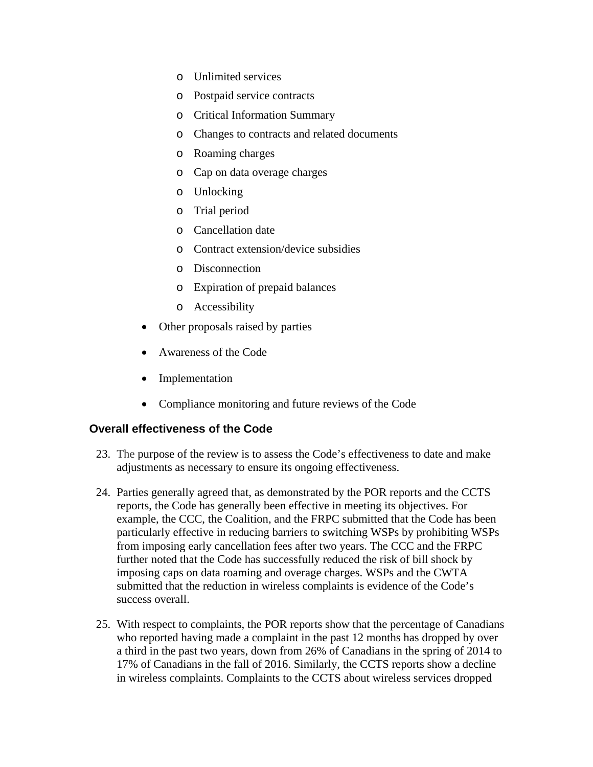- Unlimited services
  - Postpaid service contracts
  - Critical Information Summary
  - Changes to contracts and related documents
  - Roaming charges
  - Cap on data overage charges
  - Unlocking
  - Trial period
  - Cancellation date
  - Contract extension/device subsidies
  - Disconnection
  - Expiration of prepaid balances
  - Accessibility
- Other proposals raised by parties
- Awareness of the Code
- Implementation
- Compliance monitoring and future reviews of the Code

### Overall effectiveness of the Code

23. The purpose of the review is to assess the Code's effectiveness to date and make adjustments as necessary to ensure its ongoing effectiveness.

24. Parties generally agreed that, as demonstrated by the POR reports and the CCTS reports, the Code has generally been effective in meeting its objectives. For example, the CCC, the Coalition, and the FRPC submitted that the Code has been particularly effective in reducing barriers to switching WSPs by prohibiting WSPs from imposing early cancellation fees after two years. The CCC and the FRPC further noted that the Code has successfully reduced the risk of bill shock by imposing caps on data roaming and overage charges. WSPs and the CWTA submitted that the reduction in wireless complaints is evidence of the Code's success overall.

25. With respect to complaints, the POR reports show that the percentage of Canadians who reported having made a complaint in the past 12 months has dropped by over a third in the past two years, down from 26% of Canadians in the spring of 2014 to 17% of Canadians in the fall of 2016. Similarly, the CCTS reports show a decline in wireless complaints. Complaints to the CCTS about wireless services dropped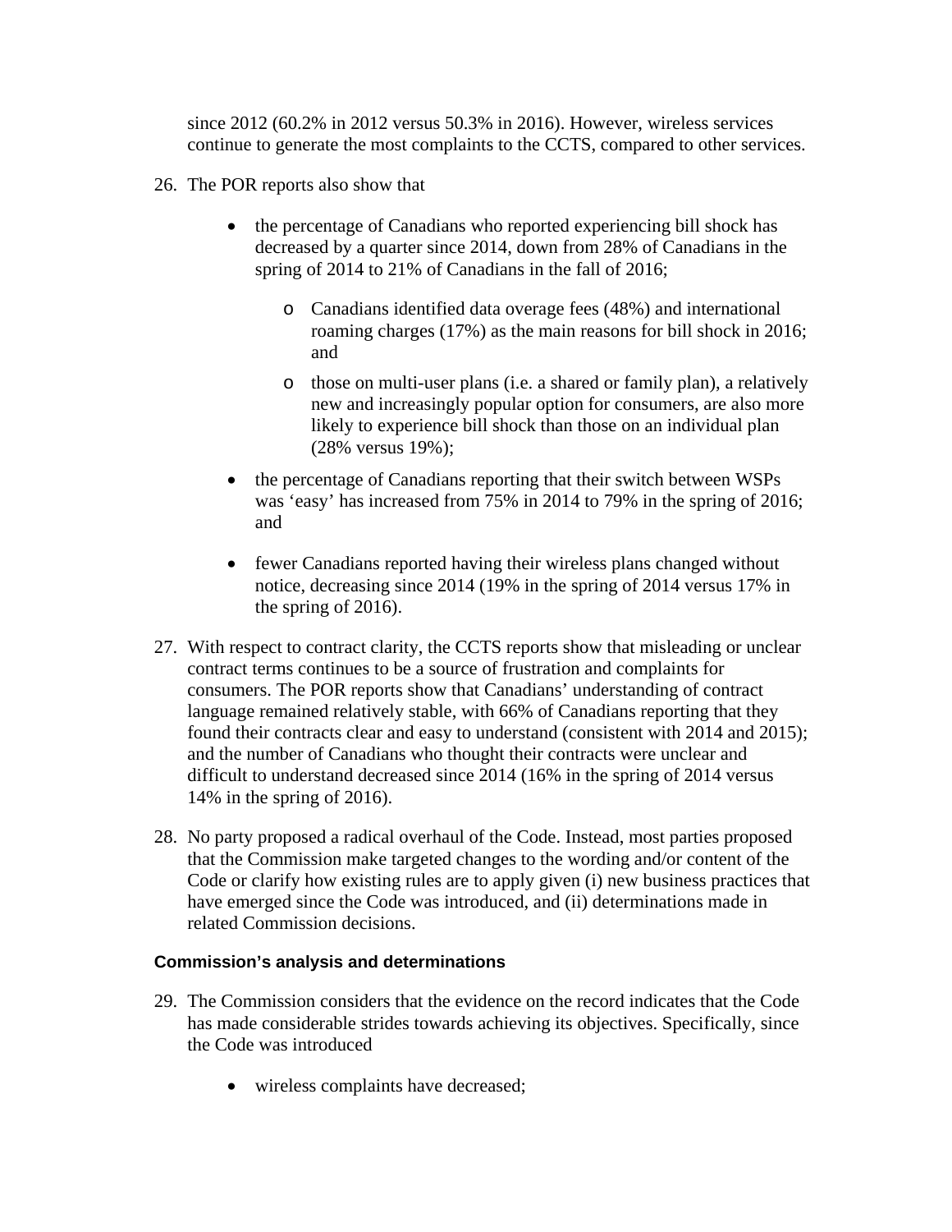since 2012 (60.2% in 2012 versus 50.3% in 2016). However, wireless services continue to generate the most complaints to the CCTS, compared to other services.

26. The POR reports also show that

    - the percentage of Canadians who reported experiencing bill shock has decreased by a quarter since 2014, down from 28% of Canadians in the spring of 2014 to 21% of Canadians in the fall of 2016;
        - Canadians identified data overage fees (48%) and international roaming charges (17%) as the main reasons for bill shock in 2016; and
        - those on multi-user plans (i.e. a shared or family plan), a relatively new and increasingly popular option for consumers, are also more likely to experience bill shock than those on an individual plan (28% versus 19%);
    - the percentage of Canadians reporting that their switch between WSPs was 'easy' has increased from 75% in 2014 to 79% in the spring of 2016; and
    - fewer Canadians reported having their wireless plans changed without notice, decreasing since 2014 (19% in the spring of 2014 versus 17% in the spring of 2016).

27. With respect to contract clarity, the CCTS reports show that misleading or unclear contract terms continues to be a source of frustration and complaints for consumers. The POR reports show that Canadians' understanding of contract language remained relatively stable, with 66% of Canadians reporting that they found their contracts clear and easy to understand (consistent with 2014 and 2015); and the number of Canadians who thought their contracts were unclear and difficult to understand decreased since 2014 (16% in the spring of 2014 versus 14% in the spring of 2016).

28. No party proposed a radical overhaul of the Code. Instead, most parties proposed that the Commission make targeted changes to the wording and/or content of the Code or clarify how existing rules are to apply given (i) new business practices that have emerged since the Code was introduced, and (ii) determinations made in related Commission decisions.

### Commission's analysis and determinations

29. The Commission considers that the evidence on the record indicates that the Code has made considerable strides towards achieving its objectives. Specifically, since the Code was introduced

    - wireless complaints have decreased;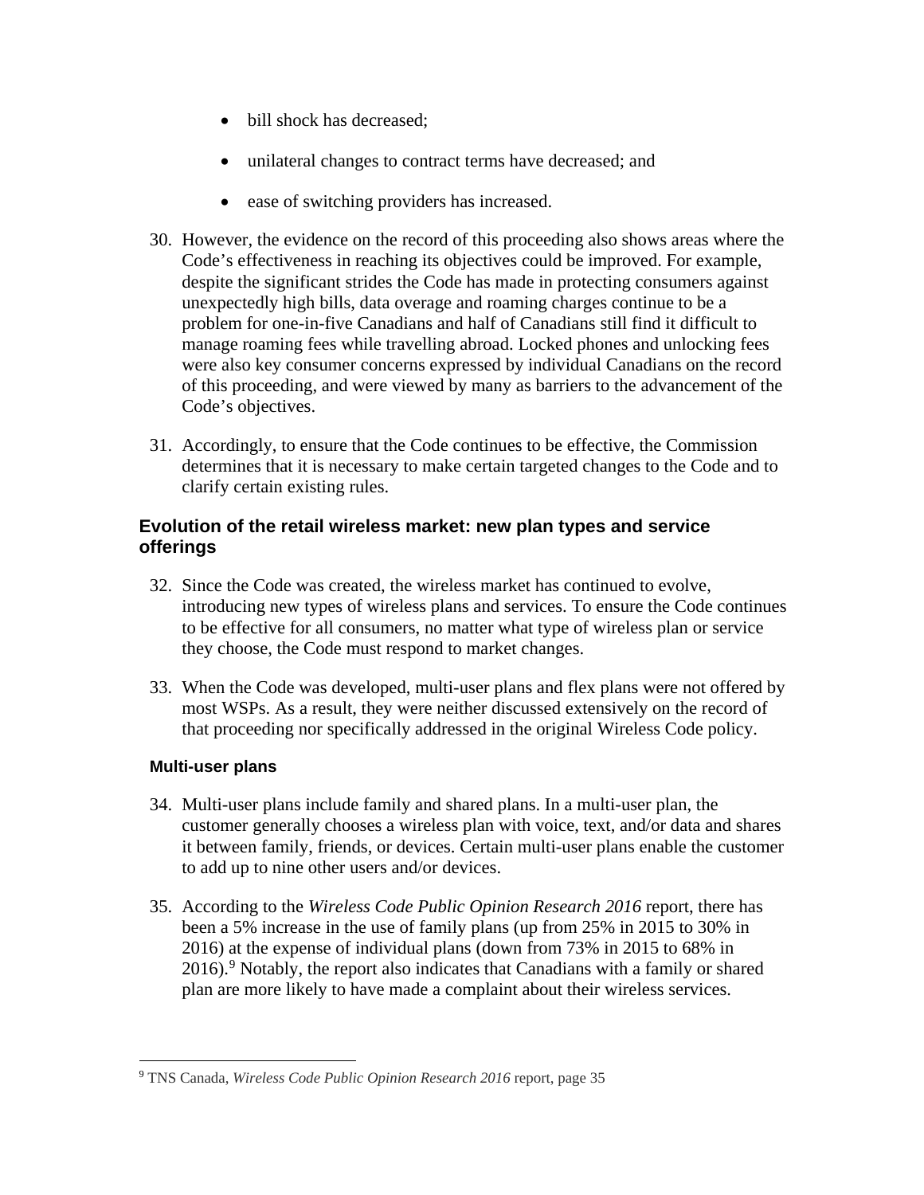- bill shock has decreased;
- unilateral changes to contract terms have decreased; and
- ease of switching providers has increased.

30. However, the evidence on the record of this proceeding also shows areas where the Code's effectiveness in reaching its objectives could be improved. For example, despite the significant strides the Code has made in protecting consumers against unexpectedly high bills, data overage and roaming charges continue to be a problem for one-in-five Canadians and half of Canadians still find it difficult to manage roaming fees while travelling abroad. Locked phones and unlocking fees were also key consumer concerns expressed by individual Canadians on the record of this proceeding, and were viewed by many as barriers to the advancement of the Code's objectives.

31. Accordingly, to ensure that the Code continues to be effective, the Commission determines that it is necessary to make certain targeted changes to the Code and to clarify certain existing rules.

## Evolution of the retail wireless market: new plan types and service offerings

32. Since the Code was created, the wireless market has continued to evolve, introducing new types of wireless plans and services. To ensure the Code continues to be effective for all consumers, no matter what type of wireless plan or service they choose, the Code must respond to market changes.

33. When the Code was developed, multi-user plans and flex plans were not offered by most WSPs. As a result, they were neither discussed extensively on the record of that proceeding nor specifically addressed in the original Wireless Code policy.

### Multi-user plans

34. Multi-user plans include family and shared plans. In a multi-user plan, the customer generally chooses a wireless plan with voice, text, and/or data and shares it between family, friends, or devices. Certain multi-user plans enable the customer to add up to nine other users and/or devices.

35. According to the *Wireless Code Public Opinion Research 2016* report, there has been a 5% increase in the use of family plans (up from 25% in 2015 to 30% in 2016) at the expense of individual plans (down from 73% in 2015 to 68% in 2016).[9] Notably, the report also indicates that Canadians with a family or shared plan are more likely to have made a complaint about their wireless services.

[9] TNS Canada, *Wireless Code Public Opinion Research 2016* report, page 35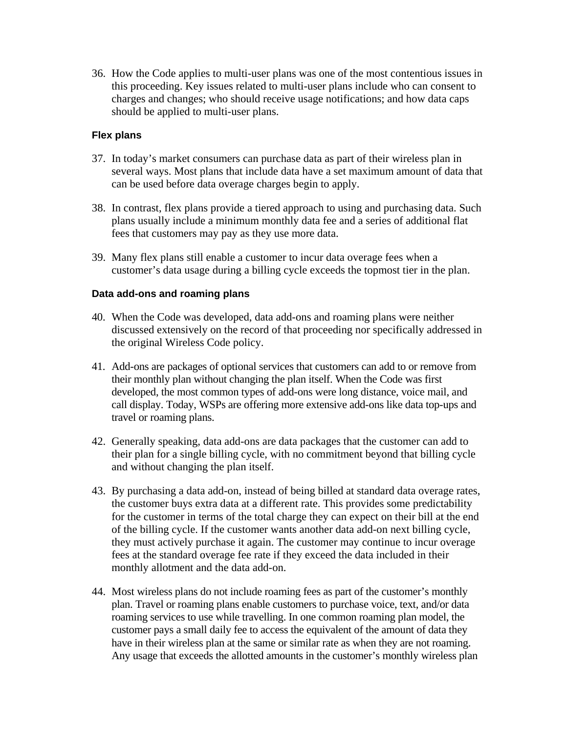36. How the Code applies to multi-user plans was one of the most contentious issues in this proceeding. Key issues related to multi-user plans include who can consent to charges and changes; who should receive usage notifications; and how data caps should be applied to multi-user plans.

#### Flex plans

37. In today's market consumers can purchase data as part of their wireless plan in several ways. Most plans that include data have a set maximum amount of data that can be used before data overage charges begin to apply.

38. In contrast, flex plans provide a tiered approach to using and purchasing data. Such plans usually include a minimum monthly data fee and a series of additional flat fees that customers may pay as they use more data.

39. Many flex plans still enable a customer to incur data overage fees when a customer's data usage during a billing cycle exceeds the topmost tier in the plan.

#### Data add-ons and roaming plans

40. When the Code was developed, data add-ons and roaming plans were neither discussed extensively on the record of that proceeding nor specifically addressed in the original Wireless Code policy.

41. Add-ons are packages of optional services that customers can add to or remove from their monthly plan without changing the plan itself. When the Code was first developed, the most common types of add-ons were long distance, voice mail, and call display. Today, WSPs are offering more extensive add-ons like data top-ups and travel or roaming plans.

42. Generally speaking, data add-ons are data packages that the customer can add to their plan for a single billing cycle, with no commitment beyond that billing cycle and without changing the plan itself.

43. By purchasing a data add-on, instead of being billed at standard data overage rates, the customer buys extra data at a different rate. This provides some predictability for the customer in terms of the total charge they can expect on their bill at the end of the billing cycle. If the customer wants another data add-on next billing cycle, they must actively purchase it again. The customer may continue to incur overage fees at the standard overage fee rate if they exceed the data included in their monthly allotment and the data add-on.

44. Most wireless plans do not include roaming fees as part of the customer's monthly plan. Travel or roaming plans enable customers to purchase voice, text, and/or data roaming services to use while travelling. In one common roaming plan model, the customer pays a small daily fee to access the equivalent of the amount of data they have in their wireless plan at the same or similar rate as when they are not roaming. Any usage that exceeds the allotted amounts in the customer's monthly wireless plan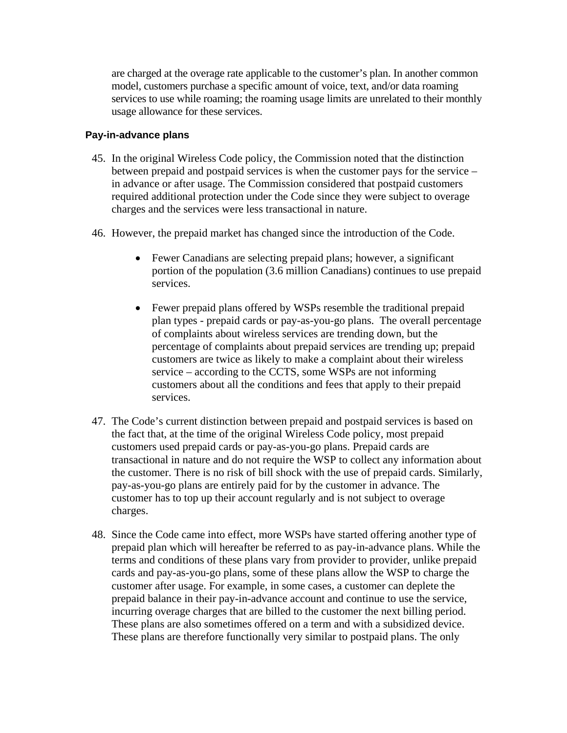are charged at the overage rate applicable to the customer's plan. In another common model, customers purchase a specific amount of voice, text, and/or data roaming services to use while roaming; the roaming usage limits are unrelated to their monthly usage allowance for these services.

### Pay-in-advance plans

45. In the original Wireless Code policy, the Commission noted that the distinction between prepaid and postpaid services is when the customer pays for the service – in advance or after usage. The Commission considered that postpaid customers required additional protection under the Code since they were subject to overage charges and the services were less transactional in nature.

46. However, the prepaid market has changed since the introduction of the Code.

    - Fewer Canadians are selecting prepaid plans; however, a significant portion of the population (3.6 million Canadians) continues to use prepaid services.

    - Fewer prepaid plans offered by WSPs resemble the traditional prepaid plan types - prepaid cards or pay-as-you-go plans. The overall percentage of complaints about wireless services are trending down, but the percentage of complaints about prepaid services are trending up; prepaid customers are twice as likely to make a complaint about their wireless service – according to the CCTS, some WSPs are not informing customers about all the conditions and fees that apply to their prepaid services.

47. The Code's current distinction between prepaid and postpaid services is based on the fact that, at the time of the original Wireless Code policy, most prepaid customers used prepaid cards or pay-as-you-go plans. Prepaid cards are transactional in nature and do not require the WSP to collect any information about the customer. There is no risk of bill shock with the use of prepaid cards. Similarly, pay-as-you-go plans are entirely paid for by the customer in advance. The customer has to top up their account regularly and is not subject to overage charges.

48. Since the Code came into effect, more WSPs have started offering another type of prepaid plan which will hereafter be referred to as pay-in-advance plans. While the terms and conditions of these plans vary from provider to provider, unlike prepaid cards and pay-as-you-go plans, some of these plans allow the WSP to charge the customer after usage. For example, in some cases, a customer can deplete the prepaid balance in their pay-in-advance account and continue to use the service, incurring overage charges that are billed to the customer the next billing period. These plans are also sometimes offered on a term and with a subsidized device. These plans are therefore functionally very similar to postpaid plans. The only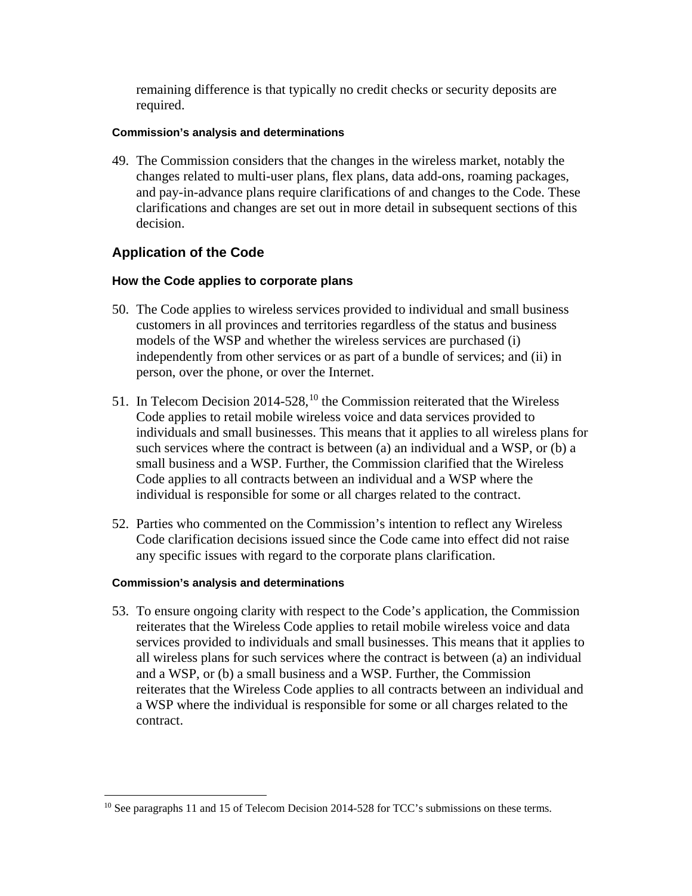remaining difference is that typically no credit checks or security deposits are required.

#### Commission's analysis and determinations

49. The Commission considers that the changes in the wireless market, notably the changes related to multi-user plans, flex plans, data add-ons, roaming packages, and pay-in-advance plans require clarifications of and changes to the Code. These clarifications and changes are set out in more detail in subsequent sections of this decision.

## Application of the Code

### How the Code applies to corporate plans

50. The Code applies to wireless services provided to individual and small business customers in all provinces and territories regardless of the status and business models of the WSP and whether the wireless services are purchased (i) independently from other services or as part of a bundle of services; and (ii) in person, over the phone, or over the Internet.

51. In Telecom Decision 2014-528,[10] the Commission reiterated that the Wireless Code applies to retail mobile wireless voice and data services provided to individuals and small businesses. This means that it applies to all wireless plans for such services where the contract is between (a) an individual and a WSP, or (b) a small business and a WSP. Further, the Commission clarified that the Wireless Code applies to all contracts between an individual and a WSP where the individual is responsible for some or all charges related to the contract.

52. Parties who commented on the Commission's intention to reflect any Wireless Code clarification decisions issued since the Code came into effect did not raise any specific issues with regard to the corporate plans clarification.

#### Commission's analysis and determinations

53. To ensure ongoing clarity with respect to the Code's application, the Commission reiterates that the Wireless Code applies to retail mobile wireless voice and data services provided to individuals and small businesses. This means that it applies to all wireless plans for such services where the contract is between (a) an individual and a WSP, or (b) a small business and a WSP. Further, the Commission reiterates that the Wireless Code applies to all contracts between an individual and a WSP where the individual is responsible for some or all charges related to the contract.

---

[10] See paragraphs 11 and 15 of Telecom Decision 2014-528 for TCC's submissions on these terms.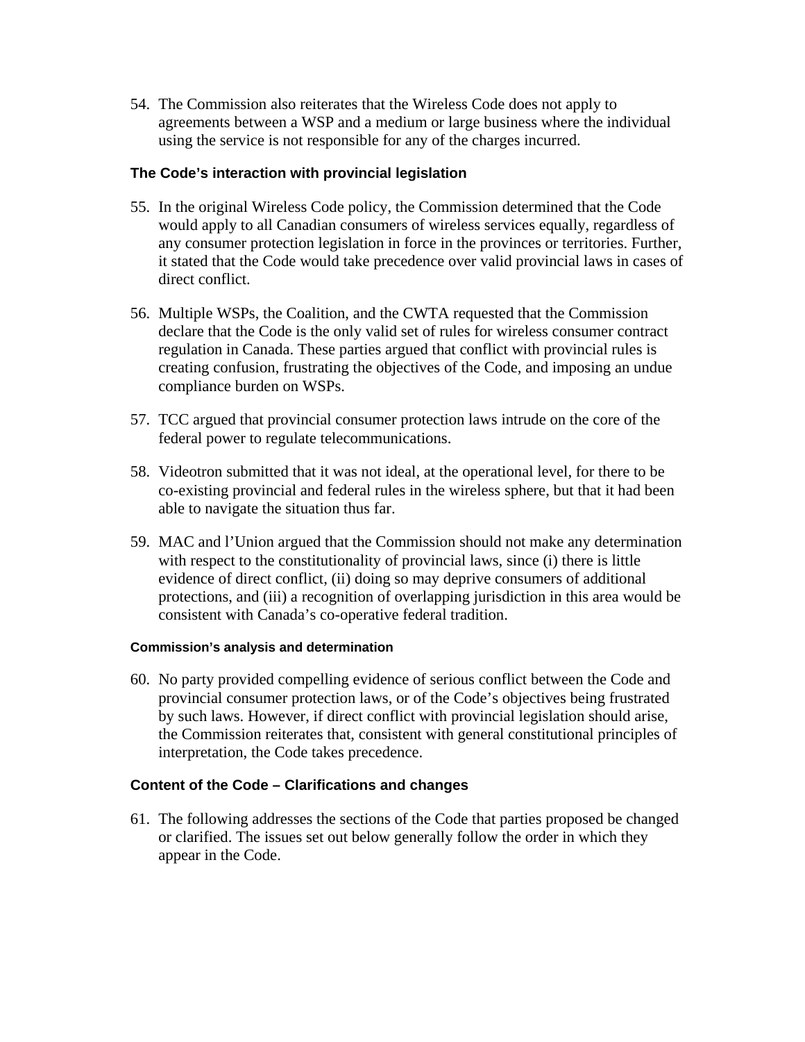54. The Commission also reiterates that the Wireless Code does not apply to agreements between a WSP and a medium or large business where the individual using the service is not responsible for any of the charges incurred.

### The Code's interaction with provincial legislation

55. In the original Wireless Code policy, the Commission determined that the Code would apply to all Canadian consumers of wireless services equally, regardless of any consumer protection legislation in force in the provinces or territories. Further, it stated that the Code would take precedence over valid provincial laws in cases of direct conflict.

56. Multiple WSPs, the Coalition, and the CWTA requested that the Commission declare that the Code is the only valid set of rules for wireless consumer contract regulation in Canada. These parties argued that conflict with provincial rules is creating confusion, frustrating the objectives of the Code, and imposing an undue compliance burden on WSPs.

57. TCC argued that provincial consumer protection laws intrude on the core of the federal power to regulate telecommunications.

58. Videotron submitted that it was not ideal, at the operational level, for there to be co-existing provincial and federal rules in the wireless sphere, but that it had been able to navigate the situation thus far.

59. MAC and l'Union argued that the Commission should not make any determination with respect to the constitutionality of provincial laws, since (i) there is little evidence of direct conflict, (ii) doing so may deprive consumers of additional protections, and (iii) a recognition of overlapping jurisdiction in this area would be consistent with Canada's co-operative federal tradition.

#### Commission's analysis and determination

60. No party provided compelling evidence of serious conflict between the Code and provincial consumer protection laws, or of the Code's objectives being frustrated by such laws. However, if direct conflict with provincial legislation should arise, the Commission reiterates that, consistent with general constitutional principles of interpretation, the Code takes precedence.

### Content of the Code – Clarifications and changes

61. The following addresses the sections of the Code that parties proposed be changed or clarified. The issues set out below generally follow the order in which they appear in the Code.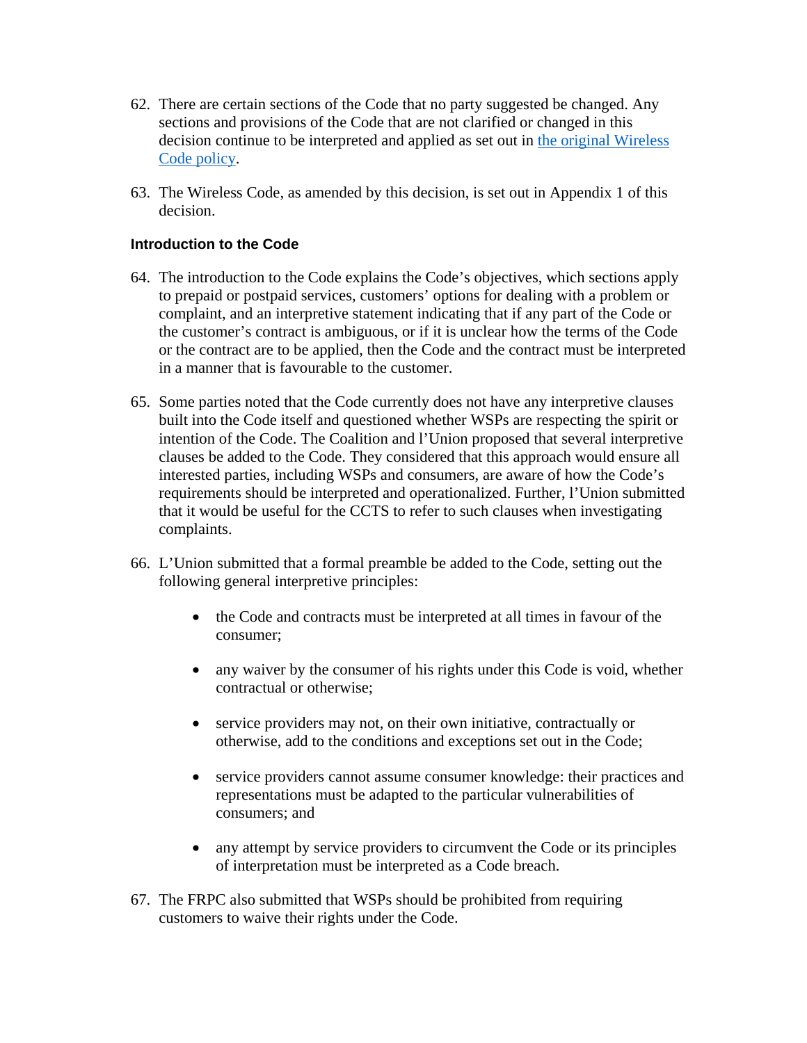62. There are certain sections of the Code that no party suggested be changed. Any sections and provisions of the Code that are not clarified or changed in this decision continue to be interpreted and applied as set out in [the original Wireless Code policy](#).

63. The Wireless Code, as amended by this decision, is set out in Appendix 1 of this decision.

### Introduction to the Code

64. The introduction to the Code explains the Code's objectives, which sections apply to prepaid or postpaid services, customers' options for dealing with a problem or complaint, and an interpretive statement indicating that if any part of the Code or the customer's contract is ambiguous, or if it is unclear how the terms of the Code or the contract are to be applied, then the Code and the contract must be interpreted in a manner that is favourable to the customer.

65. Some parties noted that the Code currently does not have any interpretive clauses built into the Code itself and questioned whether WSPs are respecting the spirit or intention of the Code. The Coalition and l'Union proposed that several interpretive clauses be added to the Code. They considered that this approach would ensure all interested parties, including WSPs and consumers, are aware of how the Code's requirements should be interpreted and operationalized. Further, l'Union submitted that it would be useful for the CCTS to refer to such clauses when investigating complaints.

66. L'Union submitted that a formal preamble be added to the Code, setting out the following general interpretive principles:

    - the Code and contracts must be interpreted at all times in favour of the consumer;
    - any waiver by the consumer of his rights under this Code is void, whether contractual or otherwise;
    - service providers may not, on their own initiative, contractually or otherwise, add to the conditions and exceptions set out in the Code;
    - service providers cannot assume consumer knowledge: their practices and representations must be adapted to the particular vulnerabilities of consumers; and
    - any attempt by service providers to circumvent the Code or its principles of interpretation must be interpreted as a Code breach.

67. The FRPC also submitted that WSPs should be prohibited from requiring customers to waive their rights under the Code.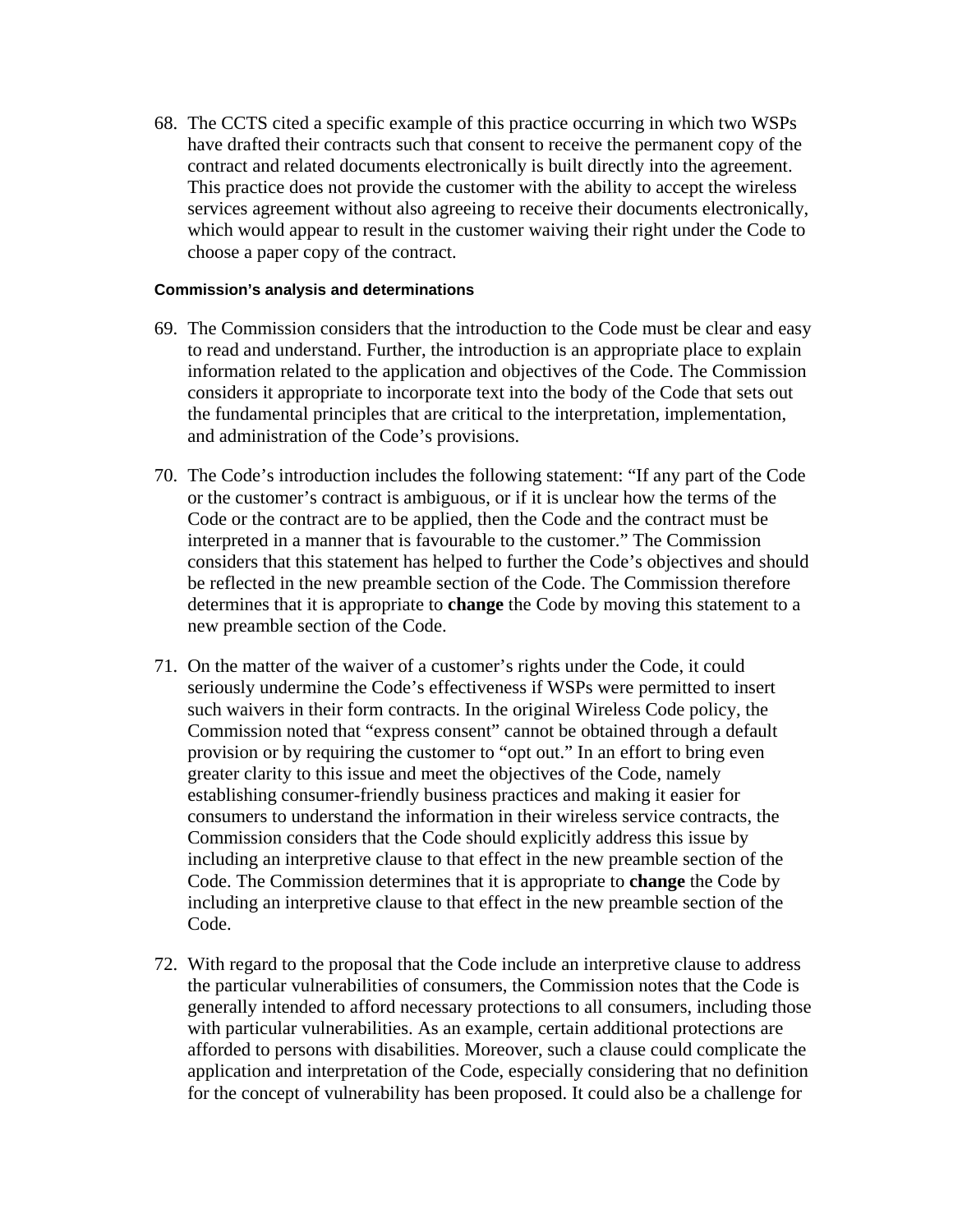68. The CCTS cited a specific example of this practice occurring in which two WSPs have drafted their contracts such that consent to receive the permanent copy of the contract and related documents electronically is built directly into the agreement. This practice does not provide the customer with the ability to accept the wireless services agreement without also agreeing to receive their documents electronically, which would appear to result in the customer waiving their right under the Code to choose a paper copy of the contract.

#### Commission's analysis and determinations

69. The Commission considers that the introduction to the Code must be clear and easy to read and understand. Further, the introduction is an appropriate place to explain information related to the application and objectives of the Code. The Commission considers it appropriate to incorporate text into the body of the Code that sets out the fundamental principles that are critical to the interpretation, implementation, and administration of the Code's provisions.

70. The Code's introduction includes the following statement: "If any part of the Code or the customer's contract is ambiguous, or if it is unclear how the terms of the Code or the contract are to be applied, then the Code and the contract must be interpreted in a manner that is favourable to the customer." The Commission considers that this statement has helped to further the Code's objectives and should be reflected in the new preamble section of the Code. The Commission therefore determines that it is appropriate to **change** the Code by moving this statement to a new preamble section of the Code.

71. On the matter of the waiver of a customer's rights under the Code, it could seriously undermine the Code's effectiveness if WSPs were permitted to insert such waivers in their form contracts. In the original Wireless Code policy, the Commission noted that "express consent" cannot be obtained through a default provision or by requiring the customer to "opt out." In an effort to bring even greater clarity to this issue and meet the objectives of the Code, namely establishing consumer-friendly business practices and making it easier for consumers to understand the information in their wireless service contracts, the Commission considers that the Code should explicitly address this issue by including an interpretive clause to that effect in the new preamble section of the Code. The Commission determines that it is appropriate to **change** the Code by including an interpretive clause to that effect in the new preamble section of the Code.

72. With regard to the proposal that the Code include an interpretive clause to address the particular vulnerabilities of consumers, the Commission notes that the Code is generally intended to afford necessary protections to all consumers, including those with particular vulnerabilities. As an example, certain additional protections are afforded to persons with disabilities. Moreover, such a clause could complicate the application and interpretation of the Code, especially considering that no definition for the concept of vulnerability has been proposed. It could also be a challenge for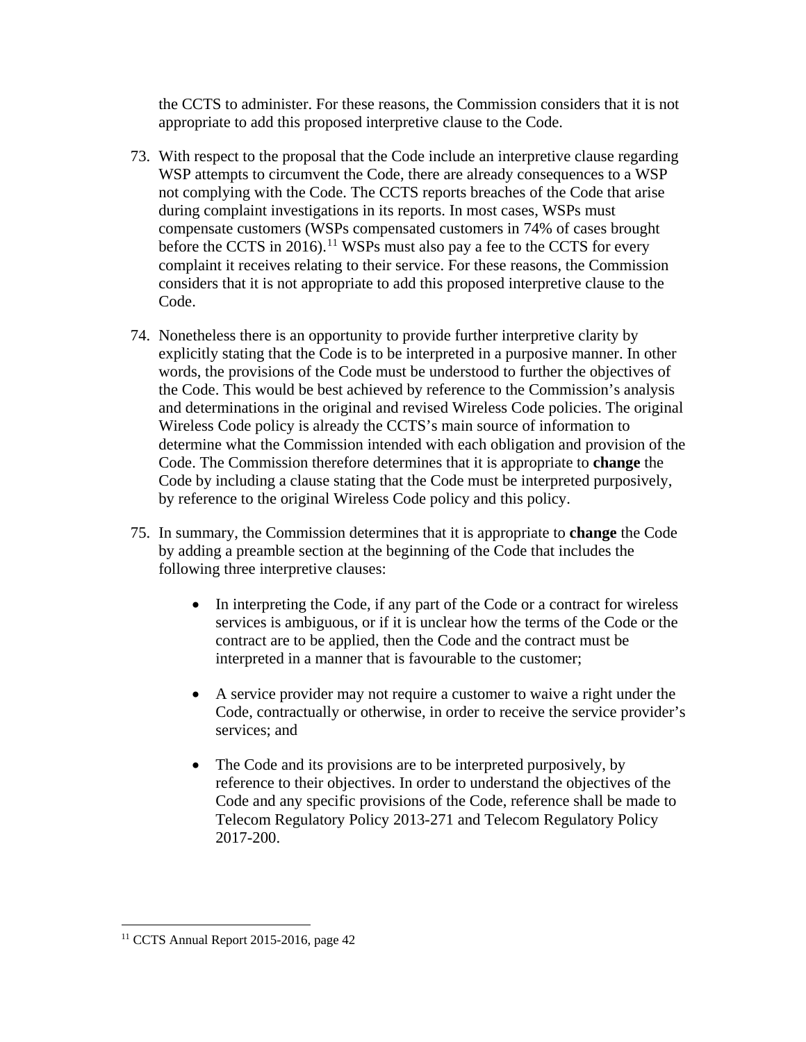the CCTS to administer. For these reasons, the Commission considers that it is not appropriate to add this proposed interpretive clause to the Code.

73. With respect to the proposal that the Code include an interpretive clause regarding WSP attempts to circumvent the Code, there are already consequences to a WSP not complying with the Code. The CCTS reports breaches of the Code that arise during complaint investigations in its reports. In most cases, WSPs must compensate customers (WSPs compensated customers in 74% of cases brought before the CCTS in 2016).[11] WSPs must also pay a fee to the CCTS for every complaint it receives relating to their service. For these reasons, the Commission considers that it is not appropriate to add this proposed interpretive clause to the Code.

74. Nonetheless there is an opportunity to provide further interpretive clarity by explicitly stating that the Code is to be interpreted in a purposive manner. In other words, the provisions of the Code must be understood to further the objectives of the Code. This would be best achieved by reference to the Commission's analysis and determinations in the original and revised Wireless Code policies. The original Wireless Code policy is already the CCTS's main source of information to determine what the Commission intended with each obligation and provision of the Code. The Commission therefore determines that it is appropriate to **change** the Code by including a clause stating that the Code must be interpreted purposively, by reference to the original Wireless Code policy and this policy.

75. In summary, the Commission determines that it is appropriate to **change** the Code by adding a preamble section at the beginning of the Code that includes the following three interpretive clauses:

   - In interpreting the Code, if any part of the Code or a contract for wireless services is ambiguous, or if it is unclear how the terms of the Code or the contract are to be applied, then the Code and the contract must be interpreted in a manner that is favourable to the customer;

   - A service provider may not require a customer to waive a right under the Code, contractually or otherwise, in order to receive the service provider's services; and

   - The Code and its provisions are to be interpreted purposively, by reference to their objectives. In order to understand the objectives of the Code and any specific provisions of the Code, reference shall be made to Telecom Regulatory Policy 2013-271 and Telecom Regulatory Policy 2017-200.

---

[11] CCTS Annual Report 2015-2016, page 42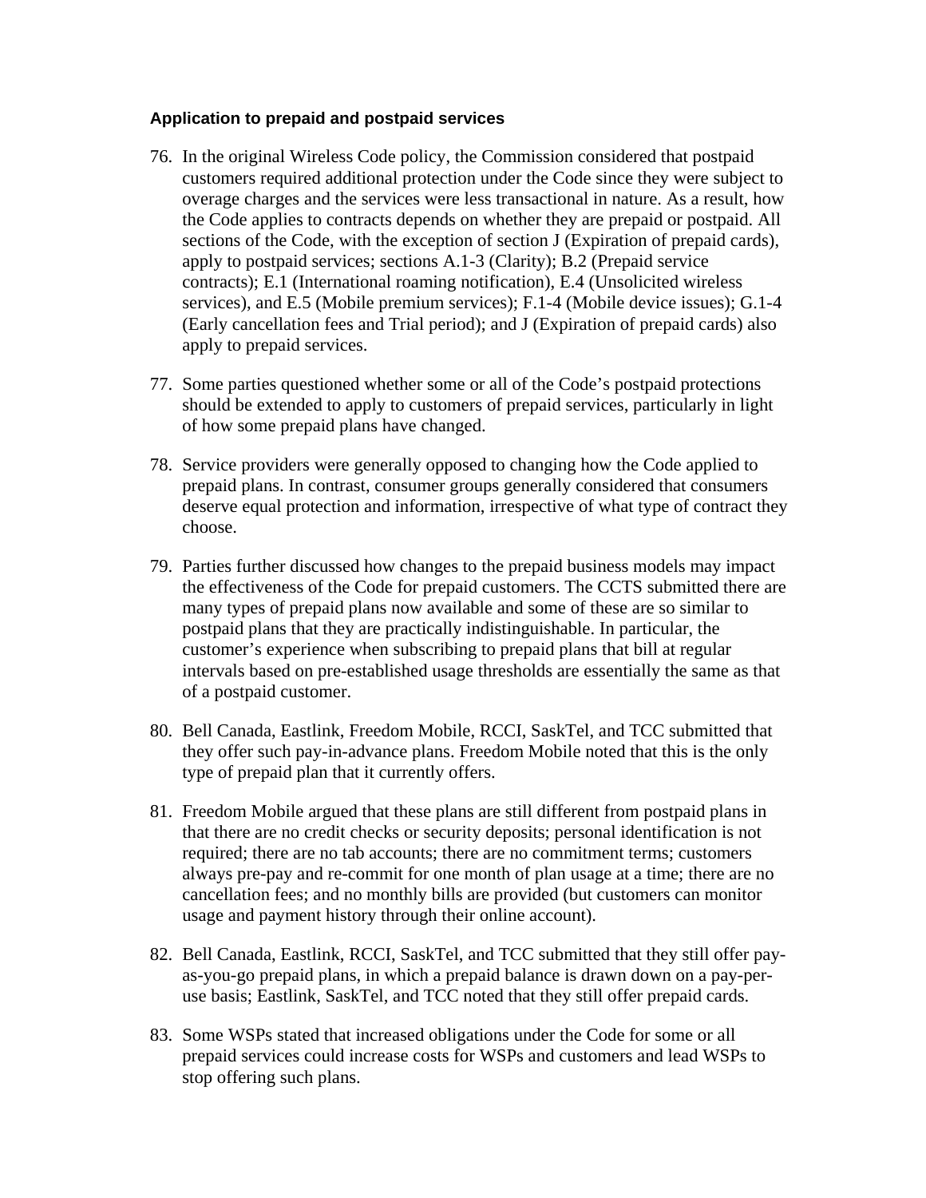### Application to prepaid and postpaid services

76. In the original Wireless Code policy, the Commission considered that postpaid customers required additional protection under the Code since they were subject to overage charges and the services were less transactional in nature. As a result, how the Code applies to contracts depends on whether they are prepaid or postpaid. All sections of the Code, with the exception of section J (Expiration of prepaid cards), apply to postpaid services; sections A.1-3 (Clarity); B.2 (Prepaid service contracts); E.1 (International roaming notification), E.4 (Unsolicited wireless services), and E.5 (Mobile premium services); F.1-4 (Mobile device issues); G.1-4 (Early cancellation fees and Trial period); and J (Expiration of prepaid cards) also apply to prepaid services.

77. Some parties questioned whether some or all of the Code's postpaid protections should be extended to apply to customers of prepaid services, particularly in light of how some prepaid plans have changed.

78. Service providers were generally opposed to changing how the Code applied to prepaid plans. In contrast, consumer groups generally considered that consumers deserve equal protection and information, irrespective of what type of contract they choose.

79. Parties further discussed how changes to the prepaid business models may impact the effectiveness of the Code for prepaid customers. The CCTS submitted there are many types of prepaid plans now available and some of these are so similar to postpaid plans that they are practically indistinguishable. In particular, the customer's experience when subscribing to prepaid plans that bill at regular intervals based on pre-established usage thresholds are essentially the same as that of a postpaid customer.

80. Bell Canada, Eastlink, Freedom Mobile, RCCI, SaskTel, and TCC submitted that they offer such pay-in-advance plans. Freedom Mobile noted that this is the only type of prepaid plan that it currently offers.

81. Freedom Mobile argued that these plans are still different from postpaid plans in that there are no credit checks or security deposits; personal identification is not required; there are no tab accounts; there are no commitment terms; customers always pre-pay and re-commit for one month of plan usage at a time; there are no cancellation fees; and no monthly bills are provided (but customers can monitor usage and payment history through their online account).

82. Bell Canada, Eastlink, RCCI, SaskTel, and TCC submitted that they still offer pay-as-you-go prepaid plans, in which a prepaid balance is drawn down on a pay-per-use basis; Eastlink, SaskTel, and TCC noted that they still offer prepaid cards.

83. Some WSPs stated that increased obligations under the Code for some or all prepaid services could increase costs for WSPs and customers and lead WSPs to stop offering such plans.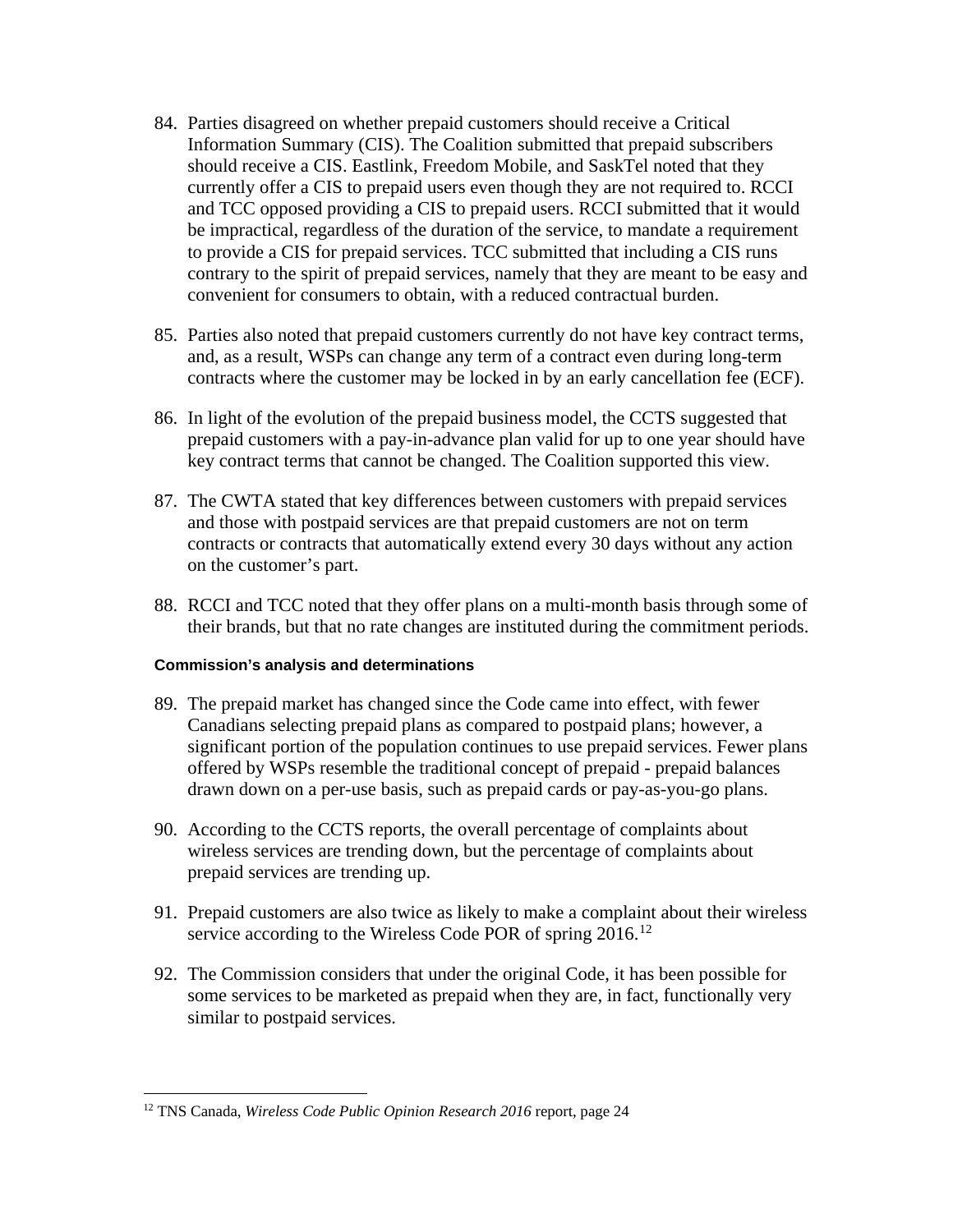84. Parties disagreed on whether prepaid customers should receive a Critical Information Summary (CIS). The Coalition submitted that prepaid subscribers should receive a CIS. Eastlink, Freedom Mobile, and SaskTel noted that they currently offer a CIS to prepaid users even though they are not required to. RCCI and TCC opposed providing a CIS to prepaid users. RCCI submitted that it would be impractical, regardless of the duration of the service, to mandate a requirement to provide a CIS for prepaid services. TCC submitted that including a CIS runs contrary to the spirit of prepaid services, namely that they are meant to be easy and convenient for consumers to obtain, with a reduced contractual burden.

85. Parties also noted that prepaid customers currently do not have key contract terms, and, as a result, WSPs can change any term of a contract even during long-term contracts where the customer may be locked in by an early cancellation fee (ECF).

86. In light of the evolution of the prepaid business model, the CCTS suggested that prepaid customers with a pay-in-advance plan valid for up to one year should have key contract terms that cannot be changed. The Coalition supported this view.

87. The CWTA stated that key differences between customers with prepaid services and those with postpaid services are that prepaid customers are not on term contracts or contracts that automatically extend every 30 days without any action on the customer's part.

88. RCCI and TCC noted that they offer plans on a multi-month basis through some of their brands, but that no rate changes are instituted during the commitment periods.

#### Commission's analysis and determinations

89. The prepaid market has changed since the Code came into effect, with fewer Canadians selecting prepaid plans as compared to postpaid plans; however, a significant portion of the population continues to use prepaid services. Fewer plans offered by WSPs resemble the traditional concept of prepaid - prepaid balances drawn down on a per-use basis, such as prepaid cards or pay-as-you-go plans.

90. According to the CCTS reports, the overall percentage of complaints about wireless services are trending down, but the percentage of complaints about prepaid services are trending up.

91. Prepaid customers are also twice as likely to make a complaint about their wireless service according to the Wireless Code POR of spring 2016.[12]

92. The Commission considers that under the original Code, it has been possible for some services to be marketed as prepaid when they are, in fact, functionally very similar to postpaid services.

---

[12] TNS Canada, *Wireless Code Public Opinion Research 2016* report, page 24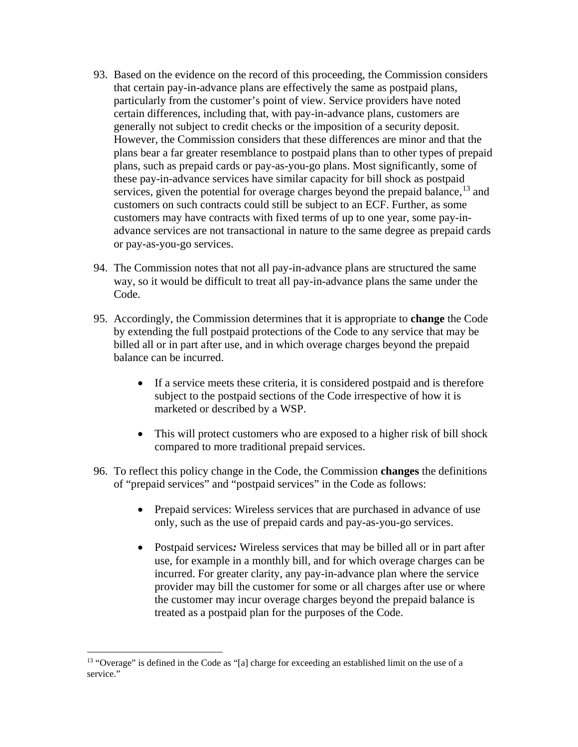93. Based on the evidence on the record of this proceeding, the Commission considers that certain pay-in-advance plans are effectively the same as postpaid plans, particularly from the customer's point of view. Service providers have noted certain differences, including that, with pay-in-advance plans, customers are generally not subject to credit checks or the imposition of a security deposit. However, the Commission considers that these differences are minor and that the plans bear a far greater resemblance to postpaid plans than to other types of prepaid plans, such as prepaid cards or pay-as-you-go plans. Most significantly, some of these pay-in-advance services have similar capacity for bill shock as postpaid services, given the potential for overage charges beyond the prepaid balance,[13] and customers on such contracts could still be subject to an ECF. Further, as some customers may have contracts with fixed terms of up to one year, some pay-in-advance services are not transactional in nature to the same degree as prepaid cards or pay-as-you-go services.

94. The Commission notes that not all pay-in-advance plans are structured the same way, so it would be difficult to treat all pay-in-advance plans the same under the Code.

95. Accordingly, the Commission determines that it is appropriate to **change** the Code by extending the full postpaid protections of the Code to any service that may be billed all or in part after use, and in which overage charges beyond the prepaid balance can be incurred.

    - If a service meets these criteria, it is considered postpaid and is therefore subject to the postpaid sections of the Code irrespective of how it is marketed or described by a WSP.

    - This will protect customers who are exposed to a higher risk of bill shock compared to more traditional prepaid services.

96. To reflect this policy change in the Code, the Commission **changes** the definitions of "prepaid services" and "postpaid services" in the Code as follows:

    - Prepaid services: Wireless services that are purchased in advance of use only, such as the use of prepaid cards and pay-as-you-go services.

    - Postpaid services*:* Wireless services that may be billed all or in part after use, for example in a monthly bill, and for which overage charges can be incurred. For greater clarity, any pay-in-advance plan where the service provider may bill the customer for some or all charges after use or where the customer may incur overage charges beyond the prepaid balance is treated as a postpaid plan for the purposes of the Code.

---

[13] "Overage" is defined in the Code as "[a] charge for exceeding an established limit on the use of a service."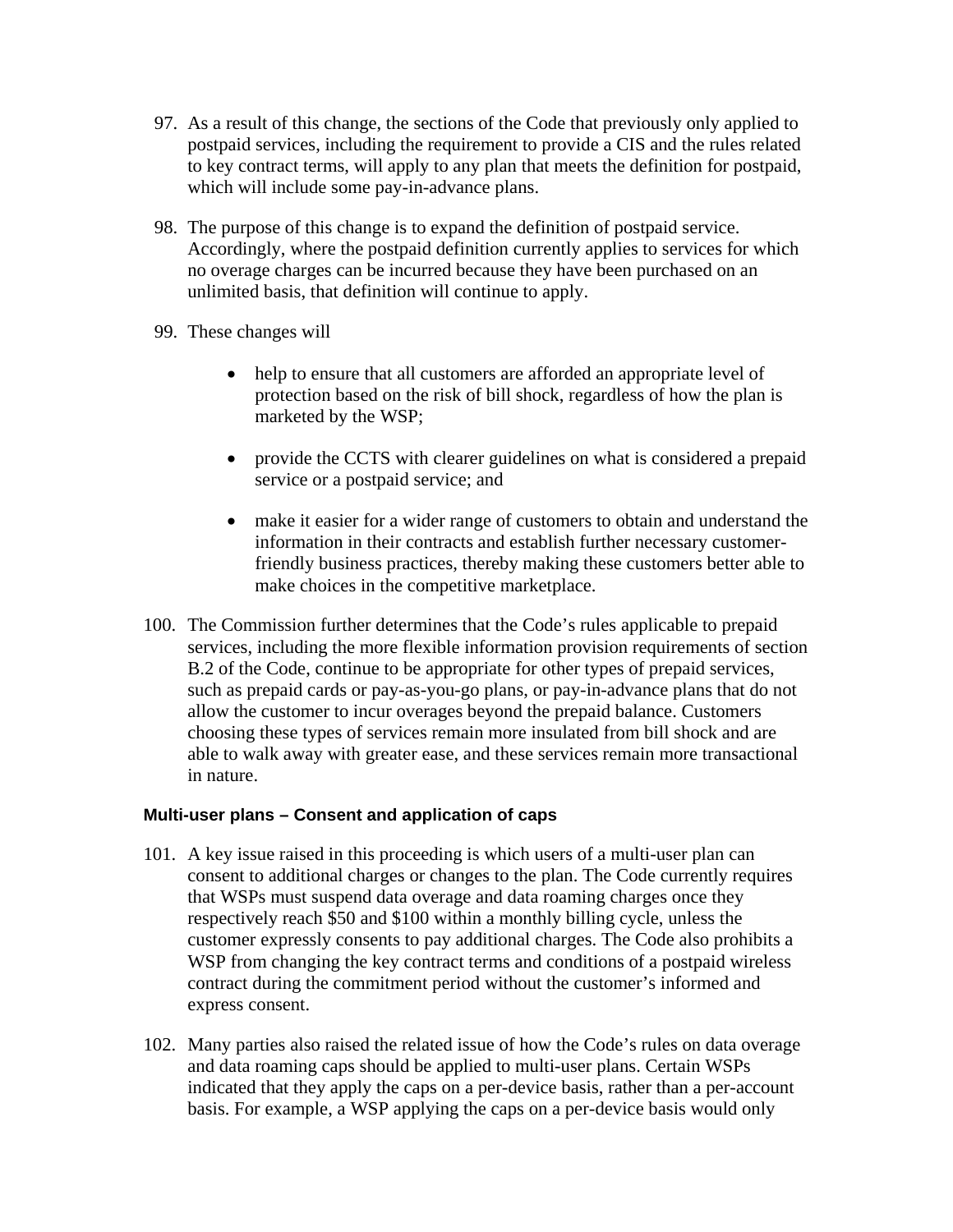97. As a result of this change, the sections of the Code that previously only applied to postpaid services, including the requirement to provide a CIS and the rules related to key contract terms, will apply to any plan that meets the definition for postpaid, which will include some pay-in-advance plans.

98. The purpose of this change is to expand the definition of postpaid service. Accordingly, where the postpaid definition currently applies to services for which no overage charges can be incurred because they have been purchased on an unlimited basis, that definition will continue to apply.

99. These changes will

    - help to ensure that all customers are afforded an appropriate level of protection based on the risk of bill shock, regardless of how the plan is marketed by the WSP;
    - provide the CCTS with clearer guidelines on what is considered a prepaid service or a postpaid service; and
    - make it easier for a wider range of customers to obtain and understand the information in their contracts and establish further necessary customer-friendly business practices, thereby making these customers better able to make choices in the competitive marketplace.

100. The Commission further determines that the Code's rules applicable to prepaid services, including the more flexible information provision requirements of section B.2 of the Code, continue to be appropriate for other types of prepaid services, such as prepaid cards or pay-as-you-go plans, or pay-in-advance plans that do not allow the customer to incur overages beyond the prepaid balance. Customers choosing these types of services remain more insulated from bill shock and are able to walk away with greater ease, and these services remain more transactional in nature.

### Multi-user plans – Consent and application of caps

101. A key issue raised in this proceeding is which users of a multi-user plan can consent to additional charges or changes to the plan. The Code currently requires that WSPs must suspend data overage and data roaming charges once they respectively reach $50 and $100 within a monthly billing cycle, unless the customer expressly consents to pay additional charges. The Code also prohibits a WSP from changing the key contract terms and conditions of a postpaid wireless contract during the commitment period without the customer's informed and express consent.

102. Many parties also raised the related issue of how the Code's rules on data overage and data roaming caps should be applied to multi-user plans. Certain WSPs indicated that they apply the caps on a per-device basis, rather than a per-account basis. For example, a WSP applying the caps on a per-device basis would only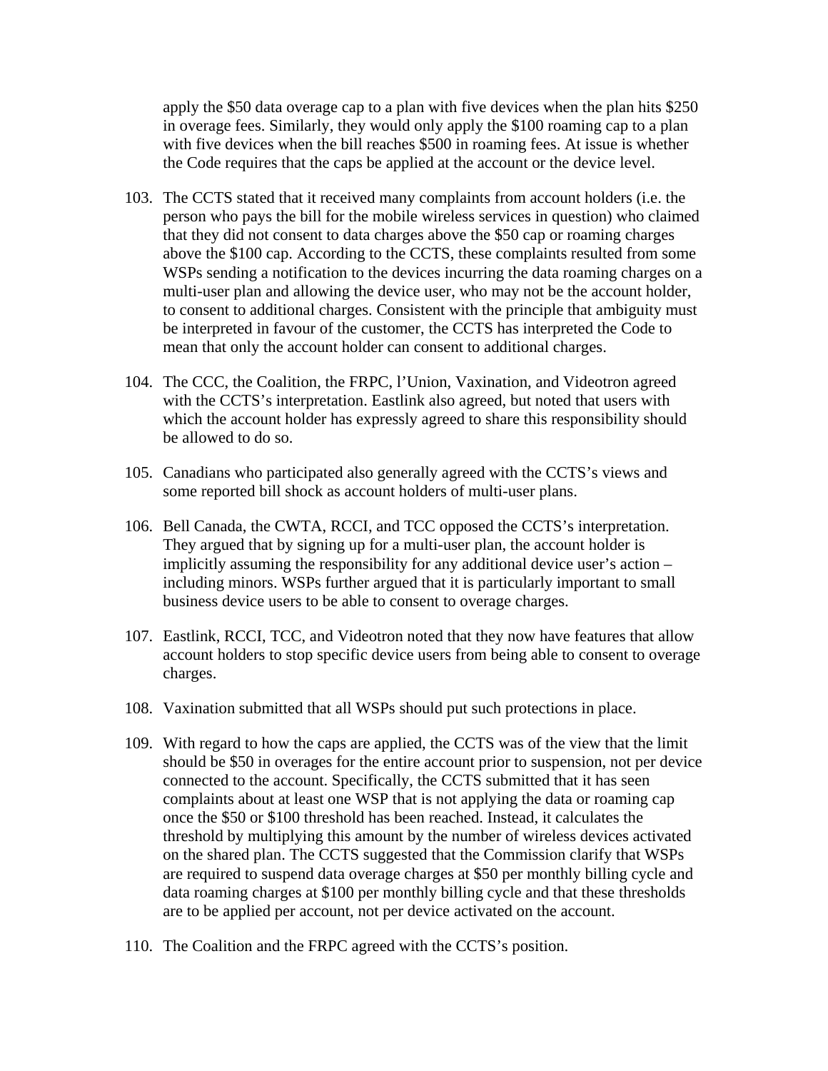apply the $50 data overage cap to a plan with five devices when the plan hits $250 in overage fees. Similarly, they would only apply the $100 roaming cap to a plan with five devices when the bill reaches $500 in roaming fees. At issue is whether the Code requires that the caps be applied at the account or the device level.

103. The CCTS stated that it received many complaints from account holders (i.e. the person who pays the bill for the mobile wireless services in question) who claimed that they did not consent to data charges above the $50 cap or roaming charges above the $100 cap. According to the CCTS, these complaints resulted from some WSPs sending a notification to the devices incurring the data roaming charges on a multi-user plan and allowing the device user, who may not be the account holder, to consent to additional charges. Consistent with the principle that ambiguity must be interpreted in favour of the customer, the CCTS has interpreted the Code to mean that only the account holder can consent to additional charges.

104. The CCC, the Coalition, the FRPC, l'Union, Vaxination, and Videotron agreed with the CCTS's interpretation. Eastlink also agreed, but noted that users with which the account holder has expressly agreed to share this responsibility should be allowed to do so.

105. Canadians who participated also generally agreed with the CCTS's views and some reported bill shock as account holders of multi-user plans.

106. Bell Canada, the CWTA, RCCI, and TCC opposed the CCTS's interpretation. They argued that by signing up for a multi-user plan, the account holder is implicitly assuming the responsibility for any additional device user's action – including minors. WSPs further argued that it is particularly important to small business device users to be able to consent to overage charges.

107. Eastlink, RCCI, TCC, and Videotron noted that they now have features that allow account holders to stop specific device users from being able to consent to overage charges.

108. Vaxination submitted that all WSPs should put such protections in place.

109. With regard to how the caps are applied, the CCTS was of the view that the limit should be $50 in overages for the entire account prior to suspension, not per device connected to the account. Specifically, the CCTS submitted that it has seen complaints about at least one WSP that is not applying the data or roaming cap once the $50 or $100 threshold has been reached. Instead, it calculates the threshold by multiplying this amount by the number of wireless devices activated on the shared plan. The CCTS suggested that the Commission clarify that WSPs are required to suspend data overage charges at $50 per monthly billing cycle and data roaming charges at $100 per monthly billing cycle and that these thresholds are to be applied per account, not per device activated on the account.

110. The Coalition and the FRPC agreed with the CCTS's position.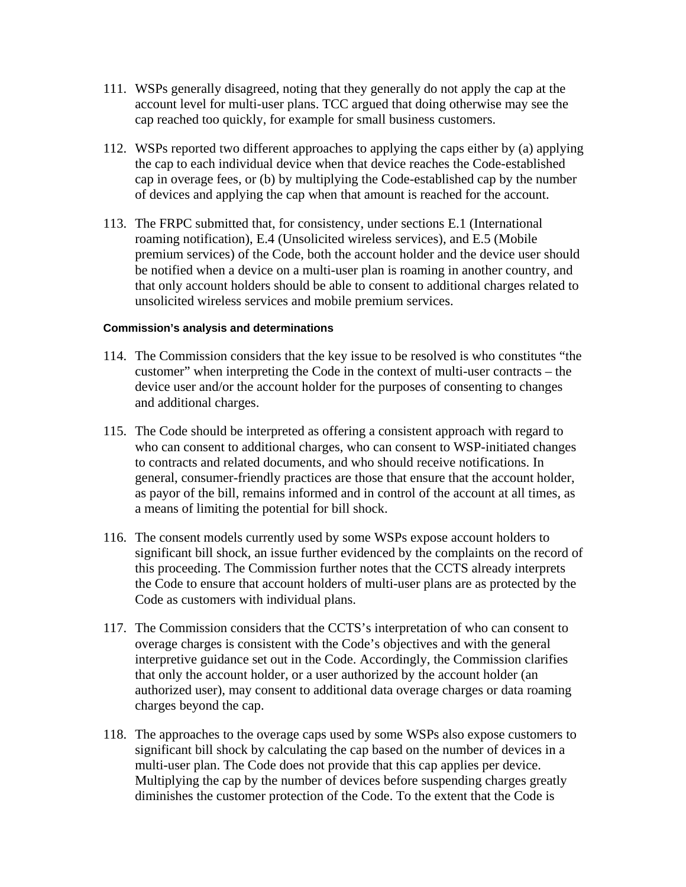111. WSPs generally disagreed, noting that they generally do not apply the cap at the account level for multi-user plans. TCC argued that doing otherwise may see the cap reached too quickly, for example for small business customers.

112. WSPs reported two different approaches to applying the caps either by (a) applying the cap to each individual device when that device reaches the Code-established cap in overage fees, or (b) by multiplying the Code-established cap by the number of devices and applying the cap when that amount is reached for the account.

113. The FRPC submitted that, for consistency, under sections E.1 (International roaming notification), E.4 (Unsolicited wireless services), and E.5 (Mobile premium services) of the Code, both the account holder and the device user should be notified when a device on a multi-user plan is roaming in another country, and that only account holders should be able to consent to additional charges related to unsolicited wireless services and mobile premium services.

#### Commission's analysis and determinations

114. The Commission considers that the key issue to be resolved is who constitutes "the customer" when interpreting the Code in the context of multi-user contracts – the device user and/or the account holder for the purposes of consenting to changes and additional charges.

115. The Code should be interpreted as offering a consistent approach with regard to who can consent to additional charges, who can consent to WSP-initiated changes to contracts and related documents, and who should receive notifications. In general, consumer-friendly practices are those that ensure that the account holder, as payor of the bill, remains informed and in control of the account at all times, as a means of limiting the potential for bill shock.

116. The consent models currently used by some WSPs expose account holders to significant bill shock, an issue further evidenced by the complaints on the record of this proceeding. The Commission further notes that the CCTS already interprets the Code to ensure that account holders of multi-user plans are as protected by the Code as customers with individual plans.

117. The Commission considers that the CCTS's interpretation of who can consent to overage charges is consistent with the Code's objectives and with the general interpretive guidance set out in the Code. Accordingly, the Commission clarifies that only the account holder, or a user authorized by the account holder (an authorized user), may consent to additional data overage charges or data roaming charges beyond the cap.

118. The approaches to the overage caps used by some WSPs also expose customers to significant bill shock by calculating the cap based on the number of devices in a multi-user plan. The Code does not provide that this cap applies per device. Multiplying the cap by the number of devices before suspending charges greatly diminishes the customer protection of the Code. To the extent that the Code is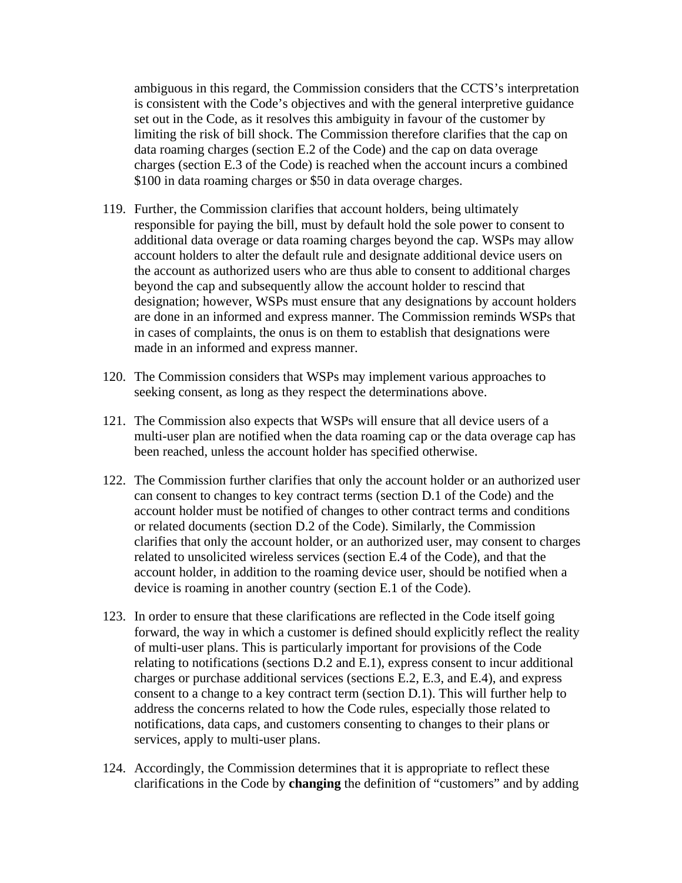ambiguous in this regard, the Commission considers that the CCTS's interpretation is consistent with the Code's objectives and with the general interpretive guidance set out in the Code, as it resolves this ambiguity in favour of the customer by limiting the risk of bill shock. The Commission therefore clarifies that the cap on data roaming charges (section E.2 of the Code) and the cap on data overage charges (section E.3 of the Code) is reached when the account incurs a combined \$100 in data roaming charges or \$50 in data overage charges.

119. Further, the Commission clarifies that account holders, being ultimately responsible for paying the bill, must by default hold the sole power to consent to additional data overage or data roaming charges beyond the cap. WSPs may allow account holders to alter the default rule and designate additional device users on the account as authorized users who are thus able to consent to additional charges beyond the cap and subsequently allow the account holder to rescind that designation; however, WSPs must ensure that any designations by account holders are done in an informed and express manner. The Commission reminds WSPs that in cases of complaints, the onus is on them to establish that designations were made in an informed and express manner.

120. The Commission considers that WSPs may implement various approaches to seeking consent, as long as they respect the determinations above.

121. The Commission also expects that WSPs will ensure that all device users of a multi-user plan are notified when the data roaming cap or the data overage cap has been reached, unless the account holder has specified otherwise.

122. The Commission further clarifies that only the account holder or an authorized user can consent to changes to key contract terms (section D.1 of the Code) and the account holder must be notified of changes to other contract terms and conditions or related documents (section D.2 of the Code). Similarly, the Commission clarifies that only the account holder, or an authorized user, may consent to charges related to unsolicited wireless services (section E.4 of the Code), and that the account holder, in addition to the roaming device user, should be notified when a device is roaming in another country (section E.1 of the Code).

123. In order to ensure that these clarifications are reflected in the Code itself going forward, the way in which a customer is defined should explicitly reflect the reality of multi-user plans. This is particularly important for provisions of the Code relating to notifications (sections D.2 and E.1), express consent to incur additional charges or purchase additional services (sections E.2, E.3, and E.4), and express consent to a change to a key contract term (section D.1). This will further help to address the concerns related to how the Code rules, especially those related to notifications, data caps, and customers consenting to changes to their plans or services, apply to multi-user plans.

124. Accordingly, the Commission determines that it is appropriate to reflect these clarifications in the Code by **changing** the definition of "customers" and by adding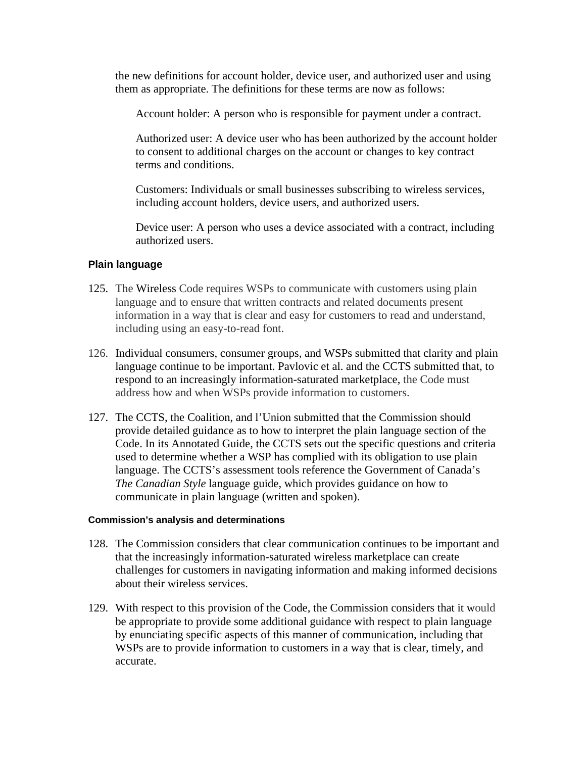the new definitions for account holder, device user, and authorized user and using them as appropriate. The definitions for these terms are now as follows:

> Account holder: A person who is responsible for payment under a contract.
>
> Authorized user: A device user who has been authorized by the account holder to consent to additional charges on the account or changes to key contract terms and conditions.
>
> Customers: Individuals or small businesses subscribing to wireless services, including account holders, device users, and authorized users.
>
> Device user: A person who uses a device associated with a contract, including authorized users.

### Plain language

125. The Wireless Code requires WSPs to communicate with customers using plain language and to ensure that written contracts and related documents present information in a way that is clear and easy for customers to read and understand, including using an easy-to-read font.

126. Individual consumers, consumer groups, and WSPs submitted that clarity and plain language continue to be important. Pavlovic et al. and the CCTS submitted that, to respond to an increasingly information-saturated marketplace, the Code must address how and when WSPs provide information to customers.

127. The CCTS, the Coalition, and l'Union submitted that the Commission should provide detailed guidance as to how to interpret the plain language section of the Code. In its Annotated Guide, the CCTS sets out the specific questions and criteria used to determine whether a WSP has complied with its obligation to use plain language. The CCTS's assessment tools reference the Government of Canada's *The Canadian Style* language guide, which provides guidance on how to communicate in plain language (written and spoken).

#### Commission's analysis and determinations

128. The Commission considers that clear communication continues to be important and that the increasingly information-saturated wireless marketplace can create challenges for customers in navigating information and making informed decisions about their wireless services.

129. With respect to this provision of the Code, the Commission considers that it would be appropriate to provide some additional guidance with respect to plain language by enunciating specific aspects of this manner of communication, including that WSPs are to provide information to customers in a way that is clear, timely, and accurate.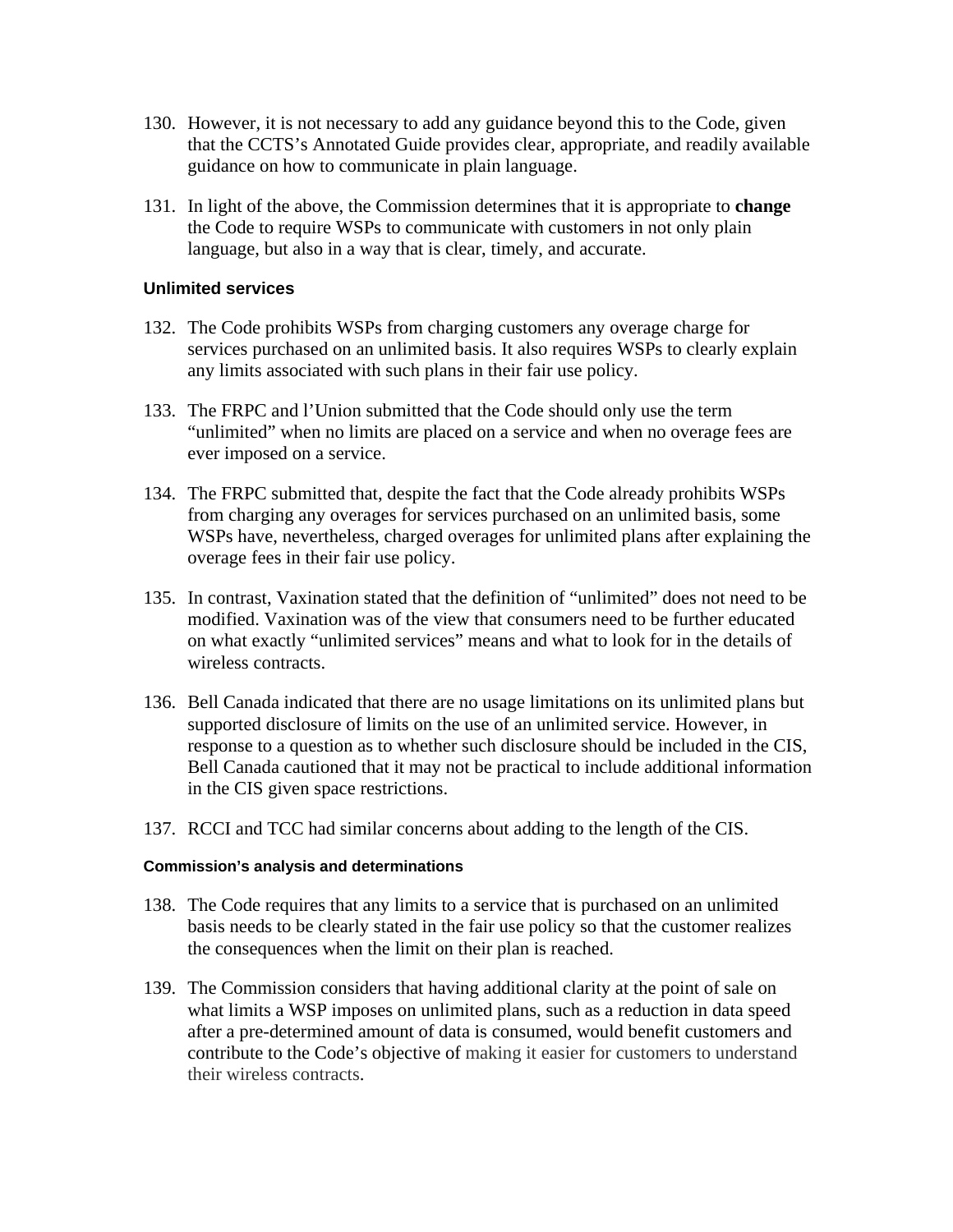130. However, it is not necessary to add any guidance beyond this to the Code, given that the CCTS's Annotated Guide provides clear, appropriate, and readily available guidance on how to communicate in plain language.

131. In light of the above, the Commission determines that it is appropriate to **change** the Code to require WSPs to communicate with customers in not only plain language, but also in a way that is clear, timely, and accurate.

### Unlimited services

132. The Code prohibits WSPs from charging customers any overage charge for services purchased on an unlimited basis. It also requires WSPs to clearly explain any limits associated with such plans in their fair use policy.

133. The FRPC and l'Union submitted that the Code should only use the term "unlimited" when no limits are placed on a service and when no overage fees are ever imposed on a service.

134. The FRPC submitted that, despite the fact that the Code already prohibits WSPs from charging any overages for services purchased on an unlimited basis, some WSPs have, nevertheless, charged overages for unlimited plans after explaining the overage fees in their fair use policy.

135. In contrast, Vaxination stated that the definition of "unlimited" does not need to be modified. Vaxination was of the view that consumers need to be further educated on what exactly "unlimited services" means and what to look for in the details of wireless contracts.

136. Bell Canada indicated that there are no usage limitations on its unlimited plans but supported disclosure of limits on the use of an unlimited service. However, in response to a question as to whether such disclosure should be included in the CIS, Bell Canada cautioned that it may not be practical to include additional information in the CIS given space restrictions.

137. RCCI and TCC had similar concerns about adding to the length of the CIS.

#### Commission's analysis and determinations

138. The Code requires that any limits to a service that is purchased on an unlimited basis needs to be clearly stated in the fair use policy so that the customer realizes the consequences when the limit on their plan is reached.

139. The Commission considers that having additional clarity at the point of sale on what limits a WSP imposes on unlimited plans, such as a reduction in data speed after a pre-determined amount of data is consumed, would benefit customers and contribute to the Code's objective of making it easier for customers to understand their wireless contracts.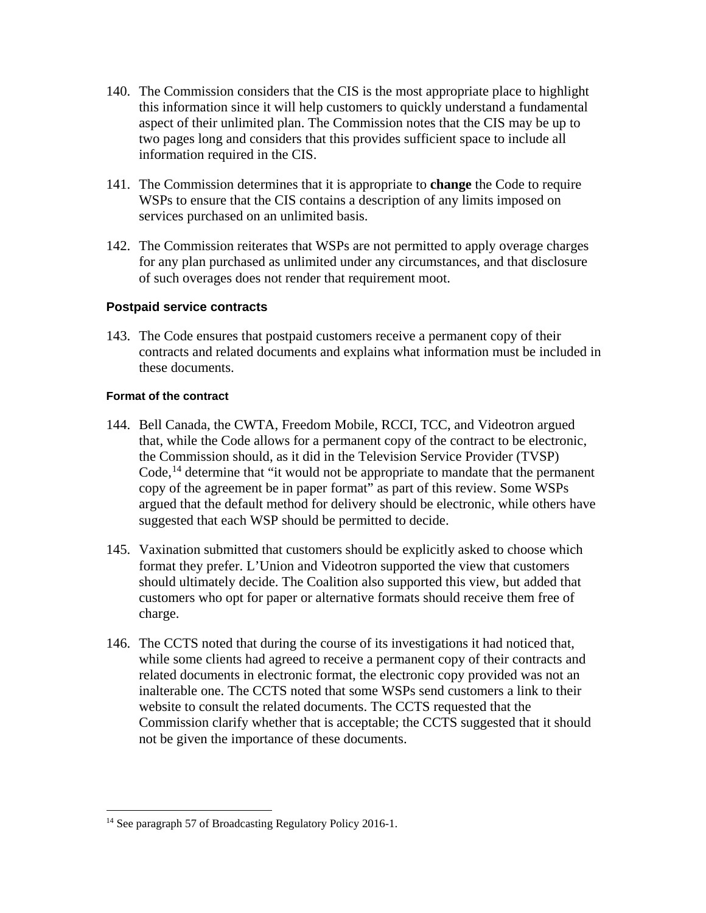140. The Commission considers that the CIS is the most appropriate place to highlight this information since it will help customers to quickly understand a fundamental aspect of their unlimited plan. The Commission notes that the CIS may be up to two pages long and considers that this provides sufficient space to include all information required in the CIS.

141. The Commission determines that it is appropriate to **change** the Code to require WSPs to ensure that the CIS contains a description of any limits imposed on services purchased on an unlimited basis.

142. The Commission reiterates that WSPs are not permitted to apply overage charges for any plan purchased as unlimited under any circumstances, and that disclosure of such overages does not render that requirement moot.

### Postpaid service contracts

143. The Code ensures that postpaid customers receive a permanent copy of their contracts and related documents and explains what information must be included in these documents.

#### Format of the contract

144. Bell Canada, the CWTA, Freedom Mobile, RCCI, TCC, and Videotron argued that, while the Code allows for a permanent copy of the contract to be electronic, the Commission should, as it did in the Television Service Provider (TVSP) Code,[14] determine that "it would not be appropriate to mandate that the permanent copy of the agreement be in paper format" as part of this review. Some WSPs argued that the default method for delivery should be electronic, while others have suggested that each WSP should be permitted to decide.

145. Vaxination submitted that customers should be explicitly asked to choose which format they prefer. L'Union and Videotron supported the view that customers should ultimately decide. The Coalition also supported this view, but added that customers who opt for paper or alternative formats should receive them free of charge.

146. The CCTS noted that during the course of its investigations it had noticed that, while some clients had agreed to receive a permanent copy of their contracts and related documents in electronic format, the electronic copy provided was not an inalterable one. The CCTS noted that some WSPs send customers a link to their website to consult the related documents. The CCTS requested that the Commission clarify whether that is acceptable; the CCTS suggested that it should not be given the importance of these documents.

[14] See paragraph 57 of Broadcasting Regulatory Policy 2016-1.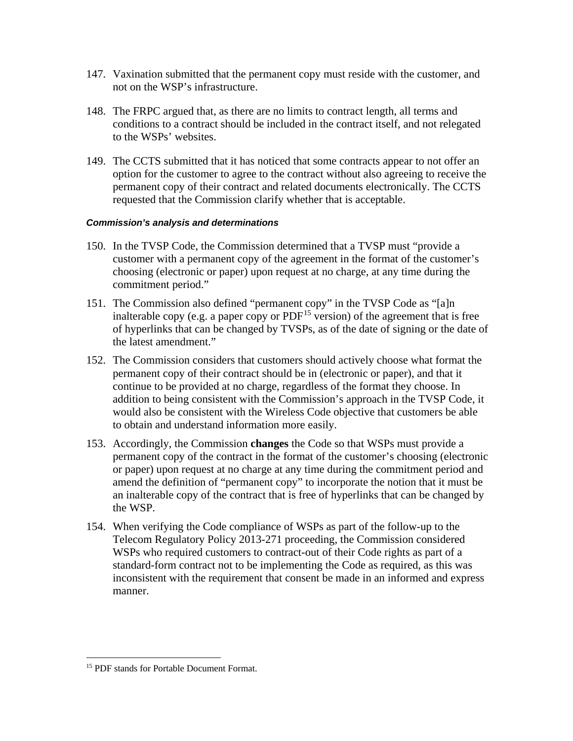147. Vaxination submitted that the permanent copy must reside with the customer, and not on the WSP's infrastructure.

148. The FRPC argued that, as there are no limits to contract length, all terms and conditions to a contract should be included in the contract itself, and not relegated to the WSPs' websites.

149. The CCTS submitted that it has noticed that some contracts appear to not offer an option for the customer to agree to the contract without also agreeing to receive the permanent copy of their contract and related documents electronically. The CCTS requested that the Commission clarify whether that is acceptable.

#### *Commission's analysis and determinations*

150. In the TVSP Code, the Commission determined that a TVSP must "provide a customer with a permanent copy of the agreement in the format of the customer's choosing (electronic or paper) upon request at no charge, at any time during the commitment period."

151. The Commission also defined "permanent copy" in the TVSP Code as "[a]n inalterable copy (e.g. a paper copy or PDF[15] version) of the agreement that is free of hyperlinks that can be changed by TVSPs, as of the date of signing or the date of the latest amendment."

152. The Commission considers that customers should actively choose what format the permanent copy of their contract should be in (electronic or paper), and that it continue to be provided at no charge, regardless of the format they choose. In addition to being consistent with the Commission's approach in the TVSP Code, it would also be consistent with the Wireless Code objective that customers be able to obtain and understand information more easily.

153. Accordingly, the Commission **changes** the Code so that WSPs must provide a permanent copy of the contract in the format of the customer's choosing (electronic or paper) upon request at no charge at any time during the commitment period and amend the definition of "permanent copy" to incorporate the notion that it must be an inalterable copy of the contract that is free of hyperlinks that can be changed by the WSP.

154. When verifying the Code compliance of WSPs as part of the follow-up to the Telecom Regulatory Policy 2013-271 proceeding, the Commission considered WSPs who required customers to contract-out of their Code rights as part of a standard-form contract not to be implementing the Code as required, as this was inconsistent with the requirement that consent be made in an informed and express manner.

---

[15] PDF stands for Portable Document Format.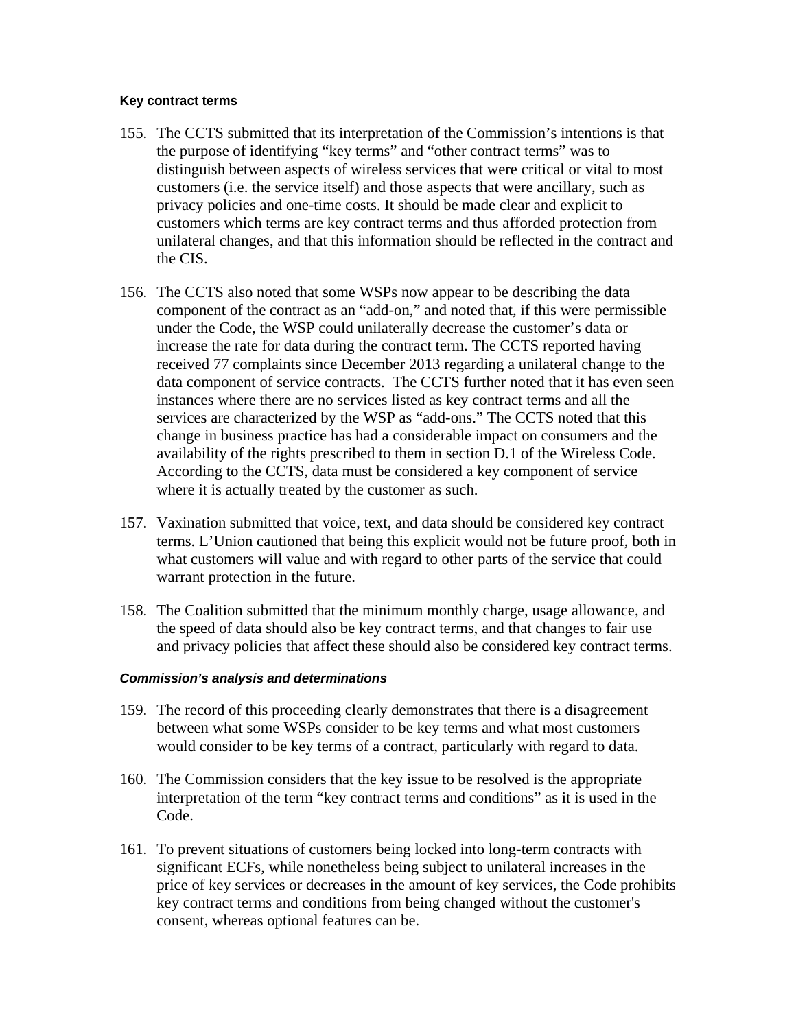#### Key contract terms

155. The CCTS submitted that its interpretation of the Commission's intentions is that the purpose of identifying "key terms" and "other contract terms" was to distinguish between aspects of wireless services that were critical or vital to most customers (i.e. the service itself) and those aspects that were ancillary, such as privacy policies and one-time costs. It should be made clear and explicit to customers which terms are key contract terms and thus afforded protection from unilateral changes, and that this information should be reflected in the contract and the CIS.

156. The CCTS also noted that some WSPs now appear to be describing the data component of the contract as an "add-on," and noted that, if this were permissible under the Code, the WSP could unilaterally decrease the customer's data or increase the rate for data during the contract term. The CCTS reported having received 77 complaints since December 2013 regarding a unilateral change to the data component of service contracts. The CCTS further noted that it has even seen instances where there are no services listed as key contract terms and all the services are characterized by the WSP as "add-ons." The CCTS noted that this change in business practice has had a considerable impact on consumers and the availability of the rights prescribed to them in section D.1 of the Wireless Code. According to the CCTS, data must be considered a key component of service where it is actually treated by the customer as such.

157. Vaxination submitted that voice, text, and data should be considered key contract terms. L'Union cautioned that being this explicit would not be future proof, both in what customers will value and with regard to other parts of the service that could warrant protection in the future.

158. The Coalition submitted that the minimum monthly charge, usage allowance, and the speed of data should also be key contract terms, and that changes to fair use and privacy policies that affect these should also be considered key contract terms.

#### *Commission's analysis and determinations*

159. The record of this proceeding clearly demonstrates that there is a disagreement between what some WSPs consider to be key terms and what most customers would consider to be key terms of a contract, particularly with regard to data.

160. The Commission considers that the key issue to be resolved is the appropriate interpretation of the term "key contract terms and conditions" as it is used in the Code.

161. To prevent situations of customers being locked into long-term contracts with significant ECFs, while nonetheless being subject to unilateral increases in the price of key services or decreases in the amount of key services, the Code prohibits key contract terms and conditions from being changed without the customer's consent, whereas optional features can be.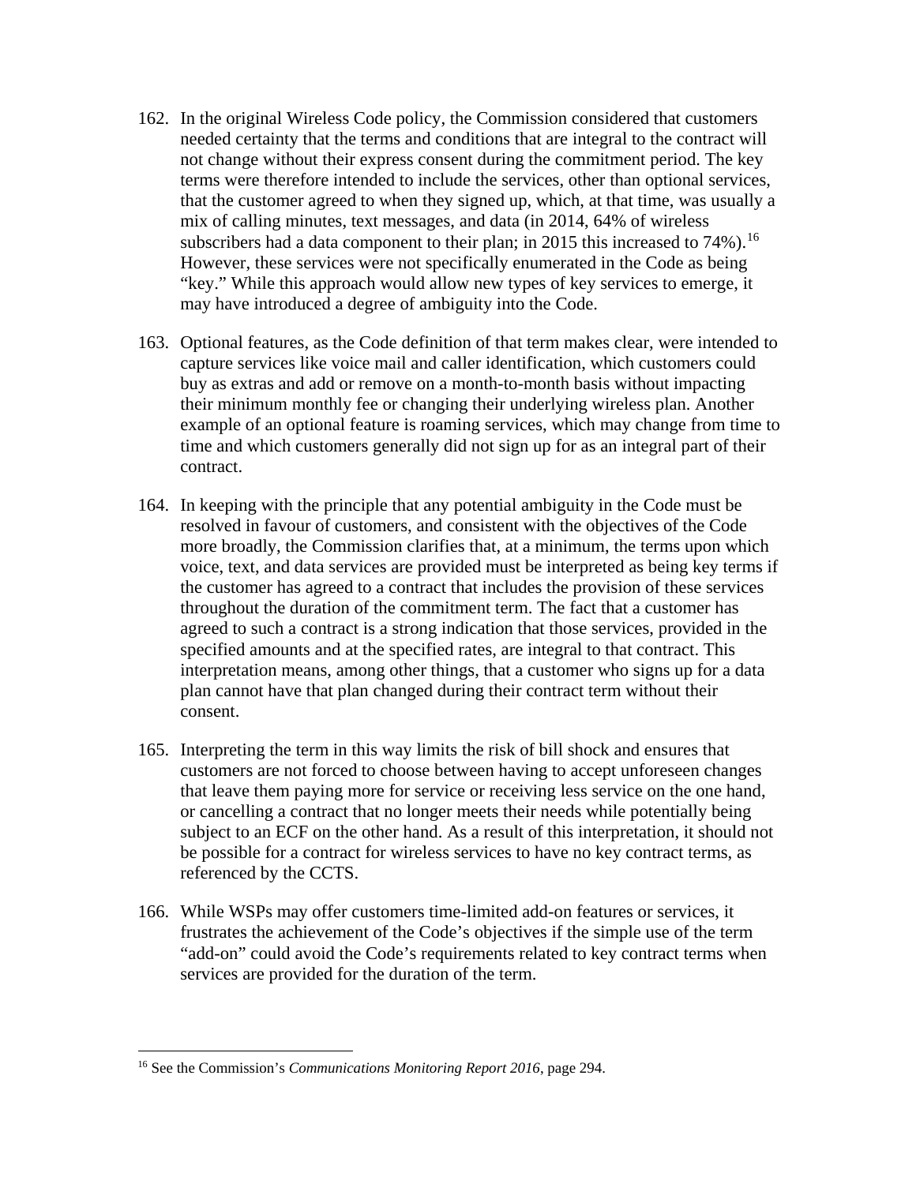162. In the original Wireless Code policy, the Commission considered that customers needed certainty that the terms and conditions that are integral to the contract will not change without their express consent during the commitment period. The key terms were therefore intended to include the services, other than optional services, that the customer agreed to when they signed up, which, at that time, was usually a mix of calling minutes, text messages, and data (in 2014, 64% of wireless subscribers had a data component to their plan; in 2015 this increased to 74%).[16] However, these services were not specifically enumerated in the Code as being "key." While this approach would allow new types of key services to emerge, it may have introduced a degree of ambiguity into the Code.

163. Optional features, as the Code definition of that term makes clear, were intended to capture services like voice mail and caller identification, which customers could buy as extras and add or remove on a month-to-month basis without impacting their minimum monthly fee or changing their underlying wireless plan. Another example of an optional feature is roaming services, which may change from time to time and which customers generally did not sign up for as an integral part of their contract.

164. In keeping with the principle that any potential ambiguity in the Code must be resolved in favour of customers, and consistent with the objectives of the Code more broadly, the Commission clarifies that, at a minimum, the terms upon which voice, text, and data services are provided must be interpreted as being key terms if the customer has agreed to a contract that includes the provision of these services throughout the duration of the commitment term. The fact that a customer has agreed to such a contract is a strong indication that those services, provided in the specified amounts and at the specified rates, are integral to that contract. This interpretation means, among other things, that a customer who signs up for a data plan cannot have that plan changed during their contract term without their consent.

165. Interpreting the term in this way limits the risk of bill shock and ensures that customers are not forced to choose between having to accept unforeseen changes that leave them paying more for service or receiving less service on the one hand, or cancelling a contract that no longer meets their needs while potentially being subject to an ECF on the other hand. As a result of this interpretation, it should not be possible for a contract for wireless services to have no key contract terms, as referenced by the CCTS.

166. While WSPs may offer customers time-limited add-on features or services, it frustrates the achievement of the Code's objectives if the simple use of the term "add-on" could avoid the Code's requirements related to key contract terms when services are provided for the duration of the term.

---

[16] See the Commission's *Communications Monitoring Report 2016*, page 294.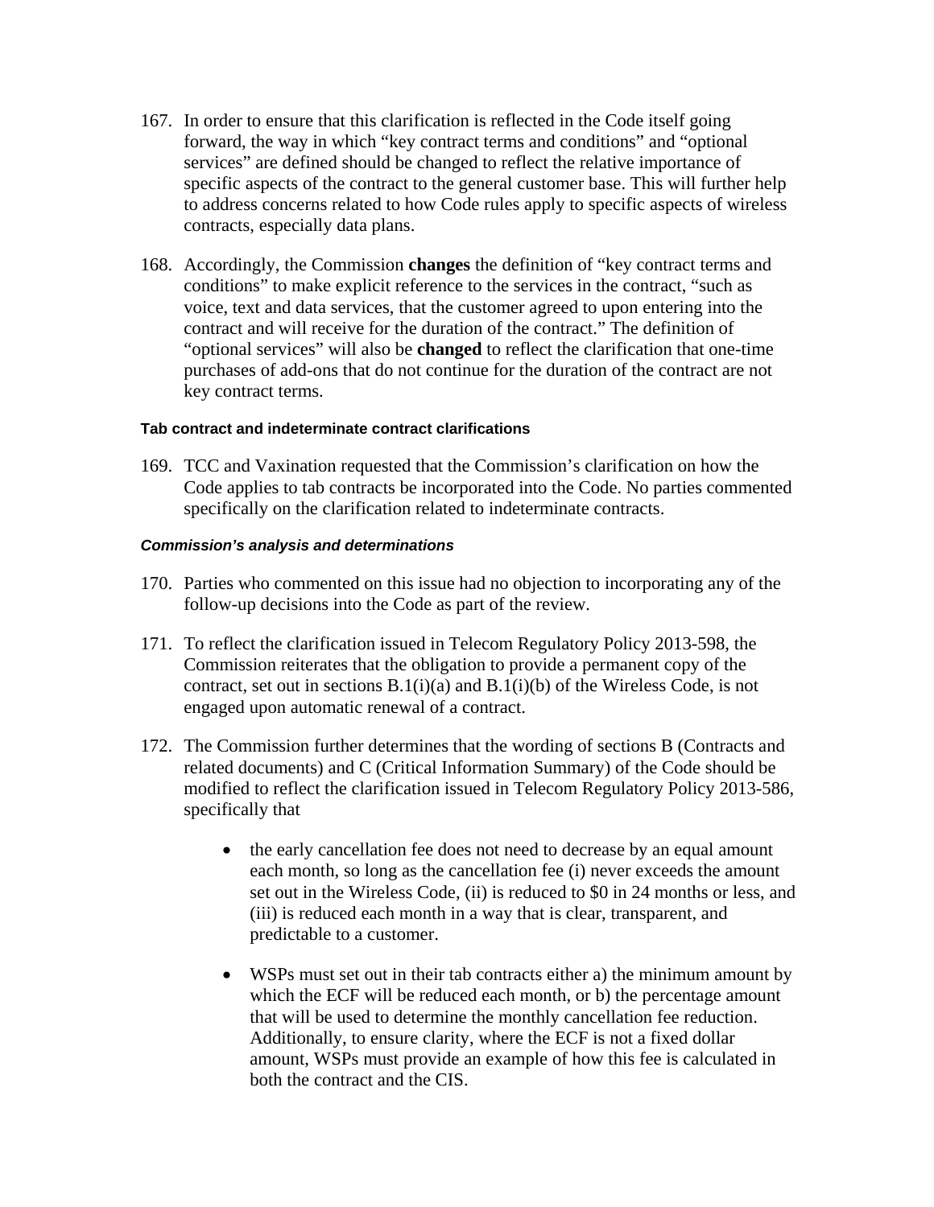167. In order to ensure that this clarification is reflected in the Code itself going forward, the way in which "key contract terms and conditions" and "optional services" are defined should be changed to reflect the relative importance of specific aspects of the contract to the general customer base. This will further help to address concerns related to how Code rules apply to specific aspects of wireless contracts, especially data plans.

168. Accordingly, the Commission **changes** the definition of "key contract terms and conditions" to make explicit reference to the services in the contract, "such as voice, text and data services, that the customer agreed to upon entering into the contract and will receive for the duration of the contract." The definition of "optional services" will also be **changed** to reflect the clarification that one-time purchases of add-ons that do not continue for the duration of the contract are not key contract terms.

#### Tab contract and indeterminate contract clarifications

169. TCC and Vaxination requested that the Commission's clarification on how the Code applies to tab contracts be incorporated into the Code. No parties commented specifically on the clarification related to indeterminate contracts.

##### *Commission's analysis and determinations*

170. Parties who commented on this issue had no objection to incorporating any of the follow-up decisions into the Code as part of the review.

171. To reflect the clarification issued in Telecom Regulatory Policy 2013-598, the Commission reiterates that the obligation to provide a permanent copy of the contract, set out in sections B.1(i)(a) and B.1(i)(b) of the Wireless Code, is not engaged upon automatic renewal of a contract.

172. The Commission further determines that the wording of sections B (Contracts and related documents) and C (Critical Information Summary) of the Code should be modified to reflect the clarification issued in Telecom Regulatory Policy 2013-586, specifically that

    - the early cancellation fee does not need to decrease by an equal amount each month, so long as the cancellation fee (i) never exceeds the amount set out in the Wireless Code, (ii) is reduced to $0 in 24 months or less, and (iii) is reduced each month in a way that is clear, transparent, and predictable to a customer.

    - WSPs must set out in their tab contracts either a) the minimum amount by which the ECF will be reduced each month, or b) the percentage amount that will be used to determine the monthly cancellation fee reduction. Additionally, to ensure clarity, where the ECF is not a fixed dollar amount, WSPs must provide an example of how this fee is calculated in both the contract and the CIS.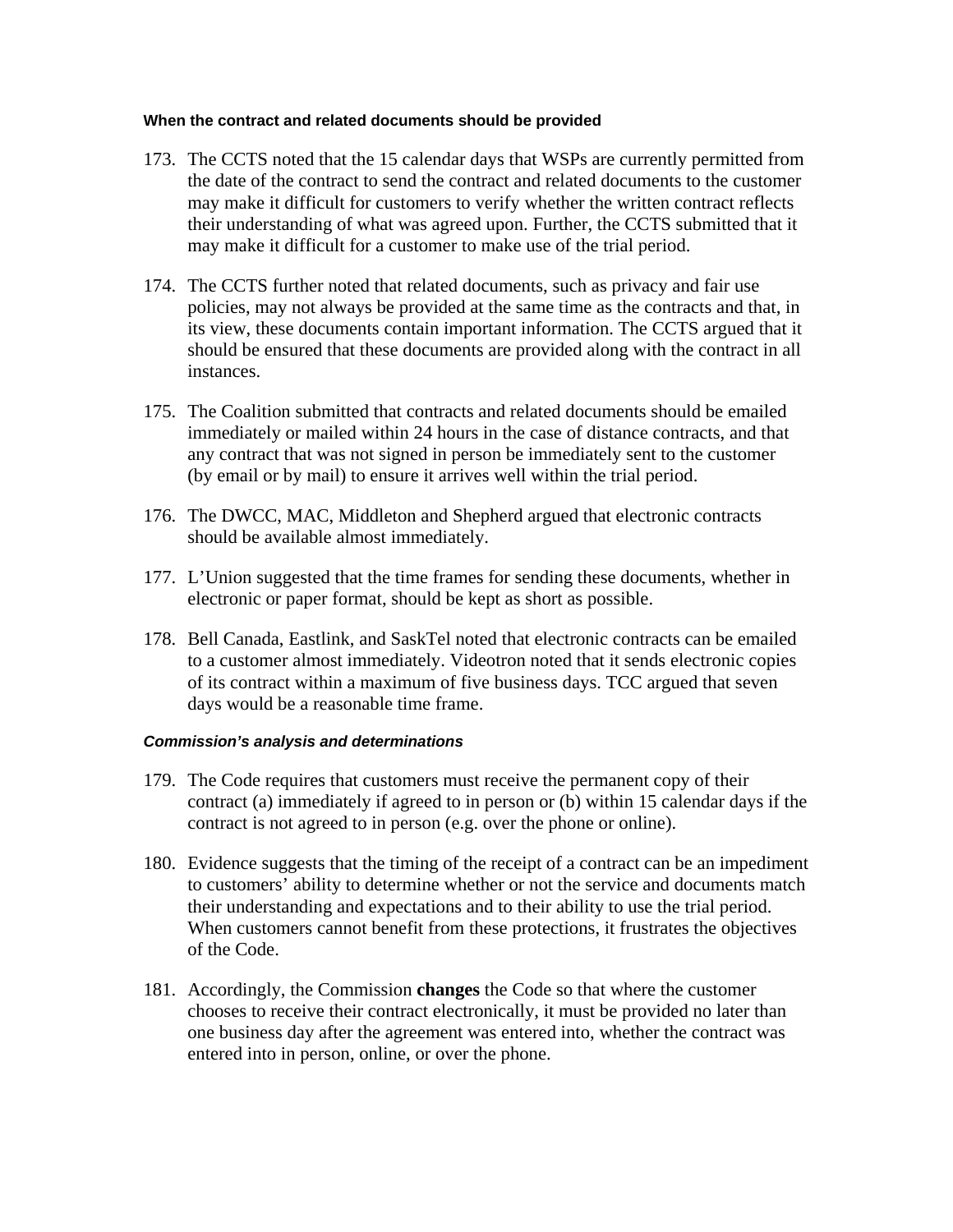#### When the contract and related documents should be provided

173. The CCTS noted that the 15 calendar days that WSPs are currently permitted from the date of the contract to send the contract and related documents to the customer may make it difficult for customers to verify whether the written contract reflects their understanding of what was agreed upon. Further, the CCTS submitted that it may make it difficult for a customer to make use of the trial period.

174. The CCTS further noted that related documents, such as privacy and fair use policies, may not always be provided at the same time as the contracts and that, in its view, these documents contain important information. The CCTS argued that it should be ensured that these documents are provided along with the contract in all instances.

175. The Coalition submitted that contracts and related documents should be emailed immediately or mailed within 24 hours in the case of distance contracts, and that any contract that was not signed in person be immediately sent to the customer (by email or by mail) to ensure it arrives well within the trial period.

176. The DWCC, MAC, Middleton and Shepherd argued that electronic contracts should be available almost immediately.

177. L'Union suggested that the time frames for sending these documents, whether in electronic or paper format, should be kept as short as possible.

178. Bell Canada, Eastlink, and SaskTel noted that electronic contracts can be emailed to a customer almost immediately. Videotron noted that it sends electronic copies of its contract within a maximum of five business days. TCC argued that seven days would be a reasonable time frame.

#### *Commission's analysis and determinations*

179. The Code requires that customers must receive the permanent copy of their contract (a) immediately if agreed to in person or (b) within 15 calendar days if the contract is not agreed to in person (e.g. over the phone or online).

180. Evidence suggests that the timing of the receipt of a contract can be an impediment to customers' ability to determine whether or not the service and documents match their understanding and expectations and to their ability to use the trial period. When customers cannot benefit from these protections, it frustrates the objectives of the Code.

181. Accordingly, the Commission **changes** the Code so that where the customer chooses to receive their contract electronically, it must be provided no later than one business day after the agreement was entered into, whether the contract was entered into in person, online, or over the phone.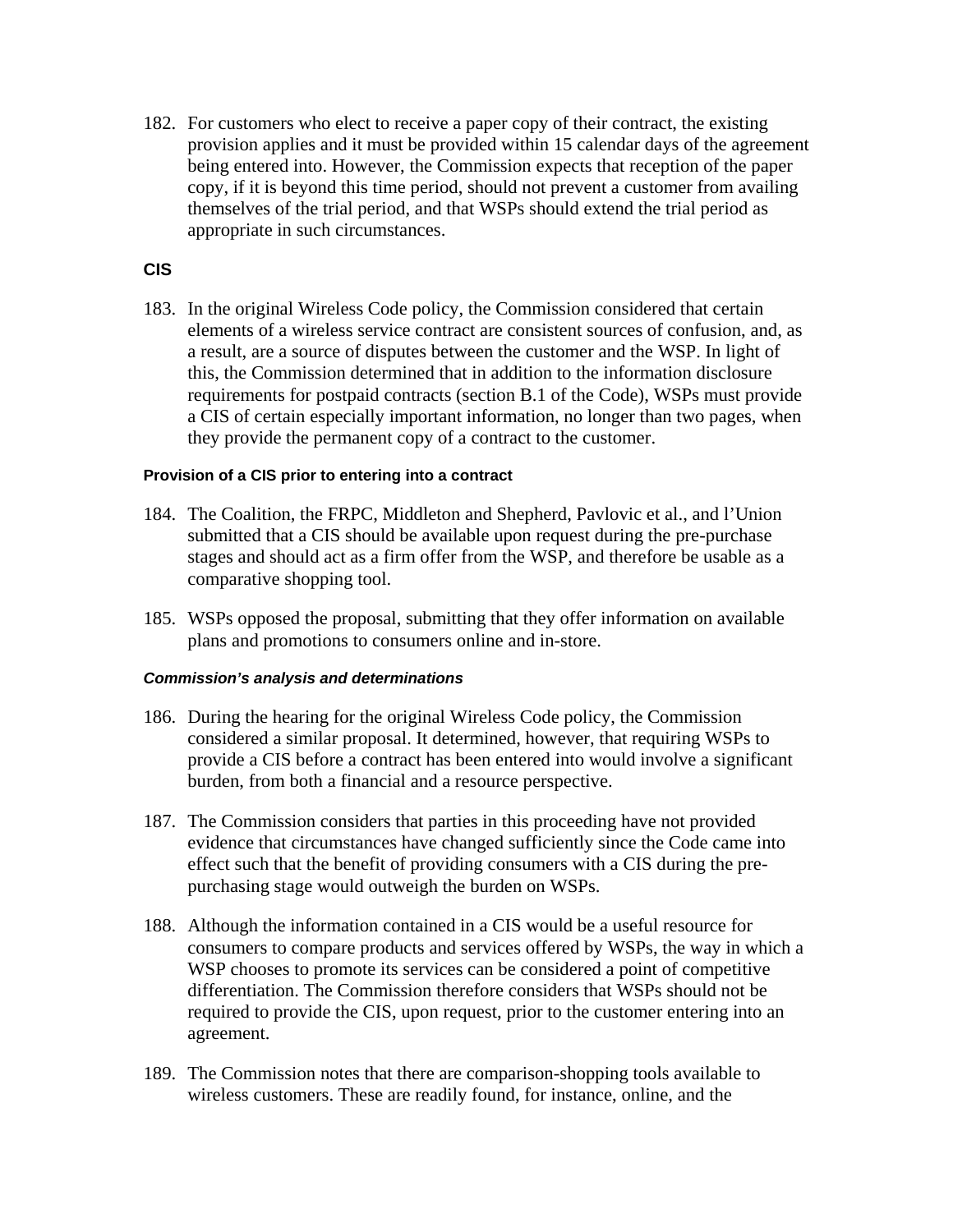182. For customers who elect to receive a paper copy of their contract, the existing provision applies and it must be provided within 15 calendar days of the agreement being entered into. However, the Commission expects that reception of the paper copy, if it is beyond this time period, should not prevent a customer from availing themselves of the trial period, and that WSPs should extend the trial period as appropriate in such circumstances.

### CIS

183. In the original Wireless Code policy, the Commission considered that certain elements of a wireless service contract are consistent sources of confusion, and, as a result, are a source of disputes between the customer and the WSP. In light of this, the Commission determined that in addition to the information disclosure requirements for postpaid contracts (section B.1 of the Code), WSPs must provide a CIS of certain especially important information, no longer than two pages, when they provide the permanent copy of a contract to the customer.

#### Provision of a CIS prior to entering into a contract

184. The Coalition, the FRPC, Middleton and Shepherd, Pavlovic et al., and l'Union submitted that a CIS should be available upon request during the pre-purchase stages and should act as a firm offer from the WSP, and therefore be usable as a comparative shopping tool.

185. WSPs opposed the proposal, submitting that they offer information on available plans and promotions to consumers online and in-store.

#### *Commission's analysis and determinations*

186. During the hearing for the original Wireless Code policy, the Commission considered a similar proposal. It determined, however, that requiring WSPs to provide a CIS before a contract has been entered into would involve a significant burden, from both a financial and a resource perspective.

187. The Commission considers that parties in this proceeding have not provided evidence that circumstances have changed sufficiently since the Code came into effect such that the benefit of providing consumers with a CIS during the pre-purchasing stage would outweigh the burden on WSPs.

188. Although the information contained in a CIS would be a useful resource for consumers to compare products and services offered by WSPs, the way in which a WSP chooses to promote its services can be considered a point of competitive differentiation. The Commission therefore considers that WSPs should not be required to provide the CIS, upon request, prior to the customer entering into an agreement.

189. The Commission notes that there are comparison-shopping tools available to wireless customers. These are readily found, for instance, online, and the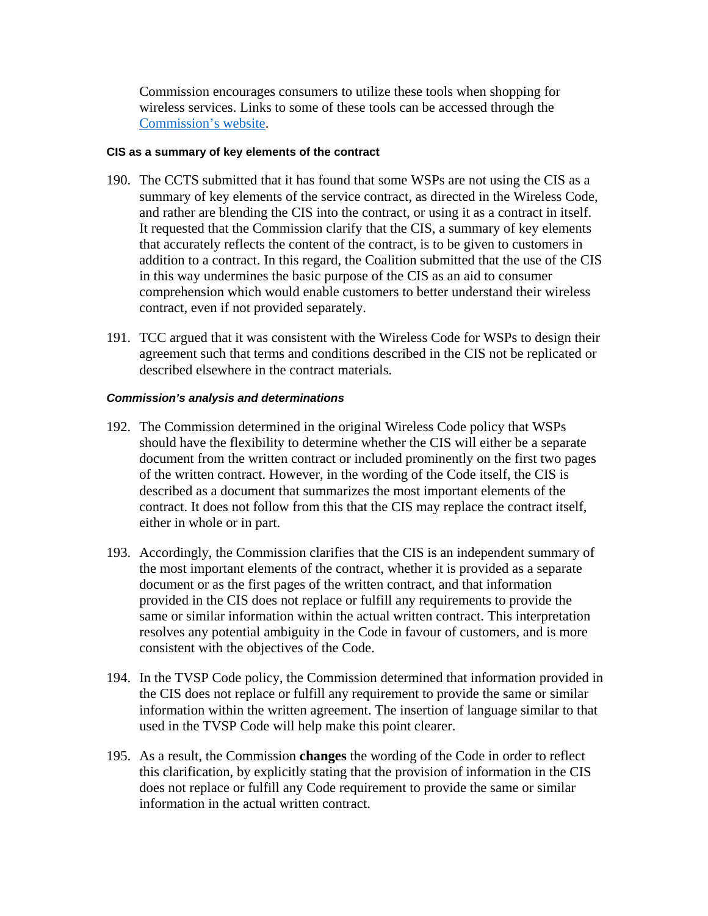Commission encourages consumers to utilize these tools when shopping for wireless services. Links to some of these tools can be accessed through the Commission's website.

#### CIS as a summary of key elements of the contract

190. The CCTS submitted that it has found that some WSPs are not using the CIS as a summary of key elements of the service contract, as directed in the Wireless Code, and rather are blending the CIS into the contract, or using it as a contract in itself. It requested that the Commission clarify that the CIS, a summary of key elements that accurately reflects the content of the contract, is to be given to customers in addition to a contract. In this regard, the Coalition submitted that the use of the CIS in this way undermines the basic purpose of the CIS as an aid to consumer comprehension which would enable customers to better understand their wireless contract, even if not provided separately.

191. TCC argued that it was consistent with the Wireless Code for WSPs to design their agreement such that terms and conditions described in the CIS not be replicated or described elsewhere in the contract materials.

#### *Commission's analysis and determinations*

192. The Commission determined in the original Wireless Code policy that WSPs should have the flexibility to determine whether the CIS will either be a separate document from the written contract or included prominently on the first two pages of the written contract. However, in the wording of the Code itself, the CIS is described as a document that summarizes the most important elements of the contract. It does not follow from this that the CIS may replace the contract itself, either in whole or in part.

193. Accordingly, the Commission clarifies that the CIS is an independent summary of the most important elements of the contract, whether it is provided as a separate document or as the first pages of the written contract, and that information provided in the CIS does not replace or fulfill any requirements to provide the same or similar information within the actual written contract. This interpretation resolves any potential ambiguity in the Code in favour of customers, and is more consistent with the objectives of the Code.

194. In the TVSP Code policy, the Commission determined that information provided in the CIS does not replace or fulfill any requirement to provide the same or similar information within the written agreement. The insertion of language similar to that used in the TVSP Code will help make this point clearer.

195. As a result, the Commission **changes** the wording of the Code in order to reflect this clarification, by explicitly stating that the provision of information in the CIS does not replace or fulfill any Code requirement to provide the same or similar information in the actual written contract.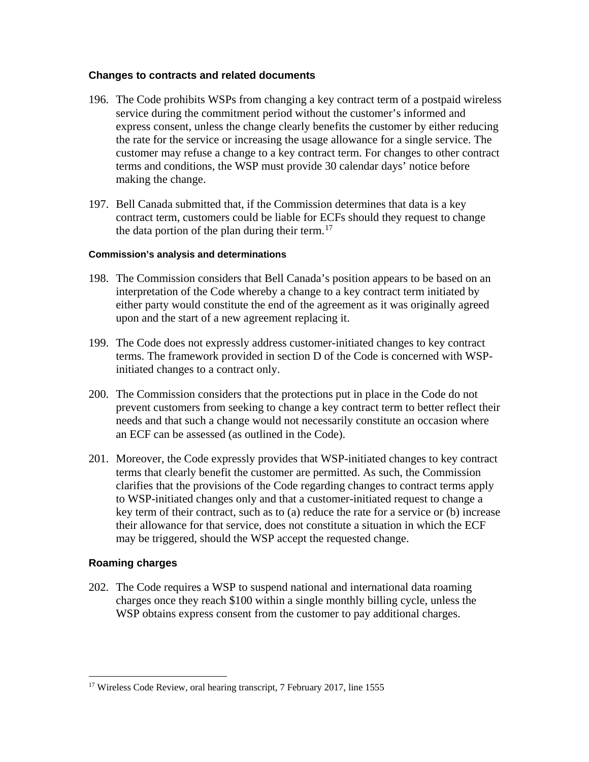### Changes to contracts and related documents

196. The Code prohibits WSPs from changing a key contract term of a postpaid wireless service during the commitment period without the customer's informed and express consent, unless the change clearly benefits the customer by either reducing the rate for the service or increasing the usage allowance for a single service. The customer may refuse a change to a key contract term. For changes to other contract terms and conditions, the WSP must provide 30 calendar days' notice before making the change.

197. Bell Canada submitted that, if the Commission determines that data is a key contract term, customers could be liable for ECFs should they request to change the data portion of the plan during their term.[17]

#### Commission's analysis and determinations

198. The Commission considers that Bell Canada's position appears to be based on an interpretation of the Code whereby a change to a key contract term initiated by either party would constitute the end of the agreement as it was originally agreed upon and the start of a new agreement replacing it.

199. The Code does not expressly address customer-initiated changes to key contract terms. The framework provided in section D of the Code is concerned with WSP-initiated changes to a contract only.

200. The Commission considers that the protections put in place in the Code do not prevent customers from seeking to change a key contract term to better reflect their needs and that such a change would not necessarily constitute an occasion where an ECF can be assessed (as outlined in the Code).

201. Moreover, the Code expressly provides that WSP-initiated changes to key contract terms that clearly benefit the customer are permitted. As such, the Commission clarifies that the provisions of the Code regarding changes to contract terms apply to WSP-initiated changes only and that a customer-initiated request to change a key term of their contract, such as to (a) reduce the rate for a service or (b) increase their allowance for that service, does not constitute a situation in which the ECF may be triggered, should the WSP accept the requested change.

### Roaming charges

202. The Code requires a WSP to suspend national and international data roaming charges once they reach $100 within a single monthly billing cycle, unless the WSP obtains express consent from the customer to pay additional charges.

---

[17] Wireless Code Review, oral hearing transcript, 7 February 2017, line 1555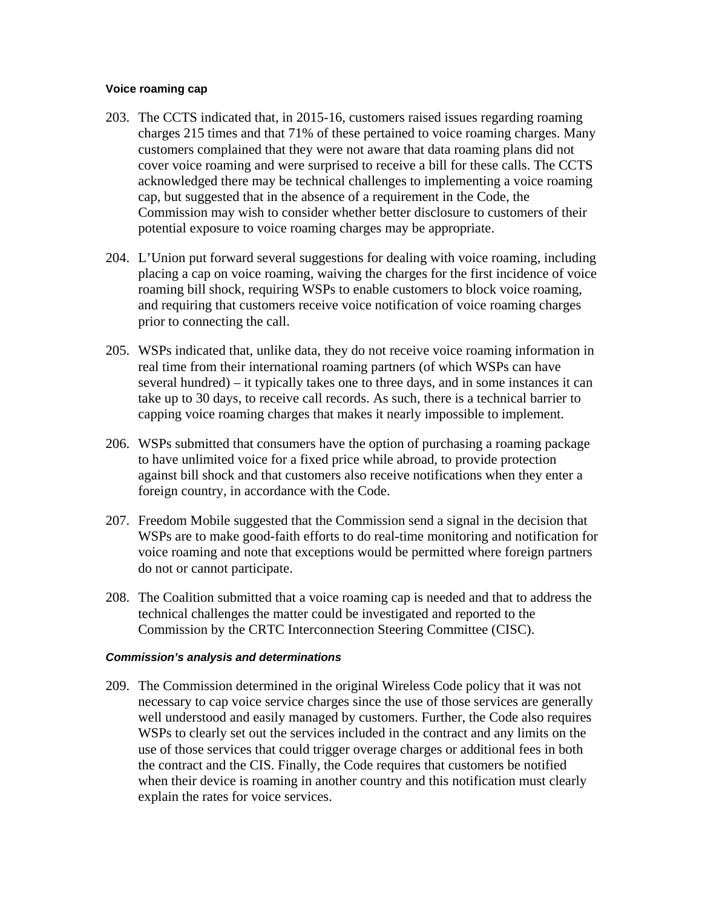#### Voice roaming cap

203. The CCTS indicated that, in 2015-16, customers raised issues regarding roaming charges 215 times and that 71% of these pertained to voice roaming charges. Many customers complained that they were not aware that data roaming plans did not cover voice roaming and were surprised to receive a bill for these calls. The CCTS acknowledged there may be technical challenges to implementing a voice roaming cap, but suggested that in the absence of a requirement in the Code, the Commission may wish to consider whether better disclosure to customers of their potential exposure to voice roaming charges may be appropriate.

204. L'Union put forward several suggestions for dealing with voice roaming, including placing a cap on voice roaming, waiving the charges for the first incidence of voice roaming bill shock, requiring WSPs to enable customers to block voice roaming, and requiring that customers receive voice notification of voice roaming charges prior to connecting the call.

205. WSPs indicated that, unlike data, they do not receive voice roaming information in real time from their international roaming partners (of which WSPs can have several hundred) – it typically takes one to three days, and in some instances it can take up to 30 days, to receive call records. As such, there is a technical barrier to capping voice roaming charges that makes it nearly impossible to implement.

206. WSPs submitted that consumers have the option of purchasing a roaming package to have unlimited voice for a fixed price while abroad, to provide protection against bill shock and that customers also receive notifications when they enter a foreign country, in accordance with the Code.

207. Freedom Mobile suggested that the Commission send a signal in the decision that WSPs are to make good-faith efforts to do real-time monitoring and notification for voice roaming and note that exceptions would be permitted where foreign partners do not or cannot participate.

208. The Coalition submitted that a voice roaming cap is needed and that to address the technical challenges the matter could be investigated and reported to the Commission by the CRTC Interconnection Steering Committee (CISC).

#### *Commission's analysis and determinations*

209. The Commission determined in the original Wireless Code policy that it was not necessary to cap voice service charges since the use of those services are generally well understood and easily managed by customers. Further, the Code also requires WSPs to clearly set out the services included in the contract and any limits on the use of those services that could trigger overage charges or additional fees in both the contract and the CIS. Finally, the Code requires that customers be notified when their device is roaming in another country and this notification must clearly explain the rates for voice services.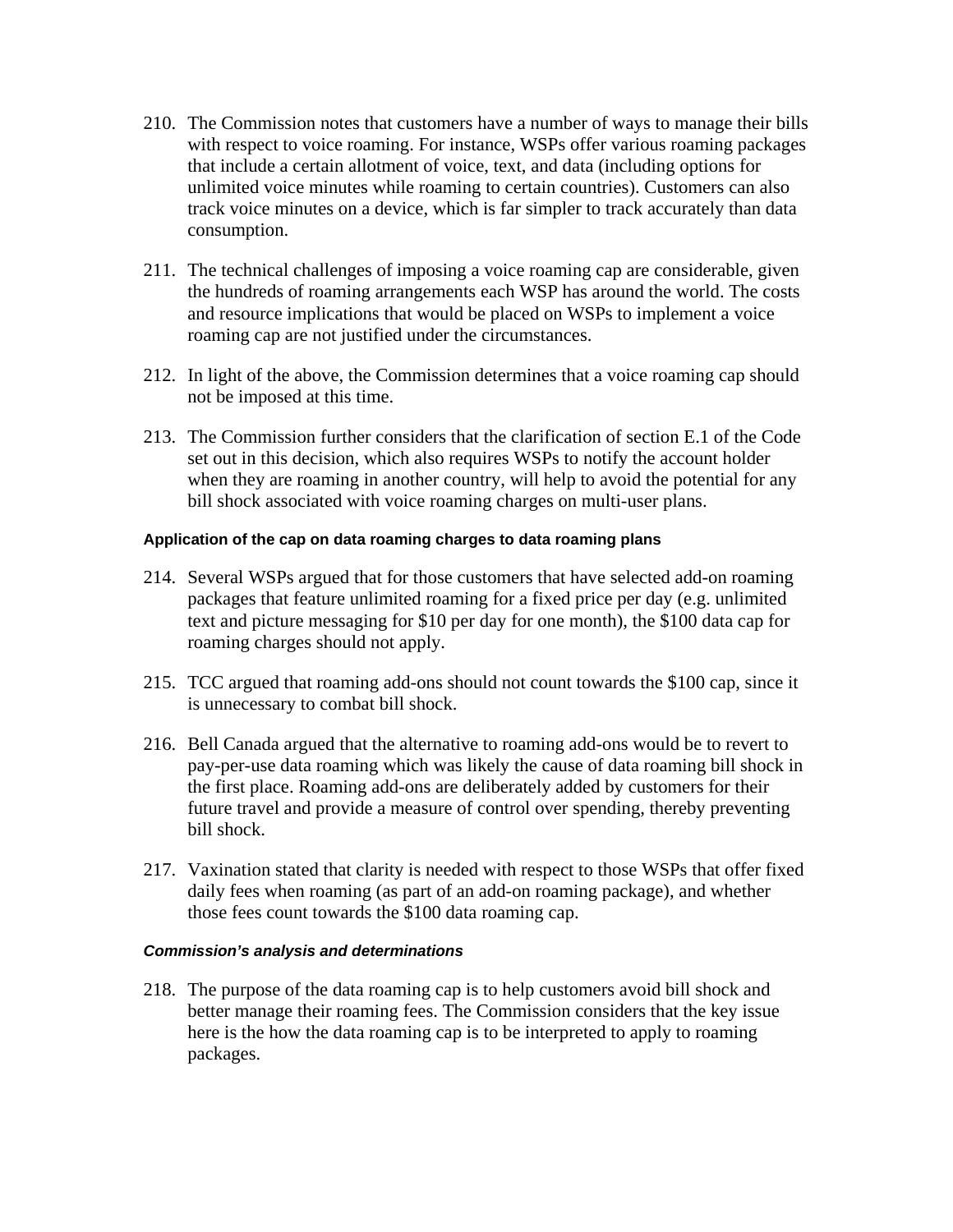210. The Commission notes that customers have a number of ways to manage their bills with respect to voice roaming. For instance, WSPs offer various roaming packages that include a certain allotment of voice, text, and data (including options for unlimited voice minutes while roaming to certain countries). Customers can also track voice minutes on a device, which is far simpler to track accurately than data consumption.

211. The technical challenges of imposing a voice roaming cap are considerable, given the hundreds of roaming arrangements each WSP has around the world. The costs and resource implications that would be placed on WSPs to implement a voice roaming cap are not justified under the circumstances.

212. In light of the above, the Commission determines that a voice roaming cap should not be imposed at this time.

213. The Commission further considers that the clarification of section E.1 of the Code set out in this decision, which also requires WSPs to notify the account holder when they are roaming in another country, will help to avoid the potential for any bill shock associated with voice roaming charges on multi-user plans.

#### Application of the cap on data roaming charges to data roaming plans

214. Several WSPs argued that for those customers that have selected add-on roaming packages that feature unlimited roaming for a fixed price per day (e.g. unlimited text and picture messaging for $10 per day for one month), the $100 data cap for roaming charges should not apply.

215. TCC argued that roaming add-ons should not count towards the $100 cap, since it is unnecessary to combat bill shock.

216. Bell Canada argued that the alternative to roaming add-ons would be to revert to pay-per-use data roaming which was likely the cause of data roaming bill shock in the first place. Roaming add-ons are deliberately added by customers for their future travel and provide a measure of control over spending, thereby preventing bill shock.

217. Vaxination stated that clarity is needed with respect to those WSPs that offer fixed daily fees when roaming (as part of an add-on roaming package), and whether those fees count towards the $100 data roaming cap.

##### *Commission's analysis and determinations*

218. The purpose of the data roaming cap is to help customers avoid bill shock and better manage their roaming fees. The Commission considers that the key issue here is the how the data roaming cap is to be interpreted to apply to roaming packages.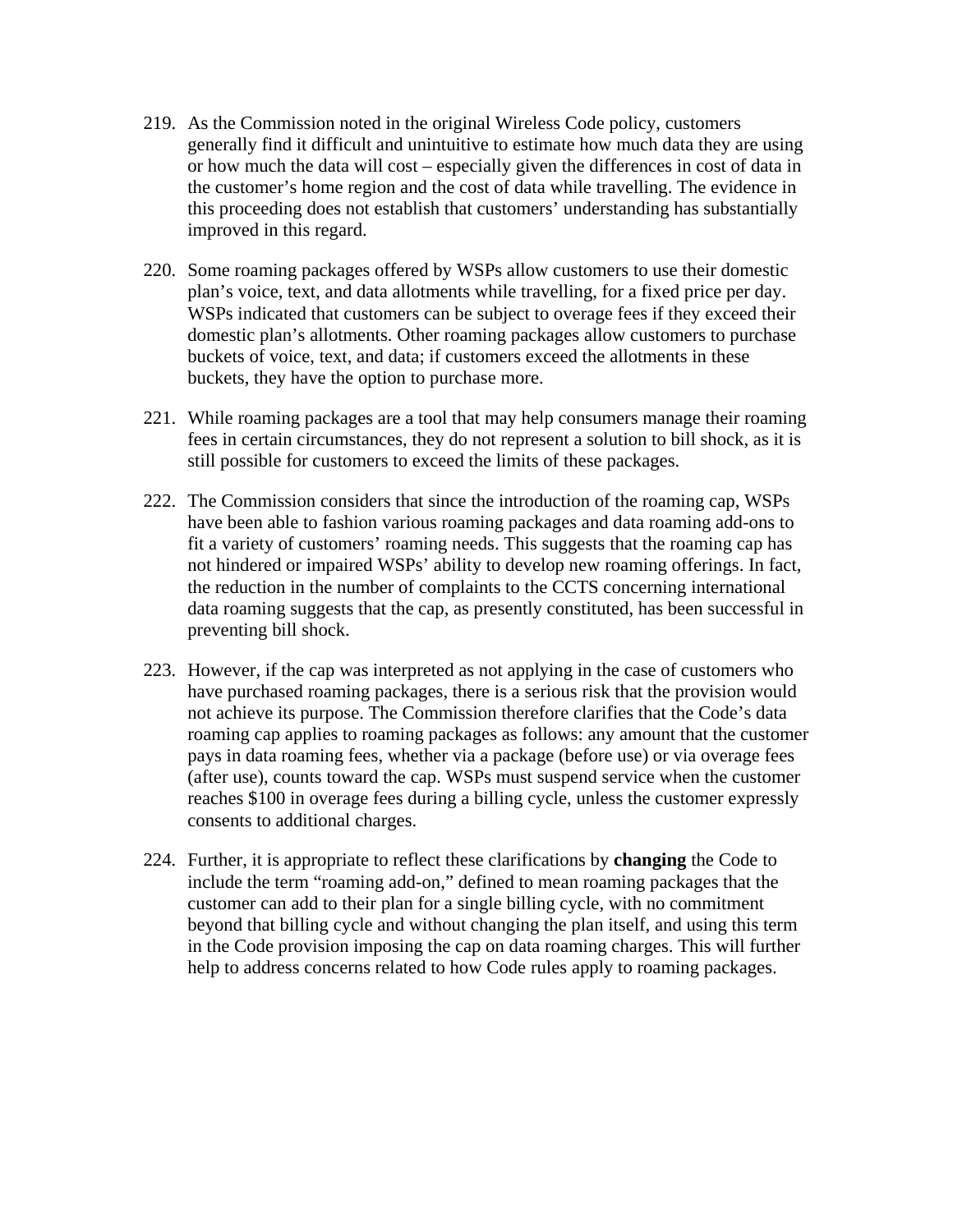219. As the Commission noted in the original Wireless Code policy, customers generally find it difficult and unintuitive to estimate how much data they are using or how much the data will cost – especially given the differences in cost of data in the customer's home region and the cost of data while travelling. The evidence in this proceeding does not establish that customers' understanding has substantially improved in this regard.

220. Some roaming packages offered by WSPs allow customers to use their domestic plan's voice, text, and data allotments while travelling, for a fixed price per day. WSPs indicated that customers can be subject to overage fees if they exceed their domestic plan's allotments. Other roaming packages allow customers to purchase buckets of voice, text, and data; if customers exceed the allotments in these buckets, they have the option to purchase more.

221. While roaming packages are a tool that may help consumers manage their roaming fees in certain circumstances, they do not represent a solution to bill shock, as it is still possible for customers to exceed the limits of these packages.

222. The Commission considers that since the introduction of the roaming cap, WSPs have been able to fashion various roaming packages and data roaming add-ons to fit a variety of customers' roaming needs. This suggests that the roaming cap has not hindered or impaired WSPs' ability to develop new roaming offerings. In fact, the reduction in the number of complaints to the CCTS concerning international data roaming suggests that the cap, as presently constituted, has been successful in preventing bill shock.

223. However, if the cap was interpreted as not applying in the case of customers who have purchased roaming packages, there is a serious risk that the provision would not achieve its purpose. The Commission therefore clarifies that the Code's data roaming cap applies to roaming packages as follows: any amount that the customer pays in data roaming fees, whether via a package (before use) or via overage fees (after use), counts toward the cap. WSPs must suspend service when the customer reaches $100 in overage fees during a billing cycle, unless the customer expressly consents to additional charges.

224. Further, it is appropriate to reflect these clarifications by **changing** the Code to include the term "roaming add-on," defined to mean roaming packages that the customer can add to their plan for a single billing cycle, with no commitment beyond that billing cycle and without changing the plan itself, and using this term in the Code provision imposing the cap on data roaming charges. This will further help to address concerns related to how Code rules apply to roaming packages.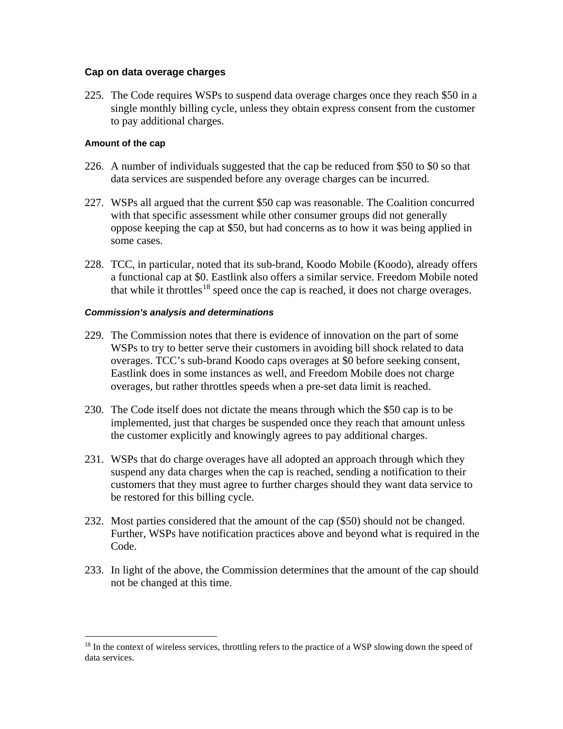### Cap on data overage charges

225. The Code requires WSPs to suspend data overage charges once they reach $50 in a single monthly billing cycle, unless they obtain express consent from the customer to pay additional charges.

#### Amount of the cap

226. A number of individuals suggested that the cap be reduced from $50 to $0 so that data services are suspended before any overage charges can be incurred.

227. WSPs all argued that the current $50 cap was reasonable. The Coalition concurred with that specific assessment while other consumer groups did not generally oppose keeping the cap at $50, but had concerns as to how it was being applied in some cases.

228. TCC, in particular, noted that its sub-brand, Koodo Mobile (Koodo), already offers a functional cap at $0. Eastlink also offers a similar service. Freedom Mobile noted that while it throttles[18] speed once the cap is reached, it does not charge overages.

#### *Commission's analysis and determinations*

229. The Commission notes that there is evidence of innovation on the part of some WSPs to try to better serve their customers in avoiding bill shock related to data overages. TCC's sub-brand Koodo caps overages at $0 before seeking consent, Eastlink does in some instances as well, and Freedom Mobile does not charge overages, but rather throttles speeds when a pre-set data limit is reached.

230. The Code itself does not dictate the means through which the $50 cap is to be implemented, just that charges be suspended once they reach that amount unless the customer explicitly and knowingly agrees to pay additional charges.

231. WSPs that do charge overages have all adopted an approach through which they suspend any data charges when the cap is reached, sending a notification to their customers that they must agree to further charges should they want data service to be restored for this billing cycle.

232. Most parties considered that the amount of the cap ($50) should not be changed. Further, WSPs have notification practices above and beyond what is required in the Code.

233. In light of the above, the Commission determines that the amount of the cap should not be changed at this time.

---

[18] In the context of wireless services, throttling refers to the practice of a WSP slowing down the speed of data services.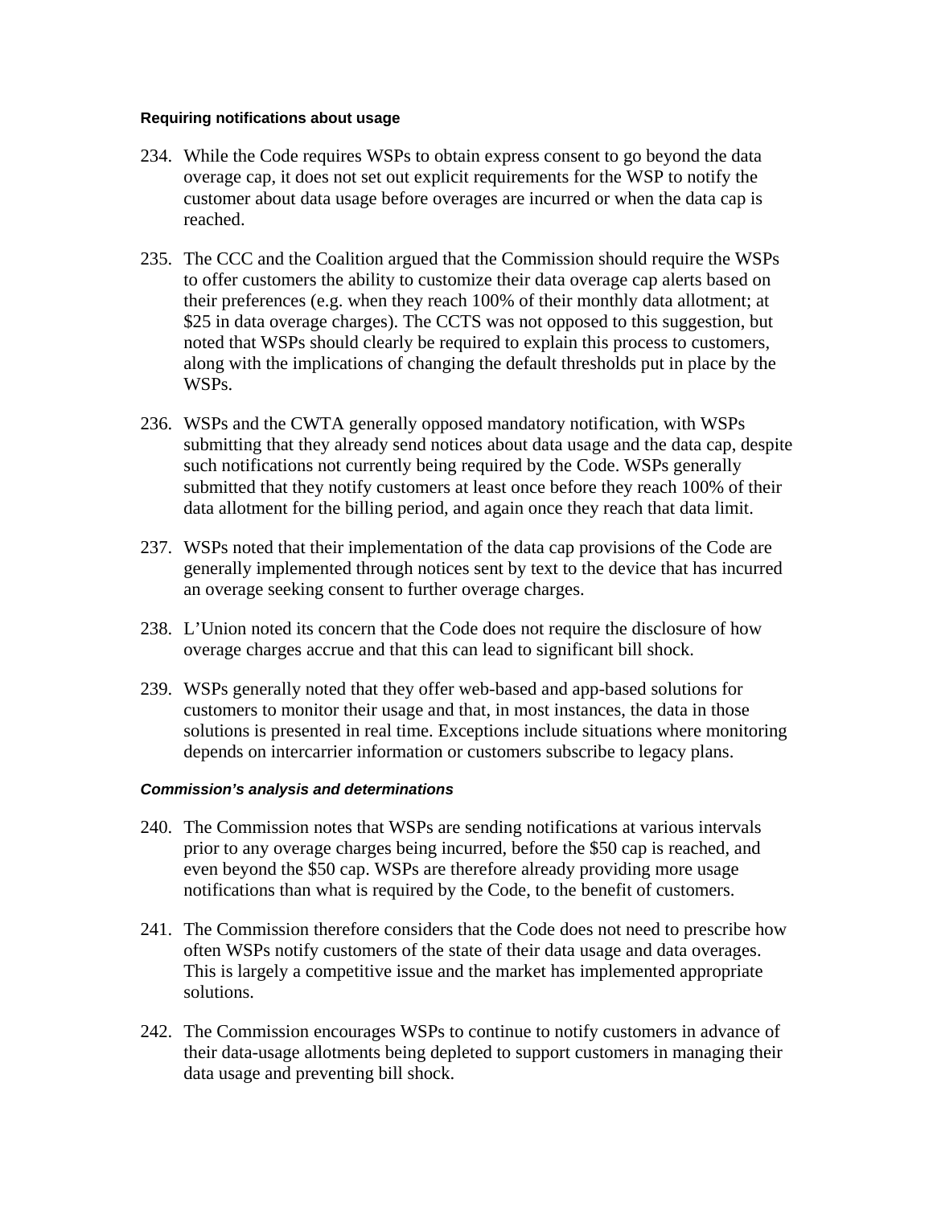#### **Requiring notifications about usage**

234. While the Code requires WSPs to obtain express consent to go beyond the data overage cap, it does not set out explicit requirements for the WSP to notify the customer about data usage before overages are incurred or when the data cap is reached.

235. The CCC and the Coalition argued that the Commission should require the WSPs to offer customers the ability to customize their data overage cap alerts based on their preferences (e.g. when they reach 100% of their monthly data allotment; at $25 in data overage charges). The CCTS was not opposed to this suggestion, but noted that WSPs should clearly be required to explain this process to customers, along with the implications of changing the default thresholds put in place by the WSPs.

236. WSPs and the CWTA generally opposed mandatory notification, with WSPs submitting that they already send notices about data usage and the data cap, despite such notifications not currently being required by the Code. WSPs generally submitted that they notify customers at least once before they reach 100% of their data allotment for the billing period, and again once they reach that data limit.

237. WSPs noted that their implementation of the data cap provisions of the Code are generally implemented through notices sent by text to the device that has incurred an overage seeking consent to further overage charges.

238. L'Union noted its concern that the Code does not require the disclosure of how overage charges accrue and that this can lead to significant bill shock.

239. WSPs generally noted that they offer web-based and app-based solutions for customers to monitor their usage and that, in most instances, the data in those solutions is presented in real time. Exceptions include situations where monitoring depends on intercarrier information or customers subscribe to legacy plans.

#### ***Commission's analysis and determinations***

240. The Commission notes that WSPs are sending notifications at various intervals prior to any overage charges being incurred, before the $50 cap is reached, and even beyond the $50 cap. WSPs are therefore already providing more usage notifications than what is required by the Code, to the benefit of customers.

241. The Commission therefore considers that the Code does not need to prescribe how often WSPs notify customers of the state of their data usage and data overages. This is largely a competitive issue and the market has implemented appropriate solutions.

242. The Commission encourages WSPs to continue to notify customers in advance of their data-usage allotments being depleted to support customers in managing their data usage and preventing bill shock.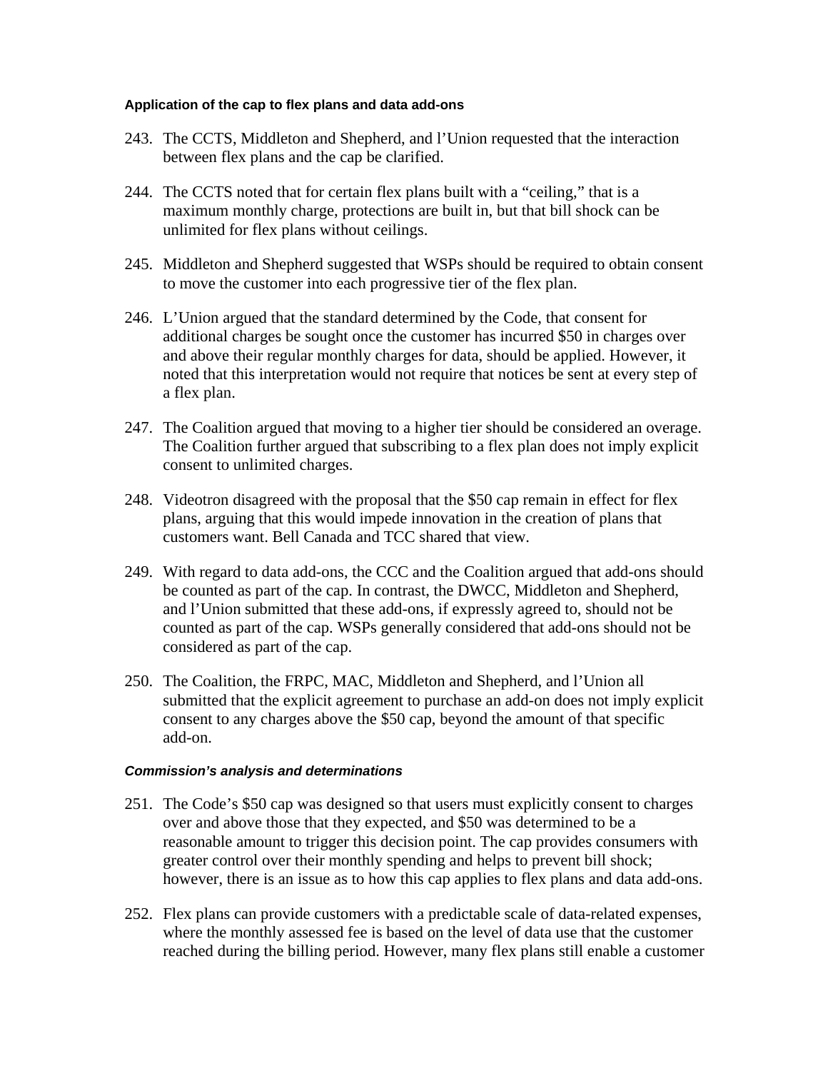#### Application of the cap to flex plans and data add-ons

243. The CCTS, Middleton and Shepherd, and l'Union requested that the interaction between flex plans and the cap be clarified.

244. The CCTS noted that for certain flex plans built with a "ceiling," that is a maximum monthly charge, protections are built in, but that bill shock can be unlimited for flex plans without ceilings.

245. Middleton and Shepherd suggested that WSPs should be required to obtain consent to move the customer into each progressive tier of the flex plan.

246. L'Union argued that the standard determined by the Code, that consent for additional charges be sought once the customer has incurred $50 in charges over and above their regular monthly charges for data, should be applied. However, it noted that this interpretation would not require that notices be sent at every step of a flex plan.

247. The Coalition argued that moving to a higher tier should be considered an overage. The Coalition further argued that subscribing to a flex plan does not imply explicit consent to unlimited charges.

248. Videotron disagreed with the proposal that the $50 cap remain in effect for flex plans, arguing that this would impede innovation in the creation of plans that customers want. Bell Canada and TCC shared that view.

249. With regard to data add-ons, the CCC and the Coalition argued that add-ons should be counted as part of the cap. In contrast, the DWCC, Middleton and Shepherd, and l'Union submitted that these add-ons, if expressly agreed to, should not be counted as part of the cap. WSPs generally considered that add-ons should not be considered as part of the cap.

250. The Coalition, the FRPC, MAC, Middleton and Shepherd, and l'Union all submitted that the explicit agreement to purchase an add-on does not imply explicit consent to any charges above the $50 cap, beyond the amount of that specific add-on.

#### *Commission's analysis and determinations*

251. The Code's $50 cap was designed so that users must explicitly consent to charges over and above those that they expected, and $50 was determined to be a reasonable amount to trigger this decision point. The cap provides consumers with greater control over their monthly spending and helps to prevent bill shock; however, there is an issue as to how this cap applies to flex plans and data add-ons.

252. Flex plans can provide customers with a predictable scale of data-related expenses, where the monthly assessed fee is based on the level of data use that the customer reached during the billing period. However, many flex plans still enable a customer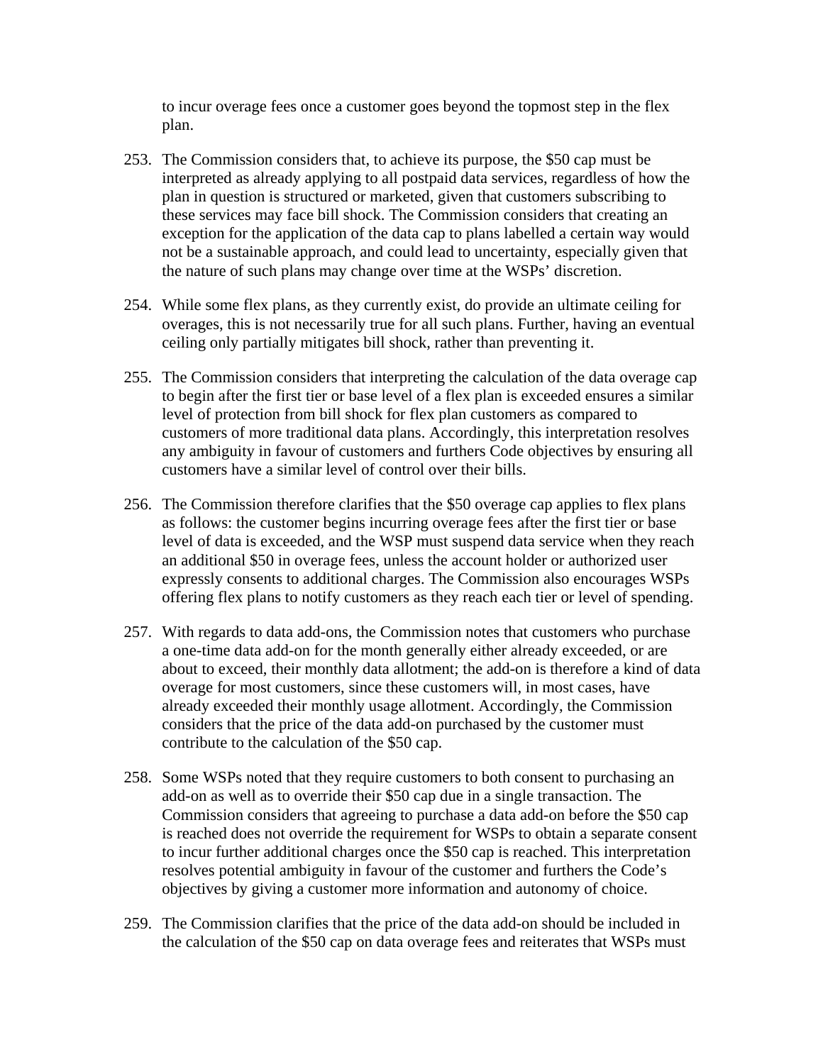to incur overage fees once a customer goes beyond the topmost step in the flex plan.

253. The Commission considers that, to achieve its purpose, the $50 cap must be interpreted as already applying to all postpaid data services, regardless of how the plan in question is structured or marketed, given that customers subscribing to these services may face bill shock. The Commission considers that creating an exception for the application of the data cap to plans labelled a certain way would not be a sustainable approach, and could lead to uncertainty, especially given that the nature of such plans may change over time at the WSPs' discretion.

254. While some flex plans, as they currently exist, do provide an ultimate ceiling for overages, this is not necessarily true for all such plans. Further, having an eventual ceiling only partially mitigates bill shock, rather than preventing it.

255. The Commission considers that interpreting the calculation of the data overage cap to begin after the first tier or base level of a flex plan is exceeded ensures a similar level of protection from bill shock for flex plan customers as compared to customers of more traditional data plans. Accordingly, this interpretation resolves any ambiguity in favour of customers and furthers Code objectives by ensuring all customers have a similar level of control over their bills.

256. The Commission therefore clarifies that the $50 overage cap applies to flex plans as follows: the customer begins incurring overage fees after the first tier or base level of data is exceeded, and the WSP must suspend data service when they reach an additional $50 in overage fees, unless the account holder or authorized user expressly consents to additional charges. The Commission also encourages WSPs offering flex plans to notify customers as they reach each tier or level of spending.

257. With regards to data add-ons, the Commission notes that customers who purchase a one-time data add-on for the month generally either already exceeded, or are about to exceed, their monthly data allotment; the add-on is therefore a kind of data overage for most customers, since these customers will, in most cases, have already exceeded their monthly usage allotment. Accordingly, the Commission considers that the price of the data add-on purchased by the customer must contribute to the calculation of the $50 cap.

258. Some WSPs noted that they require customers to both consent to purchasing an add-on as well as to override their $50 cap due in a single transaction. The Commission considers that agreeing to purchase a data add-on before the $50 cap is reached does not override the requirement for WSPs to obtain a separate consent to incur further additional charges once the $50 cap is reached. This interpretation resolves potential ambiguity in favour of the customer and furthers the Code's objectives by giving a customer more information and autonomy of choice.

259. The Commission clarifies that the price of the data add-on should be included in the calculation of the $50 cap on data overage fees and reiterates that WSPs must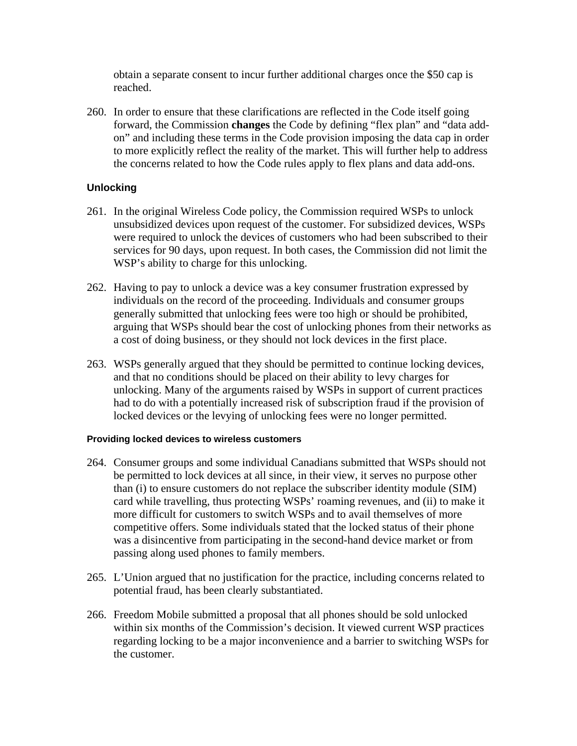obtain a separate consent to incur further additional charges once the $50 cap is reached.

260. In order to ensure that these clarifications are reflected in the Code itself going forward, the Commission **changes** the Code by defining "flex plan" and "data add-on" and including these terms in the Code provision imposing the data cap in order to more explicitly reflect the reality of the market. This will further help to address the concerns related to how the Code rules apply to flex plans and data add-ons.

### Unlocking

261. In the original Wireless Code policy, the Commission required WSPs to unlock unsubsidized devices upon request of the customer. For subsidized devices, WSPs were required to unlock the devices of customers who had been subscribed to their services for 90 days, upon request. In both cases, the Commission did not limit the WSP's ability to charge for this unlocking.

262. Having to pay to unlock a device was a key consumer frustration expressed by individuals on the record of the proceeding. Individuals and consumer groups generally submitted that unlocking fees were too high or should be prohibited, arguing that WSPs should bear the cost of unlocking phones from their networks as a cost of doing business, or they should not lock devices in the first place.

263. WSPs generally argued that they should be permitted to continue locking devices, and that no conditions should be placed on their ability to levy charges for unlocking. Many of the arguments raised by WSPs in support of current practices had to do with a potentially increased risk of subscription fraud if the provision of locked devices or the levying of unlocking fees were no longer permitted.

#### Providing locked devices to wireless customers

264. Consumer groups and some individual Canadians submitted that WSPs should not be permitted to lock devices at all since, in their view, it serves no purpose other than (i) to ensure customers do not replace the subscriber identity module (SIM) card while travelling, thus protecting WSPs' roaming revenues, and (ii) to make it more difficult for customers to switch WSPs and to avail themselves of more competitive offers. Some individuals stated that the locked status of their phone was a disincentive from participating in the second-hand device market or from passing along used phones to family members.

265. L'Union argued that no justification for the practice, including concerns related to potential fraud, has been clearly substantiated.

266. Freedom Mobile submitted a proposal that all phones should be sold unlocked within six months of the Commission's decision. It viewed current WSP practices regarding locking to be a major inconvenience and a barrier to switching WSPs for the customer.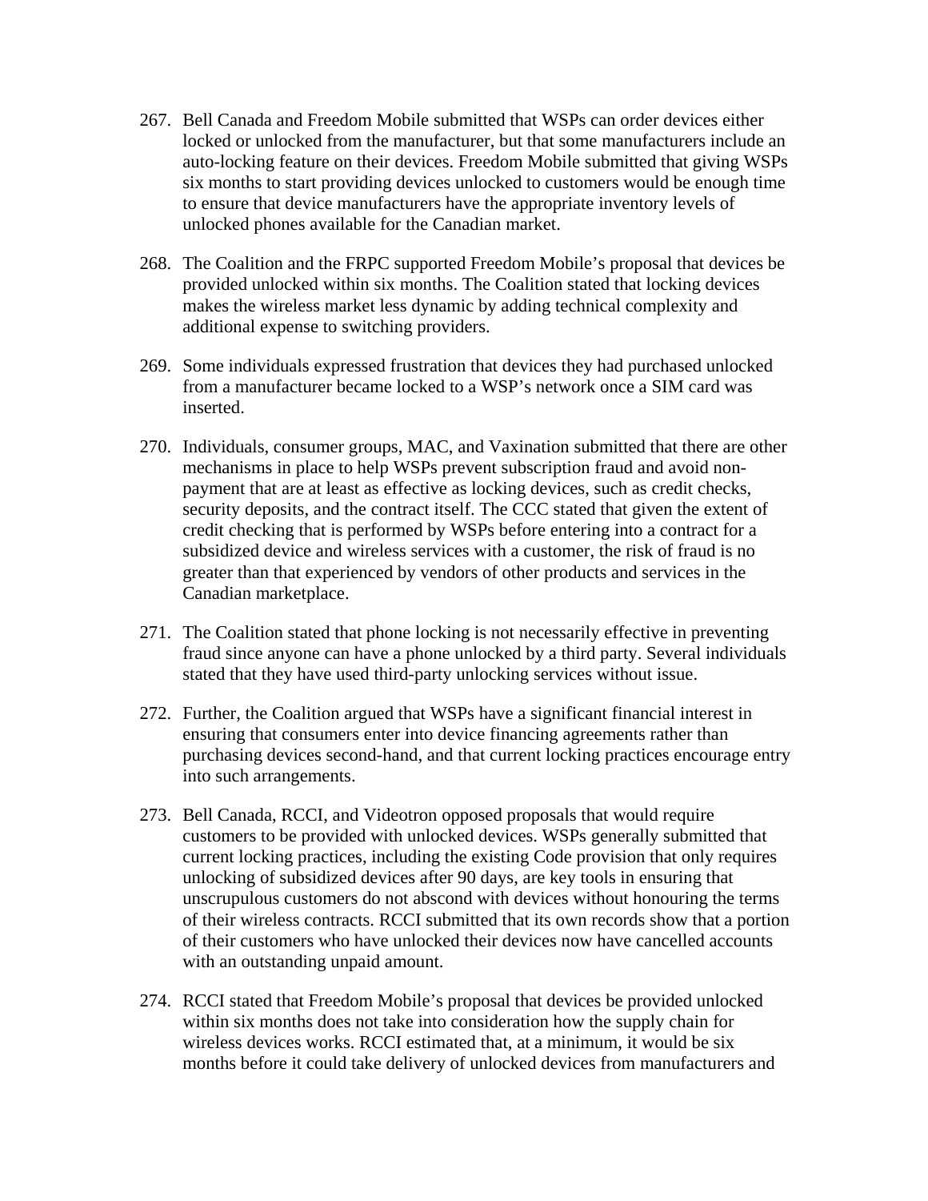267. Bell Canada and Freedom Mobile submitted that WSPs can order devices either locked or unlocked from the manufacturer, but that some manufacturers include an auto-locking feature on their devices. Freedom Mobile submitted that giving WSPs six months to start providing devices unlocked to customers would be enough time to ensure that device manufacturers have the appropriate inventory levels of unlocked phones available for the Canadian market.

268. The Coalition and the FRPC supported Freedom Mobile's proposal that devices be provided unlocked within six months. The Coalition stated that locking devices makes the wireless market less dynamic by adding technical complexity and additional expense to switching providers.

269. Some individuals expressed frustration that devices they had purchased unlocked from a manufacturer became locked to a WSP's network once a SIM card was inserted.

270. Individuals, consumer groups, MAC, and Vaxination submitted that there are other mechanisms in place to help WSPs prevent subscription fraud and avoid non-payment that are at least as effective as locking devices, such as credit checks, security deposits, and the contract itself. The CCC stated that given the extent of credit checking that is performed by WSPs before entering into a contract for a subsidized device and wireless services with a customer, the risk of fraud is no greater than that experienced by vendors of other products and services in the Canadian marketplace.

271. The Coalition stated that phone locking is not necessarily effective in preventing fraud since anyone can have a phone unlocked by a third party. Several individuals stated that they have used third-party unlocking services without issue.

272. Further, the Coalition argued that WSPs have a significant financial interest in ensuring that consumers enter into device financing agreements rather than purchasing devices second-hand, and that current locking practices encourage entry into such arrangements.

273. Bell Canada, RCCI, and Videotron opposed proposals that would require customers to be provided with unlocked devices. WSPs generally submitted that current locking practices, including the existing Code provision that only requires unlocking of subsidized devices after 90 days, are key tools in ensuring that unscrupulous customers do not abscond with devices without honouring the terms of their wireless contracts. RCCI submitted that its own records show that a portion of their customers who have unlocked their devices now have cancelled accounts with an outstanding unpaid amount.

274. RCCI stated that Freedom Mobile's proposal that devices be provided unlocked within six months does not take into consideration how the supply chain for wireless devices works. RCCI estimated that, at a minimum, it would be six months before it could take delivery of unlocked devices from manufacturers and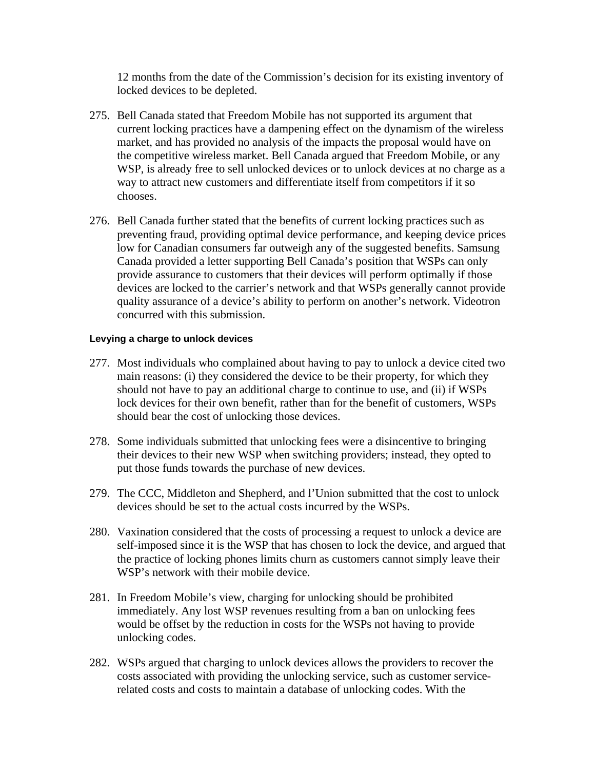12 months from the date of the Commission's decision for its existing inventory of locked devices to be depleted.

275. Bell Canada stated that Freedom Mobile has not supported its argument that current locking practices have a dampening effect on the dynamism of the wireless market, and has provided no analysis of the impacts the proposal would have on the competitive wireless market. Bell Canada argued that Freedom Mobile, or any WSP, is already free to sell unlocked devices or to unlock devices at no charge as a way to attract new customers and differentiate itself from competitors if it so chooses.

276. Bell Canada further stated that the benefits of current locking practices such as preventing fraud, providing optimal device performance, and keeping device prices low for Canadian consumers far outweigh any of the suggested benefits. Samsung Canada provided a letter supporting Bell Canada's position that WSPs can only provide assurance to customers that their devices will perform optimally if those devices are locked to the carrier's network and that WSPs generally cannot provide quality assurance of a device's ability to perform on another's network. Videotron concurred with this submission.

#### Levying a charge to unlock devices

277. Most individuals who complained about having to pay to unlock a device cited two main reasons: (i) they considered the device to be their property, for which they should not have to pay an additional charge to continue to use, and (ii) if WSPs lock devices for their own benefit, rather than for the benefit of customers, WSPs should bear the cost of unlocking those devices.

278. Some individuals submitted that unlocking fees were a disincentive to bringing their devices to their new WSP when switching providers; instead, they opted to put those funds towards the purchase of new devices.

279. The CCC, Middleton and Shepherd, and l'Union submitted that the cost to unlock devices should be set to the actual costs incurred by the WSPs.

280. Vaxination considered that the costs of processing a request to unlock a device are self-imposed since it is the WSP that has chosen to lock the device, and argued that the practice of locking phones limits churn as customers cannot simply leave their WSP's network with their mobile device.

281. In Freedom Mobile's view, charging for unlocking should be prohibited immediately. Any lost WSP revenues resulting from a ban on unlocking fees would be offset by the reduction in costs for the WSPs not having to provide unlocking codes.

282. WSPs argued that charging to unlock devices allows the providers to recover the costs associated with providing the unlocking service, such as customer service-related costs and costs to maintain a database of unlocking codes. With the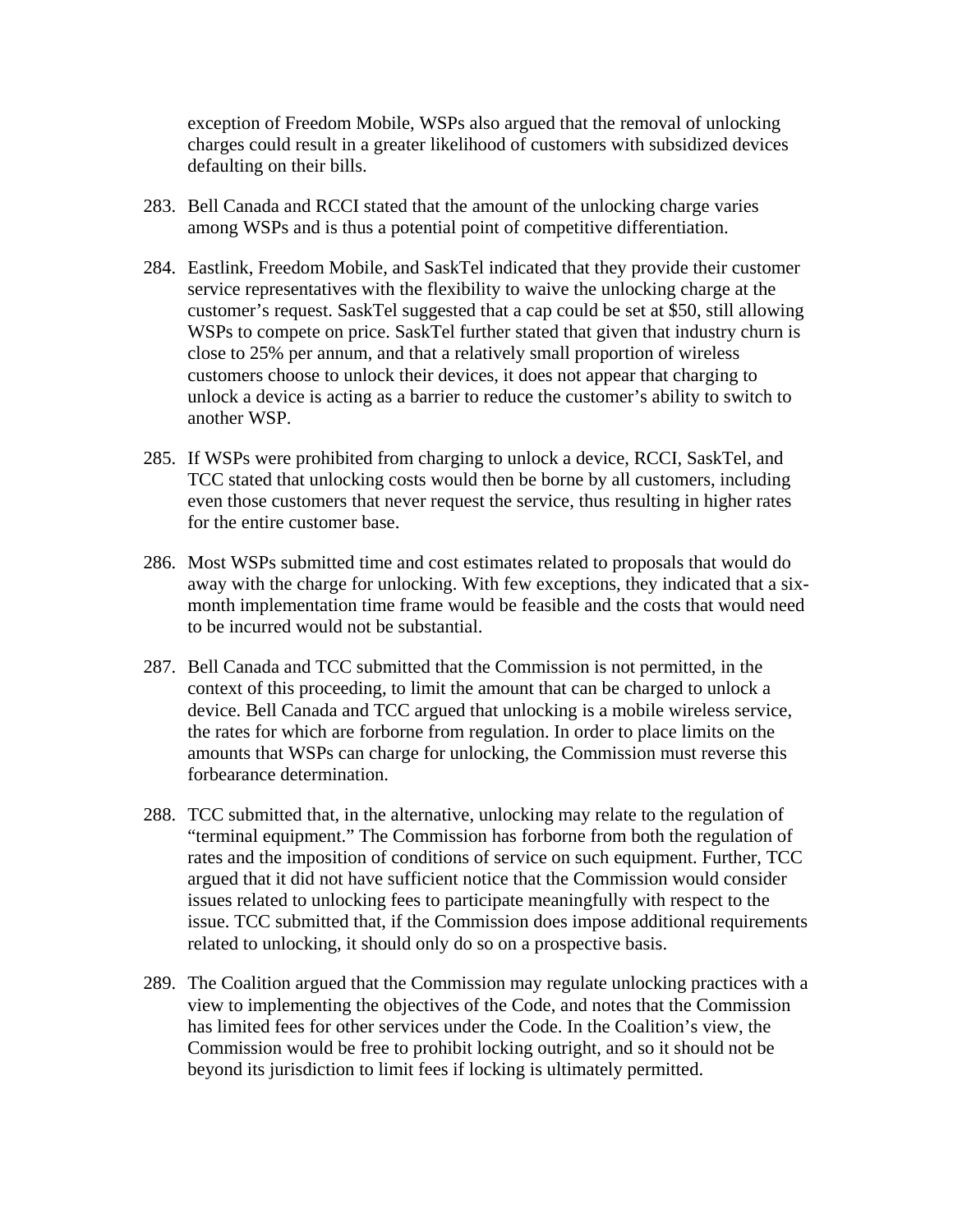exception of Freedom Mobile, WSPs also argued that the removal of unlocking charges could result in a greater likelihood of customers with subsidized devices defaulting on their bills.

283. Bell Canada and RCCI stated that the amount of the unlocking charge varies among WSPs and is thus a potential point of competitive differentiation.

284. Eastlink, Freedom Mobile, and SaskTel indicated that they provide their customer service representatives with the flexibility to waive the unlocking charge at the customer's request. SaskTel suggested that a cap could be set at $50, still allowing WSPs to compete on price. SaskTel further stated that given that industry churn is close to 25% per annum, and that a relatively small proportion of wireless customers choose to unlock their devices, it does not appear that charging to unlock a device is acting as a barrier to reduce the customer's ability to switch to another WSP.

285. If WSPs were prohibited from charging to unlock a device, RCCI, SaskTel, and TCC stated that unlocking costs would then be borne by all customers, including even those customers that never request the service, thus resulting in higher rates for the entire customer base.

286. Most WSPs submitted time and cost estimates related to proposals that would do away with the charge for unlocking. With few exceptions, they indicated that a six-month implementation time frame would be feasible and the costs that would need to be incurred would not be substantial.

287. Bell Canada and TCC submitted that the Commission is not permitted, in the context of this proceeding, to limit the amount that can be charged to unlock a device. Bell Canada and TCC argued that unlocking is a mobile wireless service, the rates for which are forborne from regulation. In order to place limits on the amounts that WSPs can charge for unlocking, the Commission must reverse this forbearance determination.

288. TCC submitted that, in the alternative, unlocking may relate to the regulation of "terminal equipment." The Commission has forborne from both the regulation of rates and the imposition of conditions of service on such equipment. Further, TCC argued that it did not have sufficient notice that the Commission would consider issues related to unlocking fees to participate meaningfully with respect to the issue. TCC submitted that, if the Commission does impose additional requirements related to unlocking, it should only do so on a prospective basis.

289. The Coalition argued that the Commission may regulate unlocking practices with a view to implementing the objectives of the Code, and notes that the Commission has limited fees for other services under the Code. In the Coalition's view, the Commission would be free to prohibit locking outright, and so it should not be beyond its jurisdiction to limit fees if locking is ultimately permitted.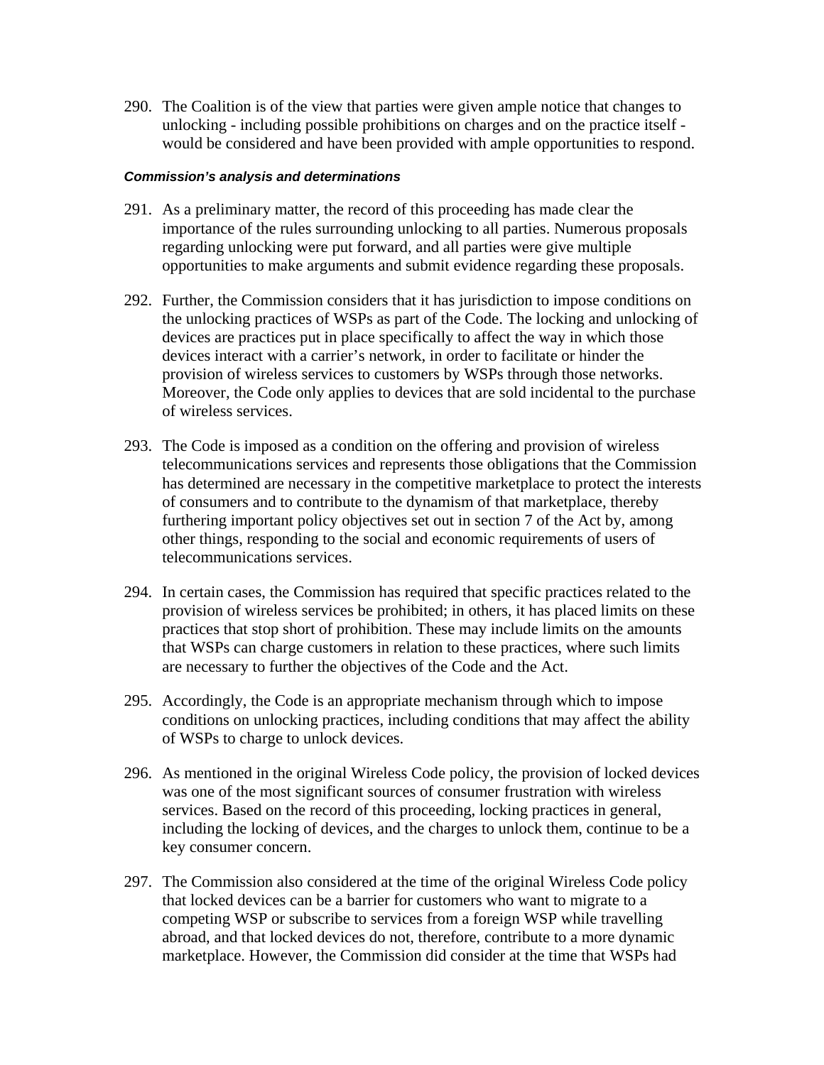290. The Coalition is of the view that parties were given ample notice that changes to unlocking - including possible prohibitions on charges and on the practice itself - would be considered and have been provided with ample opportunities to respond.

***Commission's analysis and determinations***

291. As a preliminary matter, the record of this proceeding has made clear the importance of the rules surrounding unlocking to all parties. Numerous proposals regarding unlocking were put forward, and all parties were give multiple opportunities to make arguments and submit evidence regarding these proposals.

292. Further, the Commission considers that it has jurisdiction to impose conditions on the unlocking practices of WSPs as part of the Code. The locking and unlocking of devices are practices put in place specifically to affect the way in which those devices interact with a carrier's network, in order to facilitate or hinder the provision of wireless services to customers by WSPs through those networks. Moreover, the Code only applies to devices that are sold incidental to the purchase of wireless services.

293. The Code is imposed as a condition on the offering and provision of wireless telecommunications services and represents those obligations that the Commission has determined are necessary in the competitive marketplace to protect the interests of consumers and to contribute to the dynamism of that marketplace, thereby furthering important policy objectives set out in section 7 of the Act by, among other things, responding to the social and economic requirements of users of telecommunications services.

294. In certain cases, the Commission has required that specific practices related to the provision of wireless services be prohibited; in others, it has placed limits on these practices that stop short of prohibition. These may include limits on the amounts that WSPs can charge customers in relation to these practices, where such limits are necessary to further the objectives of the Code and the Act.

295. Accordingly, the Code is an appropriate mechanism through which to impose conditions on unlocking practices, including conditions that may affect the ability of WSPs to charge to unlock devices.

296. As mentioned in the original Wireless Code policy, the provision of locked devices was one of the most significant sources of consumer frustration with wireless services. Based on the record of this proceeding, locking practices in general, including the locking of devices, and the charges to unlock them, continue to be a key consumer concern.

297. The Commission also considered at the time of the original Wireless Code policy that locked devices can be a barrier for customers who want to migrate to a competing WSP or subscribe to services from a foreign WSP while travelling abroad, and that locked devices do not, therefore, contribute to a more dynamic marketplace. However, the Commission did consider at the time that WSPs had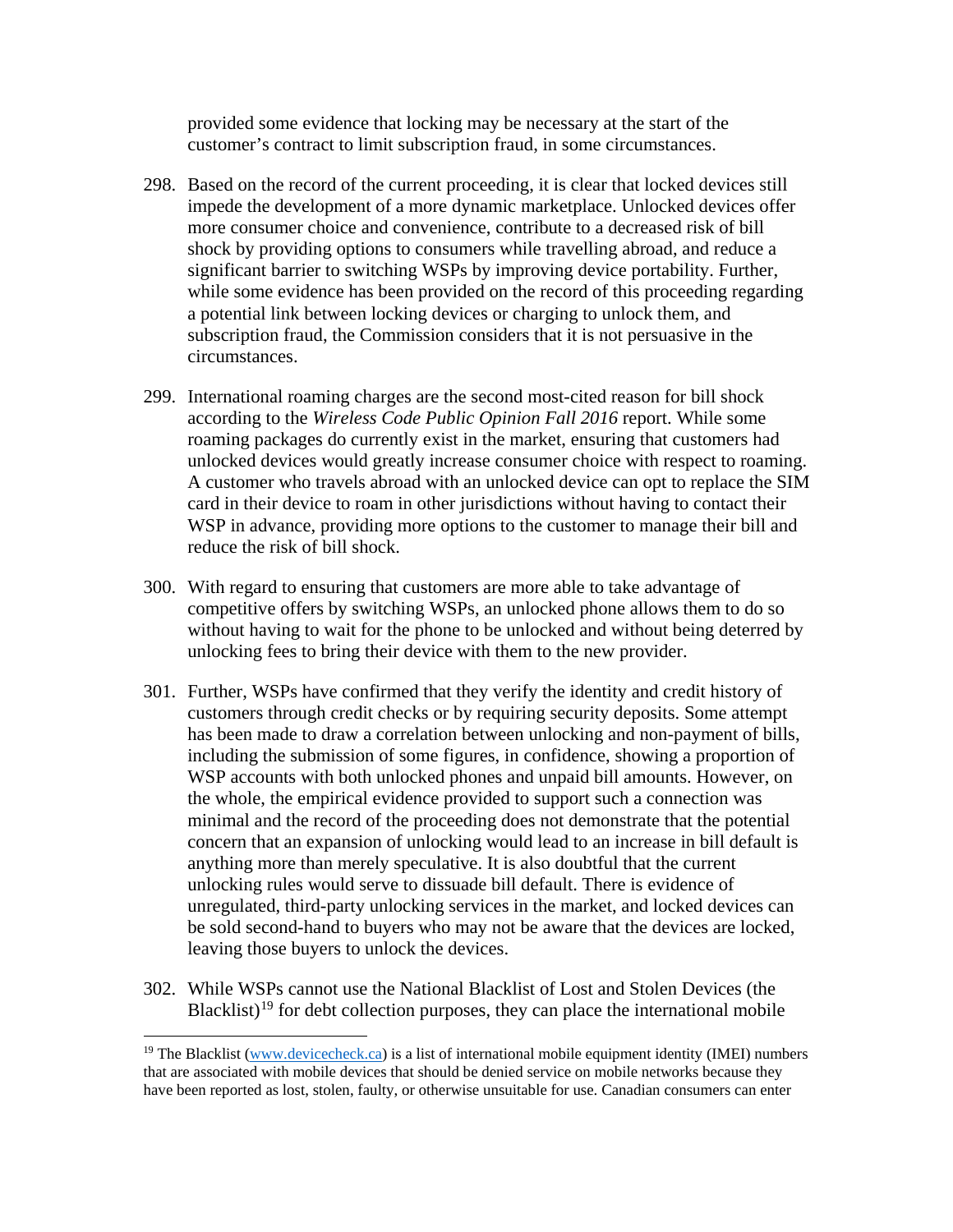provided some evidence that locking may be necessary at the start of the customer's contract to limit subscription fraud, in some circumstances.

298. Based on the record of the current proceeding, it is clear that locked devices still impede the development of a more dynamic marketplace. Unlocked devices offer more consumer choice and convenience, contribute to a decreased risk of bill shock by providing options to consumers while travelling abroad, and reduce a significant barrier to switching WSPs by improving device portability. Further, while some evidence has been provided on the record of this proceeding regarding a potential link between locking devices or charging to unlock them, and subscription fraud, the Commission considers that it is not persuasive in the circumstances.

299. International roaming charges are the second most-cited reason for bill shock according to the *Wireless Code Public Opinion Fall 2016* report. While some roaming packages do currently exist in the market, ensuring that customers had unlocked devices would greatly increase consumer choice with respect to roaming. A customer who travels abroad with an unlocked device can opt to replace the SIM card in their device to roam in other jurisdictions without having to contact their WSP in advance, providing more options to the customer to manage their bill and reduce the risk of bill shock.

300. With regard to ensuring that customers are more able to take advantage of competitive offers by switching WSPs, an unlocked phone allows them to do so without having to wait for the phone to be unlocked and without being deterred by unlocking fees to bring their device with them to the new provider.

301. Further, WSPs have confirmed that they verify the identity and credit history of customers through credit checks or by requiring security deposits. Some attempt has been made to draw a correlation between unlocking and non-payment of bills, including the submission of some figures, in confidence, showing a proportion of WSP accounts with both unlocked phones and unpaid bill amounts. However, on the whole, the empirical evidence provided to support such a connection was minimal and the record of the proceeding does not demonstrate that the potential concern that an expansion of unlocking would lead to an increase in bill default is anything more than merely speculative. It is also doubtful that the current unlocking rules would serve to dissuade bill default. There is evidence of unregulated, third-party unlocking services in the market, and locked devices can be sold second-hand to buyers who may not be aware that the devices are locked, leaving those buyers to unlock the devices.

302. While WSPs cannot use the National Blacklist of Lost and Stolen Devices (the Blacklist)[19] for debt collection purposes, they can place the international mobile

[19] The Blacklist (www.devicecheck.ca) is a list of international mobile equipment identity (IMEI) numbers that are associated with mobile devices that should be denied service on mobile networks because they have been reported as lost, stolen, faulty, or otherwise unsuitable for use. Canadian consumers can enter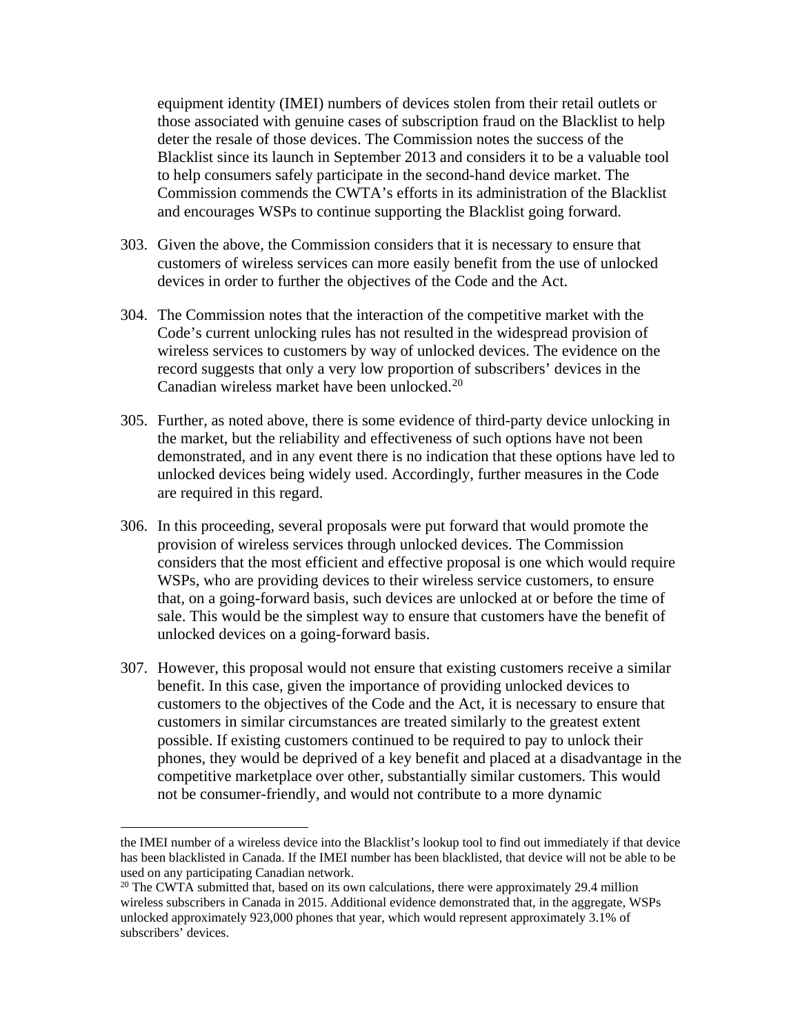equipment identity (IMEI) numbers of devices stolen from their retail outlets or those associated with genuine cases of subscription fraud on the Blacklist to help deter the resale of those devices. The Commission notes the success of the Blacklist since its launch in September 2013 and considers it to be a valuable tool to help consumers safely participate in the second-hand device market. The Commission commends the CWTA's efforts in its administration of the Blacklist and encourages WSPs to continue supporting the Blacklist going forward.

303. Given the above, the Commission considers that it is necessary to ensure that customers of wireless services can more easily benefit from the use of unlocked devices in order to further the objectives of the Code and the Act.

304. The Commission notes that the interaction of the competitive market with the Code's current unlocking rules has not resulted in the widespread provision of wireless services to customers by way of unlocked devices. The evidence on the record suggests that only a very low proportion of subscribers' devices in the Canadian wireless market have been unlocked.[20]

305. Further, as noted above, there is some evidence of third-party device unlocking in the market, but the reliability and effectiveness of such options have not been demonstrated, and in any event there is no indication that these options have led to unlocked devices being widely used. Accordingly, further measures in the Code are required in this regard.

306. In this proceeding, several proposals were put forward that would promote the provision of wireless services through unlocked devices. The Commission considers that the most efficient and effective proposal is one which would require WSPs, who are providing devices to their wireless service customers, to ensure that, on a going-forward basis, such devices are unlocked at or before the time of sale. This would be the simplest way to ensure that customers have the benefit of unlocked devices on a going-forward basis.

307. However, this proposal would not ensure that existing customers receive a similar benefit. In this case, given the importance of providing unlocked devices to customers to the objectives of the Code and the Act, it is necessary to ensure that customers in similar circumstances are treated similarly to the greatest extent possible. If existing customers continued to be required to pay to unlock their phones, they would be deprived of a key benefit and placed at a disadvantage in the competitive marketplace over other, substantially similar customers. This would not be consumer-friendly, and would not contribute to a more dynamic

---

the IMEI number of a wireless device into the Blacklist's lookup tool to find out immediately if that device has been blacklisted in Canada. If the IMEI number has been blacklisted, that device will not be able to be used on any participating Canadian network.

[20] The CWTA submitted that, based on its own calculations, there were approximately 29.4 million wireless subscribers in Canada in 2015. Additional evidence demonstrated that, in the aggregate, WSPs unlocked approximately 923,000 phones that year, which would represent approximately 3.1% of subscribers' devices.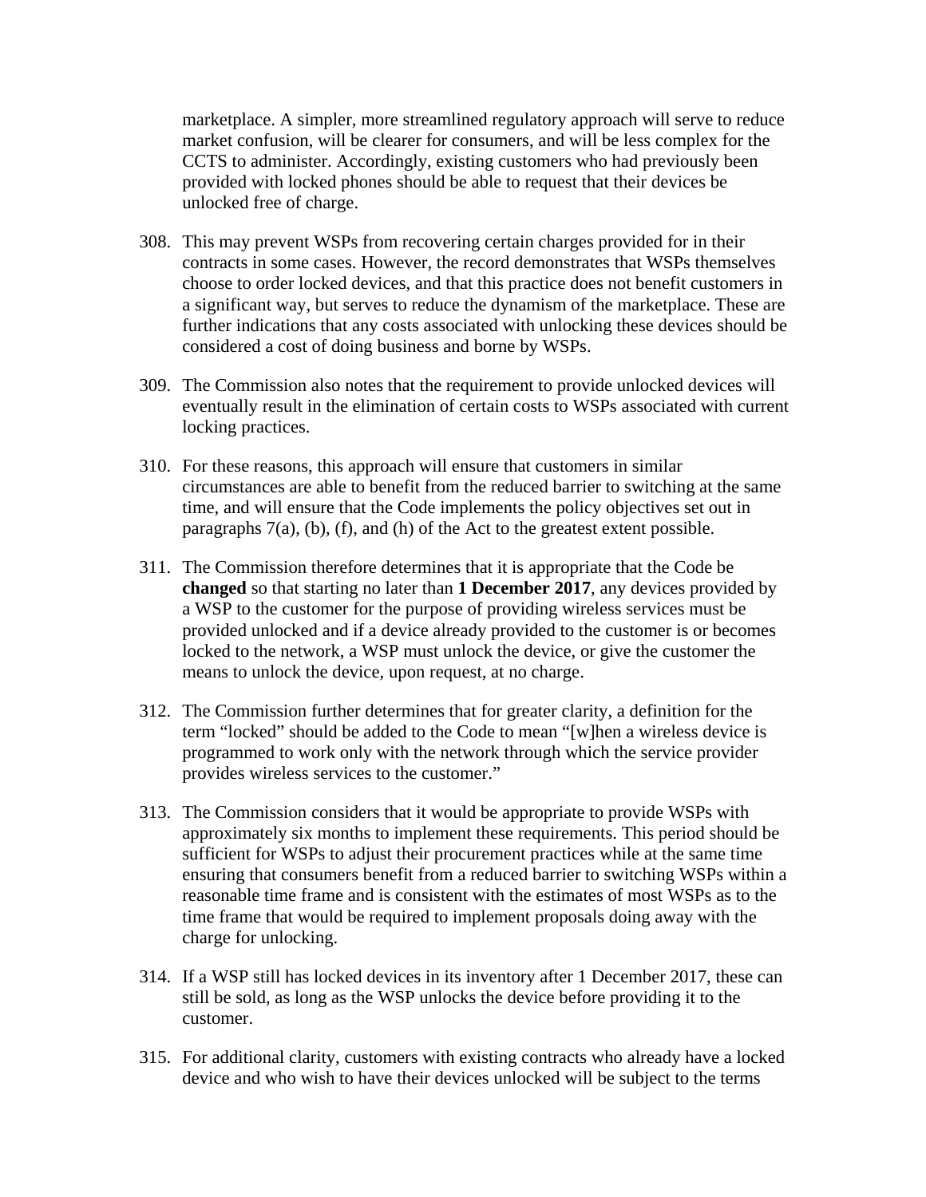marketplace. A simpler, more streamlined regulatory approach will serve to reduce market confusion, will be clearer for consumers, and will be less complex for the CCTS to administer. Accordingly, existing customers who had previously been provided with locked phones should be able to request that their devices be unlocked free of charge.

308. This may prevent WSPs from recovering certain charges provided for in their contracts in some cases. However, the record demonstrates that WSPs themselves choose to order locked devices, and that this practice does not benefit customers in a significant way, but serves to reduce the dynamism of the marketplace. These are further indications that any costs associated with unlocking these devices should be considered a cost of doing business and borne by WSPs.

309. The Commission also notes that the requirement to provide unlocked devices will eventually result in the elimination of certain costs to WSPs associated with current locking practices.

310. For these reasons, this approach will ensure that customers in similar circumstances are able to benefit from the reduced barrier to switching at the same time, and will ensure that the Code implements the policy objectives set out in paragraphs 7(a), (b), (f), and (h) of the Act to the greatest extent possible.

311. The Commission therefore determines that it is appropriate that the Code be **changed** so that starting no later than **1 December 2017**, any devices provided by a WSP to the customer for the purpose of providing wireless services must be provided unlocked and if a device already provided to the customer is or becomes locked to the network, a WSP must unlock the device, or give the customer the means to unlock the device, upon request, at no charge.

312. The Commission further determines that for greater clarity, a definition for the term "locked" should be added to the Code to mean "[w]hen a wireless device is programmed to work only with the network through which the service provider provides wireless services to the customer."

313. The Commission considers that it would be appropriate to provide WSPs with approximately six months to implement these requirements. This period should be sufficient for WSPs to adjust their procurement practices while at the same time ensuring that consumers benefit from a reduced barrier to switching WSPs within a reasonable time frame and is consistent with the estimates of most WSPs as to the time frame that would be required to implement proposals doing away with the charge for unlocking.

314. If a WSP still has locked devices in its inventory after 1 December 2017, these can still be sold, as long as the WSP unlocks the device before providing it to the customer.

315. For additional clarity, customers with existing contracts who already have a locked device and who wish to have their devices unlocked will be subject to the terms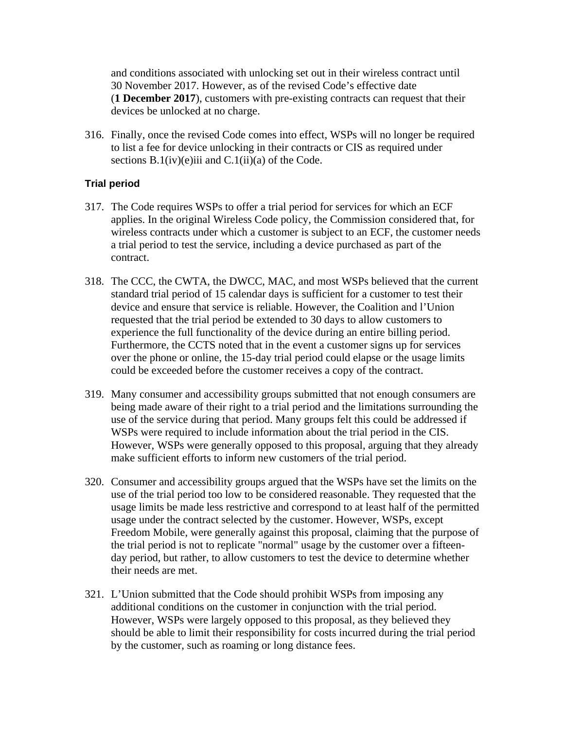and conditions associated with unlocking set out in their wireless contract until 30 November 2017. However, as of the revised Code's effective date (**1 December 2017**), customers with pre-existing contracts can request that their devices be unlocked at no charge.

316. Finally, once the revised Code comes into effect, WSPs will no longer be required to list a fee for device unlocking in their contracts or CIS as required under sections B.1(iv)(e)iii and C.1(ii)(a) of the Code.

### Trial period

317. The Code requires WSPs to offer a trial period for services for which an ECF applies. In the original Wireless Code policy, the Commission considered that, for wireless contracts under which a customer is subject to an ECF, the customer needs a trial period to test the service, including a device purchased as part of the contract.

318. The CCC, the CWTA, the DWCC, MAC, and most WSPs believed that the current standard trial period of 15 calendar days is sufficient for a customer to test their device and ensure that service is reliable. However, the Coalition and l'Union requested that the trial period be extended to 30 days to allow customers to experience the full functionality of the device during an entire billing period. Furthermore, the CCTS noted that in the event a customer signs up for services over the phone or online, the 15-day trial period could elapse or the usage limits could be exceeded before the customer receives a copy of the contract.

319. Many consumer and accessibility groups submitted that not enough consumers are being made aware of their right to a trial period and the limitations surrounding the use of the service during that period. Many groups felt this could be addressed if WSPs were required to include information about the trial period in the CIS. However, WSPs were generally opposed to this proposal, arguing that they already make sufficient efforts to inform new customers of the trial period.

320. Consumer and accessibility groups argued that the WSPs have set the limits on the use of the trial period too low to be considered reasonable. They requested that the usage limits be made less restrictive and correspond to at least half of the permitted usage under the contract selected by the customer. However, WSPs, except Freedom Mobile, were generally against this proposal, claiming that the purpose of the trial period is not to replicate "normal" usage by the customer over a fifteen-day period, but rather, to allow customers to test the device to determine whether their needs are met.

321. L'Union submitted that the Code should prohibit WSPs from imposing any additional conditions on the customer in conjunction with the trial period. However, WSPs were largely opposed to this proposal, as they believed they should be able to limit their responsibility for costs incurred during the trial period by the customer, such as roaming or long distance fees.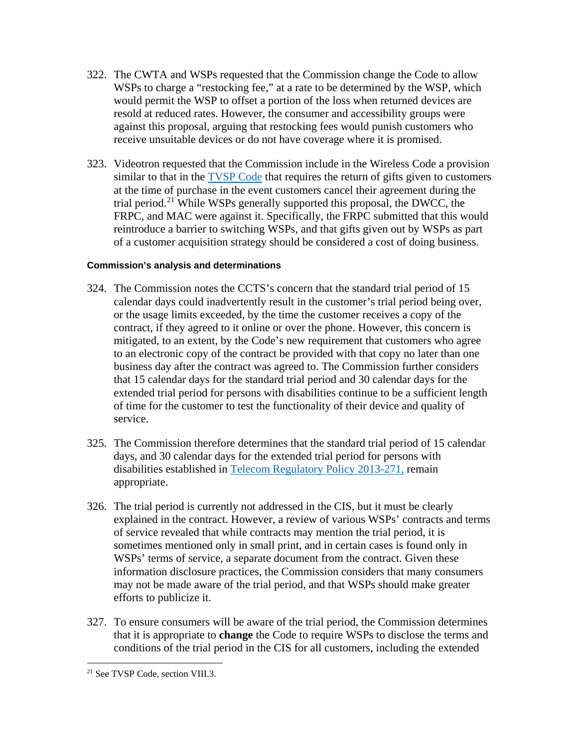322. The CWTA and WSPs requested that the Commission change the Code to allow WSPs to charge a "restocking fee," at a rate to be determined by the WSP, which would permit the WSP to offset a portion of the loss when returned devices are resold at reduced rates. However, the consumer and accessibility groups were against this proposal, arguing that restocking fees would punish customers who receive unsuitable devices or do not have coverage where it is promised.

323. Videotron requested that the Commission include in the Wireless Code a provision similar to that in the TVSP Code that requires the return of gifts given to customers at the time of purchase in the event customers cancel their agreement during the trial period.[21] While WSPs generally supported this proposal, the DWCC, the FRPC, and MAC were against it. Specifically, the FRPC submitted that this would reintroduce a barrier to switching WSPs, and that gifts given out by WSPs as part of a customer acquisition strategy should be considered a cost of doing business.

#### Commission's analysis and determinations

324. The Commission notes the CCTS's concern that the standard trial period of 15 calendar days could inadvertently result in the customer's trial period being over, or the usage limits exceeded, by the time the customer receives a copy of the contract, if they agreed to it online or over the phone. However, this concern is mitigated, to an extent, by the Code's new requirement that customers who agree to an electronic copy of the contract be provided with that copy no later than one business day after the contract was agreed to. The Commission further considers that 15 calendar days for the standard trial period and 30 calendar days for the extended trial period for persons with disabilities continue to be a sufficient length of time for the customer to test the functionality of their device and quality of service.

325. The Commission therefore determines that the standard trial period of 15 calendar days, and 30 calendar days for the extended trial period for persons with disabilities established in Telecom Regulatory Policy 2013-271, remain appropriate.

326. The trial period is currently not addressed in the CIS, but it must be clearly explained in the contract. However, a review of various WSPs' contracts and terms of service revealed that while contracts may mention the trial period, it is sometimes mentioned only in small print, and in certain cases is found only in WSPs' terms of service, a separate document from the contract. Given these information disclosure practices, the Commission considers that many consumers may not be made aware of the trial period, and that WSPs should make greater efforts to publicize it.

327. To ensure consumers will be aware of the trial period, the Commission determines that it is appropriate to **change** the Code to require WSPs to disclose the terms and conditions of the trial period in the CIS for all customers, including the extended

---

[21] See TVSP Code, section VIII.3.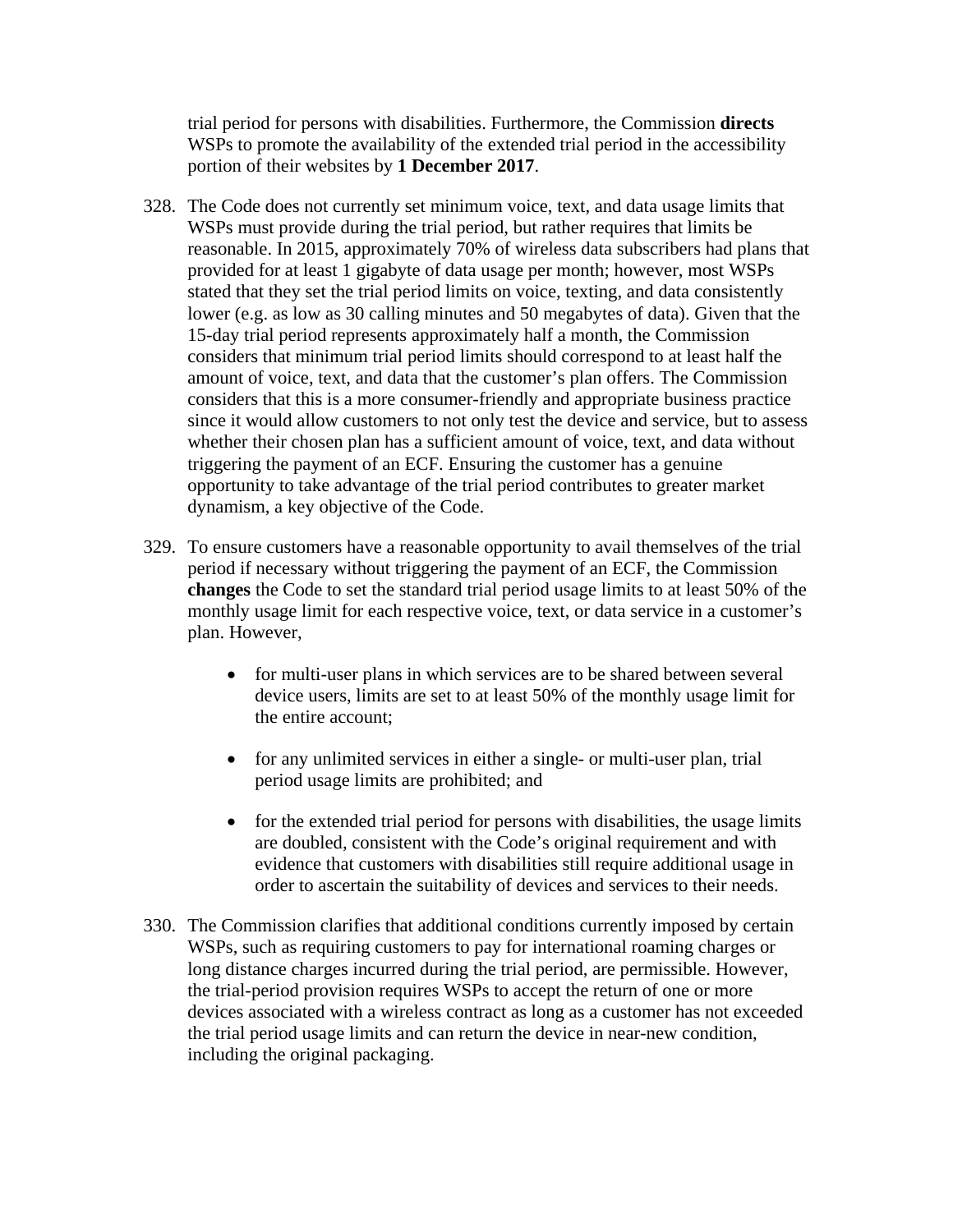trial period for persons with disabilities. Furthermore, the Commission **directs** WSPs to promote the availability of the extended trial period in the accessibility portion of their websites by **1 December 2017**.

328. The Code does not currently set minimum voice, text, and data usage limits that WSPs must provide during the trial period, but rather requires that limits be reasonable. In 2015, approximately 70% of wireless data subscribers had plans that provided for at least 1 gigabyte of data usage per month; however, most WSPs stated that they set the trial period limits on voice, texting, and data consistently lower (e.g. as low as 30 calling minutes and 50 megabytes of data). Given that the 15-day trial period represents approximately half a month, the Commission considers that minimum trial period limits should correspond to at least half the amount of voice, text, and data that the customer's plan offers. The Commission considers that this is a more consumer-friendly and appropriate business practice since it would allow customers to not only test the device and service, but to assess whether their chosen plan has a sufficient amount of voice, text, and data without triggering the payment of an ECF. Ensuring the customer has a genuine opportunity to take advantage of the trial period contributes to greater market dynamism, a key objective of the Code.

329. To ensure customers have a reasonable opportunity to avail themselves of the trial period if necessary without triggering the payment of an ECF, the Commission **changes** the Code to set the standard trial period usage limits to at least 50% of the monthly usage limit for each respective voice, text, or data service in a customer's plan. However,

    - for multi-user plans in which services are to be shared between several device users, limits are set to at least 50% of the monthly usage limit for the entire account;
    - for any unlimited services in either a single- or multi-user plan, trial period usage limits are prohibited; and
    - for the extended trial period for persons with disabilities, the usage limits are doubled, consistent with the Code's original requirement and with evidence that customers with disabilities still require additional usage in order to ascertain the suitability of devices and services to their needs.

330. The Commission clarifies that additional conditions currently imposed by certain WSPs, such as requiring customers to pay for international roaming charges or long distance charges incurred during the trial period, are permissible. However, the trial-period provision requires WSPs to accept the return of one or more devices associated with a wireless contract as long as a customer has not exceeded the trial period usage limits and can return the device in near-new condition, including the original packaging.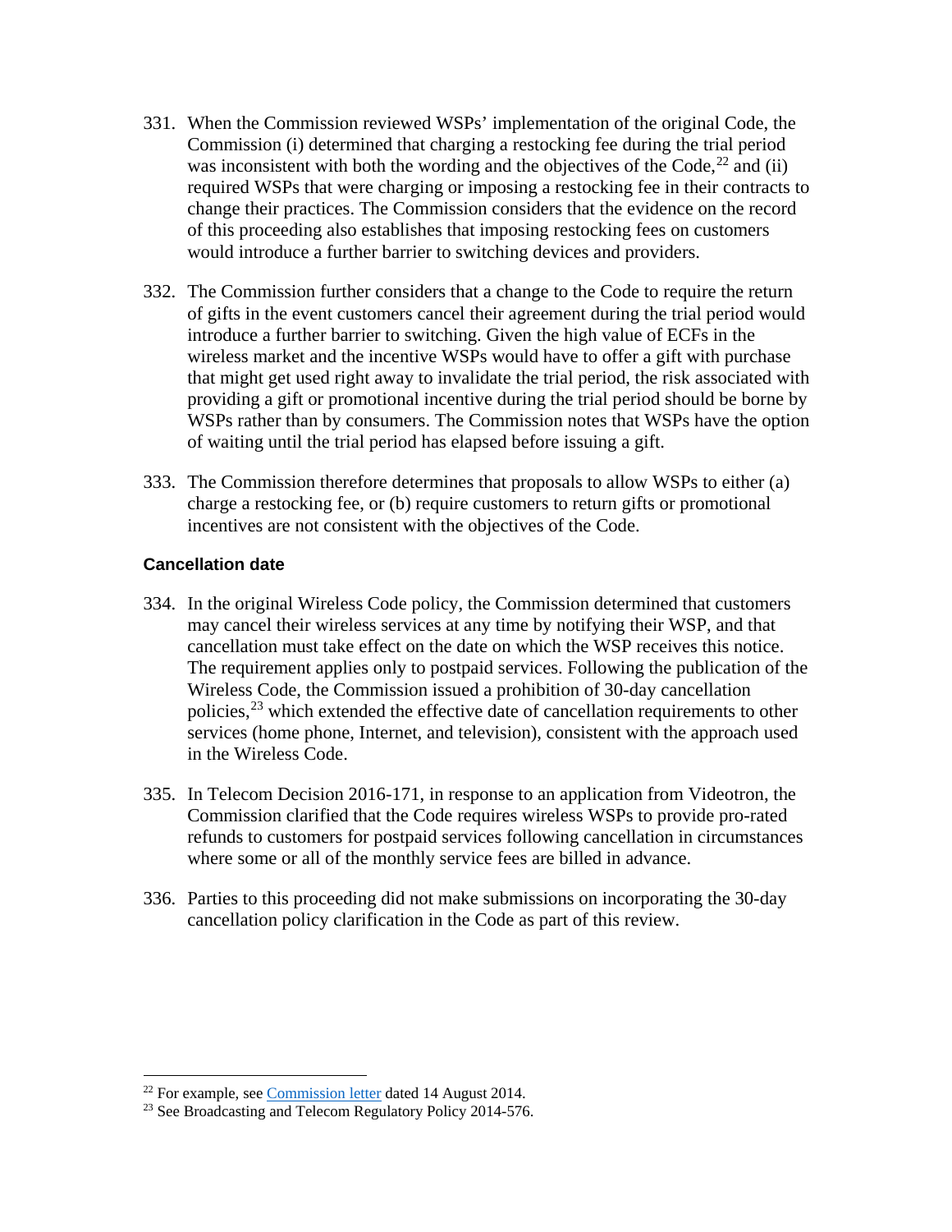331. When the Commission reviewed WSPs' implementation of the original Code, the Commission (i) determined that charging a restocking fee during the trial period was inconsistent with both the wording and the objectives of the Code,[22] and (ii) required WSPs that were charging or imposing a restocking fee in their contracts to change their practices. The Commission considers that the evidence on the record of this proceeding also establishes that imposing restocking fees on customers would introduce a further barrier to switching devices and providers.

332. The Commission further considers that a change to the Code to require the return of gifts in the event customers cancel their agreement during the trial period would introduce a further barrier to switching. Given the high value of ECFs in the wireless market and the incentive WSPs would have to offer a gift with purchase that might get used right away to invalidate the trial period, the risk associated with providing a gift or promotional incentive during the trial period should be borne by WSPs rather than by consumers. The Commission notes that WSPs have the option of waiting until the trial period has elapsed before issuing a gift.

333. The Commission therefore determines that proposals to allow WSPs to either (a) charge a restocking fee, or (b) require customers to return gifts or promotional incentives are not consistent with the objectives of the Code.

#### Cancellation date

334. In the original Wireless Code policy, the Commission determined that customers may cancel their wireless services at any time by notifying their WSP, and that cancellation must take effect on the date on which the WSP receives this notice. The requirement applies only to postpaid services. Following the publication of the Wireless Code, the Commission issued a prohibition of 30-day cancellation policies,[23] which extended the effective date of cancellation requirements to other services (home phone, Internet, and television), consistent with the approach used in the Wireless Code.

335. In Telecom Decision 2016-171, in response to an application from Videotron, the Commission clarified that the Code requires wireless WSPs to provide pro-rated refunds to customers for postpaid services following cancellation in circumstances where some or all of the monthly service fees are billed in advance.

336. Parties to this proceeding did not make submissions on incorporating the 30-day cancellation policy clarification in the Code as part of this review.

---

[22] For example, see Commission letter dated 14 August 2014.

[23] See Broadcasting and Telecom Regulatory Policy 2014-576.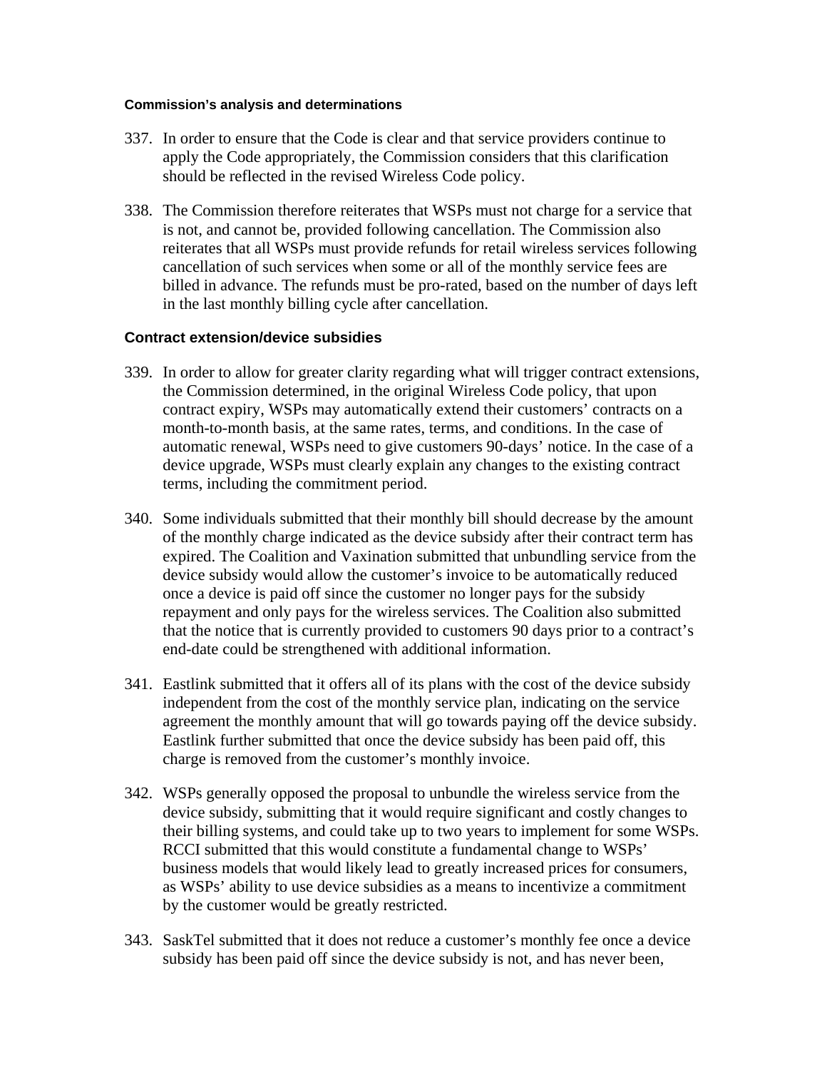#### Commission's analysis and determinations

337. In order to ensure that the Code is clear and that service providers continue to apply the Code appropriately, the Commission considers that this clarification should be reflected in the revised Wireless Code policy.

338. The Commission therefore reiterates that WSPs must not charge for a service that is not, and cannot be, provided following cancellation. The Commission also reiterates that all WSPs must provide refunds for retail wireless services following cancellation of such services when some or all of the monthly service fees are billed in advance. The refunds must be pro-rated, based on the number of days left in the last monthly billing cycle after cancellation.

### Contract extension/device subsidies

339. In order to allow for greater clarity regarding what will trigger contract extensions, the Commission determined, in the original Wireless Code policy, that upon contract expiry, WSPs may automatically extend their customers' contracts on a month-to-month basis, at the same rates, terms, and conditions. In the case of automatic renewal, WSPs need to give customers 90-days' notice. In the case of a device upgrade, WSPs must clearly explain any changes to the existing contract terms, including the commitment period.

340. Some individuals submitted that their monthly bill should decrease by the amount of the monthly charge indicated as the device subsidy after their contract term has expired. The Coalition and Vaxination submitted that unbundling service from the device subsidy would allow the customer's invoice to be automatically reduced once a device is paid off since the customer no longer pays for the subsidy repayment and only pays for the wireless services. The Coalition also submitted that the notice that is currently provided to customers 90 days prior to a contract's end-date could be strengthened with additional information.

341. Eastlink submitted that it offers all of its plans with the cost of the device subsidy independent from the cost of the monthly service plan, indicating on the service agreement the monthly amount that will go towards paying off the device subsidy. Eastlink further submitted that once the device subsidy has been paid off, this charge is removed from the customer's monthly invoice.

342. WSPs generally opposed the proposal to unbundle the wireless service from the device subsidy, submitting that it would require significant and costly changes to their billing systems, and could take up to two years to implement for some WSPs. RCCI submitted that this would constitute a fundamental change to WSPs' business models that would likely lead to greatly increased prices for consumers, as WSPs' ability to use device subsidies as a means to incentivize a commitment by the customer would be greatly restricted.

343. SaskTel submitted that it does not reduce a customer's monthly fee once a device subsidy has been paid off since the device subsidy is not, and has never been,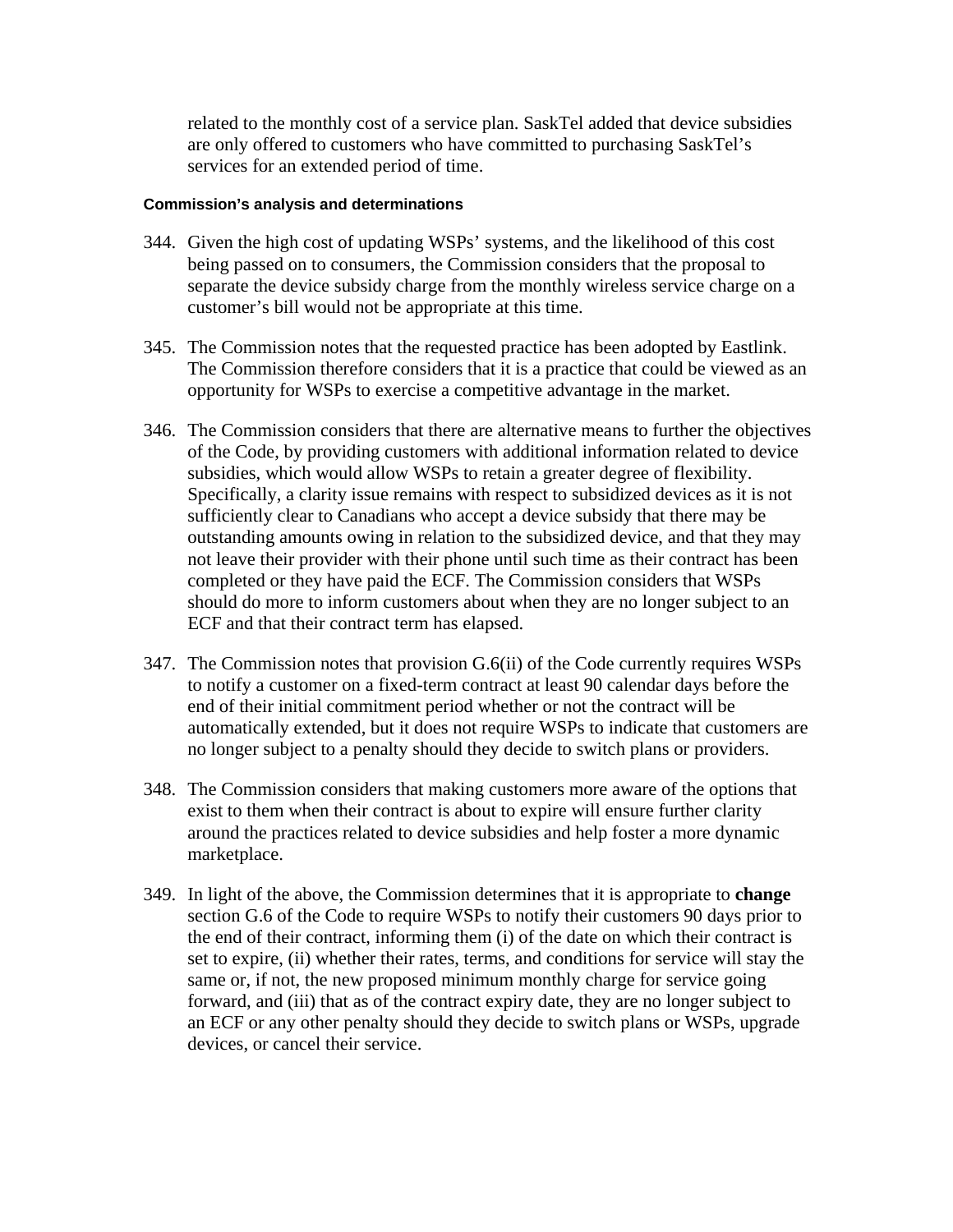related to the monthly cost of a service plan. SaskTel added that device subsidies are only offered to customers who have committed to purchasing SaskTel's services for an extended period of time.

#### Commission's analysis and determinations

344. Given the high cost of updating WSPs' systems, and the likelihood of this cost being passed on to consumers, the Commission considers that the proposal to separate the device subsidy charge from the monthly wireless service charge on a customer's bill would not be appropriate at this time.

345. The Commission notes that the requested practice has been adopted by Eastlink. The Commission therefore considers that it is a practice that could be viewed as an opportunity for WSPs to exercise a competitive advantage in the market.

346. The Commission considers that there are alternative means to further the objectives of the Code, by providing customers with additional information related to device subsidies, which would allow WSPs to retain a greater degree of flexibility. Specifically, a clarity issue remains with respect to subsidized devices as it is not sufficiently clear to Canadians who accept a device subsidy that there may be outstanding amounts owing in relation to the subsidized device, and that they may not leave their provider with their phone until such time as their contract has been completed or they have paid the ECF. The Commission considers that WSPs should do more to inform customers about when they are no longer subject to an ECF and that their contract term has elapsed.

347. The Commission notes that provision G.6(ii) of the Code currently requires WSPs to notify a customer on a fixed-term contract at least 90 calendar days before the end of their initial commitment period whether or not the contract will be automatically extended, but it does not require WSPs to indicate that customers are no longer subject to a penalty should they decide to switch plans or providers.

348. The Commission considers that making customers more aware of the options that exist to them when their contract is about to expire will ensure further clarity around the practices related to device subsidies and help foster a more dynamic marketplace.

349. In light of the above, the Commission determines that it is appropriate to **change** section G.6 of the Code to require WSPs to notify their customers 90 days prior to the end of their contract, informing them (i) of the date on which their contract is set to expire, (ii) whether their rates, terms, and conditions for service will stay the same or, if not, the new proposed minimum monthly charge for service going forward, and (iii) that as of the contract expiry date, they are no longer subject to an ECF or any other penalty should they decide to switch plans or WSPs, upgrade devices, or cancel their service.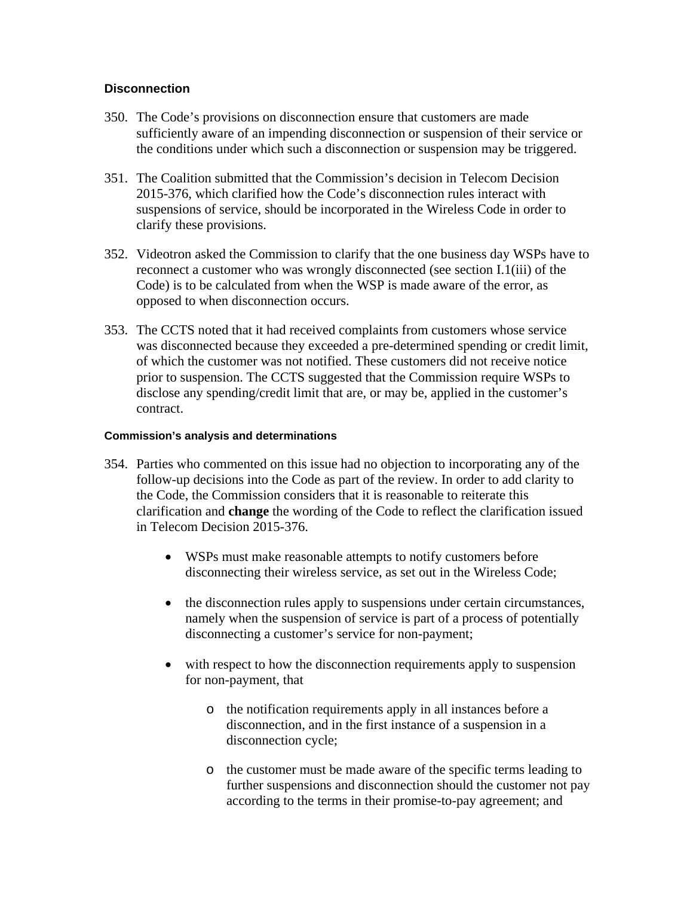### Disconnection

350. The Code's provisions on disconnection ensure that customers are made sufficiently aware of an impending disconnection or suspension of their service or the conditions under which such a disconnection or suspension may be triggered.

351. The Coalition submitted that the Commission's decision in Telecom Decision 2015-376, which clarified how the Code's disconnection rules interact with suspensions of service, should be incorporated in the Wireless Code in order to clarify these provisions.

352. Videotron asked the Commission to clarify that the one business day WSPs have to reconnect a customer who was wrongly disconnected (see section I.1(iii) of the Code) is to be calculated from when the WSP is made aware of the error, as opposed to when disconnection occurs.

353. The CCTS noted that it had received complaints from customers whose service was disconnected because they exceeded a pre-determined spending or credit limit, of which the customer was not notified. These customers did not receive notice prior to suspension. The CCTS suggested that the Commission require WSPs to disclose any spending/credit limit that are, or may be, applied in the customer's contract.

#### Commission's analysis and determinations

354. Parties who commented on this issue had no objection to incorporating any of the follow-up decisions into the Code as part of the review. In order to add clarity to the Code, the Commission considers that it is reasonable to reiterate this clarification and **change** the wording of the Code to reflect the clarification issued in Telecom Decision 2015-376.

    - WSPs must make reasonable attempts to notify customers before disconnecting their wireless service, as set out in the Wireless Code;
    - the disconnection rules apply to suspensions under certain circumstances, namely when the suspension of service is part of a process of potentially disconnecting a customer's service for non-payment;
    - with respect to how the disconnection requirements apply to suspension for non-payment, that
        - the notification requirements apply in all instances before a disconnection, and in the first instance of a suspension in a disconnection cycle;
        - the customer must be made aware of the specific terms leading to further suspensions and disconnection should the customer not pay according to the terms in their promise-to-pay agreement; and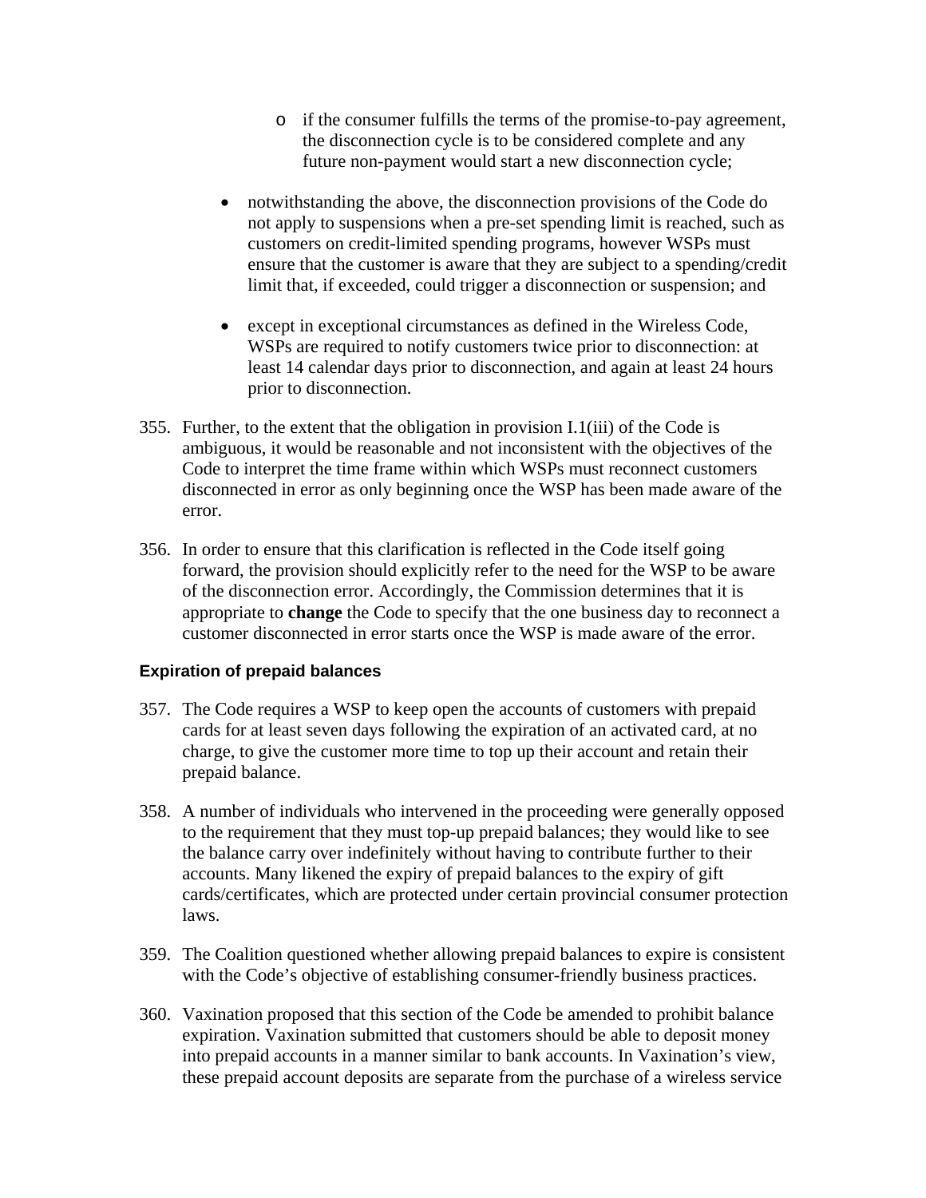- if the consumer fulfills the terms of the promise-to-pay agreement, the disconnection cycle is to be considered complete and any future non-payment would start a new disconnection cycle;

- notwithstanding the above, the disconnection provisions of the Code do not apply to suspensions when a pre-set spending limit is reached, such as customers on credit-limited spending programs, however WSPs must ensure that the customer is aware that they are subject to a spending/credit limit that, if exceeded, could trigger a disconnection or suspension; and

- except in exceptional circumstances as defined in the Wireless Code, WSPs are required to notify customers twice prior to disconnection: at least 14 calendar days prior to disconnection, and again at least 24 hours prior to disconnection.

355. Further, to the extent that the obligation in provision I.1(iii) of the Code is ambiguous, it would be reasonable and not inconsistent with the objectives of the Code to interpret the time frame within which WSPs must reconnect customers disconnected in error as only beginning once the WSP has been made aware of the error.

356. In order to ensure that this clarification is reflected in the Code itself going forward, the provision should explicitly refer to the need for the WSP to be aware of the disconnection error. Accordingly, the Commission determines that it is appropriate to **change** the Code to specify that the one business day to reconnect a customer disconnected in error starts once the WSP is made aware of the error.

### Expiration of prepaid balances

357. The Code requires a WSP to keep open the accounts of customers with prepaid cards for at least seven days following the expiration of an activated card, at no charge, to give the customer more time to top up their account and retain their prepaid balance.

358. A number of individuals who intervened in the proceeding were generally opposed to the requirement that they must top-up prepaid balances; they would like to see the balance carry over indefinitely without having to contribute further to their accounts. Many likened the expiry of prepaid balances to the expiry of gift cards/certificates, which are protected under certain provincial consumer protection laws.

359. The Coalition questioned whether allowing prepaid balances to expire is consistent with the Code's objective of establishing consumer-friendly business practices.

360. Vaxination proposed that this section of the Code be amended to prohibit balance expiration. Vaxination submitted that customers should be able to deposit money into prepaid accounts in a manner similar to bank accounts. In Vaxination's view, these prepaid account deposits are separate from the purchase of a wireless service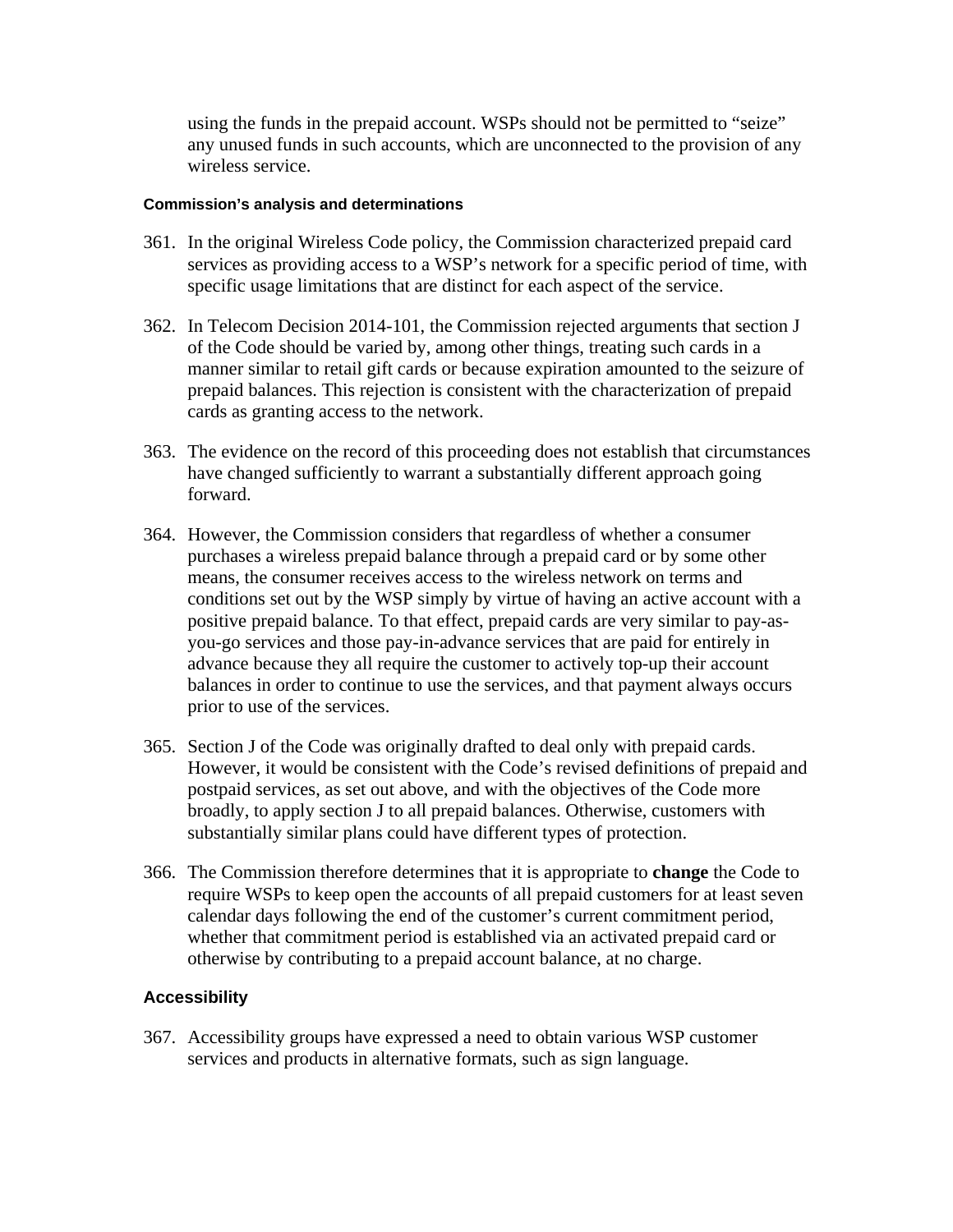using the funds in the prepaid account. WSPs should not be permitted to "seize" any unused funds in such accounts, which are unconnected to the provision of any wireless service.

#### Commission's analysis and determinations

361. In the original Wireless Code policy, the Commission characterized prepaid card services as providing access to a WSP's network for a specific period of time, with specific usage limitations that are distinct for each aspect of the service.

362. In Telecom Decision 2014-101, the Commission rejected arguments that section J of the Code should be varied by, among other things, treating such cards in a manner similar to retail gift cards or because expiration amounted to the seizure of prepaid balances. This rejection is consistent with the characterization of prepaid cards as granting access to the network.

363. The evidence on the record of this proceeding does not establish that circumstances have changed sufficiently to warrant a substantially different approach going forward.

364. However, the Commission considers that regardless of whether a consumer purchases a wireless prepaid balance through a prepaid card or by some other means, the consumer receives access to the wireless network on terms and conditions set out by the WSP simply by virtue of having an active account with a positive prepaid balance. To that effect, prepaid cards are very similar to pay-as-you-go services and those pay-in-advance services that are paid for entirely in advance because they all require the customer to actively top-up their account balances in order to continue to use the services, and that payment always occurs prior to use of the services.

365. Section J of the Code was originally drafted to deal only with prepaid cards. However, it would be consistent with the Code's revised definitions of prepaid and postpaid services, as set out above, and with the objectives of the Code more broadly, to apply section J to all prepaid balances. Otherwise, customers with substantially similar plans could have different types of protection.

366. The Commission therefore determines that it is appropriate to **change** the Code to require WSPs to keep open the accounts of all prepaid customers for at least seven calendar days following the end of the customer's current commitment period, whether that commitment period is established via an activated prepaid card or otherwise by contributing to a prepaid account balance, at no charge.

### Accessibility

367. Accessibility groups have expressed a need to obtain various WSP customer services and products in alternative formats, such as sign language.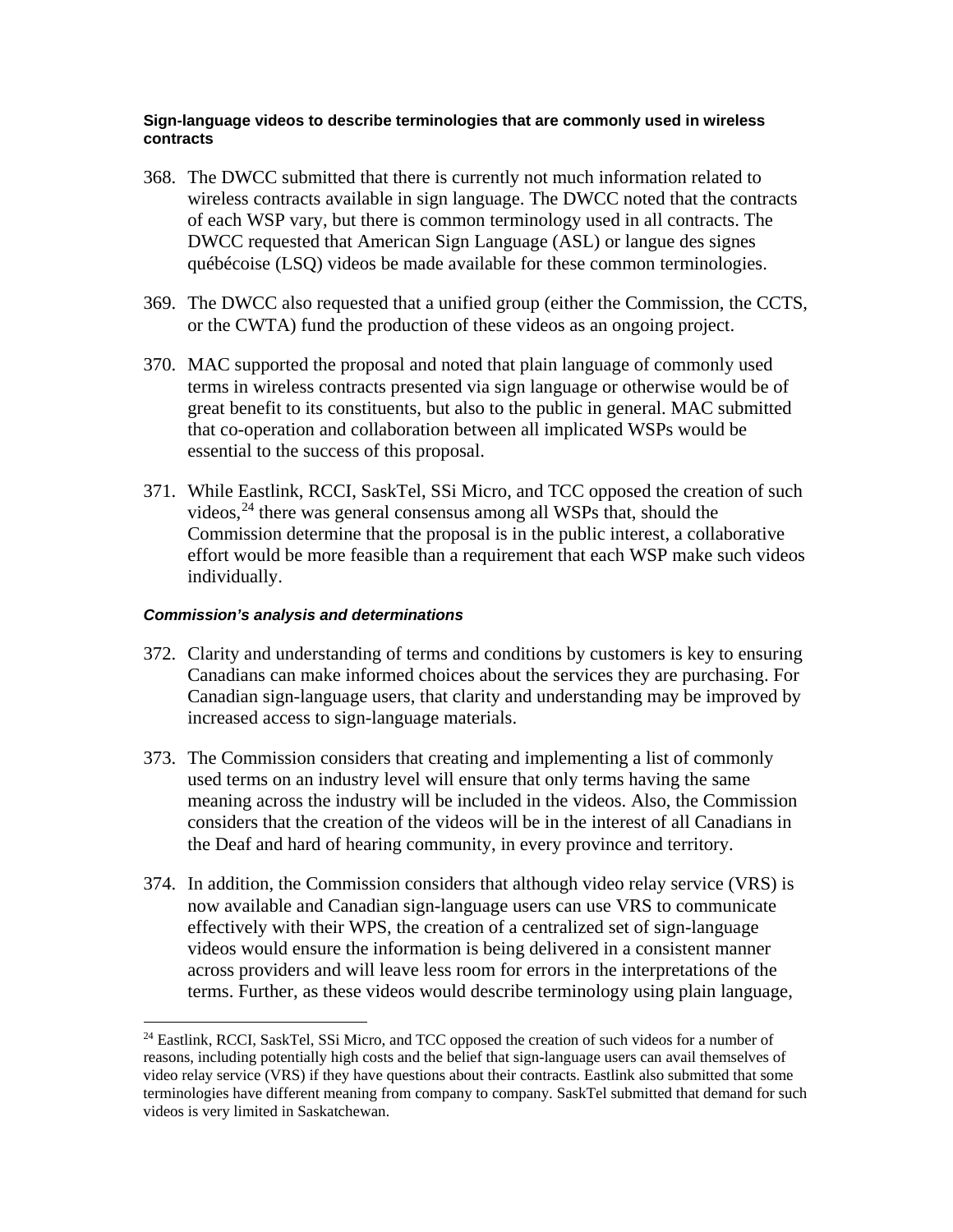**Sign-language videos to describe terminologies that are commonly used in wireless contracts**

368. The DWCC submitted that there is currently not much information related to wireless contracts available in sign language. The DWCC noted that the contracts of each WSP vary, but there is common terminology used in all contracts. The DWCC requested that American Sign Language (ASL) or langue des signes québécoise (LSQ) videos be made available for these common terminologies.

369. The DWCC also requested that a unified group (either the Commission, the CCTS, or the CWTA) fund the production of these videos as an ongoing project.

370. MAC supported the proposal and noted that plain language of commonly used terms in wireless contracts presented via sign language or otherwise would be of great benefit to its constituents, but also to the public in general. MAC submitted that co-operation and collaboration between all implicated WSPs would be essential to the success of this proposal.

371. While Eastlink, RCCI, SaskTel, SSi Micro, and TCC opposed the creation of such videos,[24] there was general consensus among all WSPs that, should the Commission determine that the proposal is in the public interest, a collaborative effort would be more feasible than a requirement that each WSP make such videos individually.

***Commission's analysis and determinations***

372. Clarity and understanding of terms and conditions by customers is key to ensuring Canadians can make informed choices about the services they are purchasing. For Canadian sign-language users, that clarity and understanding may be improved by increased access to sign-language materials.

373. The Commission considers that creating and implementing a list of commonly used terms on an industry level will ensure that only terms having the same meaning across the industry will be included in the videos. Also, the Commission considers that the creation of the videos will be in the interest of all Canadians in the Deaf and hard of hearing community, in every province and territory.

374. In addition, the Commission considers that although video relay service (VRS) is now available and Canadian sign-language users can use VRS to communicate effectively with their WPS, the creation of a centralized set of sign-language videos would ensure the information is being delivered in a consistent manner across providers and will leave less room for errors in the interpretations of the terms. Further, as these videos would describe terminology using plain language,

---

[24] Eastlink, RCCI, SaskTel, SSi Micro, and TCC opposed the creation of such videos for a number of reasons, including potentially high costs and the belief that sign-language users can avail themselves of video relay service (VRS) if they have questions about their contracts. Eastlink also submitted that some terminologies have different meaning from company to company. SaskTel submitted that demand for such videos is very limited in Saskatchewan.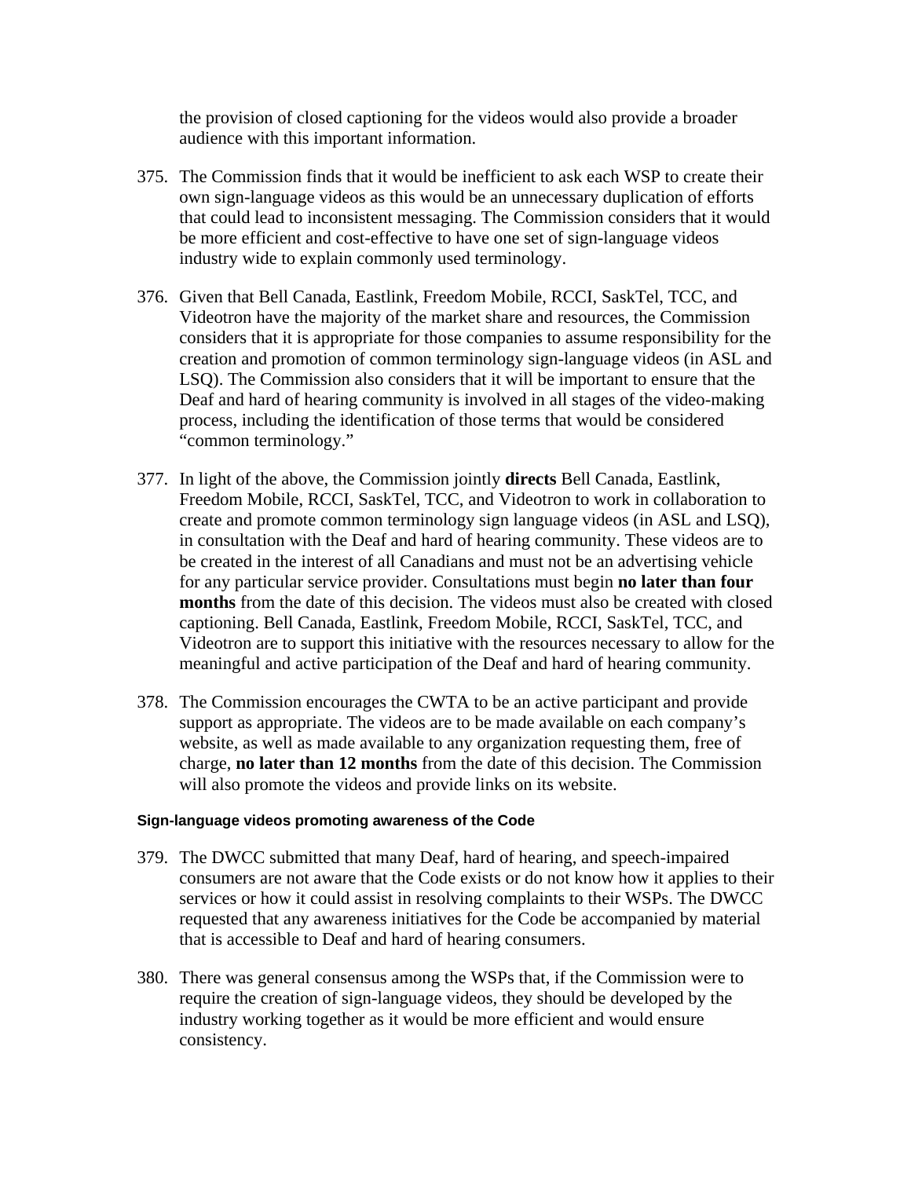the provision of closed captioning for the videos would also provide a broader audience with this important information.

375. The Commission finds that it would be inefficient to ask each WSP to create their own sign-language videos as this would be an unnecessary duplication of efforts that could lead to inconsistent messaging. The Commission considers that it would be more efficient and cost-effective to have one set of sign-language videos industry wide to explain commonly used terminology.

376. Given that Bell Canada, Eastlink, Freedom Mobile, RCCI, SaskTel, TCC, and Videotron have the majority of the market share and resources, the Commission considers that it is appropriate for those companies to assume responsibility for the creation and promotion of common terminology sign-language videos (in ASL and LSQ). The Commission also considers that it will be important to ensure that the Deaf and hard of hearing community is involved in all stages of the video-making process, including the identification of those terms that would be considered "common terminology."

377. In light of the above, the Commission jointly **directs** Bell Canada, Eastlink, Freedom Mobile, RCCI, SaskTel, TCC, and Videotron to work in collaboration to create and promote common terminology sign language videos (in ASL and LSQ), in consultation with the Deaf and hard of hearing community. These videos are to be created in the interest of all Canadians and must not be an advertising vehicle for any particular service provider. Consultations must begin **no later than four months** from the date of this decision. The videos must also be created with closed captioning. Bell Canada, Eastlink, Freedom Mobile, RCCI, SaskTel, TCC, and Videotron are to support this initiative with the resources necessary to allow for the meaningful and active participation of the Deaf and hard of hearing community.

378. The Commission encourages the CWTA to be an active participant and provide support as appropriate. The videos are to be made available on each company's website, as well as made available to any organization requesting them, free of charge, **no later than 12 months** from the date of this decision. The Commission will also promote the videos and provide links on its website.

#### Sign-language videos promoting awareness of the Code

379. The DWCC submitted that many Deaf, hard of hearing, and speech-impaired consumers are not aware that the Code exists or do not know how it applies to their services or how it could assist in resolving complaints to their WSPs. The DWCC requested that any awareness initiatives for the Code be accompanied by material that is accessible to Deaf and hard of hearing consumers.

380. There was general consensus among the WSPs that, if the Commission were to require the creation of sign-language videos, they should be developed by the industry working together as it would be more efficient and would ensure consistency.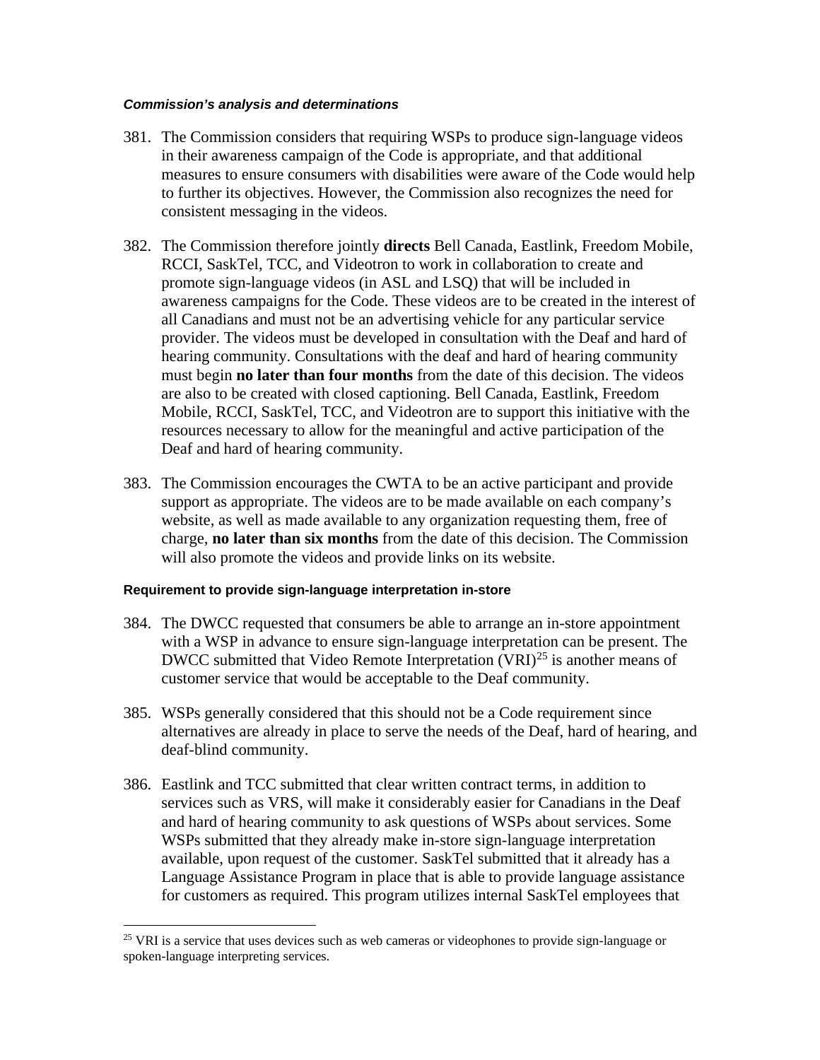#### ***Commission's analysis and determinations***

381. The Commission considers that requiring WSPs to produce sign-language videos in their awareness campaign of the Code is appropriate, and that additional measures to ensure consumers with disabilities were aware of the Code would help to further its objectives. However, the Commission also recognizes the need for consistent messaging in the videos.

382. The Commission therefore jointly **directs** Bell Canada, Eastlink, Freedom Mobile, RCCI, SaskTel, TCC, and Videotron to work in collaboration to create and promote sign-language videos (in ASL and LSQ) that will be included in awareness campaigns for the Code. These videos are to be created in the interest of all Canadians and must not be an advertising vehicle for any particular service provider. The videos must be developed in consultation with the Deaf and hard of hearing community. Consultations with the deaf and hard of hearing community must begin **no later than four months** from the date of this decision. The videos are also to be created with closed captioning. Bell Canada, Eastlink, Freedom Mobile, RCCI, SaskTel, TCC, and Videotron are to support this initiative with the resources necessary to allow for the meaningful and active participation of the Deaf and hard of hearing community.

383. The Commission encourages the CWTA to be an active participant and provide support as appropriate. The videos are to be made available on each company's website, as well as made available to any organization requesting them, free of charge, **no later than six months** from the date of this decision. The Commission will also promote the videos and provide links on its website.

#### **Requirement to provide sign-language interpretation in-store**

384. The DWCC requested that consumers be able to arrange an in-store appointment with a WSP in advance to ensure sign-language interpretation can be present. The DWCC submitted that Video Remote Interpretation (VRI)[25] is another means of customer service that would be acceptable to the Deaf community.

385. WSPs generally considered that this should not be a Code requirement since alternatives are already in place to serve the needs of the Deaf, hard of hearing, and deaf-blind community.

386. Eastlink and TCC submitted that clear written contract terms, in addition to services such as VRS, will make it considerably easier for Canadians in the Deaf and hard of hearing community to ask questions of WSPs about services. Some WSPs submitted that they already make in-store sign-language interpretation available, upon request of the customer. SaskTel submitted that it already has a Language Assistance Program in place that is able to provide language assistance for customers as required. This program utilizes internal SaskTel employees that

---

[25] VRI is a service that uses devices such as web cameras or videophones to provide sign-language or spoken-language interpreting services.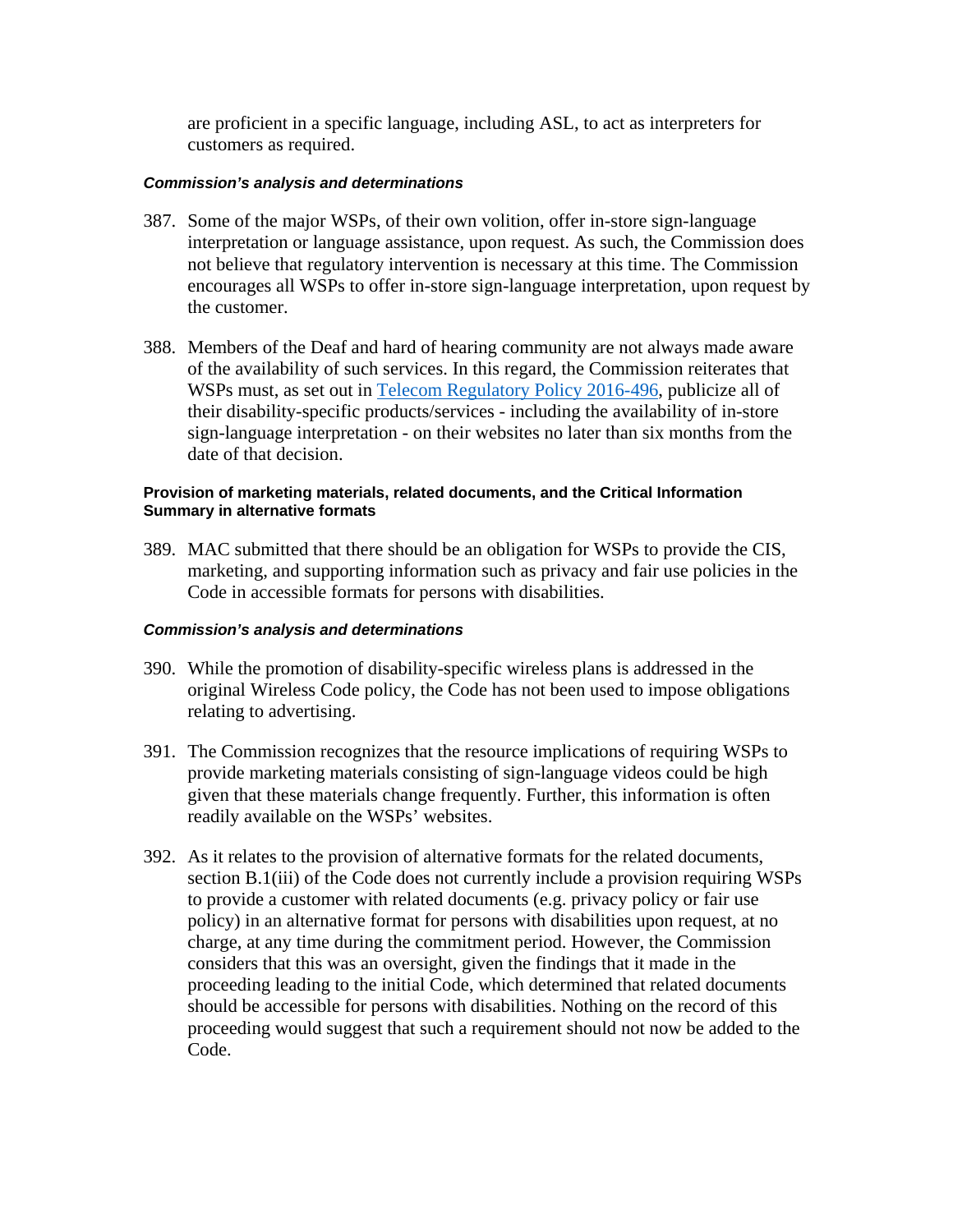are proficient in a specific language, including ASL, to act as interpreters for customers as required.

#### *Commission's analysis and determinations*

387. Some of the major WSPs, of their own volition, offer in-store sign-language interpretation or language assistance, upon request. As such, the Commission does not believe that regulatory intervention is necessary at this time. The Commission encourages all WSPs to offer in-store sign-language interpretation, upon request by the customer.

388. Members of the Deaf and hard of hearing community are not always made aware of the availability of such services. In this regard, the Commission reiterates that WSPs must, as set out in [Telecom Regulatory Policy 2016-496](), publicize all of their disability-specific products/services - including the availability of in-store sign-language interpretation - on their websites no later than six months from the date of that decision.

### Provision of marketing materials, related documents, and the Critical Information Summary in alternative formats

389. MAC submitted that there should be an obligation for WSPs to provide the CIS, marketing, and supporting information such as privacy and fair use policies in the Code in accessible formats for persons with disabilities.

#### *Commission's analysis and determinations*

390. While the promotion of disability-specific wireless plans is addressed in the original Wireless Code policy, the Code has not been used to impose obligations relating to advertising.

391. The Commission recognizes that the resource implications of requiring WSPs to provide marketing materials consisting of sign-language videos could be high given that these materials change frequently. Further, this information is often readily available on the WSPs' websites.

392. As it relates to the provision of alternative formats for the related documents, section B.1(iii) of the Code does not currently include a provision requiring WSPs to provide a customer with related documents (e.g. privacy policy or fair use policy) in an alternative format for persons with disabilities upon request, at no charge, at any time during the commitment period. However, the Commission considers that this was an oversight, given the findings that it made in the proceeding leading to the initial Code, which determined that related documents should be accessible for persons with disabilities. Nothing on the record of this proceeding would suggest that such a requirement should not now be added to the Code.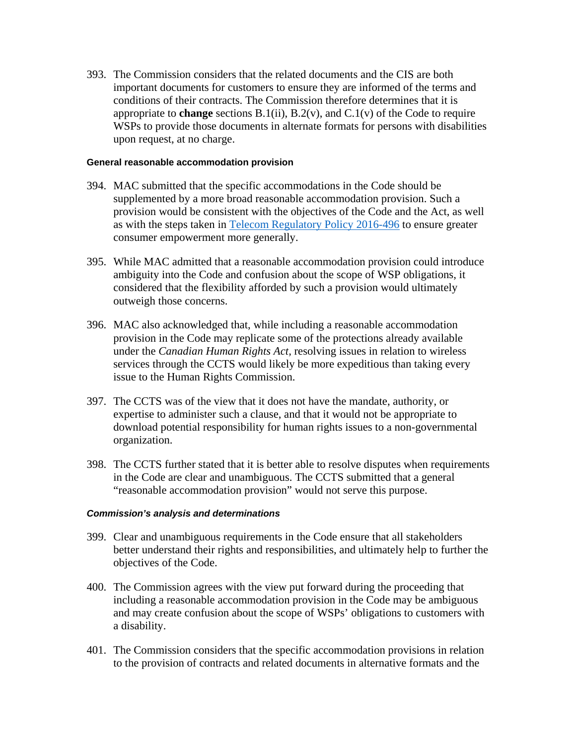393. The Commission considers that the related documents and the CIS are both important documents for customers to ensure they are informed of the terms and conditions of their contracts. The Commission therefore determines that it is appropriate to **change** sections B.1(ii), B.2(v), and C.1(v) of the Code to require WSPs to provide those documents in alternate formats for persons with disabilities upon request, at no charge.

#### General reasonable accommodation provision

394. MAC submitted that the specific accommodations in the Code should be supplemented by a more broad reasonable accommodation provision. Such a provision would be consistent with the objectives of the Code and the Act, as well as with the steps taken in Telecom Regulatory Policy 2016-496 to ensure greater consumer empowerment more generally.

395. While MAC admitted that a reasonable accommodation provision could introduce ambiguity into the Code and confusion about the scope of WSP obligations, it considered that the flexibility afforded by such a provision would ultimately outweigh those concerns.

396. MAC also acknowledged that, while including a reasonable accommodation provision in the Code may replicate some of the protections already available under the *Canadian Human Rights Act*, resolving issues in relation to wireless services through the CCTS would likely be more expeditious than taking every issue to the Human Rights Commission.

397. The CCTS was of the view that it does not have the mandate, authority, or expertise to administer such a clause, and that it would not be appropriate to download potential responsibility for human rights issues to a non-governmental organization.

398. The CCTS further stated that it is better able to resolve disputes when requirements in the Code are clear and unambiguous. The CCTS submitted that a general "reasonable accommodation provision" would not serve this purpose.

#### *Commission's analysis and determinations*

399. Clear and unambiguous requirements in the Code ensure that all stakeholders better understand their rights and responsibilities, and ultimately help to further the objectives of the Code.

400. The Commission agrees with the view put forward during the proceeding that including a reasonable accommodation provision in the Code may be ambiguous and may create confusion about the scope of WSPs' obligations to customers with a disability.

401. The Commission considers that the specific accommodation provisions in relation to the provision of contracts and related documents in alternative formats and the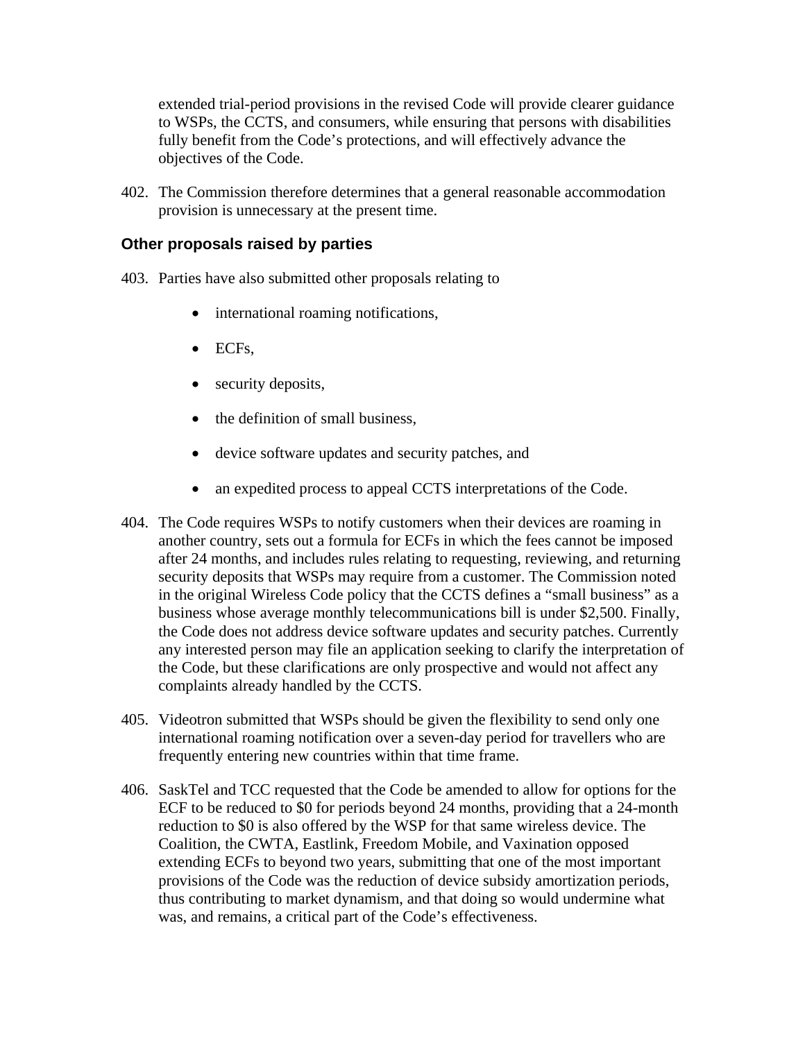extended trial-period provisions in the revised Code will provide clearer guidance to WSPs, the CCTS, and consumers, while ensuring that persons with disabilities fully benefit from the Code's protections, and will effectively advance the objectives of the Code.

402. The Commission therefore determines that a general reasonable accommodation provision is unnecessary at the present time.

### Other proposals raised by parties

403. Parties have also submitted other proposals relating to

- international roaming notifications,
- ECFs,
- security deposits,
- the definition of small business,
- device software updates and security patches, and
- an expedited process to appeal CCTS interpretations of the Code.

404. The Code requires WSPs to notify customers when their devices are roaming in another country, sets out a formula for ECFs in which the fees cannot be imposed after 24 months, and includes rules relating to requesting, reviewing, and returning security deposits that WSPs may require from a customer. The Commission noted in the original Wireless Code policy that the CCTS defines a "small business" as a business whose average monthly telecommunications bill is under $2,500. Finally, the Code does not address device software updates and security patches. Currently any interested person may file an application seeking to clarify the interpretation of the Code, but these clarifications are only prospective and would not affect any complaints already handled by the CCTS.

405. Videotron submitted that WSPs should be given the flexibility to send only one international roaming notification over a seven-day period for travellers who are frequently entering new countries within that time frame.

406. SaskTel and TCC requested that the Code be amended to allow for options for the ECF to be reduced to $0 for periods beyond 24 months, providing that a 24-month reduction to $0 is also offered by the WSP for that same wireless device. The Coalition, the CWTA, Eastlink, Freedom Mobile, and Vaxination opposed extending ECFs to beyond two years, submitting that one of the most important provisions of the Code was the reduction of device subsidy amortization periods, thus contributing to market dynamism, and that doing so would undermine what was, and remains, a critical part of the Code's effectiveness.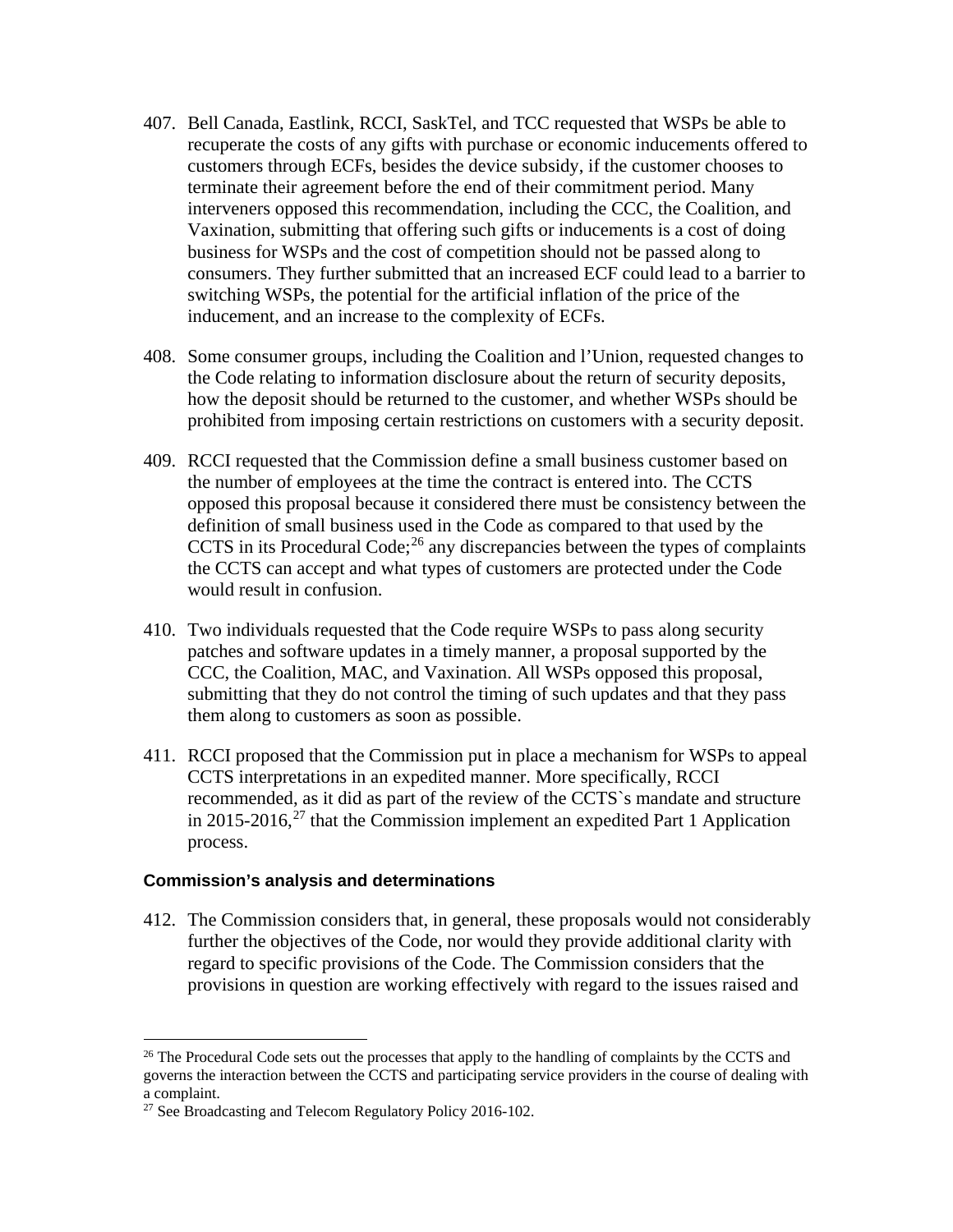407. Bell Canada, Eastlink, RCCI, SaskTel, and TCC requested that WSPs be able to recuperate the costs of any gifts with purchase or economic inducements offered to customers through ECFs, besides the device subsidy, if the customer chooses to terminate their agreement before the end of their commitment period. Many interveners opposed this recommendation, including the CCC, the Coalition, and Vaxination, submitting that offering such gifts or inducements is a cost of doing business for WSPs and the cost of competition should not be passed along to consumers. They further submitted that an increased ECF could lead to a barrier to switching WSPs, the potential for the artificial inflation of the price of the inducement, and an increase to the complexity of ECFs.

408. Some consumer groups, including the Coalition and l'Union, requested changes to the Code relating to information disclosure about the return of security deposits, how the deposit should be returned to the customer, and whether WSPs should be prohibited from imposing certain restrictions on customers with a security deposit.

409. RCCI requested that the Commission define a small business customer based on the number of employees at the time the contract is entered into. The CCTS opposed this proposal because it considered there must be consistency between the definition of small business used in the Code as compared to that used by the CCTS in its Procedural Code;[26] any discrepancies between the types of complaints the CCTS can accept and what types of customers are protected under the Code would result in confusion.

410. Two individuals requested that the Code require WSPs to pass along security patches and software updates in a timely manner, a proposal supported by the CCC, the Coalition, MAC, and Vaxination. All WSPs opposed this proposal, submitting that they do not control the timing of such updates and that they pass them along to customers as soon as possible.

411. RCCI proposed that the Commission put in place a mechanism for WSPs to appeal CCTS interpretations in an expedited manner. More specifically, RCCI recommended, as it did as part of the review of the CCTS`s mandate and structure in 2015-2016,[27] that the Commission implement an expedited Part 1 Application process.

### Commission's analysis and determinations

412. The Commission considers that, in general, these proposals would not considerably further the objectives of the Code, nor would they provide additional clarity with regard to specific provisions of the Code. The Commission considers that the provisions in question are working effectively with regard to the issues raised and

---

[26] The Procedural Code sets out the processes that apply to the handling of complaints by the CCTS and governs the interaction between the CCTS and participating service providers in the course of dealing with a complaint.

[27] See Broadcasting and Telecom Regulatory Policy 2016-102.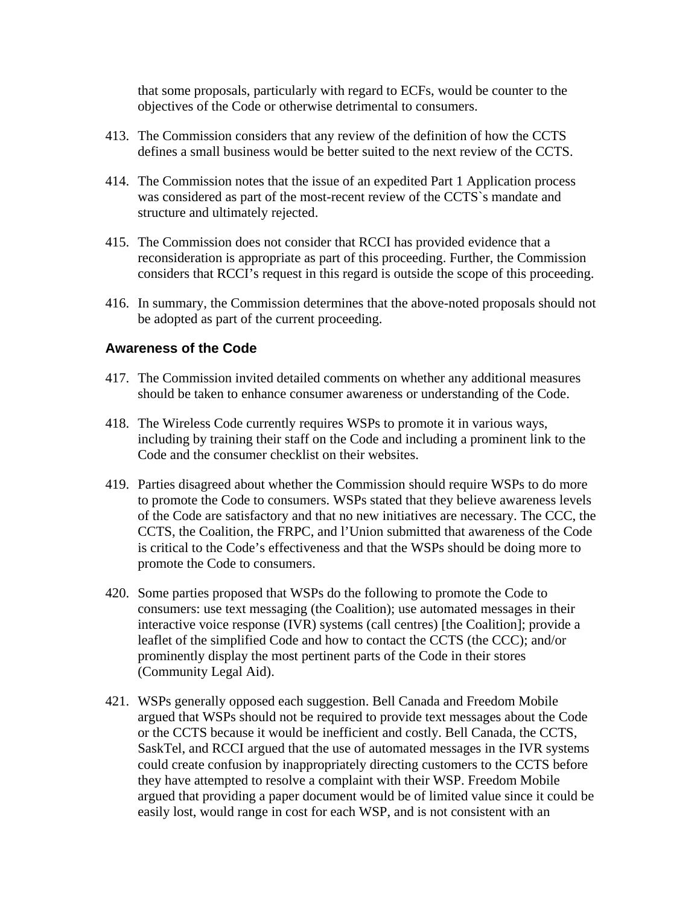that some proposals, particularly with regard to ECFs, would be counter to the objectives of the Code or otherwise detrimental to consumers.

413. The Commission considers that any review of the definition of how the CCTS defines a small business would be better suited to the next review of the CCTS.

414. The Commission notes that the issue of an expedited Part 1 Application process was considered as part of the most-recent review of the CCTS`s mandate and structure and ultimately rejected.

415. The Commission does not consider that RCCI has provided evidence that a reconsideration is appropriate as part of this proceeding. Further, the Commission considers that RCCI's request in this regard is outside the scope of this proceeding.

416. In summary, the Commission determines that the above-noted proposals should not be adopted as part of the current proceeding.

### Awareness of the Code

417. The Commission invited detailed comments on whether any additional measures should be taken to enhance consumer awareness or understanding of the Code.

418. The Wireless Code currently requires WSPs to promote it in various ways, including by training their staff on the Code and including a prominent link to the Code and the consumer checklist on their websites.

419. Parties disagreed about whether the Commission should require WSPs to do more to promote the Code to consumers. WSPs stated that they believe awareness levels of the Code are satisfactory and that no new initiatives are necessary. The CCC, the CCTS, the Coalition, the FRPC, and l'Union submitted that awareness of the Code is critical to the Code's effectiveness and that the WSPs should be doing more to promote the Code to consumers.

420. Some parties proposed that WSPs do the following to promote the Code to consumers: use text messaging (the Coalition); use automated messages in their interactive voice response (IVR) systems (call centres) [the Coalition]; provide a leaflet of the simplified Code and how to contact the CCTS (the CCC); and/or prominently display the most pertinent parts of the Code in their stores (Community Legal Aid).

421. WSPs generally opposed each suggestion. Bell Canada and Freedom Mobile argued that WSPs should not be required to provide text messages about the Code or the CCTS because it would be inefficient and costly. Bell Canada, the CCTS, SaskTel, and RCCI argued that the use of automated messages in the IVR systems could create confusion by inappropriately directing customers to the CCTS before they have attempted to resolve a complaint with their WSP. Freedom Mobile argued that providing a paper document would be of limited value since it could be easily lost, would range in cost for each WSP, and is not consistent with an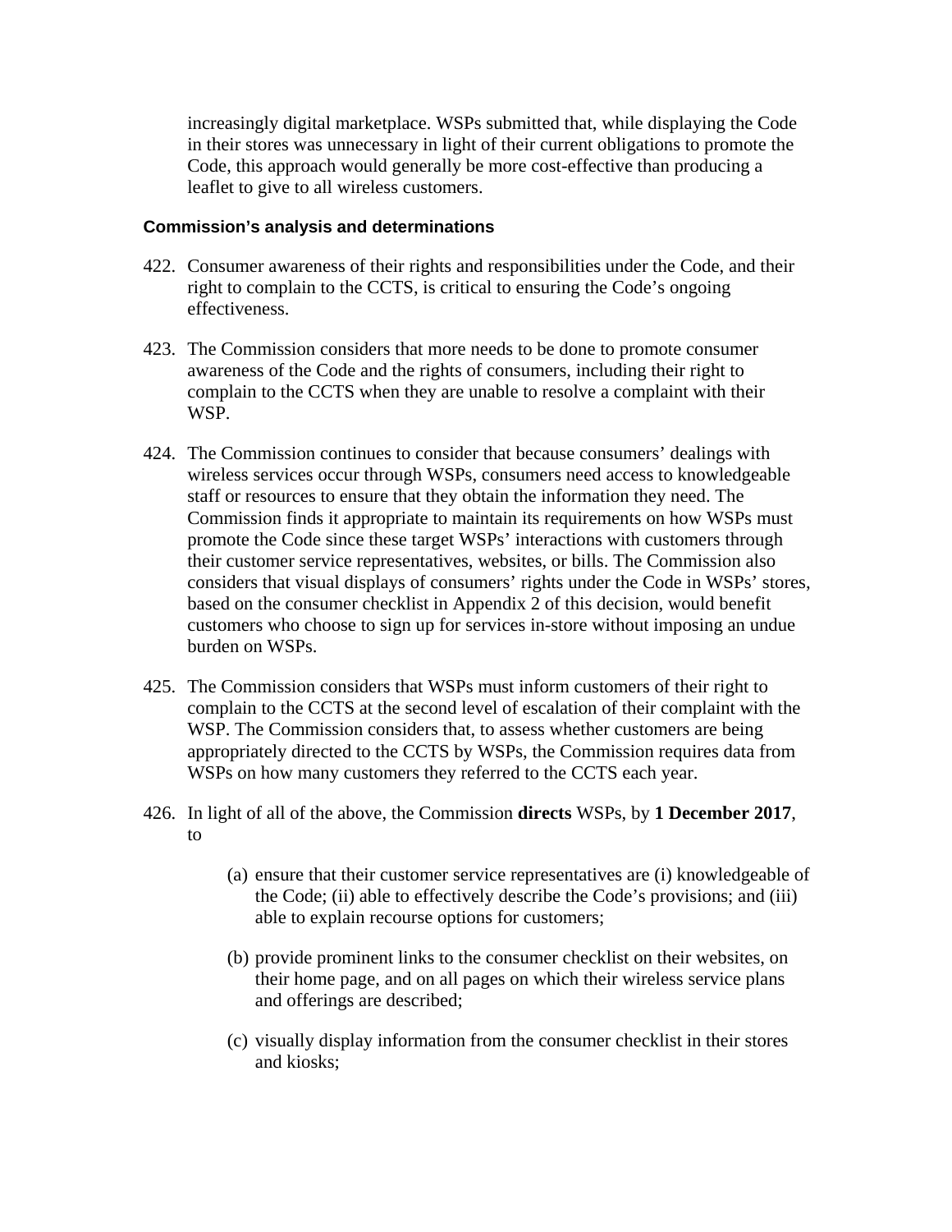increasingly digital marketplace. WSPs submitted that, while displaying the Code in their stores was unnecessary in light of their current obligations to promote the Code, this approach would generally be more cost-effective than producing a leaflet to give to all wireless customers.

#### Commission's analysis and determinations

422. Consumer awareness of their rights and responsibilities under the Code, and their right to complain to the CCTS, is critical to ensuring the Code's ongoing effectiveness.

423. The Commission considers that more needs to be done to promote consumer awareness of the Code and the rights of consumers, including their right to complain to the CCTS when they are unable to resolve a complaint with their WSP.

424. The Commission continues to consider that because consumers' dealings with wireless services occur through WSPs, consumers need access to knowledgeable staff or resources to ensure that they obtain the information they need. The Commission finds it appropriate to maintain its requirements on how WSPs must promote the Code since these target WSPs' interactions with customers through their customer service representatives, websites, or bills. The Commission also considers that visual displays of consumers' rights under the Code in WSPs' stores, based on the consumer checklist in Appendix 2 of this decision, would benefit customers who choose to sign up for services in-store without imposing an undue burden on WSPs.

425. The Commission considers that WSPs must inform customers of their right to complain to the CCTS at the second level of escalation of their complaint with the WSP. The Commission considers that, to assess whether customers are being appropriately directed to the CCTS by WSPs, the Commission requires data from WSPs on how many customers they referred to the CCTS each year.

426. In light of all of the above, the Commission **directs** WSPs, by **1 December 2017**, to

    (a) ensure that their customer service representatives are (i) knowledgeable of the Code; (ii) able to effectively describe the Code's provisions; and (iii) able to explain recourse options for customers;

    (b) provide prominent links to the consumer checklist on their websites, on their home page, and on all pages on which their wireless service plans and offerings are described;

    (c) visually display information from the consumer checklist in their stores and kiosks;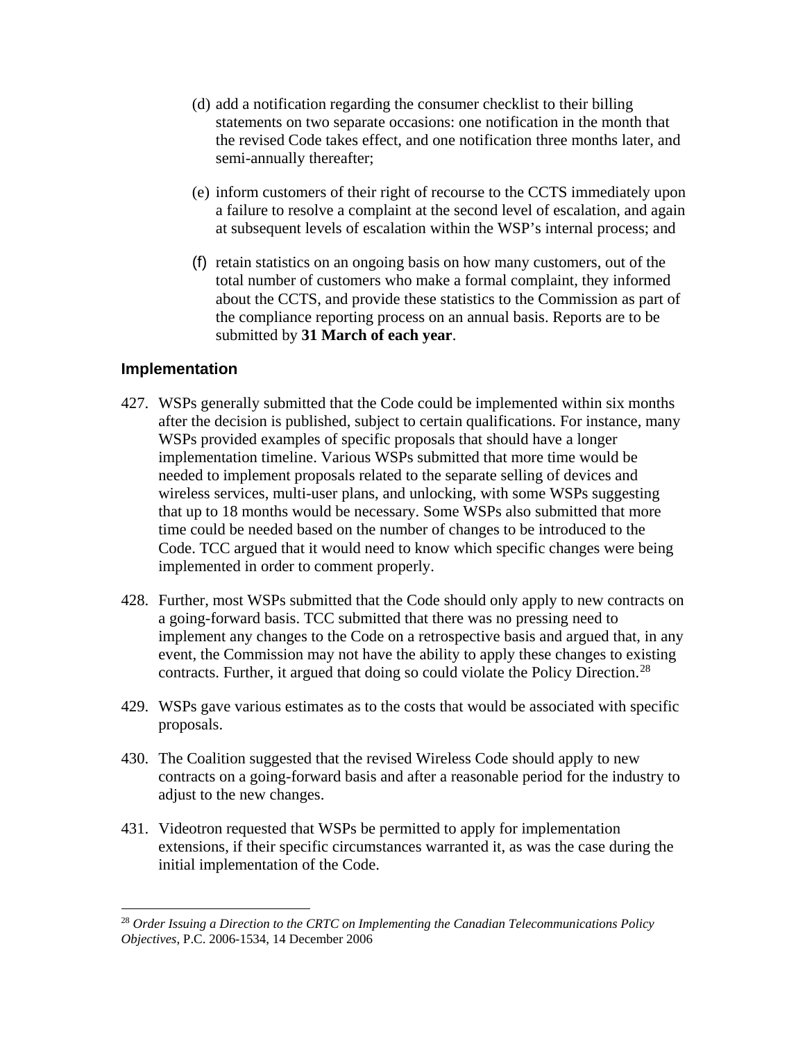(d) add a notification regarding the consumer checklist to their billing statements on two separate occasions: one notification in the month that the revised Code takes effect, and one notification three months later, and semi-annually thereafter;

(e) inform customers of their right of recourse to the CCTS immediately upon a failure to resolve a complaint at the second level of escalation, and again at subsequent levels of escalation within the WSP's internal process; and

(f) retain statistics on an ongoing basis on how many customers, out of the total number of customers who make a formal complaint, they informed about the CCTS, and provide these statistics to the Commission as part of the compliance reporting process on an annual basis. Reports are to be submitted by **31 March of each year**.

## Implementation

427. WSPs generally submitted that the Code could be implemented within six months after the decision is published, subject to certain qualifications. For instance, many WSPs provided examples of specific proposals that should have a longer implementation timeline. Various WSPs submitted that more time would be needed to implement proposals related to the separate selling of devices and wireless services, multi-user plans, and unlocking, with some WSPs suggesting that up to 18 months would be necessary. Some WSPs also submitted that more time could be needed based on the number of changes to be introduced to the Code. TCC argued that it would need to know which specific changes were being implemented in order to comment properly.

428. Further, most WSPs submitted that the Code should only apply to new contracts on a going-forward basis. TCC submitted that there was no pressing need to implement any changes to the Code on a retrospective basis and argued that, in any event, the Commission may not have the ability to apply these changes to existing contracts. Further, it argued that doing so could violate the Policy Direction.[28]

429. WSPs gave various estimates as to the costs that would be associated with specific proposals.

430. The Coalition suggested that the revised Wireless Code should apply to new contracts on a going-forward basis and after a reasonable period for the industry to adjust to the new changes.

431. Videotron requested that WSPs be permitted to apply for implementation extensions, if their specific circumstances warranted it, as was the case during the initial implementation of the Code.

---

[28] *Order Issuing a Direction to the CRTC on Implementing the Canadian Telecommunications Policy Objectives*, P.C. 2006-1534, 14 December 2006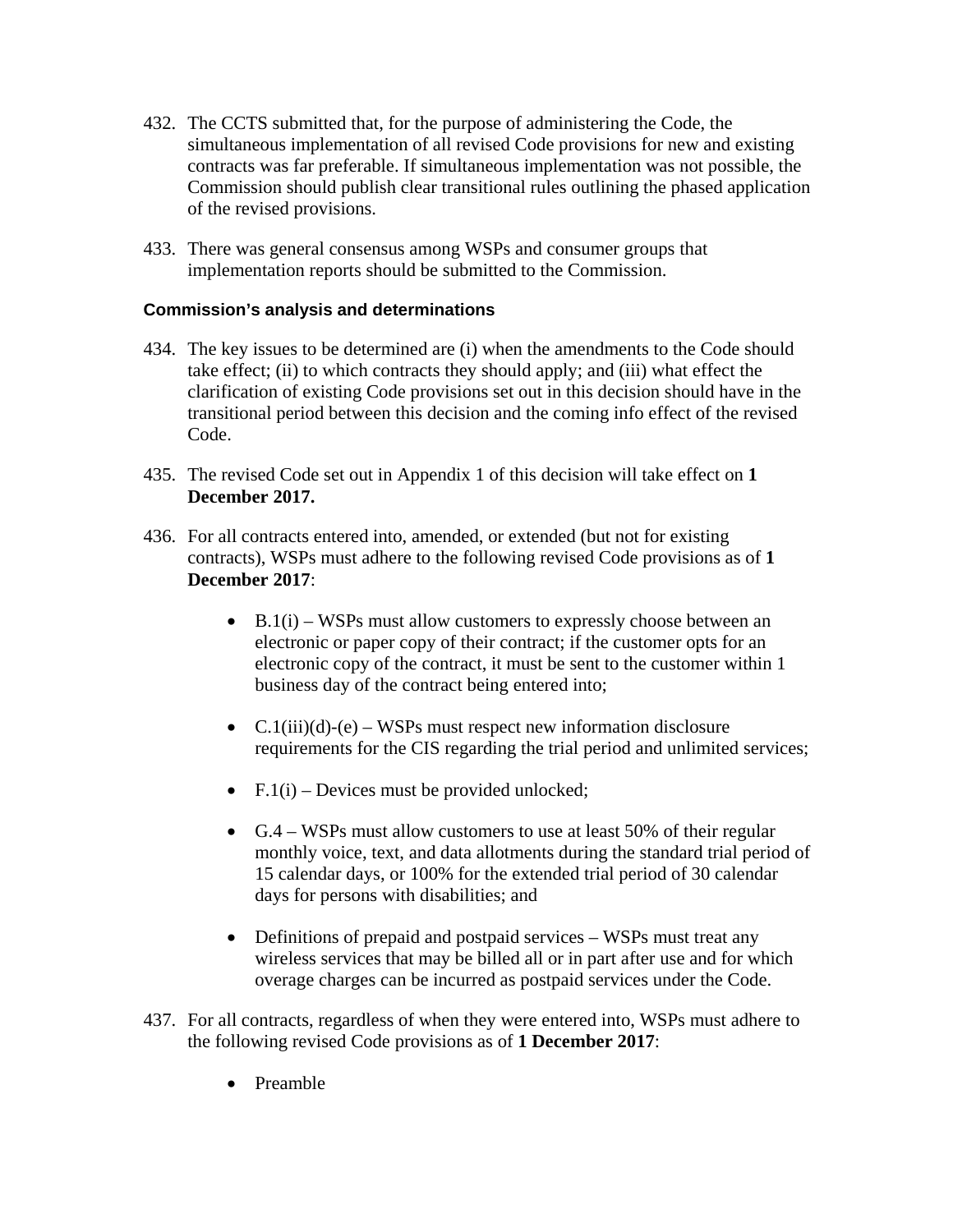432. The CCTS submitted that, for the purpose of administering the Code, the simultaneous implementation of all revised Code provisions for new and existing contracts was far preferable. If simultaneous implementation was not possible, the Commission should publish clear transitional rules outlining the phased application of the revised provisions.

433. There was general consensus among WSPs and consumer groups that implementation reports should be submitted to the Commission.

#### Commission's analysis and determinations

434. The key issues to be determined are (i) when the amendments to the Code should take effect; (ii) to which contracts they should apply; and (iii) what effect the clarification of existing Code provisions set out in this decision should have in the transitional period between this decision and the coming info effect of the revised Code.

435. The revised Code set out in Appendix 1 of this decision will take effect on **1 December 2017.**

436. For all contracts entered into, amended, or extended (but not for existing contracts), WSPs must adhere to the following revised Code provisions as of **1 December 2017**:

- B.1(i) – WSPs must allow customers to expressly choose between an electronic or paper copy of their contract; if the customer opts for an electronic copy of the contract, it must be sent to the customer within 1 business day of the contract being entered into;

- C.1(iii)(d)-(e) – WSPs must respect new information disclosure requirements for the CIS regarding the trial period and unlimited services;

- F.1(i) – Devices must be provided unlocked;

- G.4 – WSPs must allow customers to use at least 50% of their regular monthly voice, text, and data allotments during the standard trial period of 15 calendar days, or 100% for the extended trial period of 30 calendar days for persons with disabilities; and

- Definitions of prepaid and postpaid services – WSPs must treat any wireless services that may be billed all or in part after use and for which overage charges can be incurred as postpaid services under the Code.

437. For all contracts, regardless of when they were entered into, WSPs must adhere to the following revised Code provisions as of **1 December 2017**:

- Preamble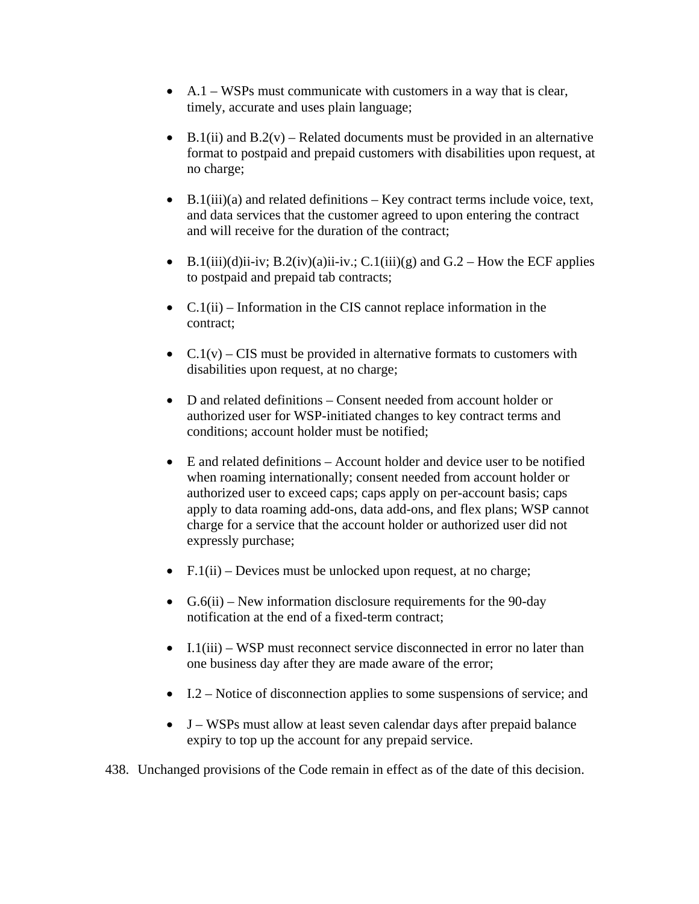- A.1 – WSPs must communicate with customers in a way that is clear, timely, accurate and uses plain language;

- B.1(ii) and B.2(v) – Related documents must be provided in an alternative format to postpaid and prepaid customers with disabilities upon request, at no charge;

- B.1(iii)(a) and related definitions – Key contract terms include voice, text, and data services that the customer agreed to upon entering the contract and will receive for the duration of the contract;

- B.1(iii)(d)ii-iv; B.2(iv)(a)ii-iv.; C.1(iii)(g) and G.2 – How the ECF applies to postpaid and prepaid tab contracts;

- C.1(ii) – Information in the CIS cannot replace information in the contract;

- C.1(v) – CIS must be provided in alternative formats to customers with disabilities upon request, at no charge;

- D and related definitions – Consent needed from account holder or authorized user for WSP-initiated changes to key contract terms and conditions; account holder must be notified;

- E and related definitions – Account holder and device user to be notified when roaming internationally; consent needed from account holder or authorized user to exceed caps; caps apply on per-account basis; caps apply to data roaming add-ons, data add-ons, and flex plans; WSP cannot charge for a service that the account holder or authorized user did not expressly purchase;

- F.1(ii) – Devices must be unlocked upon request, at no charge;

- G.6(ii) – New information disclosure requirements for the 90-day notification at the end of a fixed-term contract;

- I.1(iii) – WSP must reconnect service disconnected in error no later than one business day after they are made aware of the error;

- I.2 – Notice of disconnection applies to some suspensions of service; and

- J – WSPs must allow at least seven calendar days after prepaid balance expiry to top up the account for any prepaid service.

438. Unchanged provisions of the Code remain in effect as of the date of this decision.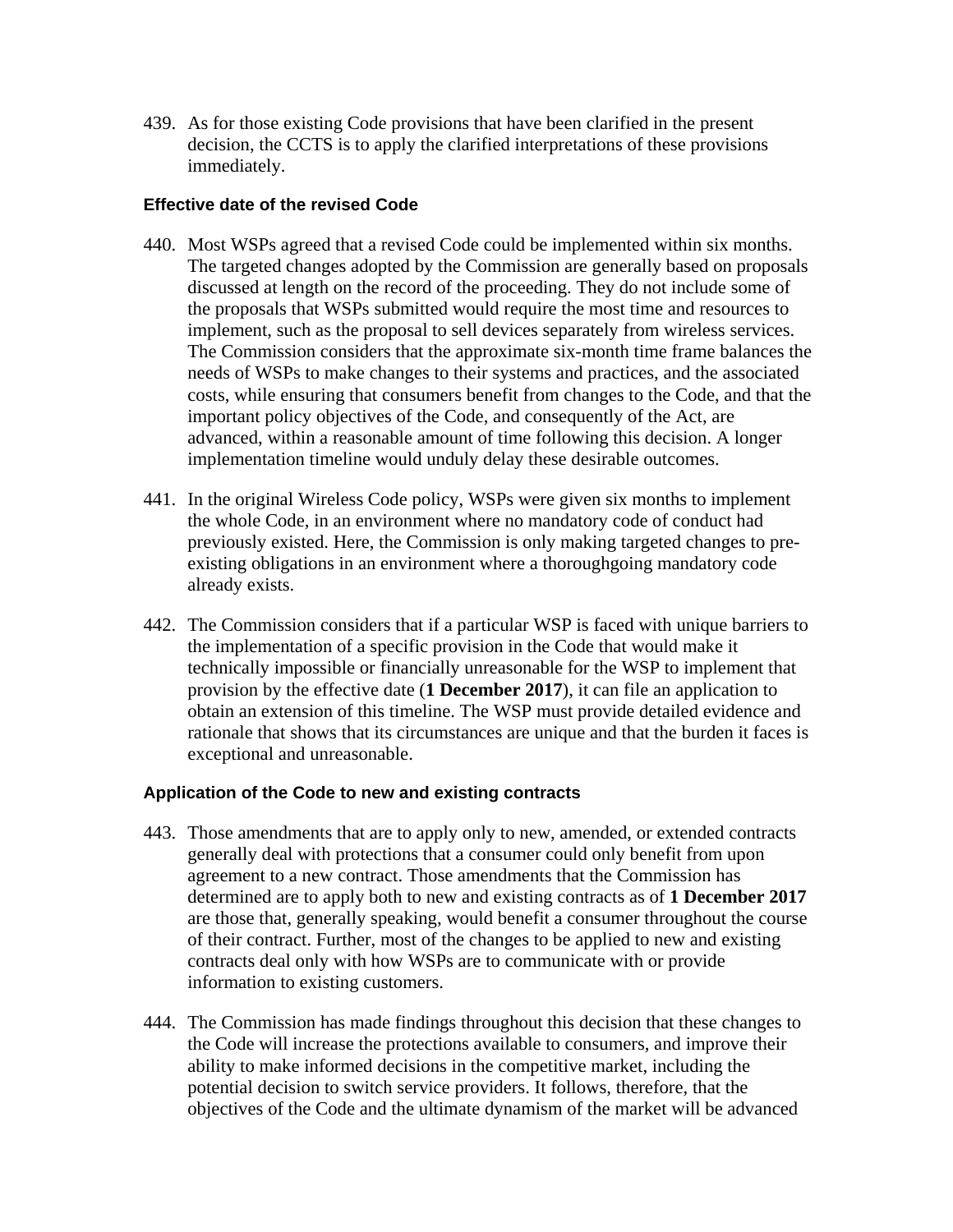439. As for those existing Code provisions that have been clarified in the present decision, the CCTS is to apply the clarified interpretations of these provisions immediately.

### Effective date of the revised Code

440. Most WSPs agreed that a revised Code could be implemented within six months. The targeted changes adopted by the Commission are generally based on proposals discussed at length on the record of the proceeding. They do not include some of the proposals that WSPs submitted would require the most time and resources to implement, such as the proposal to sell devices separately from wireless services. The Commission considers that the approximate six-month time frame balances the needs of WSPs to make changes to their systems and practices, and the associated costs, while ensuring that consumers benefit from changes to the Code, and that the important policy objectives of the Code, and consequently of the Act, are advanced, within a reasonable amount of time following this decision. A longer implementation timeline would unduly delay these desirable outcomes.

441. In the original Wireless Code policy, WSPs were given six months to implement the whole Code, in an environment where no mandatory code of conduct had previously existed. Here, the Commission is only making targeted changes to pre-existing obligations in an environment where a thoroughgoing mandatory code already exists.

442. The Commission considers that if a particular WSP is faced with unique barriers to the implementation of a specific provision in the Code that would make it technically impossible or financially unreasonable for the WSP to implement that provision by the effective date (**1 December 2017**), it can file an application to obtain an extension of this timeline. The WSP must provide detailed evidence and rationale that shows that its circumstances are unique and that the burden it faces is exceptional and unreasonable.

### Application of the Code to new and existing contracts

443. Those amendments that are to apply only to new, amended, or extended contracts generally deal with protections that a consumer could only benefit from upon agreement to a new contract. Those amendments that the Commission has determined are to apply both to new and existing contracts as of **1 December 2017** are those that, generally speaking, would benefit a consumer throughout the course of their contract. Further, most of the changes to be applied to new and existing contracts deal only with how WSPs are to communicate with or provide information to existing customers.

444. The Commission has made findings throughout this decision that these changes to the Code will increase the protections available to consumers, and improve their ability to make informed decisions in the competitive market, including the potential decision to switch service providers. It follows, therefore, that the objectives of the Code and the ultimate dynamism of the market will be advanced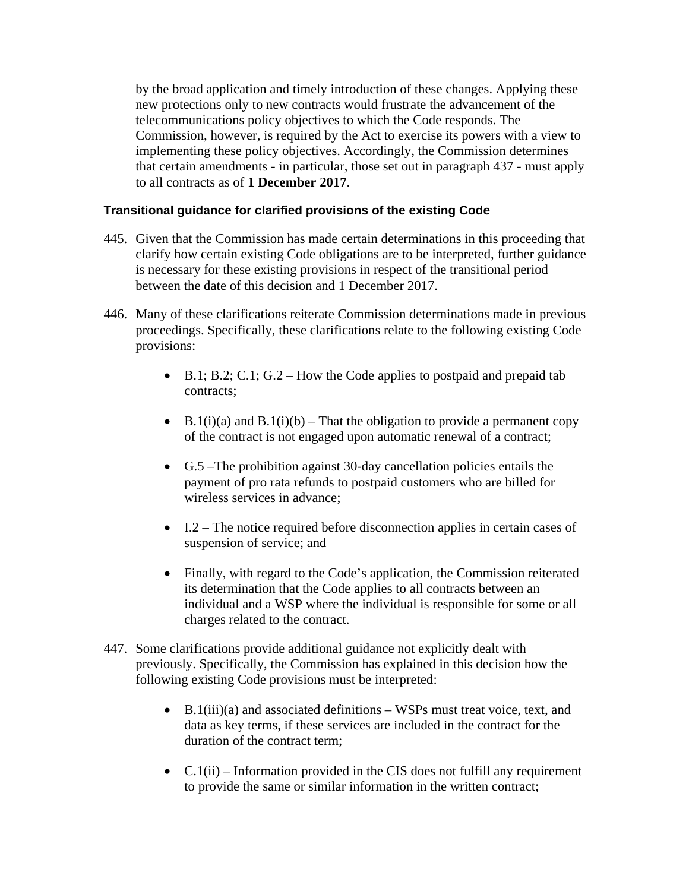by the broad application and timely introduction of these changes. Applying these new protections only to new contracts would frustrate the advancement of the telecommunications policy objectives to which the Code responds. The Commission, however, is required by the Act to exercise its powers with a view to implementing these policy objectives. Accordingly, the Commission determines that certain amendments - in particular, those set out in paragraph 437 - must apply to all contracts as of **1 December 2017**.

### Transitional guidance for clarified provisions of the existing Code

445. Given that the Commission has made certain determinations in this proceeding that clarify how certain existing Code obligations are to be interpreted, further guidance is necessary for these existing provisions in respect of the transitional period between the date of this decision and 1 December 2017.

446. Many of these clarifications reiterate Commission determinations made in previous proceedings. Specifically, these clarifications relate to the following existing Code provisions:

    - B.1; B.2; C.1; G.2 – How the Code applies to postpaid and prepaid tab contracts;
    - B.1(i)(a) and B.1(i)(b) – That the obligation to provide a permanent copy of the contract is not engaged upon automatic renewal of a contract;
    - G.5 –The prohibition against 30-day cancellation policies entails the payment of pro rata refunds to postpaid customers who are billed for wireless services in advance;
    - I.2 – The notice required before disconnection applies in certain cases of suspension of service; and
    - Finally, with regard to the Code's application, the Commission reiterated its determination that the Code applies to all contracts between an individual and a WSP where the individual is responsible for some or all charges related to the contract.

447. Some clarifications provide additional guidance not explicitly dealt with previously. Specifically, the Commission has explained in this decision how the following existing Code provisions must be interpreted:

    - B.1(iii)(a) and associated definitions – WSPs must treat voice, text, and data as key terms, if these services are included in the contract for the duration of the contract term;
    - C.1(ii) – Information provided in the CIS does not fulfill any requirement to provide the same or similar information in the written contract;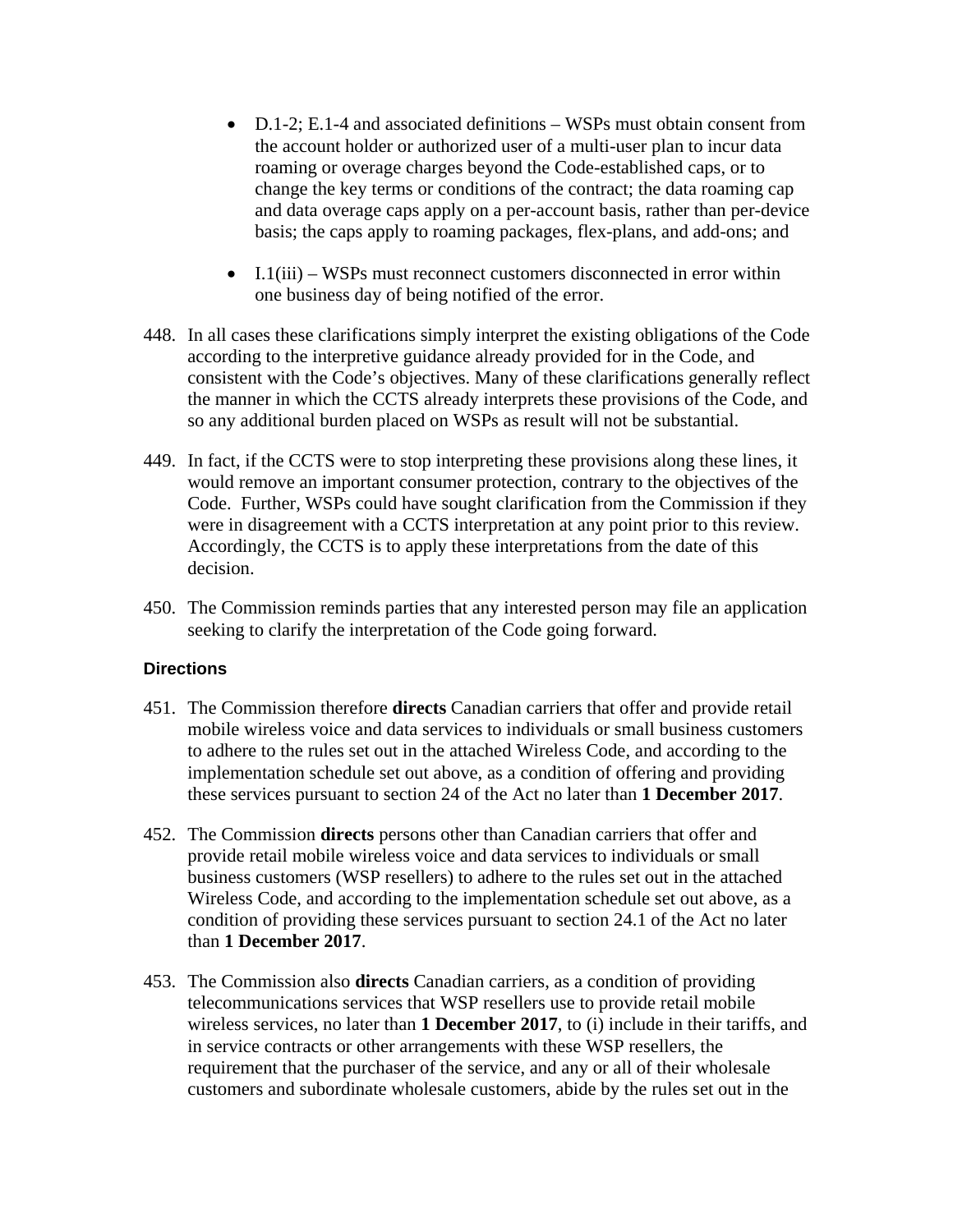- D.1-2; E.1-4 and associated definitions – WSPs must obtain consent from the account holder or authorized user of a multi-user plan to incur data roaming or overage charges beyond the Code-established caps, or to change the key terms or conditions of the contract; the data roaming cap and data overage caps apply on a per-account basis, rather than per-device basis; the caps apply to roaming packages, flex-plans, and add-ons; and

- I.1(iii) – WSPs must reconnect customers disconnected in error within one business day of being notified of the error.

448. In all cases these clarifications simply interpret the existing obligations of the Code according to the interpretive guidance already provided for in the Code, and consistent with the Code's objectives. Many of these clarifications generally reflect the manner in which the CCTS already interprets these provisions of the Code, and so any additional burden placed on WSPs as result will not be substantial.

449. In fact, if the CCTS were to stop interpreting these provisions along these lines, it would remove an important consumer protection, contrary to the objectives of the Code. Further, WSPs could have sought clarification from the Commission if they were in disagreement with a CCTS interpretation at any point prior to this review. Accordingly, the CCTS is to apply these interpretations from the date of this decision.

450. The Commission reminds parties that any interested person may file an application seeking to clarify the interpretation of the Code going forward.

### Directions

451. The Commission therefore **directs** Canadian carriers that offer and provide retail mobile wireless voice and data services to individuals or small business customers to adhere to the rules set out in the attached Wireless Code, and according to the implementation schedule set out above, as a condition of offering and providing these services pursuant to section 24 of the Act no later than **1 December 2017**.

452. The Commission **directs** persons other than Canadian carriers that offer and provide retail mobile wireless voice and data services to individuals or small business customers (WSP resellers) to adhere to the rules set out in the attached Wireless Code, and according to the implementation schedule set out above, as a condition of providing these services pursuant to section 24.1 of the Act no later than **1 December 2017**.

453. The Commission also **directs** Canadian carriers, as a condition of providing telecommunications services that WSP resellers use to provide retail mobile wireless services, no later than **1 December 2017**, to (i) include in their tariffs, and in service contracts or other arrangements with these WSP resellers, the requirement that the purchaser of the service, and any or all of their wholesale customers and subordinate wholesale customers, abide by the rules set out in the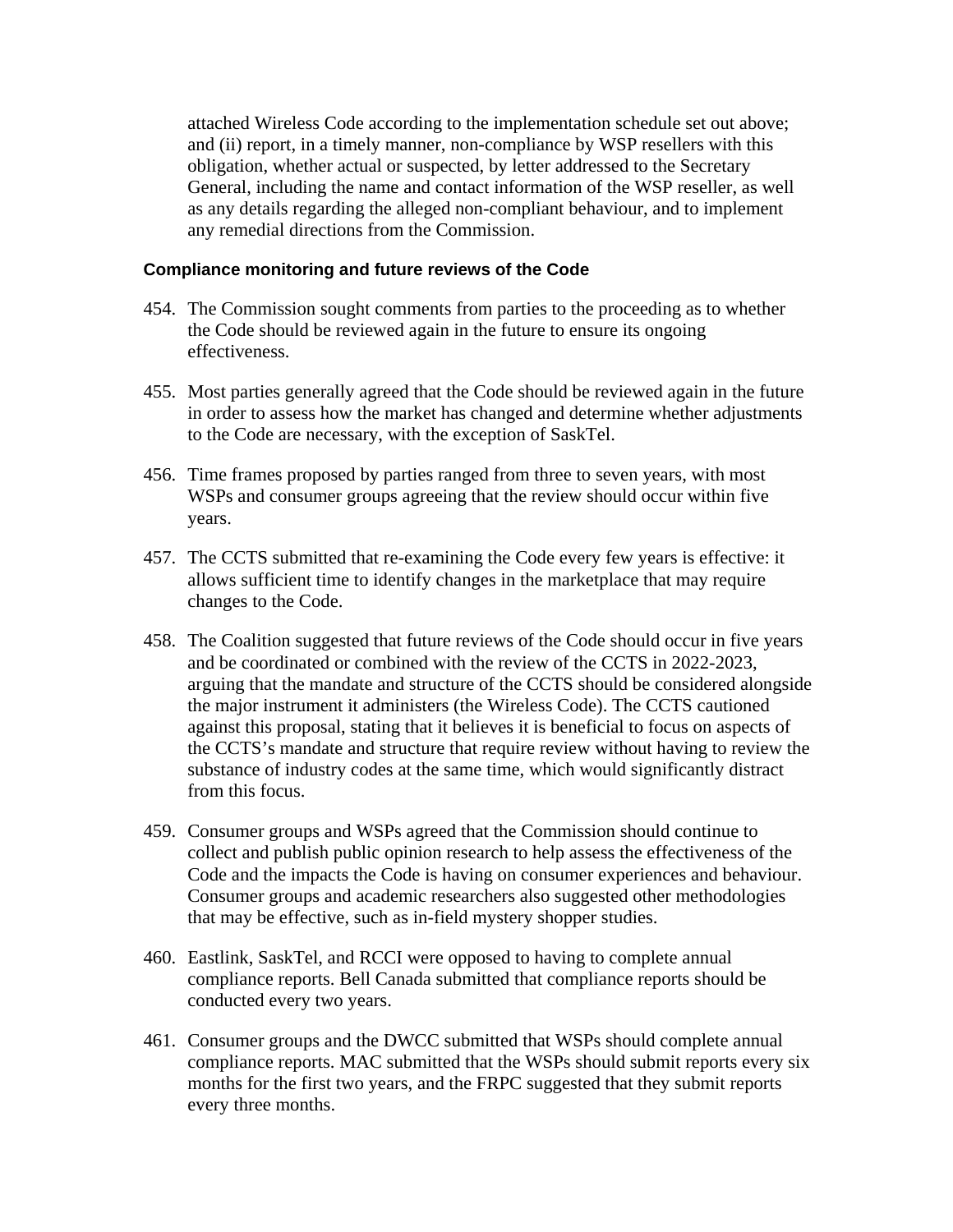attached Wireless Code according to the implementation schedule set out above; and (ii) report, in a timely manner, non-compliance by WSP resellers with this obligation, whether actual or suspected, by letter addressed to the Secretary General, including the name and contact information of the WSP reseller, as well as any details regarding the alleged non-compliant behaviour, and to implement any remedial directions from the Commission.

### Compliance monitoring and future reviews of the Code

454. The Commission sought comments from parties to the proceeding as to whether the Code should be reviewed again in the future to ensure its ongoing effectiveness.

455. Most parties generally agreed that the Code should be reviewed again in the future in order to assess how the market has changed and determine whether adjustments to the Code are necessary, with the exception of SaskTel.

456. Time frames proposed by parties ranged from three to seven years, with most WSPs and consumer groups agreeing that the review should occur within five years.

457. The CCTS submitted that re-examining the Code every few years is effective: it allows sufficient time to identify changes in the marketplace that may require changes to the Code.

458. The Coalition suggested that future reviews of the Code should occur in five years and be coordinated or combined with the review of the CCTS in 2022-2023, arguing that the mandate and structure of the CCTS should be considered alongside the major instrument it administers (the Wireless Code). The CCTS cautioned against this proposal, stating that it believes it is beneficial to focus on aspects of the CCTS's mandate and structure that require review without having to review the substance of industry codes at the same time, which would significantly distract from this focus.

459. Consumer groups and WSPs agreed that the Commission should continue to collect and publish public opinion research to help assess the effectiveness of the Code and the impacts the Code is having on consumer experiences and behaviour. Consumer groups and academic researchers also suggested other methodologies that may be effective, such as in-field mystery shopper studies.

460. Eastlink, SaskTel, and RCCI were opposed to having to complete annual compliance reports. Bell Canada submitted that compliance reports should be conducted every two years.

461. Consumer groups and the DWCC submitted that WSPs should complete annual compliance reports. MAC submitted that the WSPs should submit reports every six months for the first two years, and the FRPC suggested that they submit reports every three months.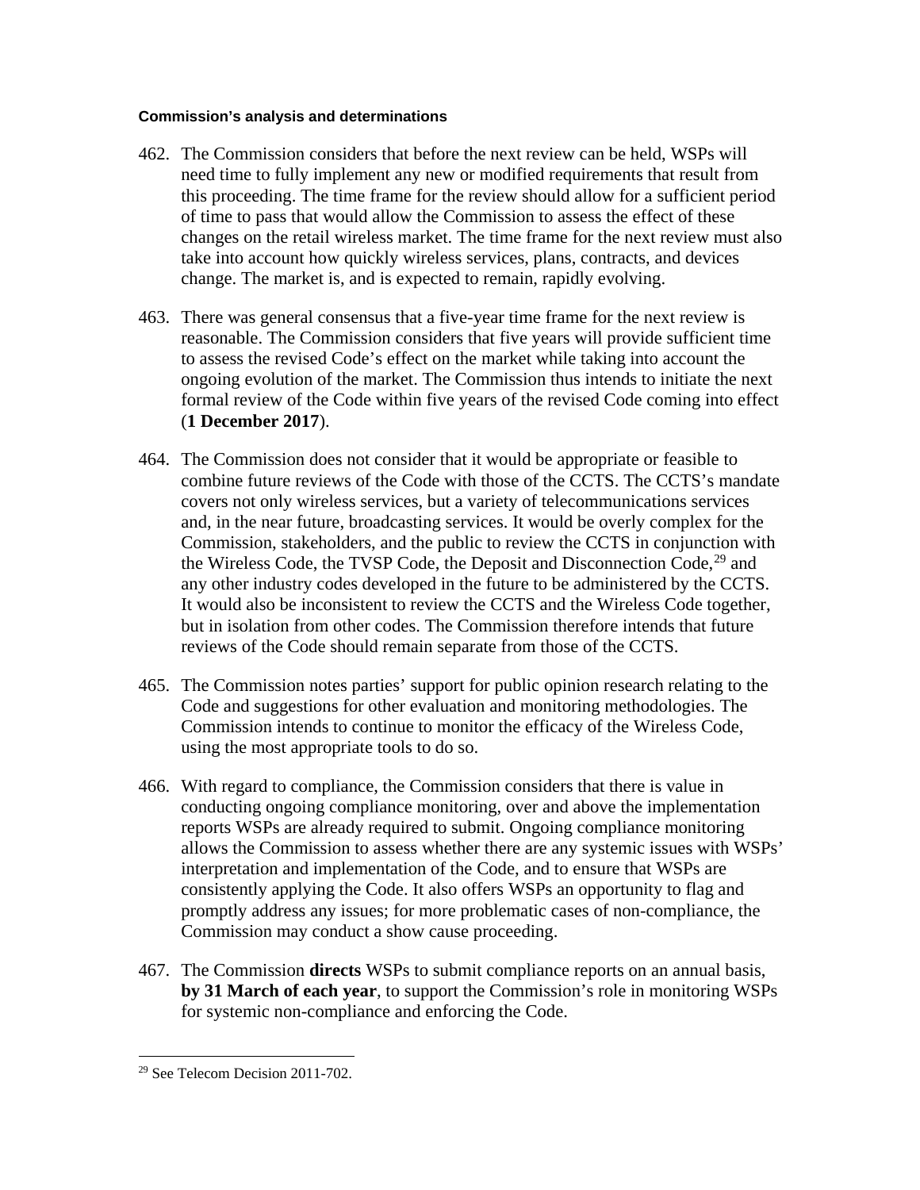#### Commission's analysis and determinations

462. The Commission considers that before the next review can be held, WSPs will need time to fully implement any new or modified requirements that result from this proceeding. The time frame for the review should allow for a sufficient period of time to pass that would allow the Commission to assess the effect of these changes on the retail wireless market. The time frame for the next review must also take into account how quickly wireless services, plans, contracts, and devices change. The market is, and is expected to remain, rapidly evolving.

463. There was general consensus that a five-year time frame for the next review is reasonable. The Commission considers that five years will provide sufficient time to assess the revised Code's effect on the market while taking into account the ongoing evolution of the market. The Commission thus intends to initiate the next formal review of the Code within five years of the revised Code coming into effect (**1 December 2017**).

464. The Commission does not consider that it would be appropriate or feasible to combine future reviews of the Code with those of the CCTS. The CCTS's mandate covers not only wireless services, but a variety of telecommunications services and, in the near future, broadcasting services. It would be overly complex for the Commission, stakeholders, and the public to review the CCTS in conjunction with the Wireless Code, the TVSP Code, the Deposit and Disconnection Code,[29] and any other industry codes developed in the future to be administered by the CCTS. It would also be inconsistent to review the CCTS and the Wireless Code together, but in isolation from other codes. The Commission therefore intends that future reviews of the Code should remain separate from those of the CCTS.

465. The Commission notes parties' support for public opinion research relating to the Code and suggestions for other evaluation and monitoring methodologies. The Commission intends to continue to monitor the efficacy of the Wireless Code, using the most appropriate tools to do so.

466. With regard to compliance, the Commission considers that there is value in conducting ongoing compliance monitoring, over and above the implementation reports WSPs are already required to submit. Ongoing compliance monitoring allows the Commission to assess whether there are any systemic issues with WSPs' interpretation and implementation of the Code, and to ensure that WSPs are consistently applying the Code. It also offers WSPs an opportunity to flag and promptly address any issues; for more problematic cases of non-compliance, the Commission may conduct a show cause proceeding.

467. The Commission **directs** WSPs to submit compliance reports on an annual basis, **by 31 March of each year**, to support the Commission's role in monitoring WSPs for systemic non-compliance and enforcing the Code.

---

[29] See Telecom Decision 2011-702.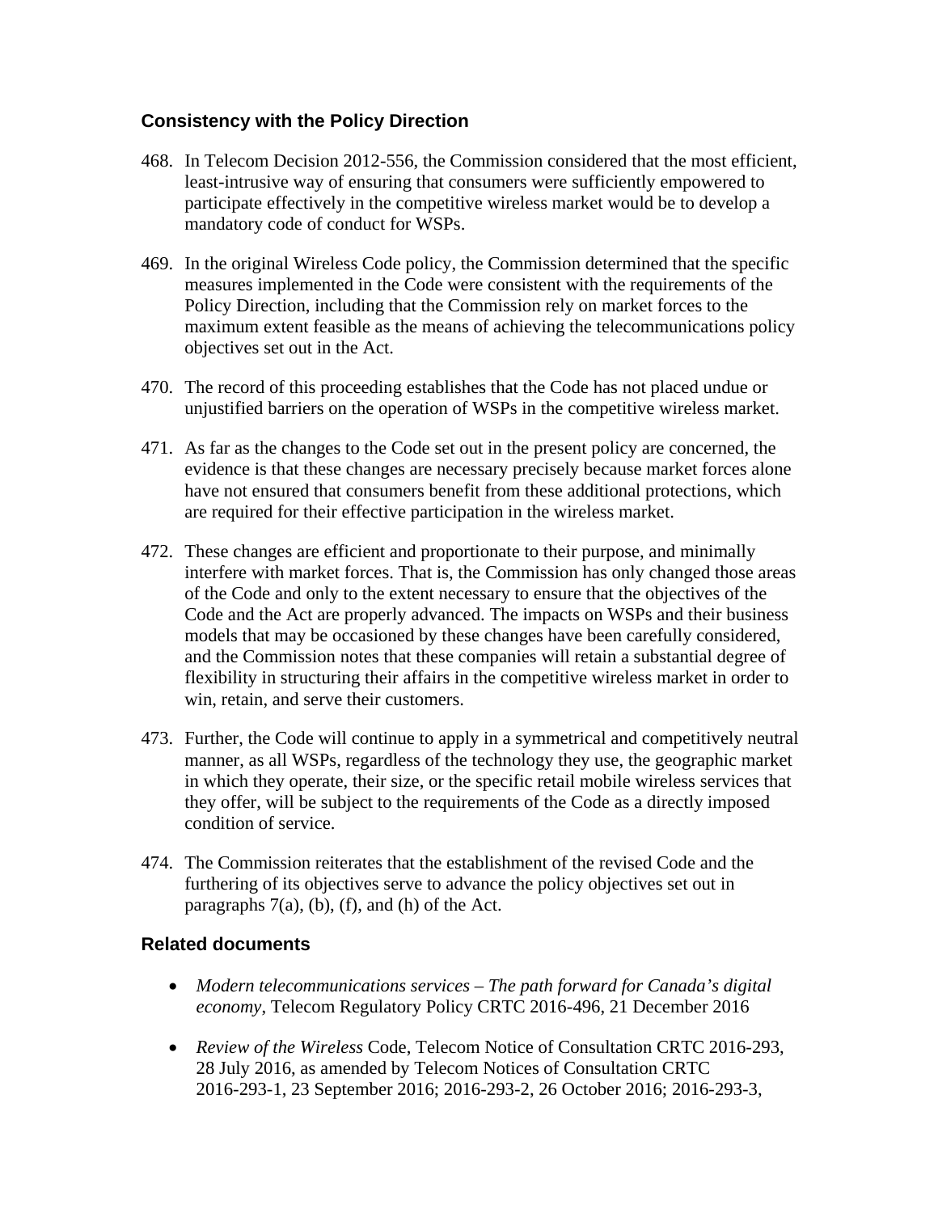## Consistency with the Policy Direction

468. In Telecom Decision 2012-556, the Commission considered that the most efficient, least-intrusive way of ensuring that consumers were sufficiently empowered to participate effectively in the competitive wireless market would be to develop a mandatory code of conduct for WSPs.

469. In the original Wireless Code policy, the Commission determined that the specific measures implemented in the Code were consistent with the requirements of the Policy Direction, including that the Commission rely on market forces to the maximum extent feasible as the means of achieving the telecommunications policy objectives set out in the Act.

470. The record of this proceeding establishes that the Code has not placed undue or unjustified barriers on the operation of WSPs in the competitive wireless market.

471. As far as the changes to the Code set out in the present policy are concerned, the evidence is that these changes are necessary precisely because market forces alone have not ensured that consumers benefit from these additional protections, which are required for their effective participation in the wireless market.

472. These changes are efficient and proportionate to their purpose, and minimally interfere with market forces. That is, the Commission has only changed those areas of the Code and only to the extent necessary to ensure that the objectives of the Code and the Act are properly advanced. The impacts on WSPs and their business models that may be occasioned by these changes have been carefully considered, and the Commission notes that these companies will retain a substantial degree of flexibility in structuring their affairs in the competitive wireless market in order to win, retain, and serve their customers.

473. Further, the Code will continue to apply in a symmetrical and competitively neutral manner, as all WSPs, regardless of the technology they use, the geographic market in which they operate, their size, or the specific retail mobile wireless services that they offer, will be subject to the requirements of the Code as a directly imposed condition of service.

474. The Commission reiterates that the establishment of the revised Code and the furthering of its objectives serve to advance the policy objectives set out in paragraphs 7(a), (b), (f), and (h) of the Act.

## Related documents

- *Modern telecommunications services – The path forward for Canada's digital economy*, Telecom Regulatory Policy CRTC 2016-496, 21 December 2016
- *Review of the Wireless* Code, Telecom Notice of Consultation CRTC 2016-293, 28 July 2016, as amended by Telecom Notices of Consultation CRTC 2016-293-1, 23 September 2016; 2016-293-2, 26 October 2016; 2016-293-3,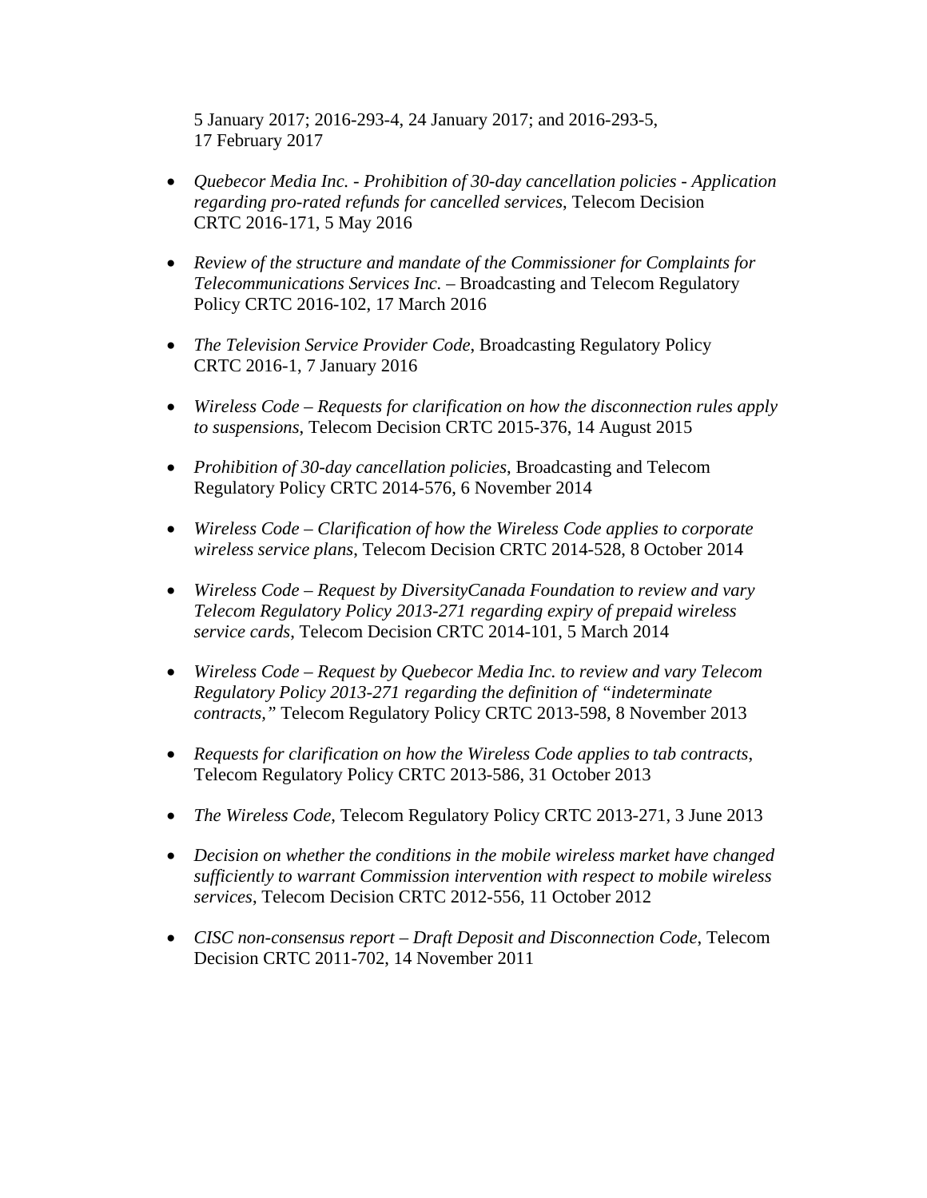5 January 2017; 2016-293-4, 24 January 2017; and 2016-293-5, 17 February 2017

- *Quebecor Media Inc. - Prohibition of 30-day cancellation policies - Application regarding pro-rated refunds for cancelled services*, Telecom Decision CRTC 2016-171, 5 May 2016
- *Review of the structure and mandate of the Commissioner for Complaints for Telecommunications Services Inc.* – Broadcasting and Telecom Regulatory Policy CRTC 2016-102, 17 March 2016
- *The Television Service Provider Code*, Broadcasting Regulatory Policy CRTC 2016-1, 7 January 2016
- *Wireless Code – Requests for clarification on how the disconnection rules apply to suspensions*, Telecom Decision CRTC 2015-376, 14 August 2015
- *Prohibition of 30-day cancellation policies*, Broadcasting and Telecom Regulatory Policy CRTC 2014-576, 6 November 2014
- *Wireless Code – Clarification of how the Wireless Code applies to corporate wireless service plans*, Telecom Decision CRTC 2014-528, 8 October 2014
- *Wireless Code – Request by DiversityCanada Foundation to review and vary Telecom Regulatory Policy 2013-271 regarding expiry of prepaid wireless service cards*, Telecom Decision CRTC 2014-101, 5 March 2014
- *Wireless Code – Request by Quebecor Media Inc. to review and vary Telecom Regulatory Policy 2013-271 regarding the definition of "indeterminate contracts,"* Telecom Regulatory Policy CRTC 2013-598, 8 November 2013
- *Requests for clarification on how the Wireless Code applies to tab contracts*, Telecom Regulatory Policy CRTC 2013-586, 31 October 2013
- *The Wireless Code*, Telecom Regulatory Policy CRTC 2013-271, 3 June 2013
- *Decision on whether the conditions in the mobile wireless market have changed sufficiently to warrant Commission intervention with respect to mobile wireless services*, Telecom Decision CRTC 2012-556, 11 October 2012
- *CISC non-consensus report – Draft Deposit and Disconnection Code*, Telecom Decision CRTC 2011-702, 14 November 2011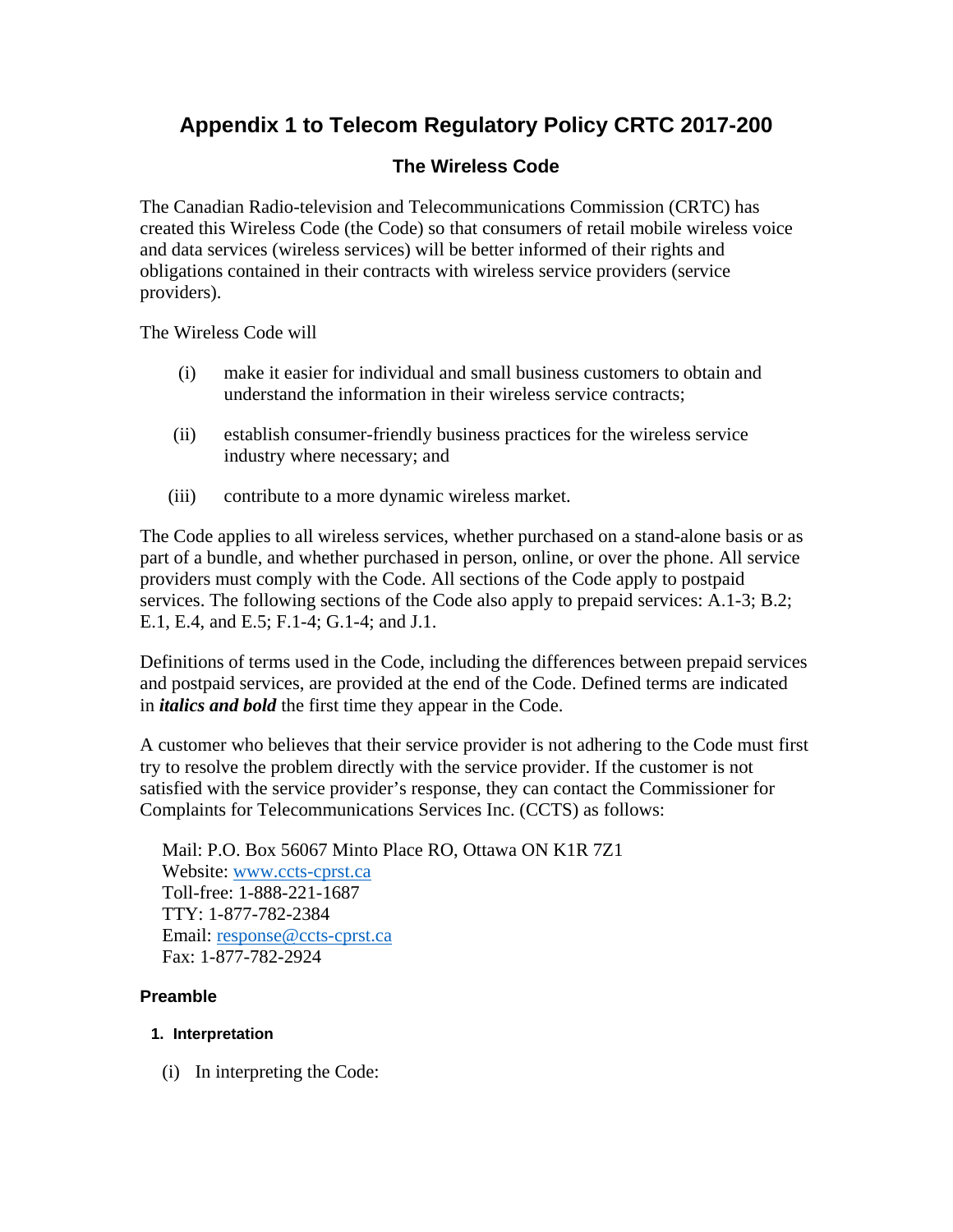# Appendix 1 to Telecom Regulatory Policy CRTC 2017-200

## The Wireless Code

The Canadian Radio-television and Telecommunications Commission (CRTC) has created this Wireless Code (the Code) so that consumers of retail mobile wireless voice and data services (wireless services) will be better informed of their rights and obligations contained in their contracts with wireless service providers (service providers).

The Wireless Code will

(i) make it easier for individual and small business customers to obtain and understand the information in their wireless service contracts;

(ii) establish consumer-friendly business practices for the wireless service industry where necessary; and

(iii) contribute to a more dynamic wireless market.

The Code applies to all wireless services, whether purchased on a stand-alone basis or as part of a bundle, and whether purchased in person, online, or over the phone. All service providers must comply with the Code. All sections of the Code apply to postpaid services. The following sections of the Code also apply to prepaid services: A.1-3; B.2; E.1, E.4, and E.5; F.1-4; G.1-4; and J.1.

Definitions of terms used in the Code, including the differences between prepaid services and postpaid services, are provided at the end of the Code. Defined terms are indicated in ***italics and bold*** the first time they appear in the Code.

A customer who believes that their service provider is not adhering to the Code must first try to resolve the problem directly with the service provider. If the customer is not satisfied with the service provider's response, they can contact the Commissioner for Complaints for Telecommunications Services Inc. (CCTS) as follows:

Mail: P.O. Box 56067 Minto Place RO, Ottawa ON K1R 7Z1
Website: www.ccts-cprst.ca
Toll-free: 1-888-221-1687
TTY: 1-877-782-2384
Email: response@ccts-cprst.ca
Fax: 1-877-782-2924

### Preamble

#### 1. Interpretation

(i) In interpreting the Code: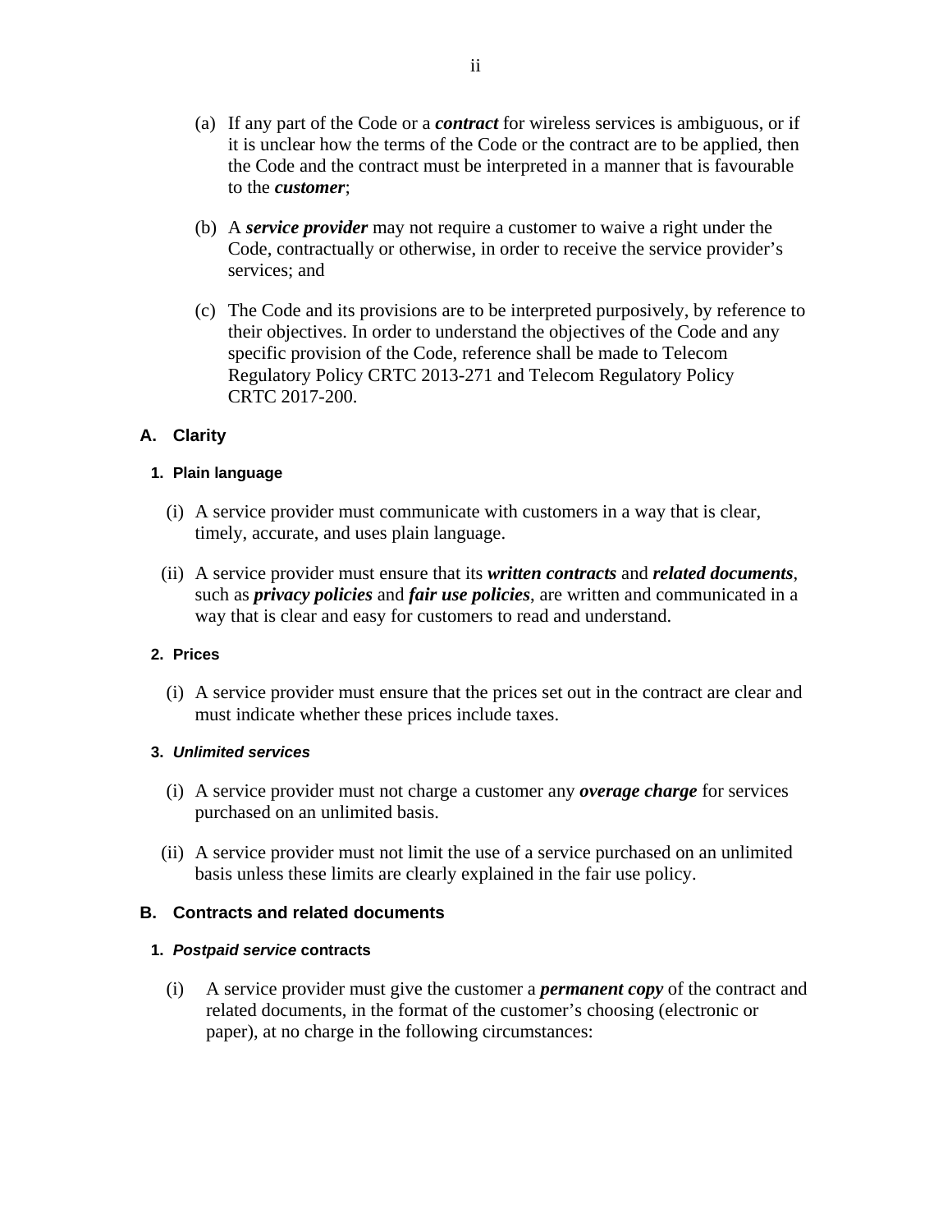(a) If any part of the Code or a ***contract*** for wireless services is ambiguous, or if it is unclear how the terms of the Code or the contract are to be applied, then the Code and the contract must be interpreted in a manner that is favourable to the ***customer***;

(b) A ***service provider*** may not require a customer to waive a right under the Code, contractually or otherwise, in order to receive the service provider's services; and

(c) The Code and its provisions are to be interpreted purposively, by reference to their objectives. In order to understand the objectives of the Code and any specific provision of the Code, reference shall be made to Telecom Regulatory Policy CRTC 2013-271 and Telecom Regulatory Policy CRTC 2017-200.

## A. Clarity

### 1. Plain language

(i) A service provider must communicate with customers in a way that is clear, timely, accurate, and uses plain language.

(ii) A service provider must ensure that its ***written contracts*** and ***related documents***, such as ***privacy policies*** and ***fair use policies***, are written and communicated in a way that is clear and easy for customers to read and understand.

### 2. Prices

(i) A service provider must ensure that the prices set out in the contract are clear and must indicate whether these prices include taxes.

### 3. *Unlimited services*

(i) A service provider must not charge a customer any ***overage charge*** for services purchased on an unlimited basis.

(ii) A service provider must not limit the use of a service purchased on an unlimited basis unless these limits are clearly explained in the fair use policy.

## B. Contracts and related documents

### 1. *Postpaid service* contracts

(i) A service provider must give the customer a ***permanent copy*** of the contract and related documents, in the format of the customer's choosing (electronic or paper), at no charge in the following circumstances: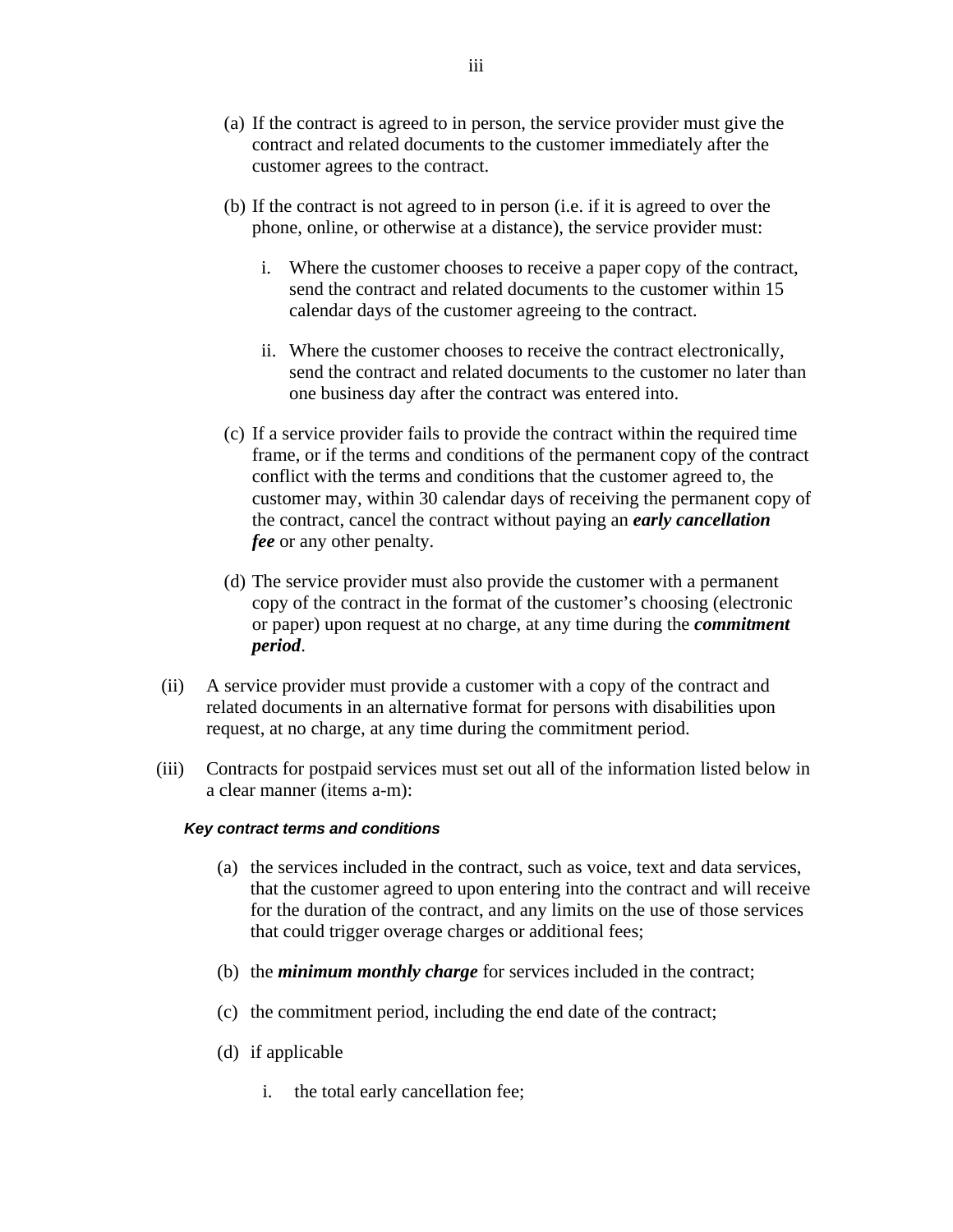(a) If the contract is agreed to in person, the service provider must give the contract and related documents to the customer immediately after the customer agrees to the contract.

(b) If the contract is not agreed to in person (i.e. if it is agreed to over the phone, online, or otherwise at a distance), the service provider must:

  i. Where the customer chooses to receive a paper copy of the contract, send the contract and related documents to the customer within 15 calendar days of the customer agreeing to the contract.

  ii. Where the customer chooses to receive the contract electronically, send the contract and related documents to the customer no later than one business day after the contract was entered into.

(c) If a service provider fails to provide the contract within the required time frame, or if the terms and conditions of the permanent copy of the contract conflict with the terms and conditions that the customer agreed to, the customer may, within 30 calendar days of receiving the permanent copy of the contract, cancel the contract without paying an ***early cancellation fee*** or any other penalty.

(d) The service provider must also provide the customer with a permanent copy of the contract in the format of the customer's choosing (electronic or paper) upon request at no charge, at any time during the ***commitment period***.

(ii) A service provider must provide a customer with a copy of the contract and related documents in an alternative format for persons with disabilities upon request, at no charge, at any time during the commitment period.

(iii) Contracts for postpaid services must set out all of the information listed below in a clear manner (items a-m):

***Key contract terms and conditions***

(a) the services included in the contract, such as voice, text and data services, that the customer agreed to upon entering into the contract and will receive for the duration of the contract, and any limits on the use of those services that could trigger overage charges or additional fees;

(b) the ***minimum monthly charge*** for services included in the contract;

(c) the commitment period, including the end date of the contract;

(d) if applicable

  i. the total early cancellation fee;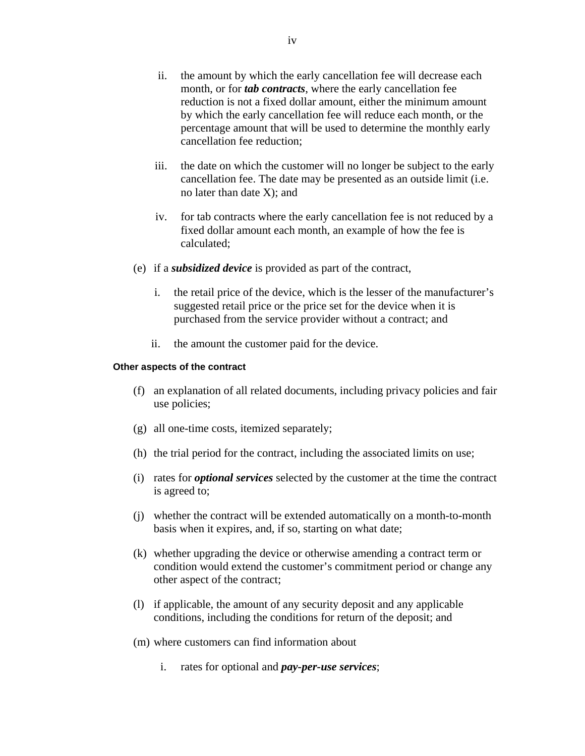ii. the amount by which the early cancellation fee will decrease each month, or for ***tab contracts***, where the early cancellation fee reduction is not a fixed dollar amount, either the minimum amount by which the early cancellation fee will reduce each month, or the percentage amount that will be used to determine the monthly early cancellation fee reduction;

iii. the date on which the customer will no longer be subject to the early cancellation fee. The date may be presented as an outside limit (i.e. no later than date X); and

iv. for tab contracts where the early cancellation fee is not reduced by a fixed dollar amount each month, an example of how the fee is calculated;

(e) if a ***subsidized device*** is provided as part of the contract,

i. the retail price of the device, which is the lesser of the manufacturer's suggested retail price or the price set for the device when it is purchased from the service provider without a contract; and

ii. the amount the customer paid for the device.

#### Other aspects of the contract

(f) an explanation of all related documents, including privacy policies and fair use policies;

(g) all one-time costs, itemized separately;

(h) the trial period for the contract, including the associated limits on use;

(i) rates for ***optional services*** selected by the customer at the time the contract is agreed to;

(j) whether the contract will be extended automatically on a month-to-month basis when it expires, and, if so, starting on what date;

(k) whether upgrading the device or otherwise amending a contract term or condition would extend the customer's commitment period or change any other aspect of the contract;

(l) if applicable, the amount of any security deposit and any applicable conditions, including the conditions for return of the deposit; and

(m) where customers can find information about

i. rates for optional and ***pay-per-use services***;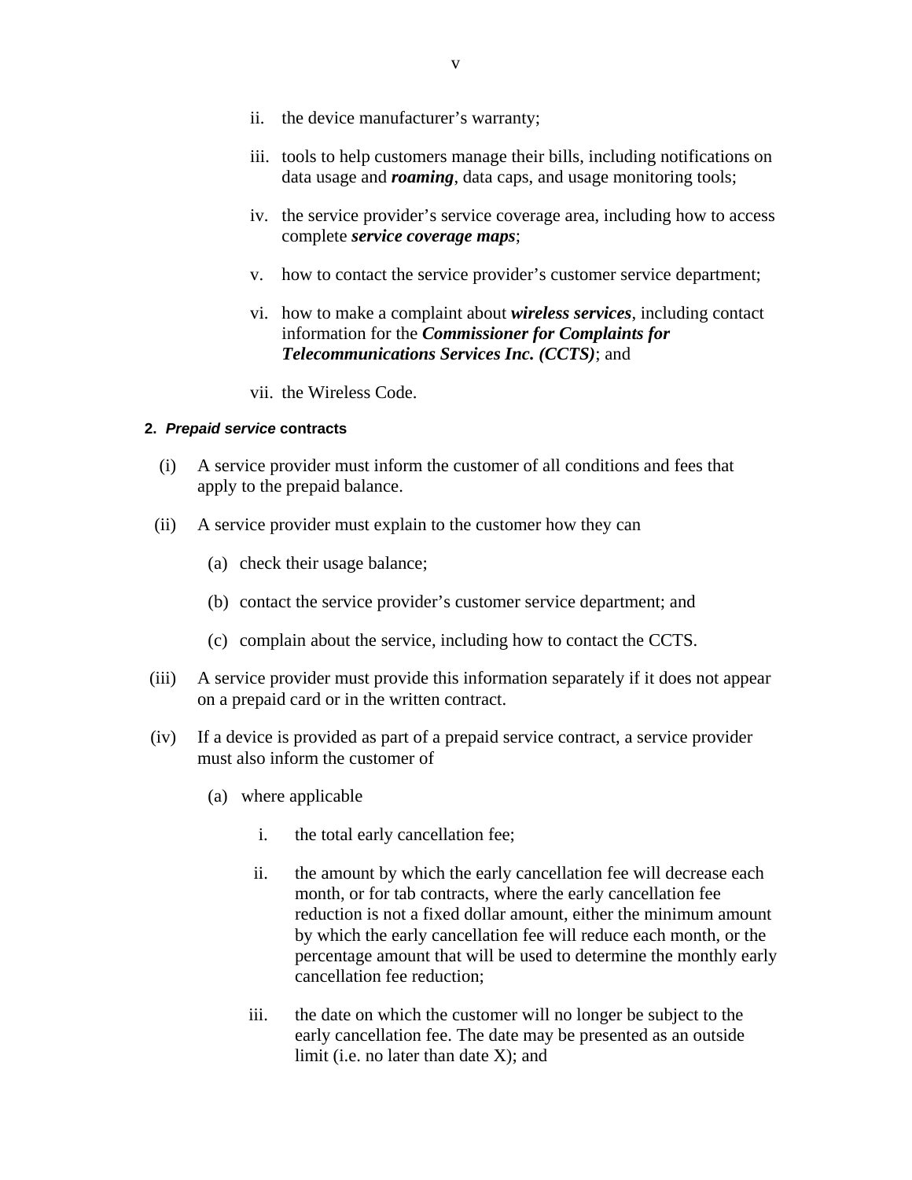ii. the device manufacturer's warranty;

iii. tools to help customers manage their bills, including notifications on data usage and ***roaming***, data caps, and usage monitoring tools;

iv. the service provider's service coverage area, including how to access complete ***service coverage maps***;

v. how to contact the service provider's customer service department;

vi. how to make a complaint about ***wireless services***, including contact information for the ***Commissioner for Complaints for Telecommunications Services Inc. (CCTS)***; and

vii. the Wireless Code.

#### 2. *Prepaid service* contracts

(i) A service provider must inform the customer of all conditions and fees that apply to the prepaid balance.

(ii) A service provider must explain to the customer how they can

  (a) check their usage balance;

  (b) contact the service provider's customer service department; and

  (c) complain about the service, including how to contact the CCTS.

(iii) A service provider must provide this information separately if it does not appear on a prepaid card or in the written contract.

(iv) If a device is provided as part of a prepaid service contract, a service provider must also inform the customer of

  (a) where applicable

   i. the total early cancellation fee;

   ii. the amount by which the early cancellation fee will decrease each month, or for tab contracts, where the early cancellation fee reduction is not a fixed dollar amount, either the minimum amount by which the early cancellation fee will reduce each month, or the percentage amount that will be used to determine the monthly early cancellation fee reduction;

   iii. the date on which the customer will no longer be subject to the early cancellation fee. The date may be presented as an outside limit (i.e. no later than date X); and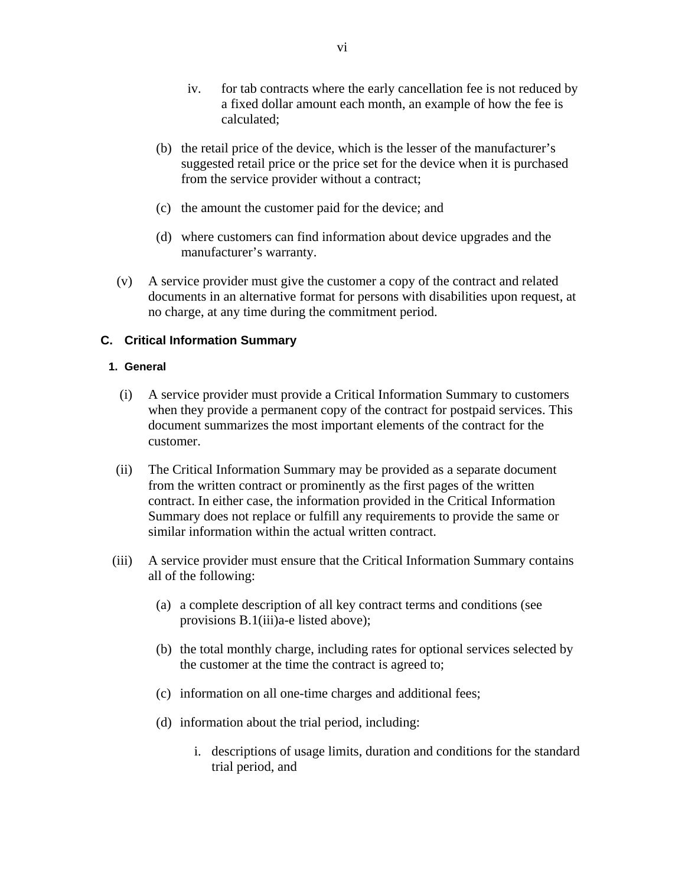iv. for tab contracts where the early cancellation fee is not reduced by a fixed dollar amount each month, an example of how the fee is calculated;

(b) the retail price of the device, which is the lesser of the manufacturer's suggested retail price or the price set for the device when it is purchased from the service provider without a contract;

(c) the amount the customer paid for the device; and

(d) where customers can find information about device upgrades and the manufacturer's warranty.

(v) A service provider must give the customer a copy of the contract and related documents in an alternative format for persons with disabilities upon request, at no charge, at any time during the commitment period.

### C. Critical Information Summary

#### 1. General

(i) A service provider must provide a Critical Information Summary to customers when they provide a permanent copy of the contract for postpaid services. This document summarizes the most important elements of the contract for the customer.

(ii) The Critical Information Summary may be provided as a separate document from the written contract or prominently as the first pages of the written contract. In either case, the information provided in the Critical Information Summary does not replace or fulfill any requirements to provide the same or similar information within the actual written contract.

(iii) A service provider must ensure that the Critical Information Summary contains all of the following:

(a) a complete description of all key contract terms and conditions (see provisions B.1(iii)a-e listed above);

(b) the total monthly charge, including rates for optional services selected by the customer at the time the contract is agreed to;

(c) information on all one-time charges and additional fees;

(d) information about the trial period, including:

i. descriptions of usage limits, duration and conditions for the standard trial period, and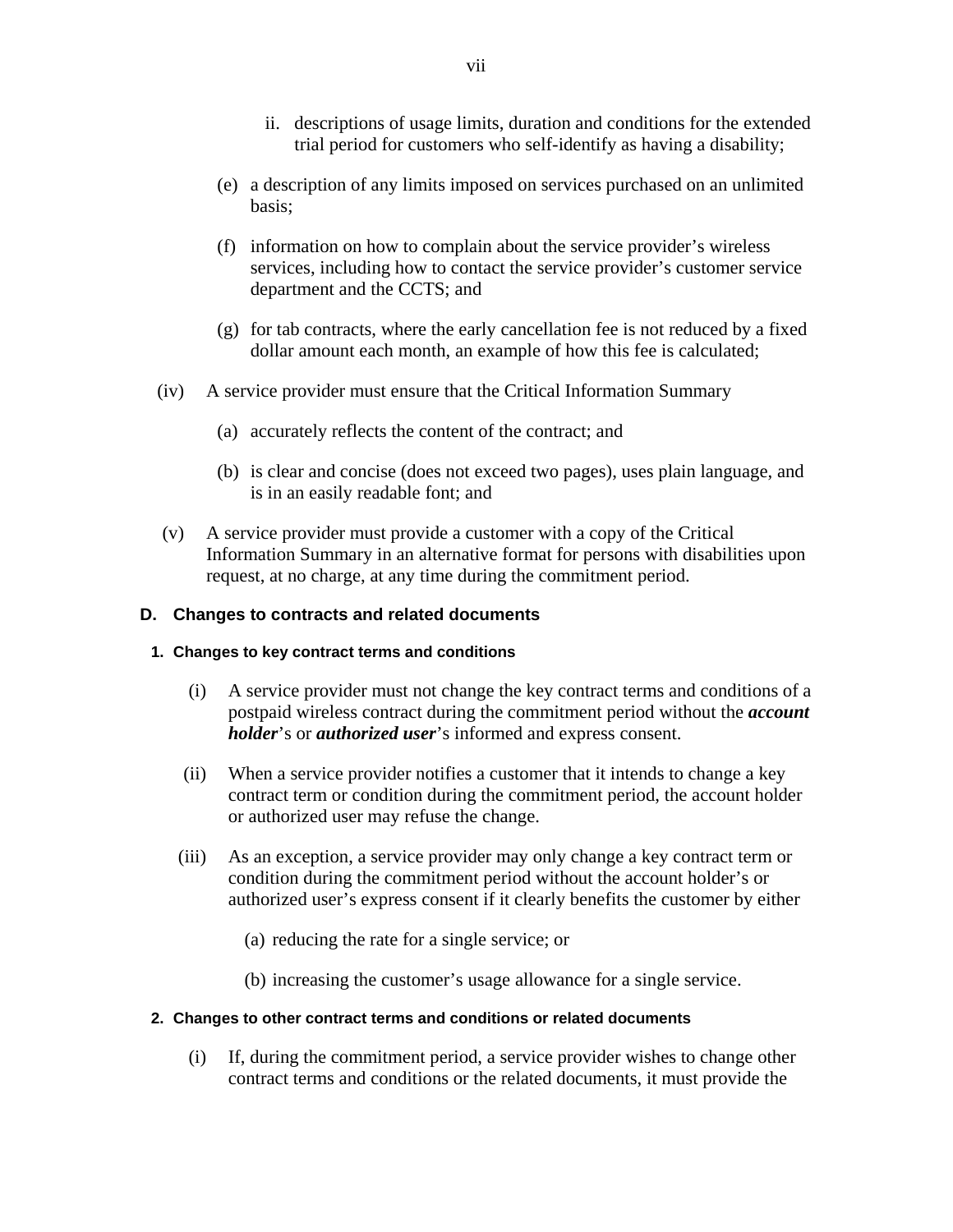ii. descriptions of usage limits, duration and conditions for the extended trial period for customers who self-identify as having a disability;

(e) a description of any limits imposed on services purchased on an unlimited basis;

(f) information on how to complain about the service provider's wireless services, including how to contact the service provider's customer service department and the CCTS; and

(g) for tab contracts, where the early cancellation fee is not reduced by a fixed dollar amount each month, an example of how this fee is calculated;

(iv) A service provider must ensure that the Critical Information Summary

(a) accurately reflects the content of the contract; and

(b) is clear and concise (does not exceed two pages), uses plain language, and is in an easily readable font; and

(v) A service provider must provide a customer with a copy of the Critical Information Summary in an alternative format for persons with disabilities upon request, at no charge, at any time during the commitment period.

### D. Changes to contracts and related documents

#### 1. Changes to key contract terms and conditions

(i) A service provider must not change the key contract terms and conditions of a postpaid wireless contract during the commitment period without the ***account holder***'s or ***authorized user***'s informed and express consent.

(ii) When a service provider notifies a customer that it intends to change a key contract term or condition during the commitment period, the account holder or authorized user may refuse the change.

(iii) As an exception, a service provider may only change a key contract term or condition during the commitment period without the account holder's or authorized user's express consent if it clearly benefits the customer by either

(a) reducing the rate for a single service; or

(b) increasing the customer's usage allowance for a single service.

#### 2. Changes to other contract terms and conditions or related documents

(i) If, during the commitment period, a service provider wishes to change other contract terms and conditions or the related documents, it must provide the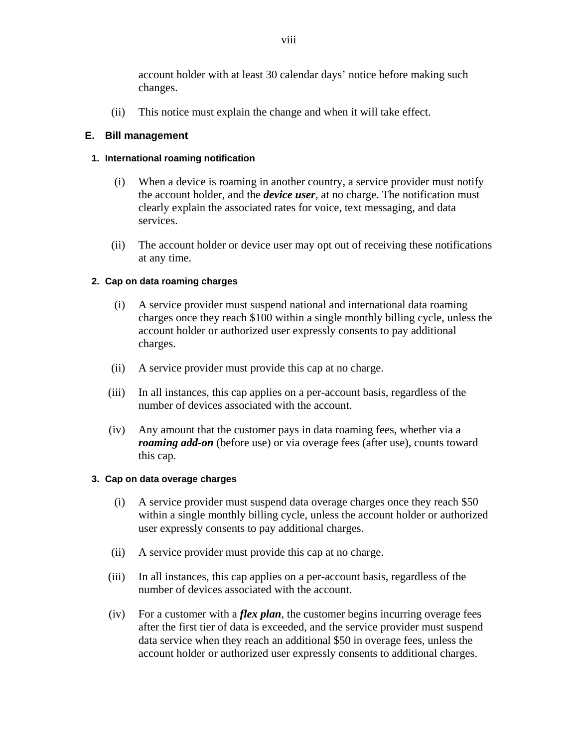account holder with at least 30 calendar days' notice before making such changes.

(ii) This notice must explain the change and when it will take effect.

## E. Bill management

### 1. International roaming notification

(i) When a device is roaming in another country, a service provider must notify the account holder, and the ***device user***, at no charge. The notification must clearly explain the associated rates for voice, text messaging, and data services.

(ii) The account holder or device user may opt out of receiving these notifications at any time.

### 2. Cap on data roaming charges

(i) A service provider must suspend national and international data roaming charges once they reach $100 within a single monthly billing cycle, unless the account holder or authorized user expressly consents to pay additional charges.

(ii) A service provider must provide this cap at no charge.

(iii) In all instances, this cap applies on a per-account basis, regardless of the number of devices associated with the account.

(iv) Any amount that the customer pays in data roaming fees, whether via a ***roaming add-on*** (before use) or via overage fees (after use), counts toward this cap.

### 3. Cap on data overage charges

(i) A service provider must suspend data overage charges once they reach $50 within a single monthly billing cycle, unless the account holder or authorized user expressly consents to pay additional charges.

(ii) A service provider must provide this cap at no charge.

(iii) In all instances, this cap applies on a per-account basis, regardless of the number of devices associated with the account.

(iv) For a customer with a ***flex plan***, the customer begins incurring overage fees after the first tier of data is exceeded, and the service provider must suspend data service when they reach an additional $50 in overage fees, unless the account holder or authorized user expressly consents to additional charges.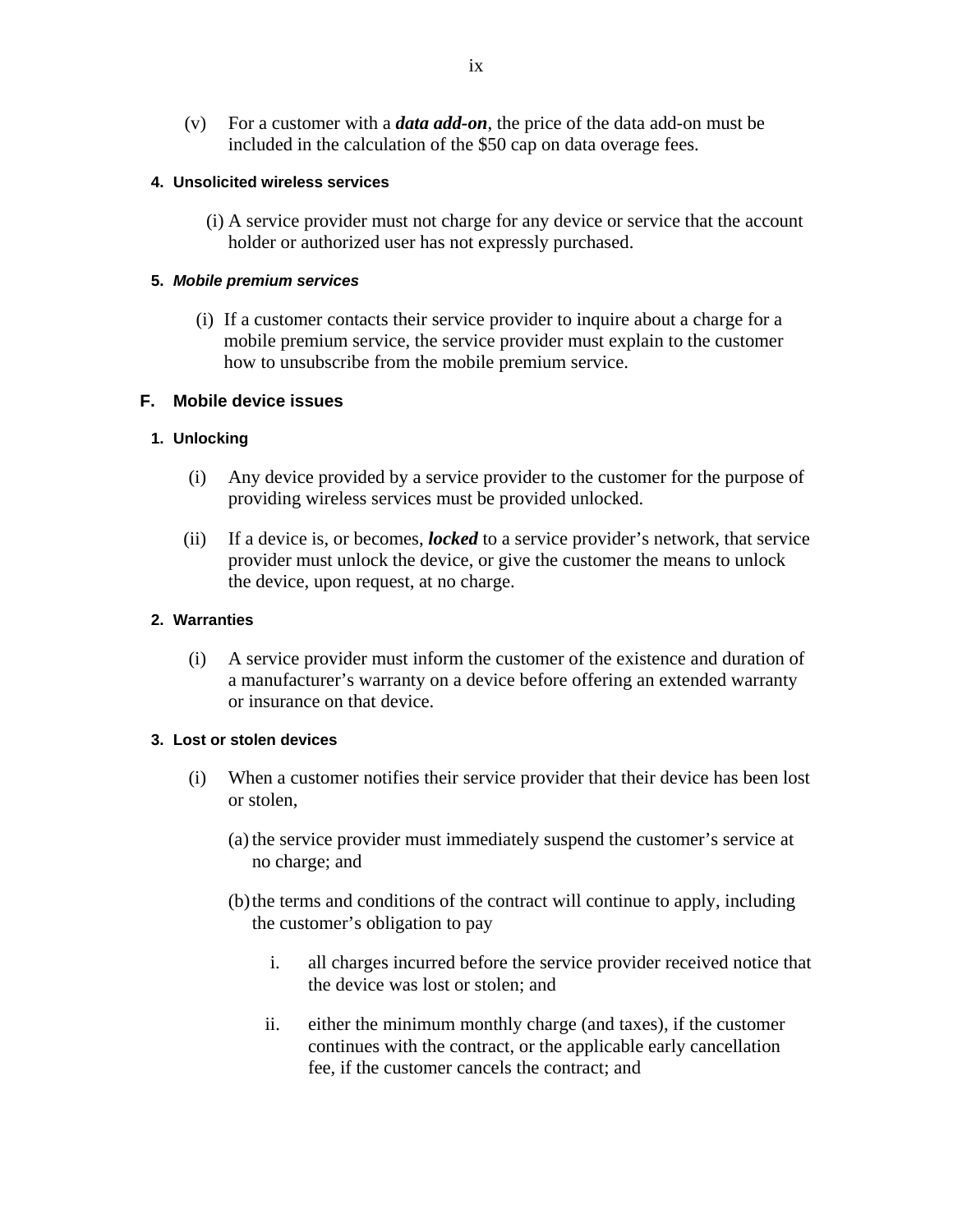(v) For a customer with a ***data add-on***, the price of the data add-on must be included in the calculation of the $50 cap on data overage fees.

#### 4. Unsolicited wireless services

(i) A service provider must not charge for any device or service that the account holder or authorized user has not expressly purchased.

#### 5. *Mobile premium services*

(i) If a customer contacts their service provider to inquire about a charge for a mobile premium service, the service provider must explain to the customer how to unsubscribe from the mobile premium service.

### F. Mobile device issues

#### 1. Unlocking

(i) Any device provided by a service provider to the customer for the purpose of providing wireless services must be provided unlocked.

(ii) If a device is, or becomes, ***locked*** to a service provider's network, that service provider must unlock the device, or give the customer the means to unlock the device, upon request, at no charge.

#### 2. Warranties

(i) A service provider must inform the customer of the existence and duration of a manufacturer's warranty on a device before offering an extended warranty or insurance on that device.

#### 3. Lost or stolen devices

(i) When a customer notifies their service provider that their device has been lost or stolen,

(a) the service provider must immediately suspend the customer's service at no charge; and

(b) the terms and conditions of the contract will continue to apply, including the customer's obligation to pay

i. all charges incurred before the service provider received notice that the device was lost or stolen; and

ii. either the minimum monthly charge (and taxes), if the customer continues with the contract, or the applicable early cancellation fee, if the customer cancels the contract; and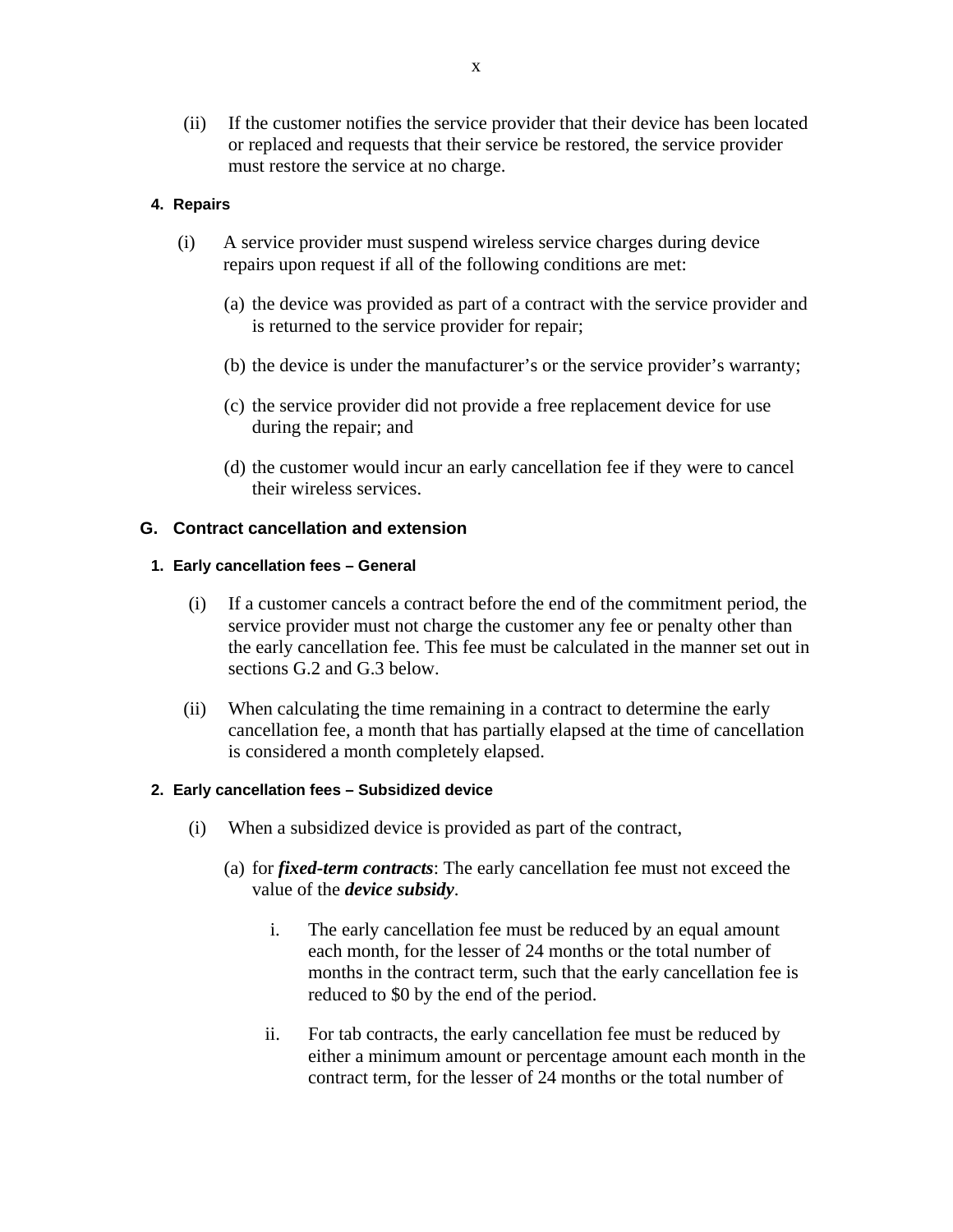(ii) If the customer notifies the service provider that their device has been located or replaced and requests that their service be restored, the service provider must restore the service at no charge.

#### 4. Repairs

(i) A service provider must suspend wireless service charges during device repairs upon request if all of the following conditions are met:

(a) the device was provided as part of a contract with the service provider and is returned to the service provider for repair;

(b) the device is under the manufacturer's or the service provider's warranty;

(c) the service provider did not provide a free replacement device for use during the repair; and

(d) the customer would incur an early cancellation fee if they were to cancel their wireless services.

### G. Contract cancellation and extension

#### 1. Early cancellation fees – General

(i) If a customer cancels a contract before the end of the commitment period, the service provider must not charge the customer any fee or penalty other than the early cancellation fee. This fee must be calculated in the manner set out in sections G.2 and G.3 below.

(ii) When calculating the time remaining in a contract to determine the early cancellation fee, a month that has partially elapsed at the time of cancellation is considered a month completely elapsed.

#### 2. Early cancellation fees – Subsidized device

(i) When a subsidized device is provided as part of the contract,

(a) for ***fixed-term contracts***: The early cancellation fee must not exceed the value of the ***device subsidy***.

i. The early cancellation fee must be reduced by an equal amount each month, for the lesser of 24 months or the total number of months in the contract term, such that the early cancellation fee is reduced to $0 by the end of the period.

ii. For tab contracts, the early cancellation fee must be reduced by either a minimum amount or percentage amount each month in the contract term, for the lesser of 24 months or the total number of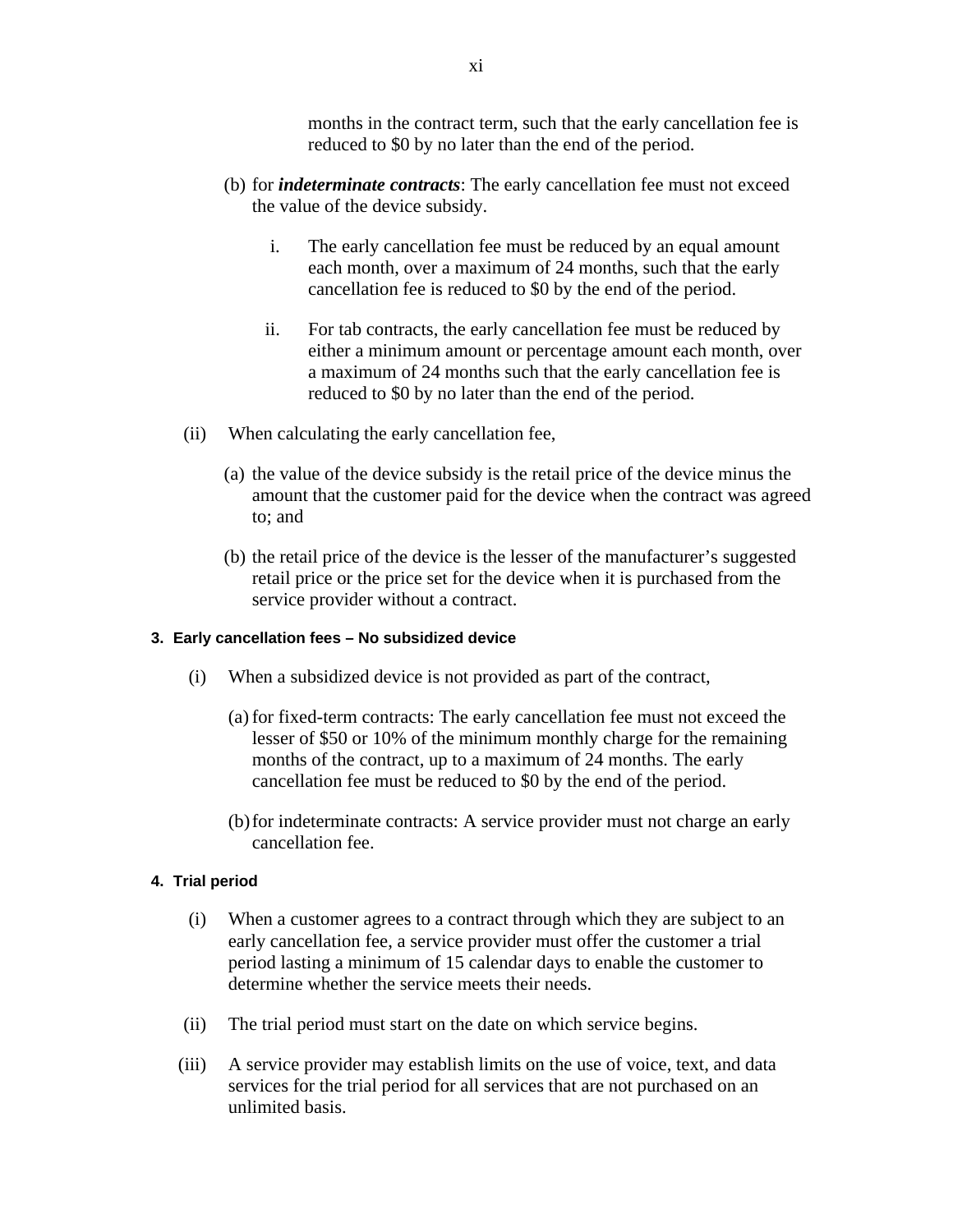months in the contract term, such that the early cancellation fee is reduced to $0 by no later than the end of the period.

(b) for ***indeterminate contracts***: The early cancellation fee must not exceed the value of the device subsidy.

i. The early cancellation fee must be reduced by an equal amount each month, over a maximum of 24 months, such that the early cancellation fee is reduced to $0 by the end of the period.

ii. For tab contracts, the early cancellation fee must be reduced by either a minimum amount or percentage amount each month, over a maximum of 24 months such that the early cancellation fee is reduced to $0 by no later than the end of the period.

(ii) When calculating the early cancellation fee,

(a) the value of the device subsidy is the retail price of the device minus the amount that the customer paid for the device when the contract was agreed to; and

(b) the retail price of the device is the lesser of the manufacturer's suggested retail price or the price set for the device when it is purchased from the service provider without a contract.

#### 3. Early cancellation fees – No subsidized device

(i) When a subsidized device is not provided as part of the contract,

(a) for fixed-term contracts: The early cancellation fee must not exceed the lesser of $50 or 10% of the minimum monthly charge for the remaining months of the contract, up to a maximum of 24 months. The early cancellation fee must be reduced to $0 by the end of the period.

(b) for indeterminate contracts: A service provider must not charge an early cancellation fee.

#### 4. Trial period

(i) When a customer agrees to a contract through which they are subject to an early cancellation fee, a service provider must offer the customer a trial period lasting a minimum of 15 calendar days to enable the customer to determine whether the service meets their needs.

(ii) The trial period must start on the date on which service begins.

(iii) A service provider may establish limits on the use of voice, text, and data services for the trial period for all services that are not purchased on an unlimited basis.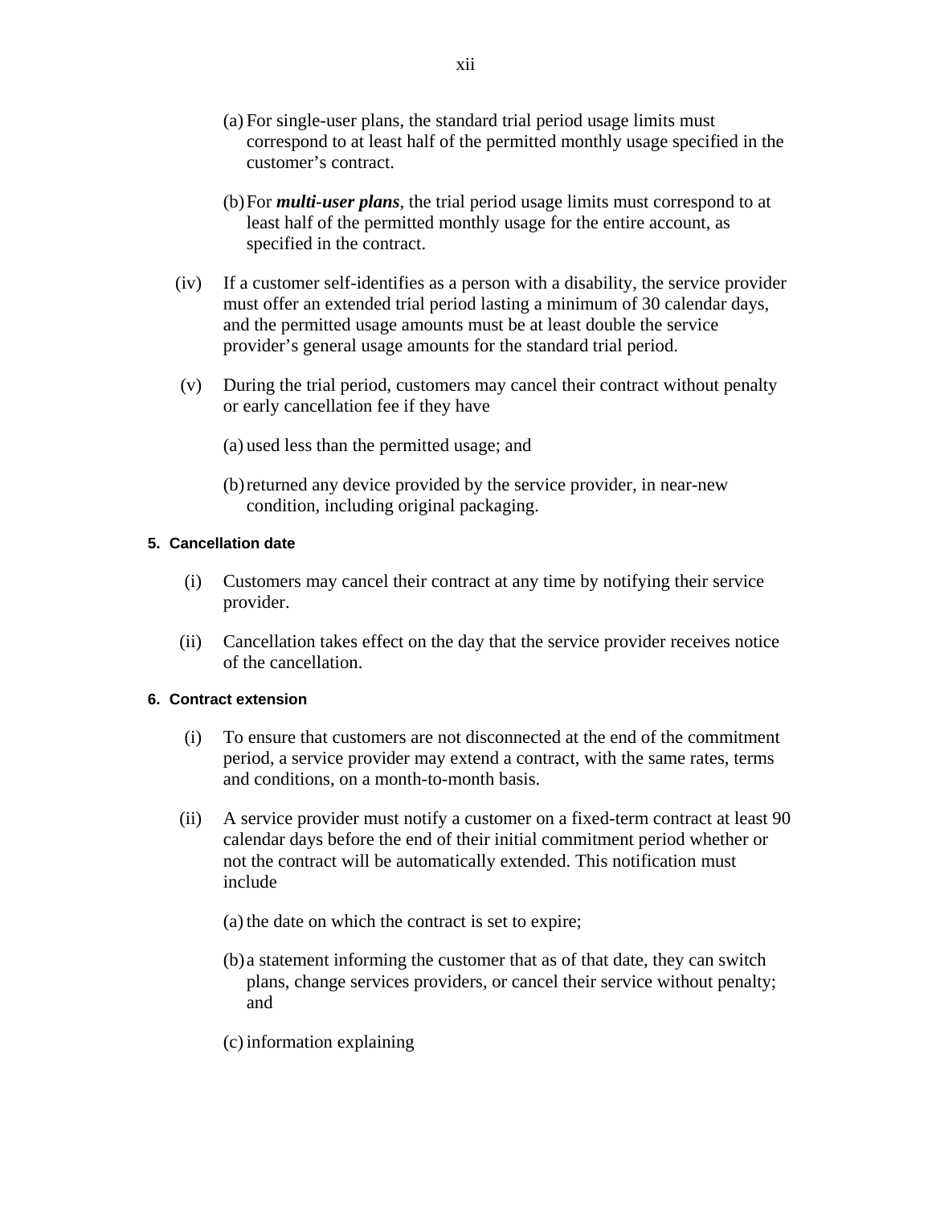(a) For single-user plans, the standard trial period usage limits must correspond to at least half of the permitted monthly usage specified in the customer's contract.

(b) For ***multi-user plans***, the trial period usage limits must correspond to at least half of the permitted monthly usage for the entire account, as specified in the contract.

(iv) If a customer self-identifies as a person with a disability, the service provider must offer an extended trial period lasting a minimum of 30 calendar days, and the permitted usage amounts must be at least double the service provider's general usage amounts for the standard trial period.

(v) During the trial period, customers may cancel their contract without penalty or early cancellation fee if they have

(a) used less than the permitted usage; and

(b) returned any device provided by the service provider, in near-new condition, including original packaging.

#### 5. Cancellation date

(i) Customers may cancel their contract at any time by notifying their service provider.

(ii) Cancellation takes effect on the day that the service provider receives notice of the cancellation.

#### 6. Contract extension

(i) To ensure that customers are not disconnected at the end of the commitment period, a service provider may extend a contract, with the same rates, terms and conditions, on a month-to-month basis.

(ii) A service provider must notify a customer on a fixed-term contract at least 90 calendar days before the end of their initial commitment period whether or not the contract will be automatically extended. This notification must include

(a) the date on which the contract is set to expire;

(b) a statement informing the customer that as of that date, they can switch plans, change services providers, or cancel their service without penalty; and

(c) information explaining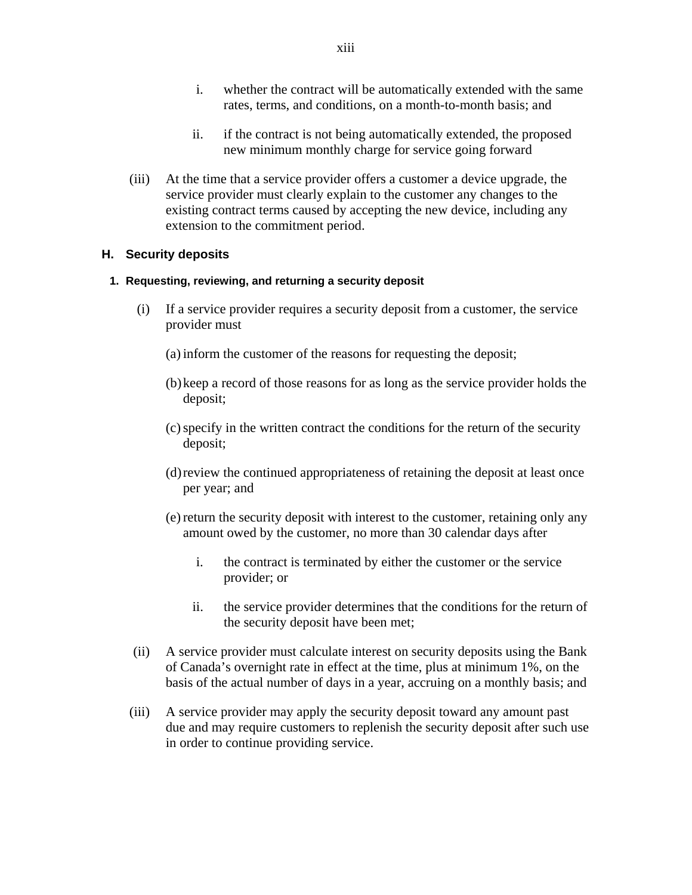i. whether the contract will be automatically extended with the same rates, terms, and conditions, on a month-to-month basis; and

ii. if the contract is not being automatically extended, the proposed new minimum monthly charge for service going forward

(iii) At the time that a service provider offers a customer a device upgrade, the service provider must clearly explain to the customer any changes to the existing contract terms caused by accepting the new device, including any extension to the commitment period.

## H. Security deposits

### 1. Requesting, reviewing, and returning a security deposit

(i) If a service provider requires a security deposit from a customer, the service provider must

(a) inform the customer of the reasons for requesting the deposit;

(b) keep a record of those reasons for as long as the service provider holds the deposit;

(c) specify in the written contract the conditions for the return of the security deposit;

(d) review the continued appropriateness of retaining the deposit at least once per year; and

(e) return the security deposit with interest to the customer, retaining only any amount owed by the customer, no more than 30 calendar days after

i. the contract is terminated by either the customer or the service provider; or

ii. the service provider determines that the conditions for the return of the security deposit have been met;

(ii) A service provider must calculate interest on security deposits using the Bank of Canada’s overnight rate in effect at the time, plus at minimum 1%, on the basis of the actual number of days in a year, accruing on a monthly basis; and

(iii) A service provider may apply the security deposit toward any amount past due and may require customers to replenish the security deposit after such use in order to continue providing service.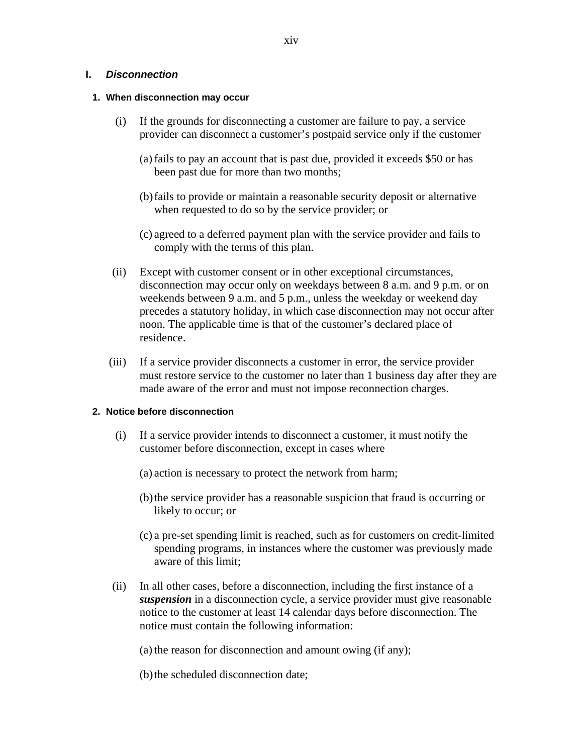## I. *Disconnection*

### 1. When disconnection may occur

(i) If the grounds for disconnecting a customer are failure to pay, a service provider can disconnect a customer's postpaid service only if the customer

(a) fails to pay an account that is past due, provided it exceeds $50 or has been past due for more than two months;

(b) fails to provide or maintain a reasonable security deposit or alternative when requested to do so by the service provider; or

(c) agreed to a deferred payment plan with the service provider and fails to comply with the terms of this plan.

(ii) Except with customer consent or in other exceptional circumstances, disconnection may occur only on weekdays between 8 a.m. and 9 p.m. or on weekends between 9 a.m. and 5 p.m., unless the weekday or weekend day precedes a statutory holiday, in which case disconnection may not occur after noon. The applicable time is that of the customer's declared place of residence.

(iii) If a service provider disconnects a customer in error, the service provider must restore service to the customer no later than 1 business day after they are made aware of the error and must not impose reconnection charges.

### 2. Notice before disconnection

(i) If a service provider intends to disconnect a customer, it must notify the customer before disconnection, except in cases where

(a) action is necessary to protect the network from harm;

(b) the service provider has a reasonable suspicion that fraud is occurring or likely to occur; or

(c) a pre-set spending limit is reached, such as for customers on credit-limited spending programs, in instances where the customer was previously made aware of this limit;

(ii) In all other cases, before a disconnection, including the first instance of a ***suspension*** in a disconnection cycle, a service provider must give reasonable notice to the customer at least 14 calendar days before disconnection. The notice must contain the following information:

(a) the reason for disconnection and amount owing (if any);

(b) the scheduled disconnection date;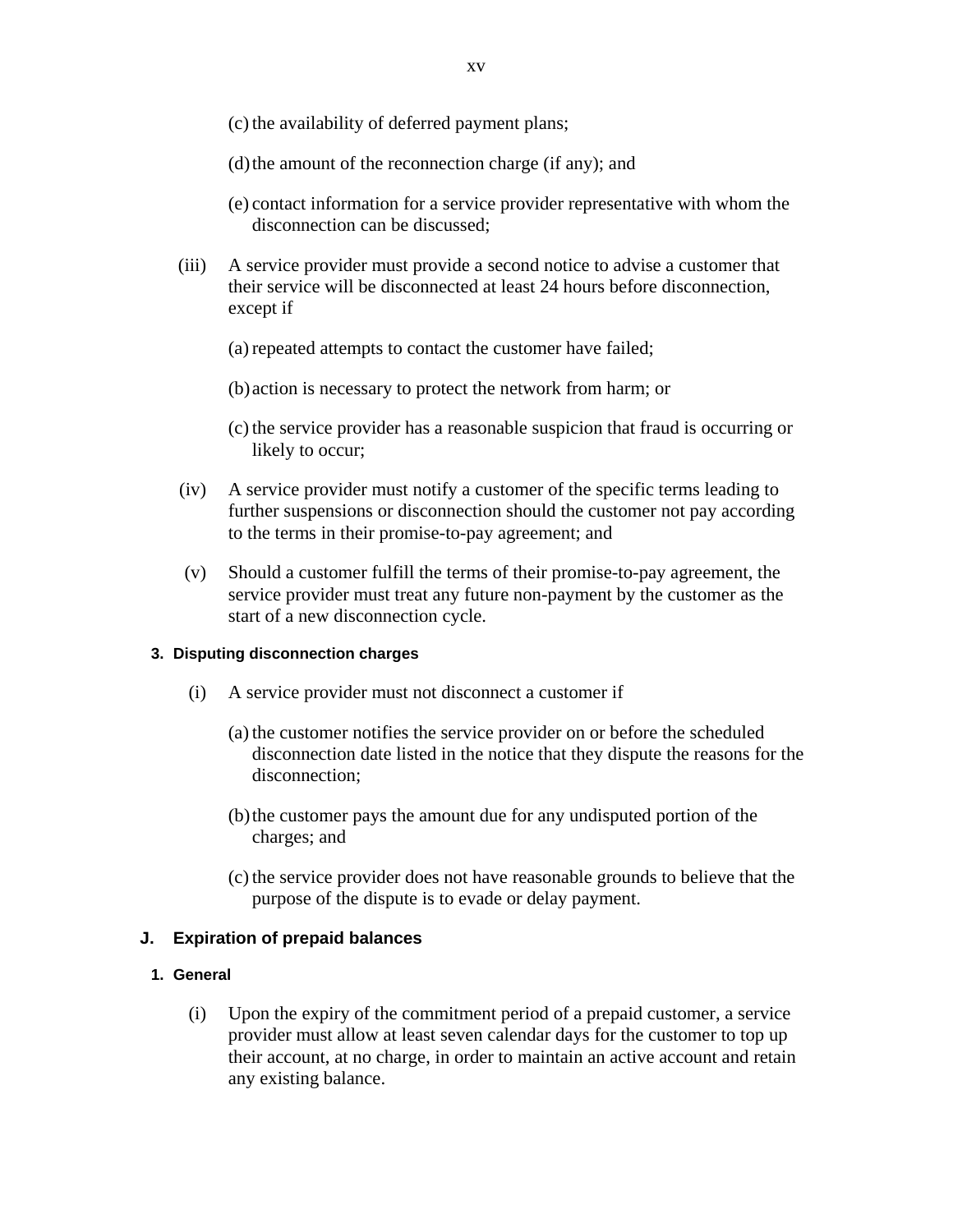(c) the availability of deferred payment plans;

(d) the amount of the reconnection charge (if any); and

(e) contact information for a service provider representative with whom the disconnection can be discussed;

(iii) A service provider must provide a second notice to advise a customer that their service will be disconnected at least 24 hours before disconnection, except if

(a) repeated attempts to contact the customer have failed;

(b) action is necessary to protect the network from harm; or

(c) the service provider has a reasonable suspicion that fraud is occurring or likely to occur;

(iv) A service provider must notify a customer of the specific terms leading to further suspensions or disconnection should the customer not pay according to the terms in their promise-to-pay agreement; and

(v) Should a customer fulfill the terms of their promise-to-pay agreement, the service provider must treat any future non-payment by the customer as the start of a new disconnection cycle.

#### 3. Disputing disconnection charges

(i) A service provider must not disconnect a customer if

(a) the customer notifies the service provider on or before the scheduled disconnection date listed in the notice that they dispute the reasons for the disconnection;

(b) the customer pays the amount due for any undisputed portion of the charges; and

(c) the service provider does not have reasonable grounds to believe that the purpose of the dispute is to evade or delay payment.

### J. Expiration of prepaid balances

#### 1. General

(i) Upon the expiry of the commitment period of a prepaid customer, a service provider must allow at least seven calendar days for the customer to top up their account, at no charge, in order to maintain an active account and retain any existing balance.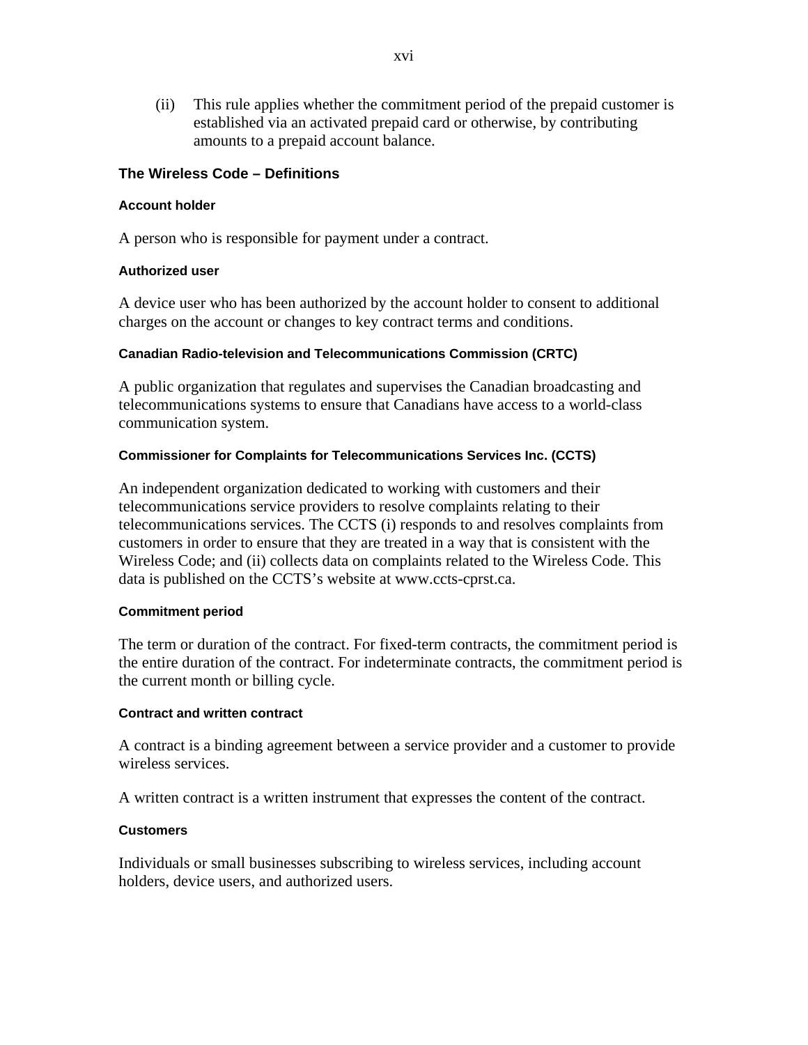(ii) This rule applies whether the commitment period of the prepaid customer is established via an activated prepaid card or otherwise, by contributing amounts to a prepaid account balance.

## The Wireless Code – Definitions

### Account holder

A person who is responsible for payment under a contract.

### Authorized user

A device user who has been authorized by the account holder to consent to additional charges on the account or changes to key contract terms and conditions.

### Canadian Radio-television and Telecommunications Commission (CRTC)

A public organization that regulates and supervises the Canadian broadcasting and telecommunications systems to ensure that Canadians have access to a world-class communication system.

### Commissioner for Complaints for Telecommunications Services Inc. (CCTS)

An independent organization dedicated to working with customers and their telecommunications service providers to resolve complaints relating to their telecommunications services. The CCTS (i) responds to and resolves complaints from customers in order to ensure that they are treated in a way that is consistent with the Wireless Code; and (ii) collects data on complaints related to the Wireless Code. This data is published on the CCTS's website at www.ccts-cprst.ca.

### Commitment period

The term or duration of the contract. For fixed-term contracts, the commitment period is the entire duration of the contract. For indeterminate contracts, the commitment period is the current month or billing cycle.

### Contract and written contract

A contract is a binding agreement between a service provider and a customer to provide wireless services.

A written contract is a written instrument that expresses the content of the contract.

### Customers

Individuals or small businesses subscribing to wireless services, including account holders, device users, and authorized users.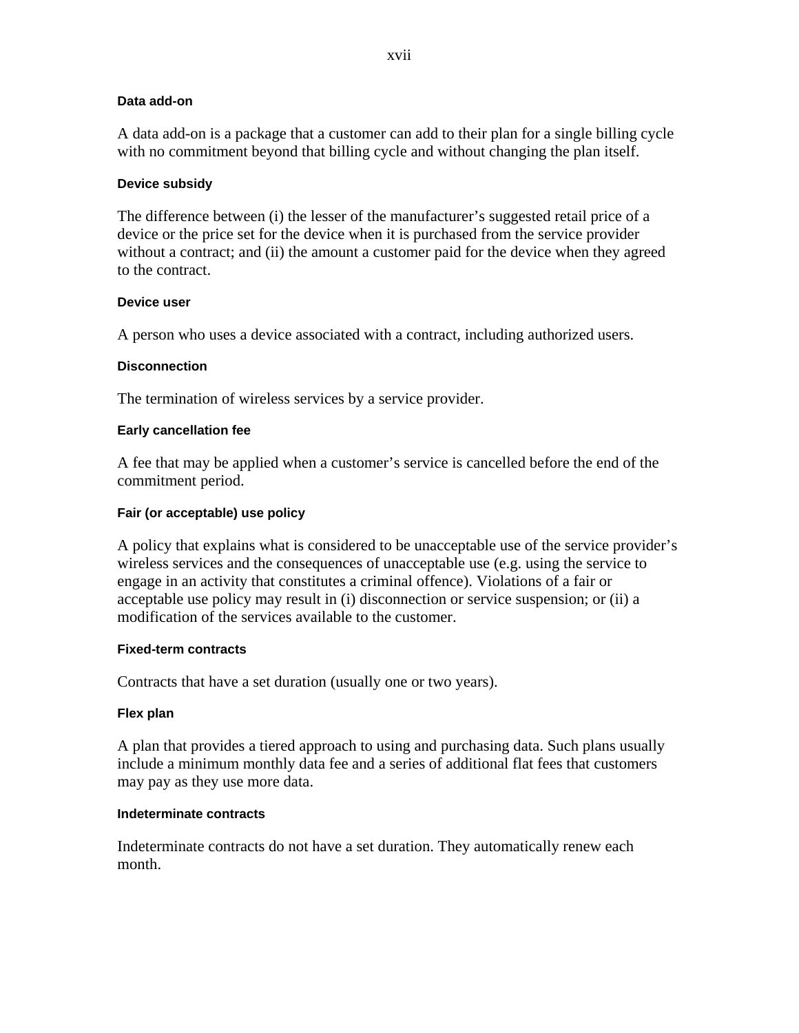#### Data add-on

A data add-on is a package that a customer can add to their plan for a single billing cycle with no commitment beyond that billing cycle and without changing the plan itself.

#### Device subsidy

The difference between (i) the lesser of the manufacturer's suggested retail price of a device or the price set for the device when it is purchased from the service provider without a contract; and (ii) the amount a customer paid for the device when they agreed to the contract.

#### Device user

A person who uses a device associated with a contract, including authorized users.

#### Disconnection

The termination of wireless services by a service provider.

#### Early cancellation fee

A fee that may be applied when a customer's service is cancelled before the end of the commitment period.

#### Fair (or acceptable) use policy

A policy that explains what is considered to be unacceptable use of the service provider's wireless services and the consequences of unacceptable use (e.g. using the service to engage in an activity that constitutes a criminal offence). Violations of a fair or acceptable use policy may result in (i) disconnection or service suspension; or (ii) a modification of the services available to the customer.

#### Fixed-term contracts

Contracts that have a set duration (usually one or two years).

#### Flex plan

A plan that provides a tiered approach to using and purchasing data. Such plans usually include a minimum monthly data fee and a series of additional flat fees that customers may pay as they use more data.

#### Indeterminate contracts

Indeterminate contracts do not have a set duration. They automatically renew each month.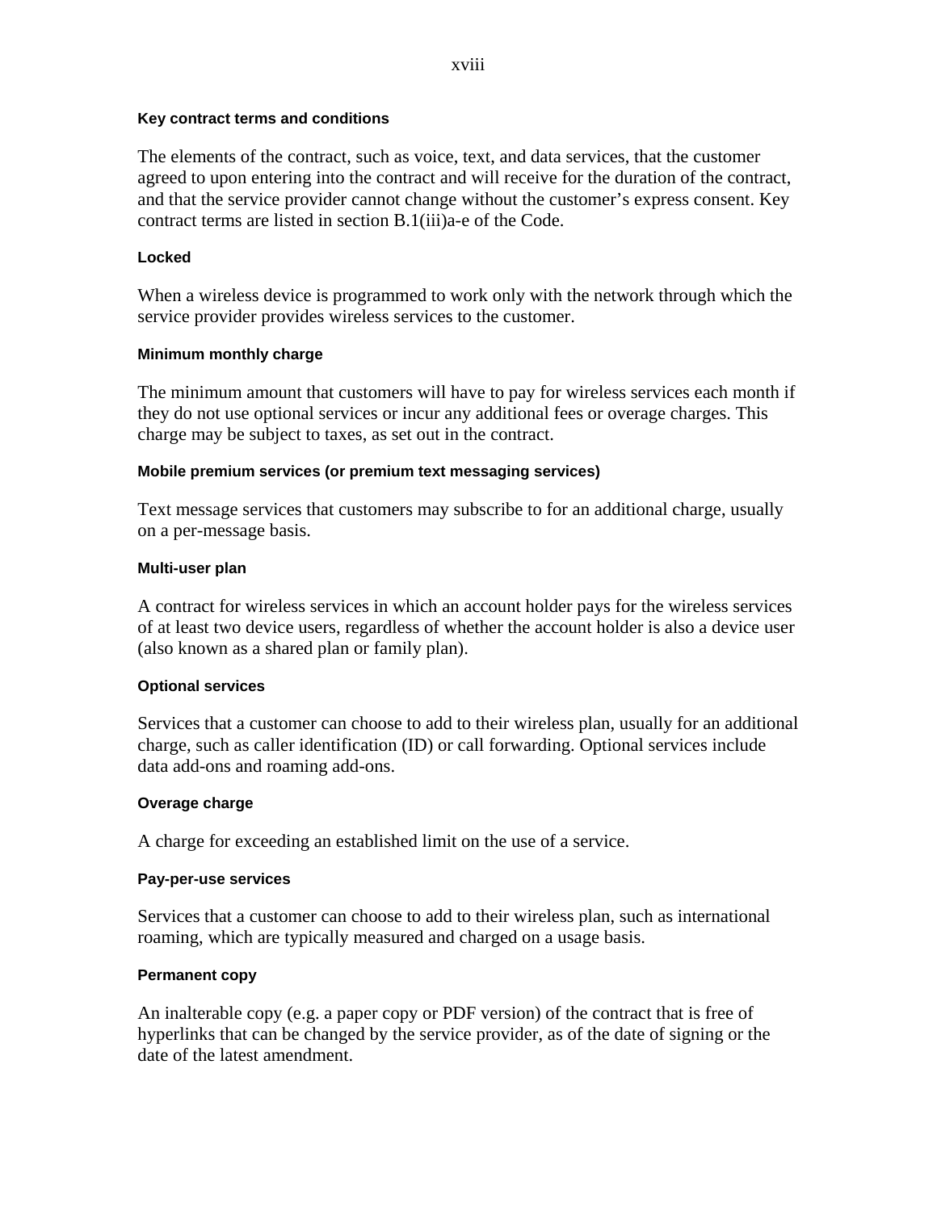#### Key contract terms and conditions

The elements of the contract, such as voice, text, and data services, that the customer agreed to upon entering into the contract and will receive for the duration of the contract, and that the service provider cannot change without the customer's express consent. Key contract terms are listed in section B.1(iii)a-e of the Code.

#### Locked

When a wireless device is programmed to work only with the network through which the service provider provides wireless services to the customer.

#### Minimum monthly charge

The minimum amount that customers will have to pay for wireless services each month if they do not use optional services or incur any additional fees or overage charges. This charge may be subject to taxes, as set out in the contract.

#### Mobile premium services (or premium text messaging services)

Text message services that customers may subscribe to for an additional charge, usually on a per-message basis.

#### Multi-user plan

A contract for wireless services in which an account holder pays for the wireless services of at least two device users, regardless of whether the account holder is also a device user (also known as a shared plan or family plan).

#### Optional services

Services that a customer can choose to add to their wireless plan, usually for an additional charge, such as caller identification (ID) or call forwarding. Optional services include data add-ons and roaming add-ons.

#### Overage charge

A charge for exceeding an established limit on the use of a service.

#### Pay-per-use services

Services that a customer can choose to add to their wireless plan, such as international roaming, which are typically measured and charged on a usage basis.

#### Permanent copy

An inalterable copy (e.g. a paper copy or PDF version) of the contract that is free of hyperlinks that can be changed by the service provider, as of the date of signing or the date of the latest amendment.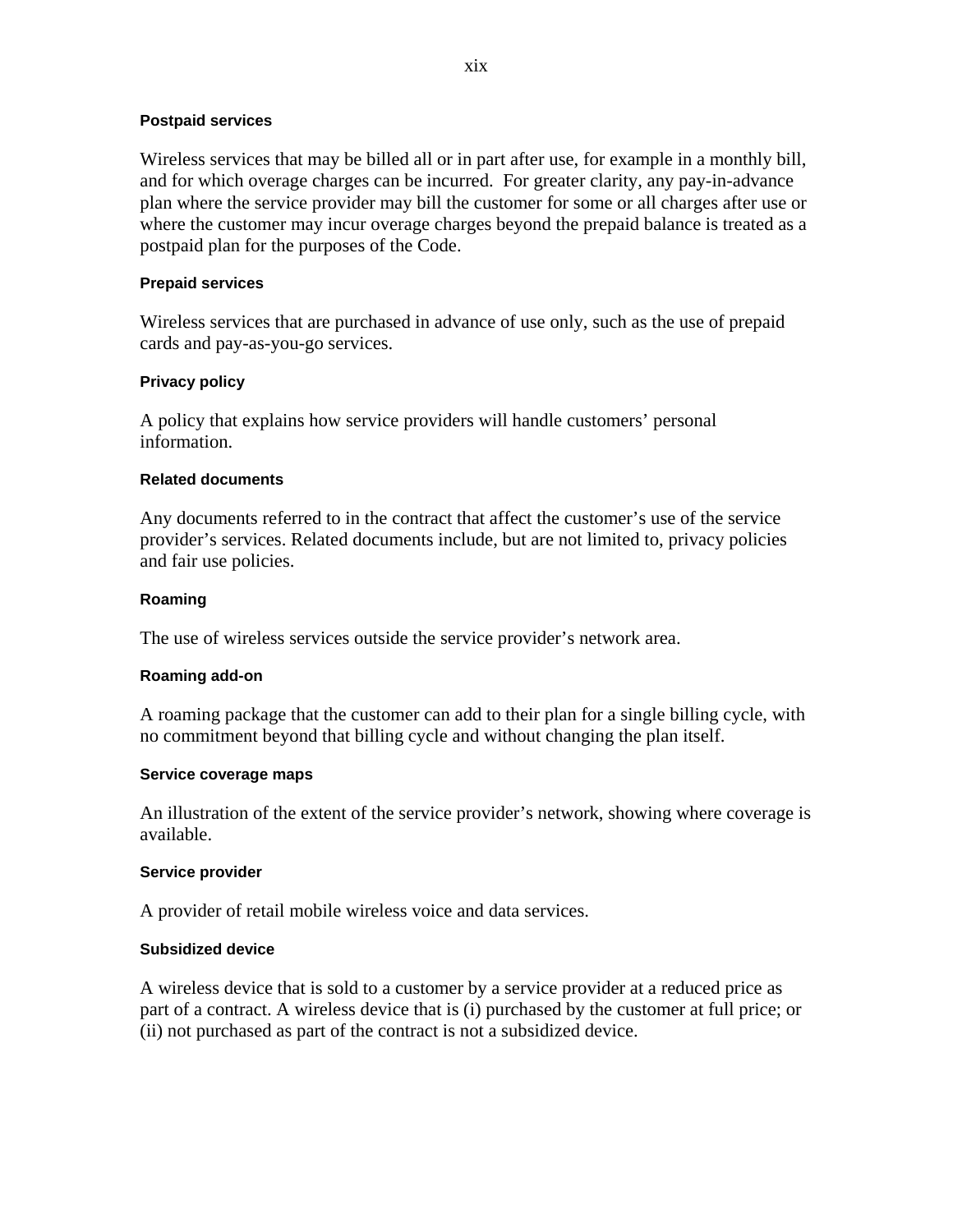#### Postpaid services

Wireless services that may be billed all or in part after use, for example in a monthly bill, and for which overage charges can be incurred. For greater clarity, any pay-in-advance plan where the service provider may bill the customer for some or all charges after use or where the customer may incur overage charges beyond the prepaid balance is treated as a postpaid plan for the purposes of the Code.

#### Prepaid services

Wireless services that are purchased in advance of use only, such as the use of prepaid cards and pay-as-you-go services.

#### Privacy policy

A policy that explains how service providers will handle customers' personal information.

#### Related documents

Any documents referred to in the contract that affect the customer's use of the service provider's services. Related documents include, but are not limited to, privacy policies and fair use policies.

#### Roaming

The use of wireless services outside the service provider's network area.

#### Roaming add-on

A roaming package that the customer can add to their plan for a single billing cycle, with no commitment beyond that billing cycle and without changing the plan itself.

#### Service coverage maps

An illustration of the extent of the service provider's network, showing where coverage is available.

#### Service provider

A provider of retail mobile wireless voice and data services.

#### Subsidized device

A wireless device that is sold to a customer by a service provider at a reduced price as part of a contract. A wireless device that is (i) purchased by the customer at full price; or (ii) not purchased as part of the contract is not a subsidized device.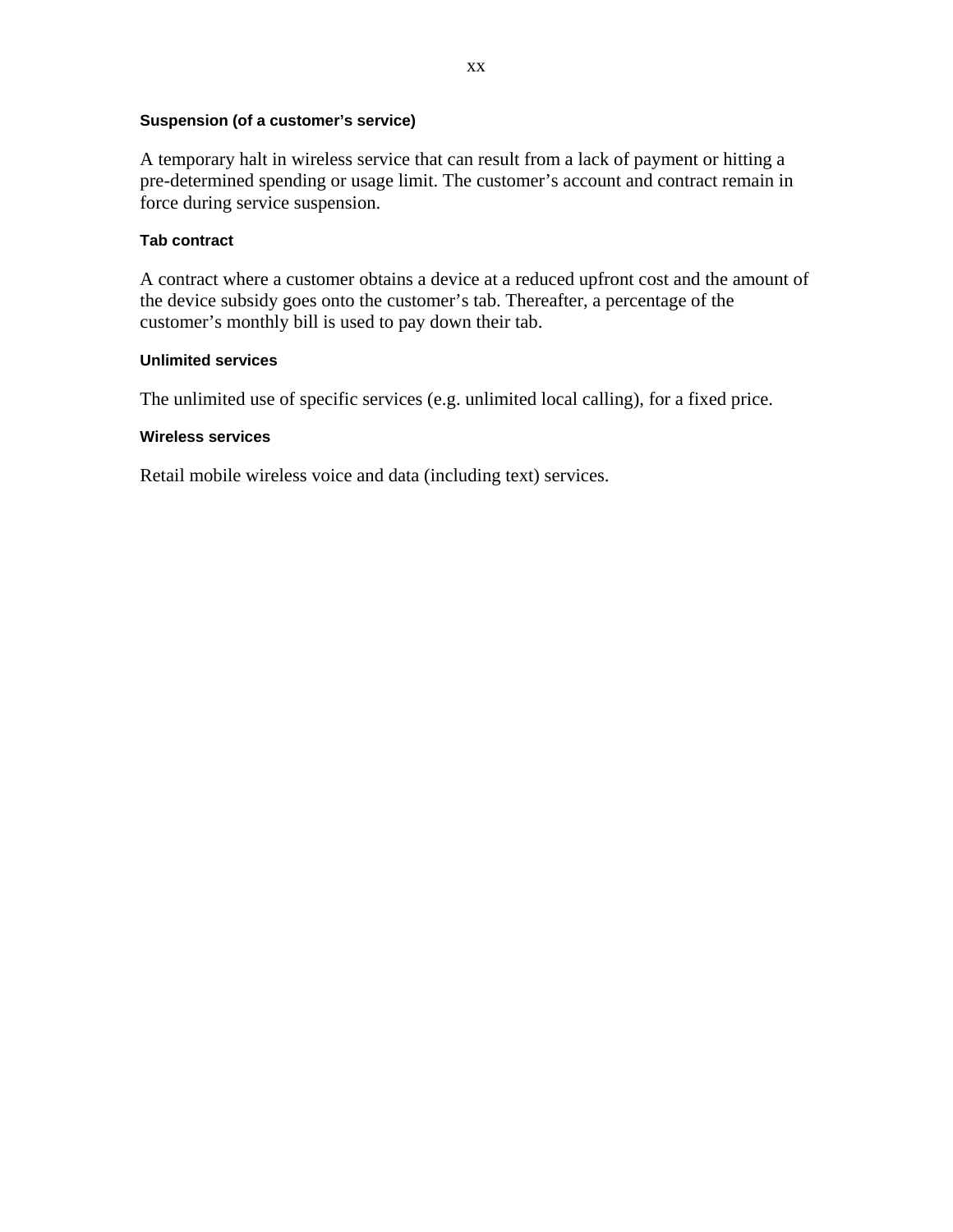#### Suspension (of a customer’s service)

A temporary halt in wireless service that can result from a lack of payment or hitting a pre-determined spending or usage limit. The customer’s account and contract remain in force during service suspension.

#### Tab contract

A contract where a customer obtains a device at a reduced upfront cost and the amount of the device subsidy goes onto the customer’s tab. Thereafter, a percentage of the customer’s monthly bill is used to pay down their tab.

#### Unlimited services

The unlimited use of specific services (e.g. unlimited local calling), for a fixed price.

#### Wireless services

Retail mobile wireless voice and data (including text) services.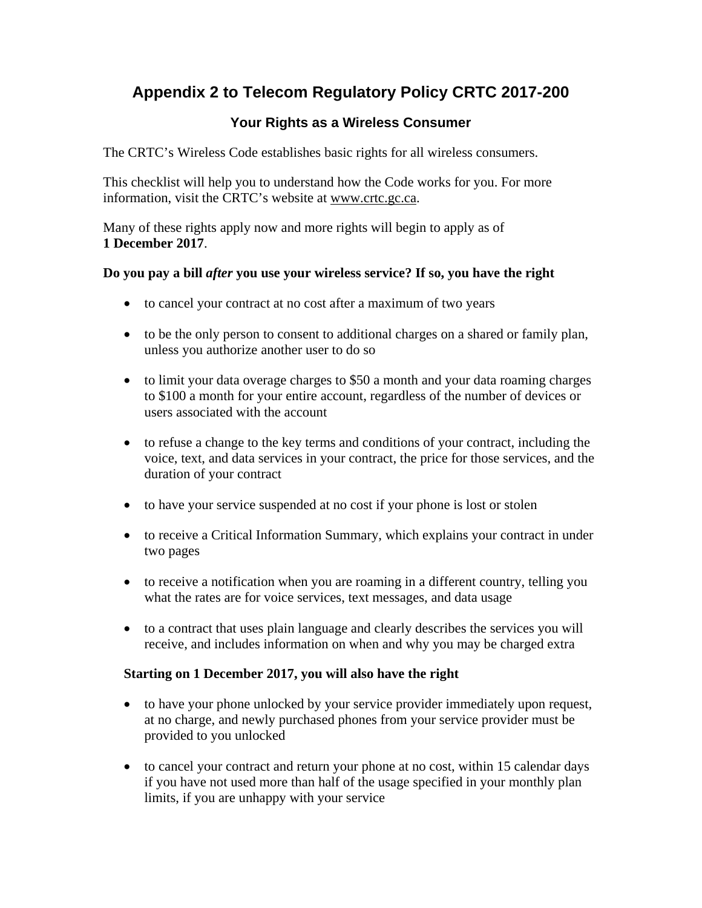# Appendix 2 to Telecom Regulatory Policy CRTC 2017-200

## Your Rights as a Wireless Consumer

The CRTC's Wireless Code establishes basic rights for all wireless consumers.

This checklist will help you to understand how the Code works for you. For more information, visit the CRTC's website at www.crtc.gc.ca.

Many of these rights apply now and more rights will begin to apply as of **1 December 2017**.

**Do you pay a bill *after* you use your wireless service? If so, you have the right**

- to cancel your contract at no cost after a maximum of two years
- to be the only person to consent to additional charges on a shared or family plan, unless you authorize another user to do so
- to limit your data overage charges to $50 a month and your data roaming charges to $100 a month for your entire account, regardless of the number of devices or users associated with the account
- to refuse a change to the key terms and conditions of your contract, including the voice, text, and data services in your contract, the price for those services, and the duration of your contract
- to have your service suspended at no cost if your phone is lost or stolen
- to receive a Critical Information Summary, which explains your contract in under two pages
- to receive a notification when you are roaming in a different country, telling you what the rates are for voice services, text messages, and data usage
- to a contract that uses plain language and clearly describes the services you will receive, and includes information on when and why you may be charged extra

**Starting on 1 December 2017, you will also have the right**

- to have your phone unlocked by your service provider immediately upon request, at no charge, and newly purchased phones from your service provider must be provided to you unlocked
- to cancel your contract and return your phone at no cost, within 15 calendar days if you have not used more than half of the usage specified in your monthly plan limits, if you are unhappy with your service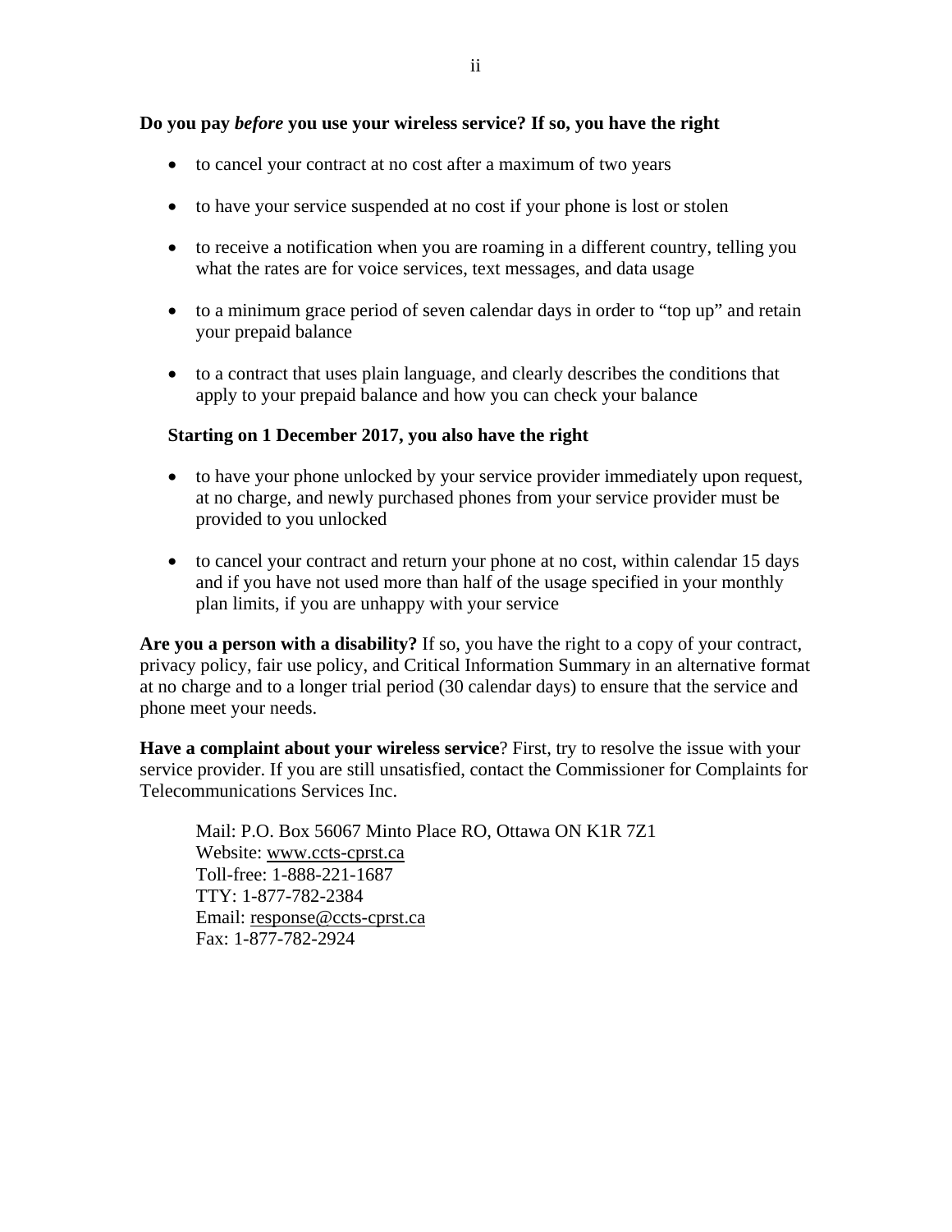**Do you pay *before* you use your wireless service? If so, you have the right**

- to cancel your contract at no cost after a maximum of two years
- to have your service suspended at no cost if your phone is lost or stolen
- to receive a notification when you are roaming in a different country, telling you what the rates are for voice services, text messages, and data usage
- to a minimum grace period of seven calendar days in order to "top up" and retain your prepaid balance
- to a contract that uses plain language, and clearly describes the conditions that apply to your prepaid balance and how you can check your balance

**Starting on 1 December 2017, you also have the right**

- to have your phone unlocked by your service provider immediately upon request, at no charge, and newly purchased phones from your service provider must be provided to you unlocked
- to cancel your contract and return your phone at no cost, within calendar 15 days and if you have not used more than half of the usage specified in your monthly plan limits, if you are unhappy with your service

**Are you a person with a disability?** If so, you have the right to a copy of your contract, privacy policy, fair use policy, and Critical Information Summary in an alternative format at no charge and to a longer trial period (30 calendar days) to ensure that the service and phone meet your needs.

**Have a complaint about your wireless service**? First, try to resolve the issue with your service provider. If you are still unsatisfied, contact the Commissioner for Complaints for Telecommunications Services Inc.

Mail: P.O. Box 56067 Minto Place RO, Ottawa ON K1R 7Z1
Website: www.ccts-cprst.ca
Toll-free: 1-888-221-1687
TTY: 1-877-782-2384
Email: response@ccts-cprst.ca
Fax: 1-877-782-2924